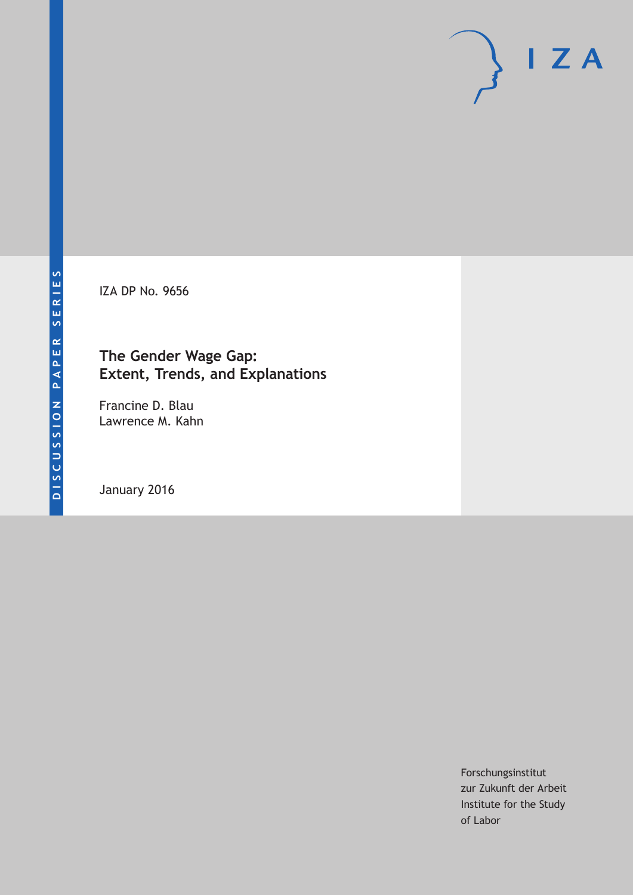DISCUSSION PAPER SERIES

IZA DP No. 9656

# The Gender Wage Gap: Extent, Trends, and Explanations

Francine D. Blau
Lawrence M. Kahn

January 2016

Forschungsinstitut
zur Zukunft der Arbeit
Institute for the Study
of Labor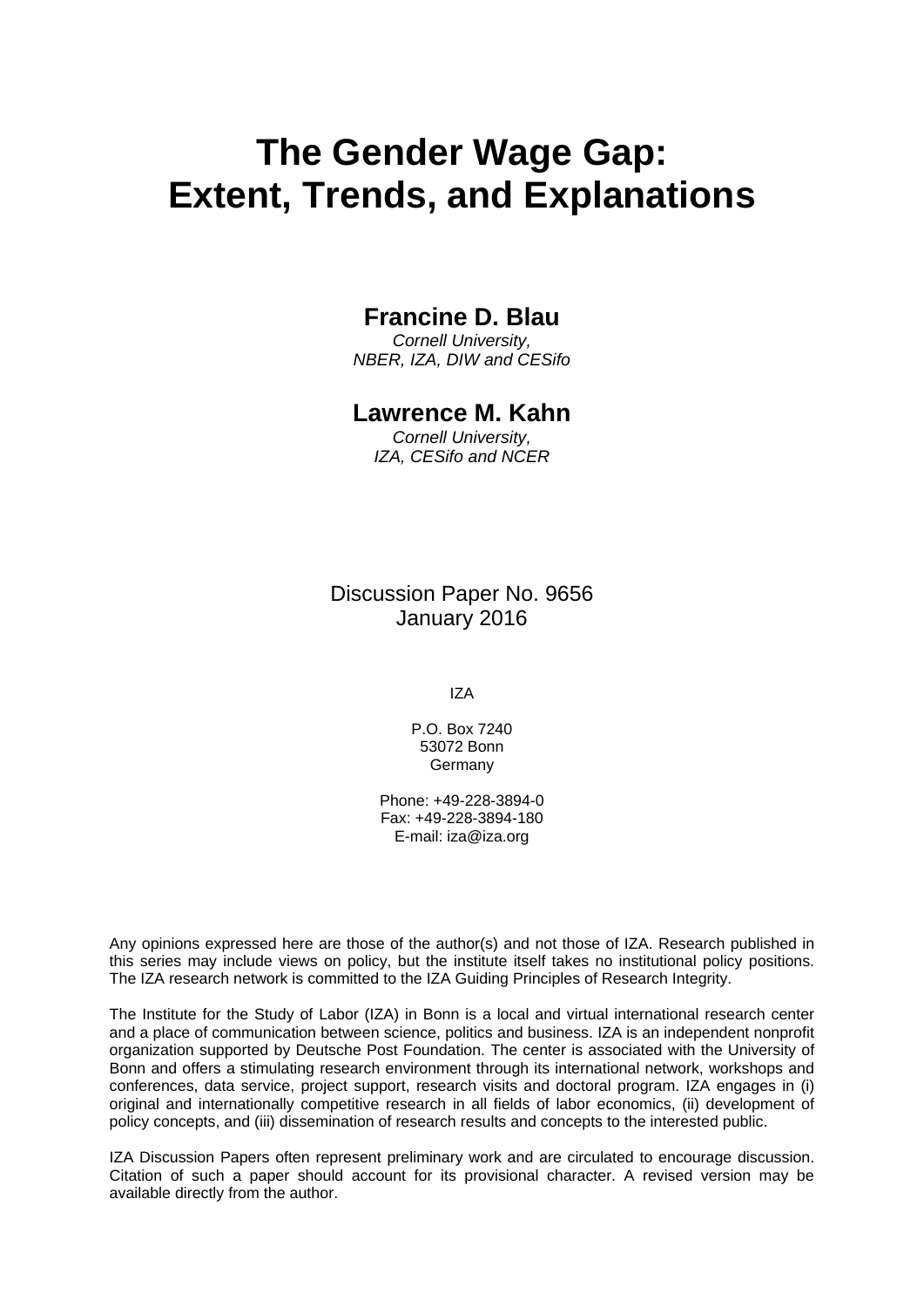# The Gender Wage Gap: Extent, Trends, and Explanations

**Francine D. Blau**
*Cornell University,*
*NBER, IZA, DIW and CESifo*

**Lawrence M. Kahn**
*Cornell University,*
*IZA, CESifo and NCER*

Discussion Paper No. 9656
January 2016

IZA

P.O. Box 7240
53072 Bonn
Germany

Phone: +49-228-3894-0
Fax: +49-228-3894-180
E-mail: iza@iza.org

Any opinions expressed here are those of the author(s) and not those of IZA. Research published in this series may include views on policy, but the institute itself takes no institutional policy positions. The IZA research network is committed to the IZA Guiding Principles of Research Integrity.

The Institute for the Study of Labor (IZA) in Bonn is a local and virtual international research center and a place of communication between science, politics and business. IZA is an independent nonprofit organization supported by Deutsche Post Foundation. The center is associated with the University of Bonn and offers a stimulating research environment through its international network, workshops and conferences, data service, project support, research visits and doctoral program. IZA engages in (i) original and internationally competitive research in all fields of labor economics, (ii) development of policy concepts, and (iii) dissemination of research results and concepts to the interested public.

IZA Discussion Papers often represent preliminary work and are circulated to encourage discussion. Citation of such a paper should account for its provisional character. A revised version may be available directly from the author.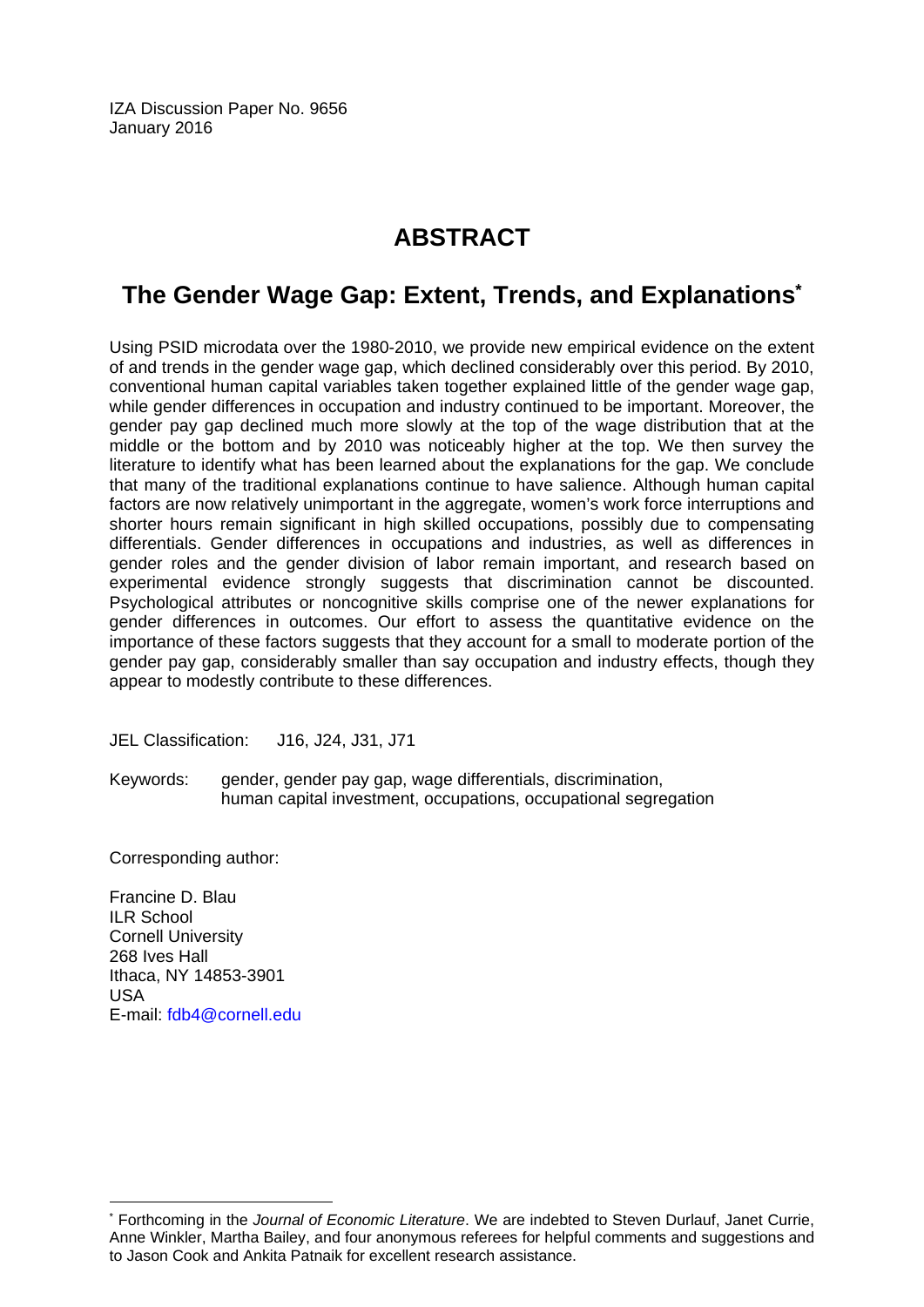IZA Discussion Paper No. 9656
January 2016

# ABSTRACT

## The Gender Wage Gap: Extent, Trends, and Explanations*

Using PSID microdata over the 1980-2010, we provide new empirical evidence on the extent of and trends in the gender wage gap, which declined considerably over this period. By 2010, conventional human capital variables taken together explained little of the gender wage gap, while gender differences in occupation and industry continued to be important. Moreover, the gender pay gap declined much more slowly at the top of the wage distribution that at the middle or the bottom and by 2010 was noticeably higher at the top. We then survey the literature to identify what has been learned about the explanations for the gap. We conclude that many of the traditional explanations continue to have salience. Although human capital factors are now relatively unimportant in the aggregate, women's work force interruptions and shorter hours remain significant in high skilled occupations, possibly due to compensating differentials. Gender differences in occupations and industries, as well as differences in gender roles and the gender division of labor remain important, and research based on experimental evidence strongly suggests that discrimination cannot be discounted. Psychological attributes or noncognitive skills comprise one of the newer explanations for gender differences in outcomes. Our effort to assess the quantitative evidence on the importance of these factors suggests that they account for a small to moderate portion of the gender pay gap, considerably smaller than say occupation and industry effects, though they appear to modestly contribute to these differences.

JEL Classification: J16, J24, J31, J71

Keywords: gender, gender pay gap, wage differentials, discrimination, human capital investment, occupations, occupational segregation

Corresponding author:

Francine D. Blau
ILR School
Cornell University
268 Ives Hall
Ithaca, NY 14853-3901
USA
E-mail: fdb4@cornell.edu

---

* Forthcoming in the *Journal of Economic Literature*. We are indebted to Steven Durlauf, Janet Currie, Anne Winkler, Martha Bailey, and four anonymous referees for helpful comments and suggestions and to Jason Cook and Ankita Patnaik for excellent research assistance.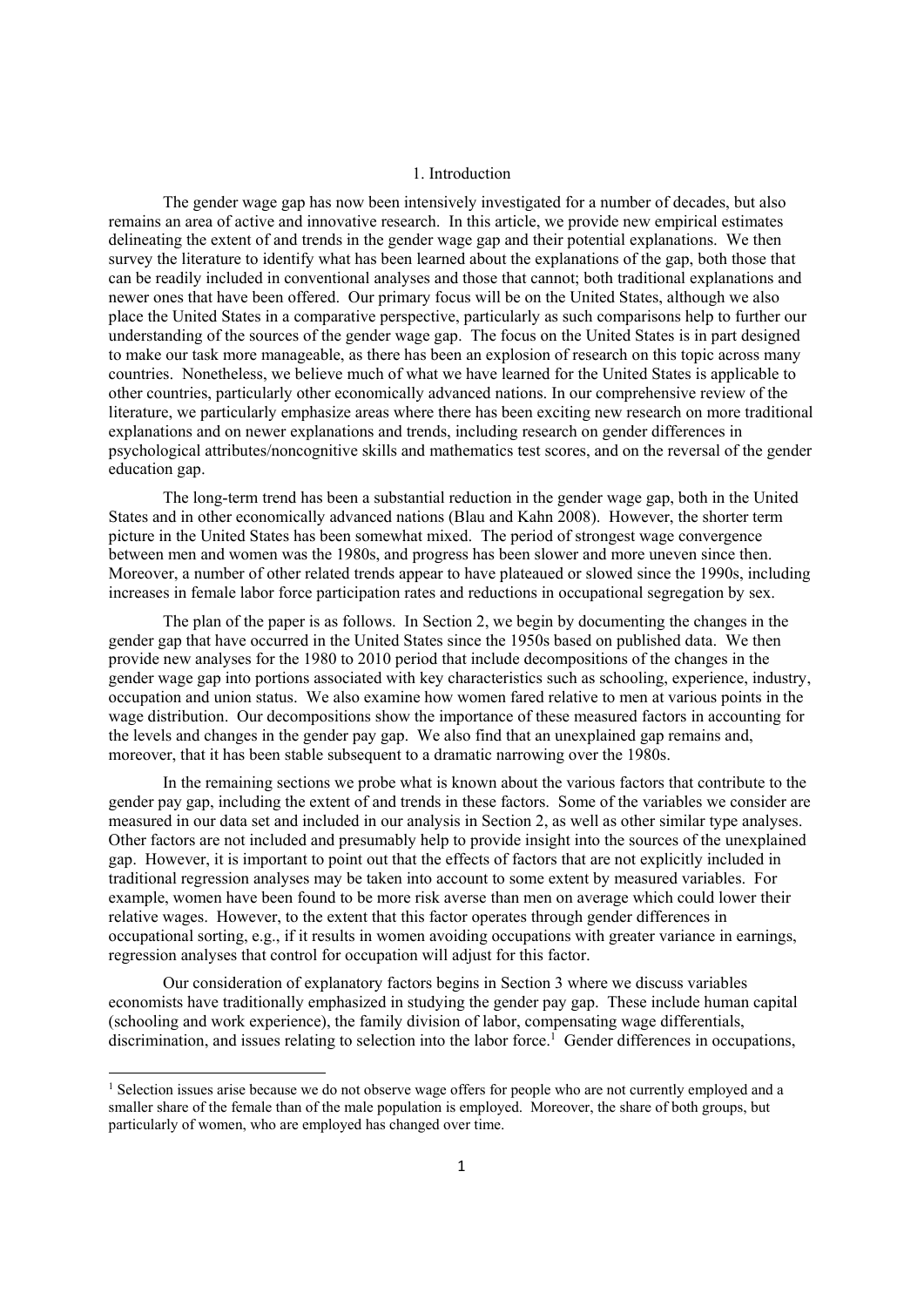## 1. Introduction

The gender wage gap has now been intensively investigated for a number of decades, but also remains an area of active and innovative research. In this article, we provide new empirical estimates delineating the extent of and trends in the gender wage gap and their potential explanations. We then survey the literature to identify what has been learned about the explanations of the gap, both those that can be readily included in conventional analyses and those that cannot; both traditional explanations and newer ones that have been offered. Our primary focus will be on the United States, although we also place the United States in a comparative perspective, particularly as such comparisons help to further our understanding of the sources of the gender wage gap. The focus on the United States is in part designed to make our task more manageable, as there has been an explosion of research on this topic across many countries. Nonetheless, we believe much of what we have learned for the United States is applicable to other countries, particularly other economically advanced nations. In our comprehensive review of the literature, we particularly emphasize areas where there has been exciting new research on more traditional explanations and on newer explanations and trends, including research on gender differences in psychological attributes/noncognitive skills and mathematics test scores, and on the reversal of the gender education gap.

The long-term trend has been a substantial reduction in the gender wage gap, both in the United States and in other economically advanced nations (Blau and Kahn 2008). However, the shorter term picture in the United States has been somewhat mixed. The period of strongest wage convergence between men and women was the 1980s, and progress has been slower and more uneven since then. Moreover, a number of other related trends appear to have plateaued or slowed since the 1990s, including increases in female labor force participation rates and reductions in occupational segregation by sex.

The plan of the paper is as follows. In Section 2, we begin by documenting the changes in the gender gap that have occurred in the United States since the 1950s based on published data. We then provide new analyses for the 1980 to 2010 period that include decompositions of the changes in the gender wage gap into portions associated with key characteristics such as schooling, experience, industry, occupation and union status. We also examine how women fared relative to men at various points in the wage distribution. Our decompositions show the importance of these measured factors in accounting for the levels and changes in the gender pay gap. We also find that an unexplained gap remains and, moreover, that it has been stable subsequent to a dramatic narrowing over the 1980s.

In the remaining sections we probe what is known about the various factors that contribute to the gender pay gap, including the extent of and trends in these factors. Some of the variables we consider are measured in our data set and included in our analysis in Section 2, as well as other similar type analyses. Other factors are not included and presumably help to provide insight into the sources of the unexplained gap. However, it is important to point out that the effects of factors that are not explicitly included in traditional regression analyses may be taken into account to some extent by measured variables. For example, women have been found to be more risk averse than men on average which could lower their relative wages. However, to the extent that this factor operates through gender differences in occupational sorting, e.g., if it results in women avoiding occupations with greater variance in earnings, regression analyses that control for occupation will adjust for this factor.

Our consideration of explanatory factors begins in Section 3 where we discuss variables economists have traditionally emphasized in studying the gender pay gap. These include human capital (schooling and work experience), the family division of labor, compensating wage differentials, discrimination, and issues relating to selection into the labor force.[1] Gender differences in occupations,

[1] Selection issues arise because we do not observe wage offers for people who are not currently employed and a smaller share of the female than of the male population is employed. Moreover, the share of both groups, but particularly of women, who are employed has changed over time.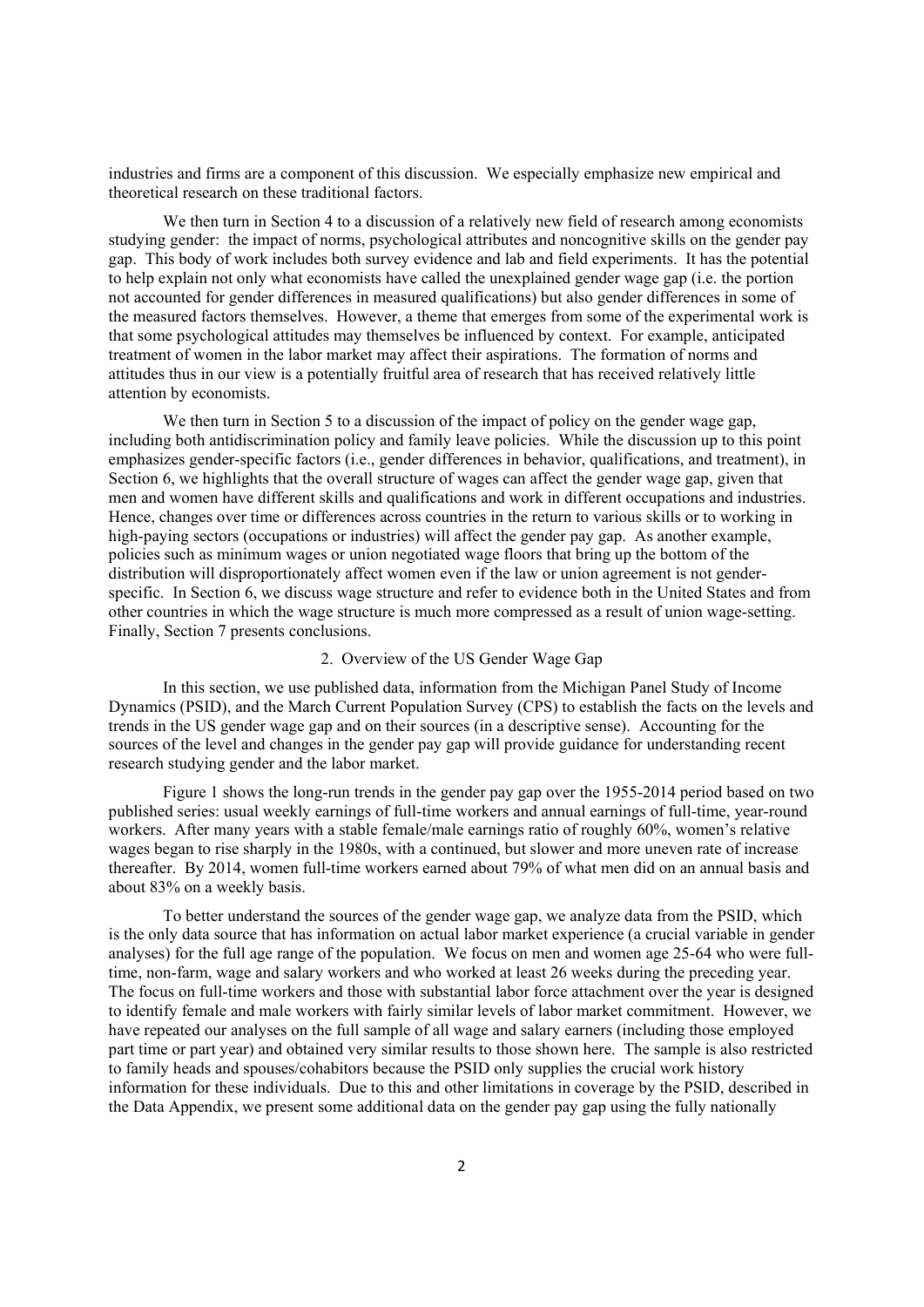industries and firms are a component of this discussion. We especially emphasize new empirical and theoretical research on these traditional factors.

We then turn in Section 4 to a discussion of a relatively new field of research among economists studying gender: the impact of norms, psychological attributes and noncognitive skills on the gender pay gap. This body of work includes both survey evidence and lab and field experiments. It has the potential to help explain not only what economists have called the unexplained gender wage gap (i.e. the portion not accounted for gender differences in measured qualifications) but also gender differences in some of the measured factors themselves. However, a theme that emerges from some of the experimental work is that some psychological attitudes may themselves be influenced by context. For example, anticipated treatment of women in the labor market may affect their aspirations. The formation of norms and attitudes thus in our view is a potentially fruitful area of research that has received relatively little attention by economists.

We then turn in Section 5 to a discussion of the impact of policy on the gender wage gap, including both antidiscrimination policy and family leave policies. While the discussion up to this point emphasizes gender-specific factors (i.e., gender differences in behavior, qualifications, and treatment), in Section 6, we highlights that the overall structure of wages can affect the gender wage gap, given that men and women have different skills and qualifications and work in different occupations and industries. Hence, changes over time or differences across countries in the return to various skills or to working in high-paying sectors (occupations or industries) will affect the gender pay gap. As another example, policies such as minimum wages or union negotiated wage floors that bring up the bottom of the distribution will disproportionately affect women even if the law or union agreement is not gender-specific. In Section 6, we discuss wage structure and refer to evidence both in the United States and from other countries in which the wage structure is much more compressed as a result of union wage-setting. Finally, Section 7 presents conclusions.

## 2. Overview of the US Gender Wage Gap

In this section, we use published data, information from the Michigan Panel Study of Income Dynamics (PSID), and the March Current Population Survey (CPS) to establish the facts on the levels and trends in the US gender wage gap and on their sources (in a descriptive sense). Accounting for the sources of the level and changes in the gender pay gap will provide guidance for understanding recent research studying gender and the labor market.

Figure 1 shows the long-run trends in the gender pay gap over the 1955-2014 period based on two published series: usual weekly earnings of full-time workers and annual earnings of full-time, year-round workers. After many years with a stable female/male earnings ratio of roughly 60%, women's relative wages began to rise sharply in the 1980s, with a continued, but slower and more uneven rate of increase thereafter. By 2014, women full-time workers earned about 79% of what men did on an annual basis and about 83% on a weekly basis.

To better understand the sources of the gender wage gap, we analyze data from the PSID, which is the only data source that has information on actual labor market experience (a crucial variable in gender analyses) for the full age range of the population. We focus on men and women age 25-64 who were full-time, non-farm, wage and salary workers and who worked at least 26 weeks during the preceding year. The focus on full-time workers and those with substantial labor force attachment over the year is designed to identify female and male workers with fairly similar levels of labor market commitment. However, we have repeated our analyses on the full sample of all wage and salary earners (including those employed part time or part year) and obtained very similar results to those shown here. The sample is also restricted to family heads and spouses/cohabitors because the PSID only supplies the crucial work history information for these individuals. Due to this and other limitations in coverage by the PSID, described in the Data Appendix, we present some additional data on the gender pay gap using the fully nationally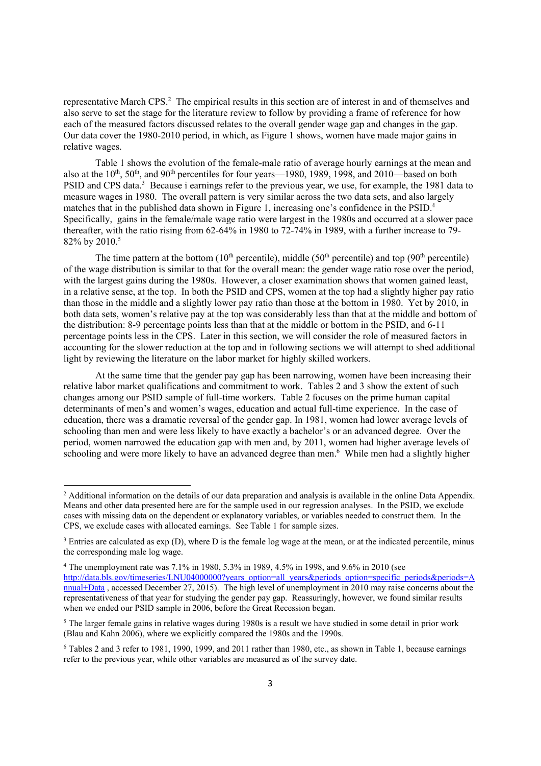representative March CPS.[2] The empirical results in this section are of interest in and of themselves and also serve to set the stage for the literature review to follow by providing a frame of reference for how each of the measured factors discussed relates to the overall gender wage gap and changes in the gap. Our data cover the 1980-2010 period, in which, as Figure 1 shows, women have made major gains in relative wages.

Table 1 shows the evolution of the female-male ratio of average hourly earnings at the mean and also at the $10^{th}$, $50^{th}$, and $90^{th}$ percentiles for four years—1980, 1989, 1998, and 2010—based on both PSID and CPS data.[3] Because i earnings refer to the previous year, we use, for example, the 1981 data to measure wages in 1980. The overall pattern is very similar across the two data sets, and also largely matches that in the published data shown in Figure 1, increasing one's confidence in the PSID.[4] Specifically, gains in the female/male wage ratio were largest in the 1980s and occurred at a slower pace thereafter, with the ratio rising from 62-64% in 1980 to 72-74% in 1989, with a further increase to 79-82% by 2010.[5]

The time pattern at the bottom ($10^{th}$ percentile), middle ($50^{th}$ percentile) and top ($90^{th}$ percentile) of the wage distribution is similar to that for the overall mean: the gender wage ratio rose over the period, with the largest gains during the 1980s. However, a closer examination shows that women gained least, in a relative sense, at the top. In both the PSID and CPS, women at the top had a slightly higher pay ratio than those in the middle and a slightly lower pay ratio than those at the bottom in 1980. Yet by 2010, in both data sets, women's relative pay at the top was considerably less than that at the middle and bottom of the distribution: 8-9 percentage points less than that at the middle or bottom in the PSID, and 6-11 percentage points less in the CPS. Later in this section, we will consider the role of measured factors in accounting for the slower reduction at the top and in following sections we will attempt to shed additional light by reviewing the literature on the labor market for highly skilled workers.

At the same time that the gender pay gap has been narrowing, women have been increasing their relative labor market qualifications and commitment to work. Tables 2 and 3 show the extent of such changes among our PSID sample of full-time workers. Table 2 focuses on the prime human capital determinants of men's and women's wages, education and actual full-time experience. In the case of education, there was a dramatic reversal of the gender gap. In 1981, women had lower average levels of schooling than men and were less likely to have exactly a bachelor's or an advanced degree. Over the period, women narrowed the education gap with men and, by 2011, women had higher average levels of schooling and were more likely to have an advanced degree than men.[6] While men had a slightly higher

---

[2] Additional information on the details of our data preparation and analysis is available in the online Data Appendix. Means and other data presented here are for the sample used in our regression analyses. In the PSID, we exclude cases with missing data on the dependent or explanatory variables, or variables needed to construct them. In the CPS, we exclude cases with allocated earnings. See Table 1 for sample sizes.

[3] Entries are calculated as exp (D), where D is the female log wage at the mean, or at the indicated percentile, minus the corresponding male log wage.

[4] The unemployment rate was 7.1% in 1980, 5.3% in 1989, 4.5% in 1998, and 9.6% in 2010 (see http://data.bls.gov/timeseries/LNU04000000?years_option=all_years&periods_option=specific_periods&periods=Annual+Data , accessed December 27, 2015). The high level of unemployment in 2010 may raise concerns about the representativeness of that year for studying the gender pay gap. Reassuringly, however, we found similar results when we ended our PSID sample in 2006, before the Great Recession began.

[5] The larger female gains in relative wages during 1980s is a result we have studied in some detail in prior work (Blau and Kahn 2006), where we explicitly compared the 1980s and the 1990s.

[6] Tables 2 and 3 refer to 1981, 1990, 1999, and 2011 rather than 1980, etc., as shown in Table 1, because earnings refer to the previous year, while other variables are measured as of the survey date.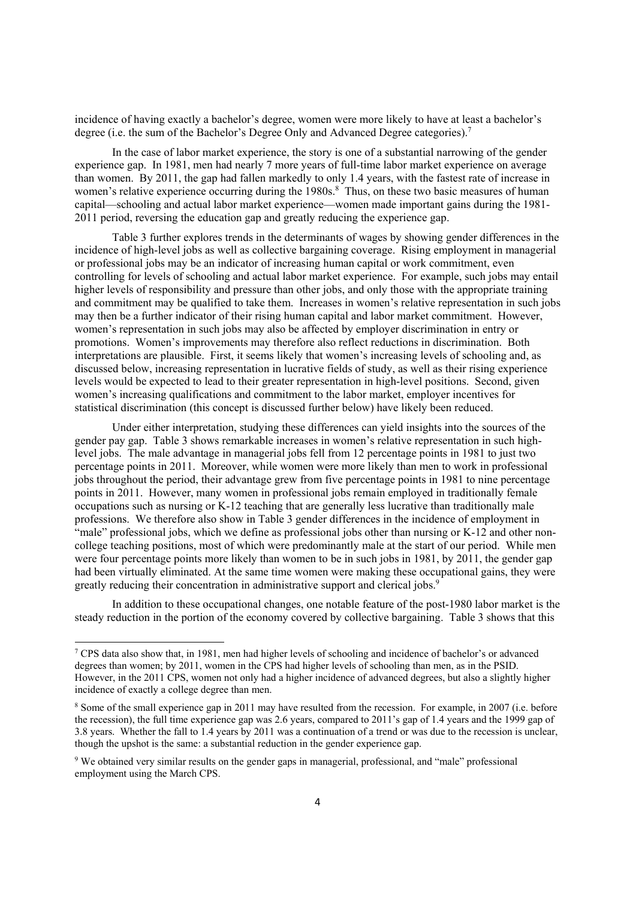incidence of having exactly a bachelor's degree, women were more likely to have at least a bachelor's degree (i.e. the sum of the Bachelor's Degree Only and Advanced Degree categories).[7]

In the case of labor market experience, the story is one of a substantial narrowing of the gender experience gap. In 1981, men had nearly 7 more years of full-time labor market experience on average than women. By 2011, the gap had fallen markedly to only 1.4 years, with the fastest rate of increase in women's relative experience occurring during the 1980s.[8] Thus, on these two basic measures of human capital—schooling and actual labor market experience—women made important gains during the 1981-2011 period, reversing the education gap and greatly reducing the experience gap.

Table 3 further explores trends in the determinants of wages by showing gender differences in the incidence of high-level jobs as well as collective bargaining coverage. Rising employment in managerial or professional jobs may be an indicator of increasing human capital or work commitment, even controlling for levels of schooling and actual labor market experience. For example, such jobs may entail higher levels of responsibility and pressure than other jobs, and only those with the appropriate training and commitment may be qualified to take them. Increases in women's relative representation in such jobs may then be a further indicator of their rising human capital and labor market commitment. However, women's representation in such jobs may also be affected by employer discrimination in entry or promotions. Women's improvements may therefore also reflect reductions in discrimination. Both interpretations are plausible. First, it seems likely that women's increasing levels of schooling and, as discussed below, increasing representation in lucrative fields of study, as well as their rising experience levels would be expected to lead to their greater representation in high-level positions. Second, given women's increasing qualifications and commitment to the labor market, employer incentives for statistical discrimination (this concept is discussed further below) have likely been reduced.

Under either interpretation, studying these differences can yield insights into the sources of the gender pay gap. Table 3 shows remarkable increases in women's relative representation in such high-level jobs. The male advantage in managerial jobs fell from 12 percentage points in 1981 to just two percentage points in 2011. Moreover, while women were more likely than men to work in professional jobs throughout the period, their advantage grew from five percentage points in 1981 to nine percentage points in 2011. However, many women in professional jobs remain employed in traditionally female occupations such as nursing or K-12 teaching that are generally less lucrative than traditionally male professions. We therefore also show in Table 3 gender differences in the incidence of employment in "male" professional jobs, which we define as professional jobs other than nursing or K-12 and other non-college teaching positions, most of which were predominantly male at the start of our period. While men were four percentage points more likely than women to be in such jobs in 1981, by 2011, the gender gap had been virtually eliminated. At the same time women were making these occupational gains, they were greatly reducing their concentration in administrative support and clerical jobs.[9]

In addition to these occupational changes, one notable feature of the post-1980 labor market is the steady reduction in the portion of the economy covered by collective bargaining. Table 3 shows that this

---

[7] CPS data also show that, in 1981, men had higher levels of schooling and incidence of bachelor's or advanced degrees than women; by 2011, women in the CPS had higher levels of schooling than men, as in the PSID. However, in the 2011 CPS, women not only had a higher incidence of advanced degrees, but also a slightly higher incidence of exactly a college degree than men.

[8] Some of the small experience gap in 2011 may have resulted from the recession. For example, in 2007 (i.e. before the recession), the full time experience gap was 2.6 years, compared to 2011's gap of 1.4 years and the 1999 gap of 3.8 years. Whether the fall to 1.4 years by 2011 was a continuation of a trend or was due to the recession is unclear, though the upshot is the same: a substantial reduction in the gender experience gap.

[9] We obtained very similar results on the gender gaps in managerial, professional, and "male" professional employment using the March CPS.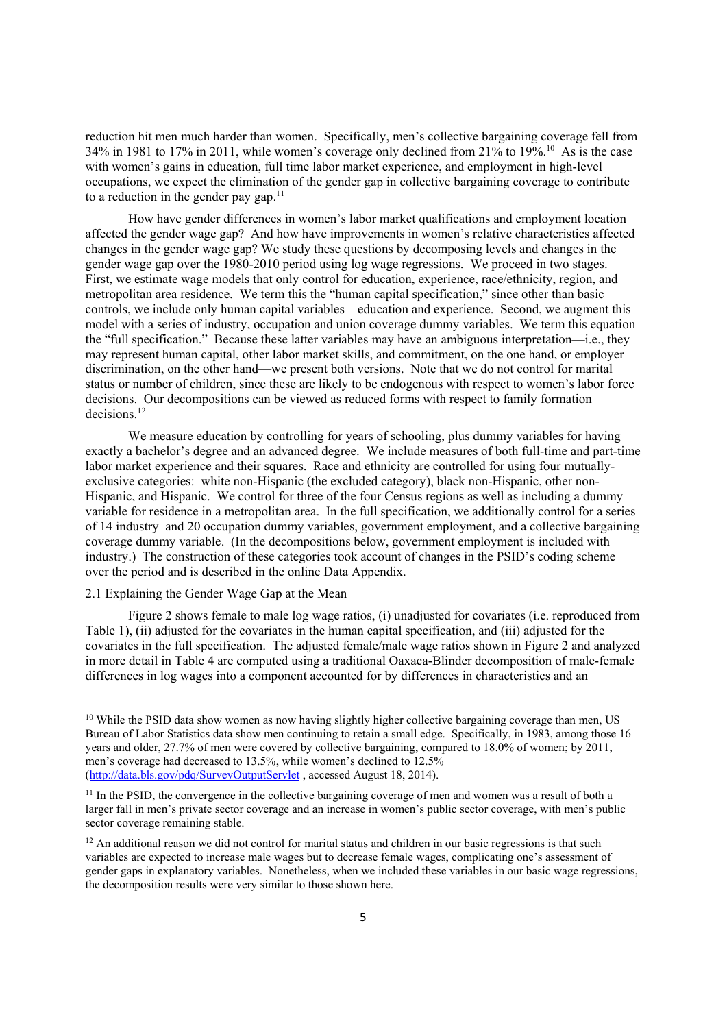reduction hit men much harder than women. Specifically, men's collective bargaining coverage fell from 34% in 1981 to 17% in 2011, while women's coverage only declined from 21% to 19%.[10] As is the case with women's gains in education, full time labor market experience, and employment in high-level occupations, we expect the elimination of the gender gap in collective bargaining coverage to contribute to a reduction in the gender pay gap.[11]

How have gender differences in women's labor market qualifications and employment location affected the gender wage gap? And how have improvements in women's relative characteristics affected changes in the gender wage gap? We study these questions by decomposing levels and changes in the gender wage gap over the 1980-2010 period using log wage regressions. We proceed in two stages. First, we estimate wage models that only control for education, experience, race/ethnicity, region, and metropolitan area residence. We term this the "human capital specification," since other than basic controls, we include only human capital variables—education and experience. Second, we augment this model with a series of industry, occupation and union coverage dummy variables. We term this equation the "full specification." Because these latter variables may have an ambiguous interpretation—i.e., they may represent human capital, other labor market skills, and commitment, on the one hand, or employer discrimination, on the other hand—we present both versions. Note that we do not control for marital status or number of children, since these are likely to be endogenous with respect to women's labor force decisions. Our decompositions can be viewed as reduced forms with respect to family formation decisions.[12]

We measure education by controlling for years of schooling, plus dummy variables for having exactly a bachelor's degree and an advanced degree. We include measures of both full-time and part-time labor market experience and their squares. Race and ethnicity are controlled for using four mutually-exclusive categories: white non-Hispanic (the excluded category), black non-Hispanic, other non-Hispanic, and Hispanic. We control for three of the four Census regions as well as including a dummy variable for residence in a metropolitan area. In the full specification, we additionally control for a series of 14 industry and 20 occupation dummy variables, government employment, and a collective bargaining coverage dummy variable. (In the decompositions below, government employment is included with industry.) The construction of these categories took account of changes in the PSID's coding scheme over the period and is described in the online Data Appendix.

### 2.1 Explaining the Gender Wage Gap at the Mean

Figure 2 shows female to male log wage ratios, (i) unadjusted for covariates (i.e. reproduced from Table 1), (ii) adjusted for the covariates in the human capital specification, and (iii) adjusted for the covariates in the full specification. The adjusted female/male wage ratios shown in Figure 2 and analyzed in more detail in Table 4 are computed using a traditional Oaxaca-Blinder decomposition of male-female differences in log wages into a component accounted for by differences in characteristics and an

---

[10] While the PSID data show women as now having slightly higher collective bargaining coverage than men, US Bureau of Labor Statistics data show men continuing to retain a small edge. Specifically, in 1983, among those 16 years and older, 27.7% of men were covered by collective bargaining, compared to 18.0% of women; by 2011, men's coverage had decreased to 13.5%, while women's declined to 12.5% (http://data.bls.gov/pdq/SurveyOutputServlet , accessed August 18, 2014).

[11] In the PSID, the convergence in the collective bargaining coverage of men and women was a result of both a larger fall in men's private sector coverage and an increase in women's public sector coverage, with men's public sector coverage remaining stable.

[12] An additional reason we did not control for marital status and children in our basic regressions is that such variables are expected to increase male wages but to decrease female wages, complicating one's assessment of gender gaps in explanatory variables. Nonetheless, when we included these variables in our basic wage regressions, the decomposition results were very similar to those shown here.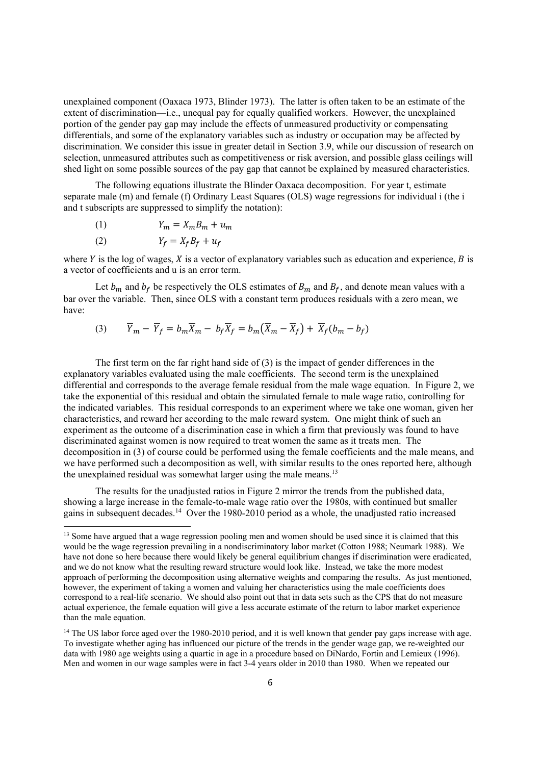unexplained component (Oaxaca 1973, Blinder 1973). The latter is often taken to be an estimate of the extent of discrimination—i.e., unequal pay for equally qualified workers. However, the unexplained portion of the gender pay gap may include the effects of unmeasured productivity or compensating differentials, and some of the explanatory variables such as industry or occupation may be affected by discrimination. We consider this issue in greater detail in Section 3.9, while our discussion of research on selection, unmeasured attributes such as competitiveness or risk aversion, and possible glass ceilings will shed light on some possible sources of the pay gap that cannot be explained by measured characteristics.

The following equations illustrate the Blinder Oaxaca decomposition. For year t, estimate separate male (m) and female (f) Ordinary Least Squares (OLS) wage regressions for individual i (the i and t subscripts are suppressed to simplify the notation):

$$(1) \qquad Y_m = X_m B_m + u_m$$

$$(2) \qquad Y_f = X_f B_f + u_f$$

where $Y$ is the log of wages, $X$ is a vector of explanatory variables such as education and experience, $B$ is a vector of coefficients and u is an error term.

Let $b_m$ and $b_f$ be respectively the OLS estimates of $B_m$ and $B_f$, and denote mean values with a bar over the variable. Then, since OLS with a constant term produces residuals with a zero mean, we have:

$$(3) \qquad \overline{Y}_m - \overline{Y}_f = b_m\overline{X}_m - b_f\overline{X}_f = b_m\left(\overline{X}_m - \overline{X}_f\right) + \overline{X}_f(b_m - b_f)$$

The first term on the far right hand side of (3) is the impact of gender differences in the explanatory variables evaluated using the male coefficients. The second term is the unexplained differential and corresponds to the average female residual from the male wage equation. In Figure 2, we take the exponential of this residual and obtain the simulated female to male wage ratio, controlling for the indicated variables. This residual corresponds to an experiment where we take one woman, given her characteristics, and reward her according to the male reward system. One might think of such an experiment as the outcome of a discrimination case in which a firm that previously was found to have discriminated against women is now required to treat women the same as it treats men. The decomposition in (3) of course could be performed using the female coefficients and the male means, and we have performed such a decomposition as well, with similar results to the ones reported here, although the unexplained residual was somewhat larger using the male means.[13]

The results for the unadjusted ratios in Figure 2 mirror the trends from the published data, showing a large increase in the female-to-male wage ratio over the 1980s, with continued but smaller gains in subsequent decades.[14] Over the 1980-2010 period as a whole, the unadjusted ratio increased

[13] Some have argued that a wage regression pooling men and women should be used since it is claimed that this would be the wage regression prevailing in a nondiscriminatory labor market (Cotton 1988; Neumark 1988). We have not done so here because there would likely be general equilibrium changes if discrimination were eradicated, and we do not know what the resulting reward structure would look like. Instead, we take the more modest approach of performing the decomposition using alternative weights and comparing the results. As just mentioned, however, the experiment of taking a women and valuing her characteristics using the male coefficients does correspond to a real-life scenario. We should also point out that in data sets such as the CPS that do not measure actual experience, the female equation will give a less accurate estimate of the return to labor market experience than the male equation.

[14] The US labor force aged over the 1980-2010 period, and it is well known that gender pay gaps increase with age. To investigate whether aging has influenced our picture of the trends in the gender wage gap, we re-weighted our data with 1980 age weights using a quartic in age in a procedure based on DiNardo, Fortin and Lemieux (1996). Men and women in our wage samples were in fact 3-4 years older in 2010 than 1980. When we repeated our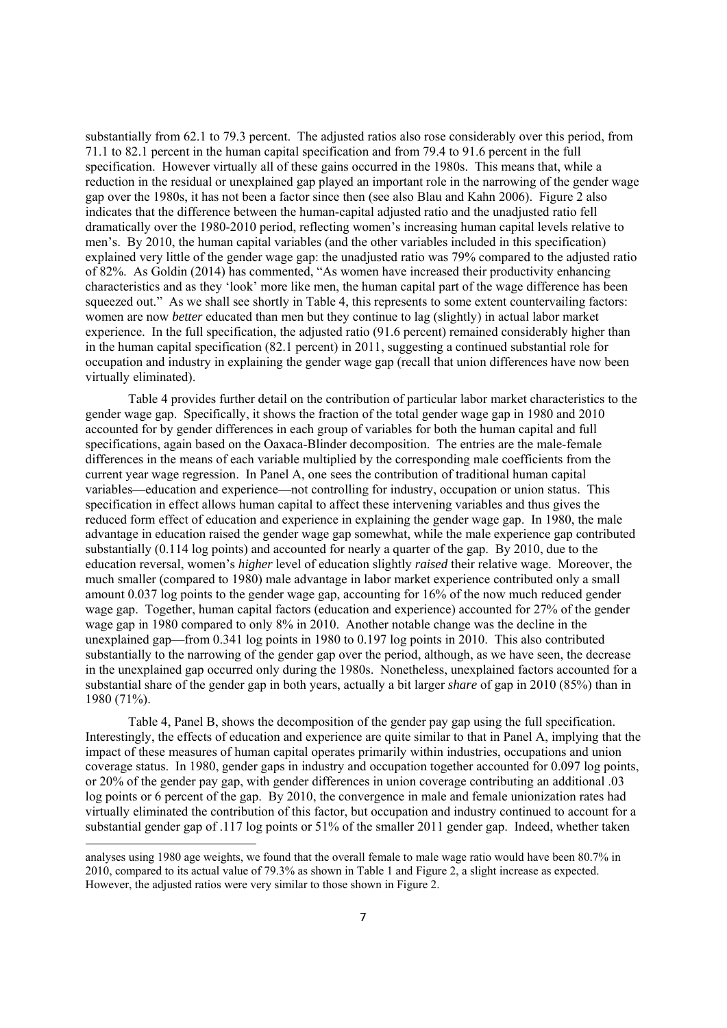substantially from 62.1 to 79.3 percent. The adjusted ratios also rose considerably over this period, from 71.1 to 82.1 percent in the human capital specification and from 79.4 to 91.6 percent in the full specification. However virtually all of these gains occurred in the 1980s. This means that, while a reduction in the residual or unexplained gap played an important role in the narrowing of the gender wage gap over the 1980s, it has not been a factor since then (see also Blau and Kahn 2006). Figure 2 also indicates that the difference between the human-capital adjusted ratio and the unadjusted ratio fell dramatically over the 1980-2010 period, reflecting women's increasing human capital levels relative to men's. By 2010, the human capital variables (and the other variables included in this specification) explained very little of the gender wage gap: the unadjusted ratio was 79% compared to the adjusted ratio of 82%. As Goldin (2014) has commented, "As women have increased their productivity enhancing characteristics and as they 'look' more like men, the human capital part of the wage difference has been squeezed out." As we shall see shortly in Table 4, this represents to some extent countervailing factors: women are now *better* educated than men but they continue to lag (slightly) in actual labor market experience. In the full specification, the adjusted ratio (91.6 percent) remained considerably higher than in the human capital specification (82.1 percent) in 2011, suggesting a continued substantial role for occupation and industry in explaining the gender wage gap (recall that union differences have now been virtually eliminated).

Table 4 provides further detail on the contribution of particular labor market characteristics to the gender wage gap. Specifically, it shows the fraction of the total gender wage gap in 1980 and 2010 accounted for by gender differences in each group of variables for both the human capital and full specifications, again based on the Oaxaca-Blinder decomposition. The entries are the male-female differences in the means of each variable multiplied by the corresponding male coefficients from the current year wage regression. In Panel A, one sees the contribution of traditional human capital variables—education and experience—not controlling for industry, occupation or union status. This specification in effect allows human capital to affect these intervening variables and thus gives the reduced form effect of education and experience in explaining the gender wage gap. In 1980, the male advantage in education raised the gender wage gap somewhat, while the male experience gap contributed substantially (0.114 log points) and accounted for nearly a quarter of the gap. By 2010, due to the education reversal, women's *higher* level of education slightly *raised* their relative wage. Moreover, the much smaller (compared to 1980) male advantage in labor market experience contributed only a small amount 0.037 log points to the gender wage gap, accounting for 16% of the now much reduced gender wage gap. Together, human capital factors (education and experience) accounted for 27% of the gender wage gap in 1980 compared to only 8% in 2010. Another notable change was the decline in the unexplained gap—from 0.341 log points in 1980 to 0.197 log points in 2010. This also contributed substantially to the narrowing of the gender gap over the period, although, as we have seen, the decrease in the unexplained gap occurred only during the 1980s. Nonetheless, unexplained factors accounted for a substantial share of the gender gap in both years, actually a bit larger *share* of gap in 2010 (85%) than in 1980 (71%).

Table 4, Panel B, shows the decomposition of the gender pay gap using the full specification. Interestingly, the effects of education and experience are quite similar to that in Panel A, implying that the impact of these measures of human capital operates primarily within industries, occupations and union coverage status. In 1980, gender gaps in industry and occupation together accounted for 0.097 log points, or 20% of the gender pay gap, with gender differences in union coverage contributing an additional .03 log points or 6 percent of the gap. By 2010, the convergence in male and female unionization rates had virtually eliminated the contribution of this factor, but occupation and industry continued to account for a substantial gender gap of .117 log points or 51% of the smaller 2011 gender gap. Indeed, whether taken

analyses using 1980 age weights, we found that the overall female to male wage ratio would have been 80.7% in 2010, compared to its actual value of 79.3% as shown in Table 1 and Figure 2, a slight increase as expected. However, the adjusted ratios were very similar to those shown in Figure 2.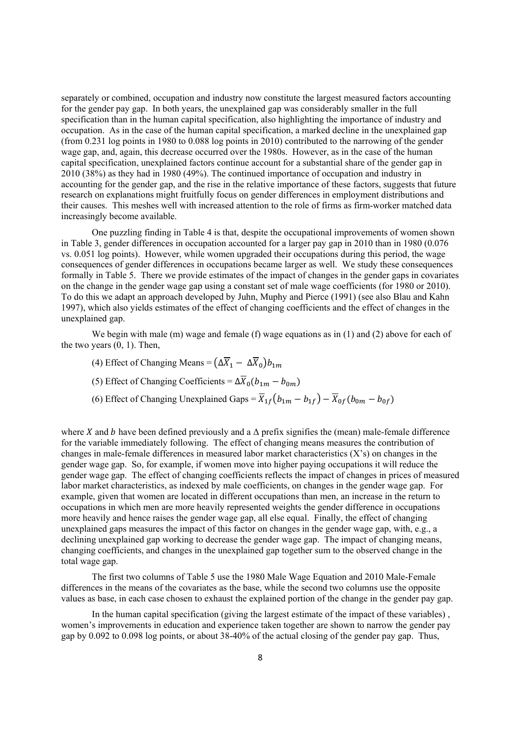separately or combined, occupation and industry now constitute the largest measured factors accounting for the gender pay gap. In both years, the unexplained gap was considerably smaller in the full specification than in the human capital specification, also highlighting the importance of industry and occupation. As in the case of the human capital specification, a marked decline in the unexplained gap (from 0.231 log points in 1980 to 0.088 log points in 2010) contributed to the narrowing of the gender wage gap, and, again, this decrease occurred over the 1980s. However, as in the case of the human capital specification, unexplained factors continue account for a substantial share of the gender gap in 2010 (38%) as they had in 1980 (49%). The continued importance of occupation and industry in accounting for the gender gap, and the rise in the relative importance of these factors, suggests that future research on explanations might fruitfully focus on gender differences in employment distributions and their causes. This meshes well with increased attention to the role of firms as firm-worker matched data increasingly become available.

One puzzling finding in Table 4 is that, despite the occupational improvements of women shown in Table 3, gender differences in occupation accounted for a larger pay gap in 2010 than in 1980 (0.076 vs. 0.051 log points). However, while women upgraded their occupations during this period, the wage consequences of gender differences in occupations became larger as well. We study these consequences formally in Table 5. There we provide estimates of the impact of changes in the gender gaps in covariates on the change in the gender wage gap using a constant set of male wage coefficients (for 1980 or 2010). To do this we adapt an approach developed by Juhn, Muphy and Pierce (1991) (see also Blau and Kahn 1997), which also yields estimates of the effect of changing coefficients and the effect of changes in the unexplained gap.

We begin with male (m) wage and female (f) wage equations as in (1) and (2) above for each of the two years (0, 1). Then,

(4) Effect of Changing Means = $\left(\Delta\overline{X}_1 - \Delta\overline{X}_0\right)b_{1m}$

(5) Effect of Changing Coefficients = $\Delta\overline{X}_0(b_{1m} - b_{0m})$

(6) Effect of Changing Unexplained Gaps = $\overline{X}_{1f}\left(b_{1m} - b_{1f}\right) - \overline{X}_{0f}(b_{0m} - b_{0f})$

where $X$ and $b$ have been defined previously and a $\Delta$ prefix signifies the (mean) male-female difference for the variable immediately following. The effect of changing means measures the contribution of changes in male-female differences in measured labor market characteristics (X's) on changes in the gender wage gap. So, for example, if women move into higher paying occupations it will reduce the gender wage gap. The effect of changing coefficients reflects the impact of changes in prices of measured labor market characteristics, as indexed by male coefficients, on changes in the gender wage gap. For example, given that women are located in different occupations than men, an increase in the return to occupations in which men are more heavily represented weights the gender difference in occupations more heavily and hence raises the gender wage gap, all else equal. Finally, the effect of changing unexplained gaps measures the impact of this factor on changes in the gender wage gap, with, e.g., a declining unexplained gap working to decrease the gender wage gap. The impact of changing means, changing coefficients, and changes in the unexplained gap together sum to the observed change in the total wage gap.

The first two columns of Table 5 use the 1980 Male Wage Equation and 2010 Male-Female differences in the means of the covariates as the base, while the second two columns use the opposite values as base, in each case chosen to exhaust the explained portion of the change in the gender pay gap.

In the human capital specification (giving the largest estimate of the impact of these variables) , women's improvements in education and experience taken together are shown to narrow the gender pay gap by 0.092 to 0.098 log points, or about 38-40% of the actual closing of the gender pay gap. Thus,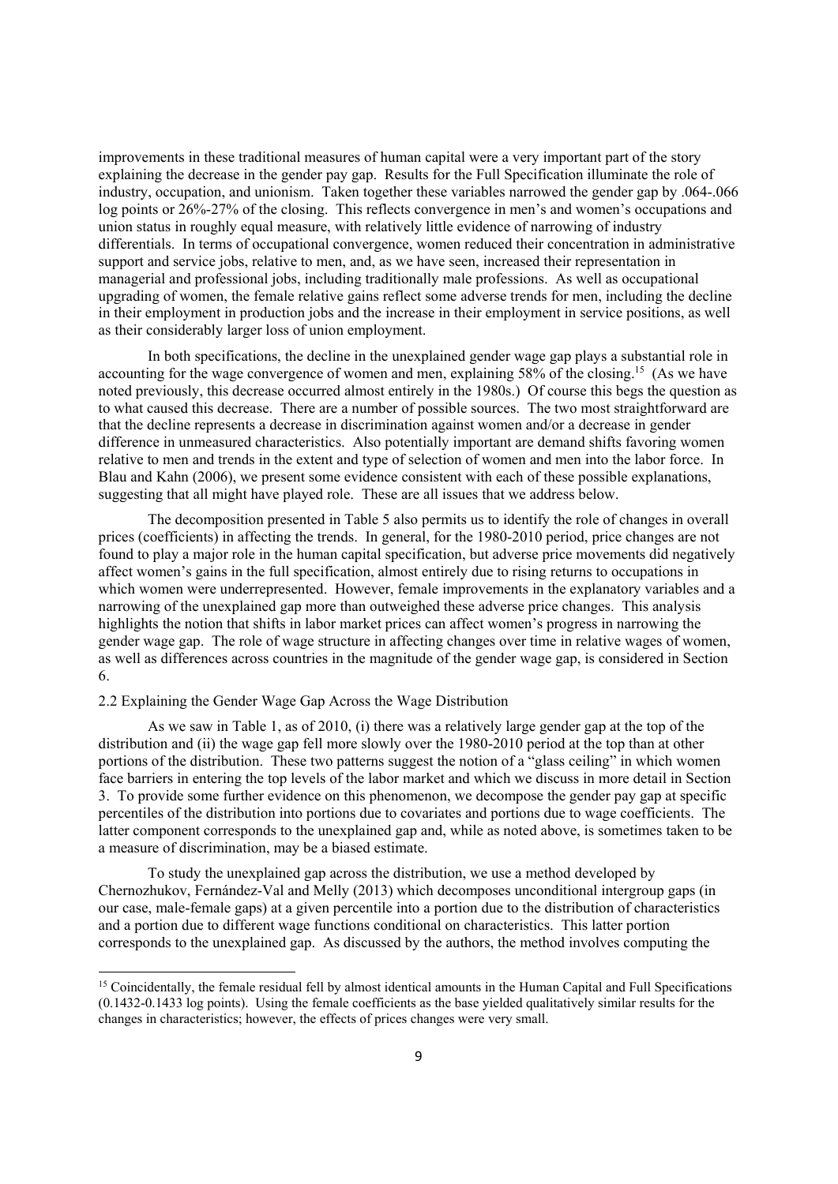improvements in these traditional measures of human capital were a very important part of the story explaining the decrease in the gender pay gap. Results for the Full Specification illuminate the role of industry, occupation, and unionism. Taken together these variables narrowed the gender gap by .064-.066 log points or 26%-27% of the closing. This reflects convergence in men's and women's occupations and union status in roughly equal measure, with relatively little evidence of narrowing of industry differentials. In terms of occupational convergence, women reduced their concentration in administrative support and service jobs, relative to men, and, as we have seen, increased their representation in managerial and professional jobs, including traditionally male professions. As well as occupational upgrading of women, the female relative gains reflect some adverse trends for men, including the decline in their employment in production jobs and the increase in their employment in service positions, as well as their considerably larger loss of union employment.

In both specifications, the decline in the unexplained gender wage gap plays a substantial role in accounting for the wage convergence of women and men, explaining 58% of the closing.[15] (As we have noted previously, this decrease occurred almost entirely in the 1980s.) Of course this begs the question as to what caused this decrease. There are a number of possible sources. The two most straightforward are that the decline represents a decrease in discrimination against women and/or a decrease in gender difference in unmeasured characteristics. Also potentially important are demand shifts favoring women relative to men and trends in the extent and type of selection of women and men into the labor force. In Blau and Kahn (2006), we present some evidence consistent with each of these possible explanations, suggesting that all might have played role. These are all issues that we address below.

The decomposition presented in Table 5 also permits us to identify the role of changes in overall prices (coefficients) in affecting the trends. In general, for the 1980-2010 period, price changes are not found to play a major role in the human capital specification, but adverse price movements did negatively affect women's gains in the full specification, almost entirely due to rising returns to occupations in which women were underrepresented. However, female improvements in the explanatory variables and a narrowing of the unexplained gap more than outweighed these adverse price changes. This analysis highlights the notion that shifts in labor market prices can affect women's progress in narrowing the gender wage gap. The role of wage structure in affecting changes over time in relative wages of women, as well as differences across countries in the magnitude of the gender wage gap, is considered in Section 6.

### 2.2 Explaining the Gender Wage Gap Across the Wage Distribution

As we saw in Table 1, as of 2010, (i) there was a relatively large gender gap at the top of the distribution and (ii) the wage gap fell more slowly over the 1980-2010 period at the top than at other portions of the distribution. These two patterns suggest the notion of a "glass ceiling" in which women face barriers in entering the top levels of the labor market and which we discuss in more detail in Section 3. To provide some further evidence on this phenomenon, we decompose the gender pay gap at specific percentiles of the distribution into portions due to covariates and portions due to wage coefficients. The latter component corresponds to the unexplained gap and, while as noted above, is sometimes taken to be a measure of discrimination, may be a biased estimate.

To study the unexplained gap across the distribution, we use a method developed by Chernozhukov, Fernández-Val and Melly (2013) which decomposes unconditional intergroup gaps (in our case, male-female gaps) at a given percentile into a portion due to the distribution of characteristics and a portion due to different wage functions conditional on characteristics. This latter portion corresponds to the unexplained gap. As discussed by the authors, the method involves computing the

[15] Coincidentally, the female residual fell by almost identical amounts in the Human Capital and Full Specifications (0.1432-0.1433 log points). Using the female coefficients as the base yielded qualitatively similar results for the changes in characteristics; however, the effects of prices changes were very small.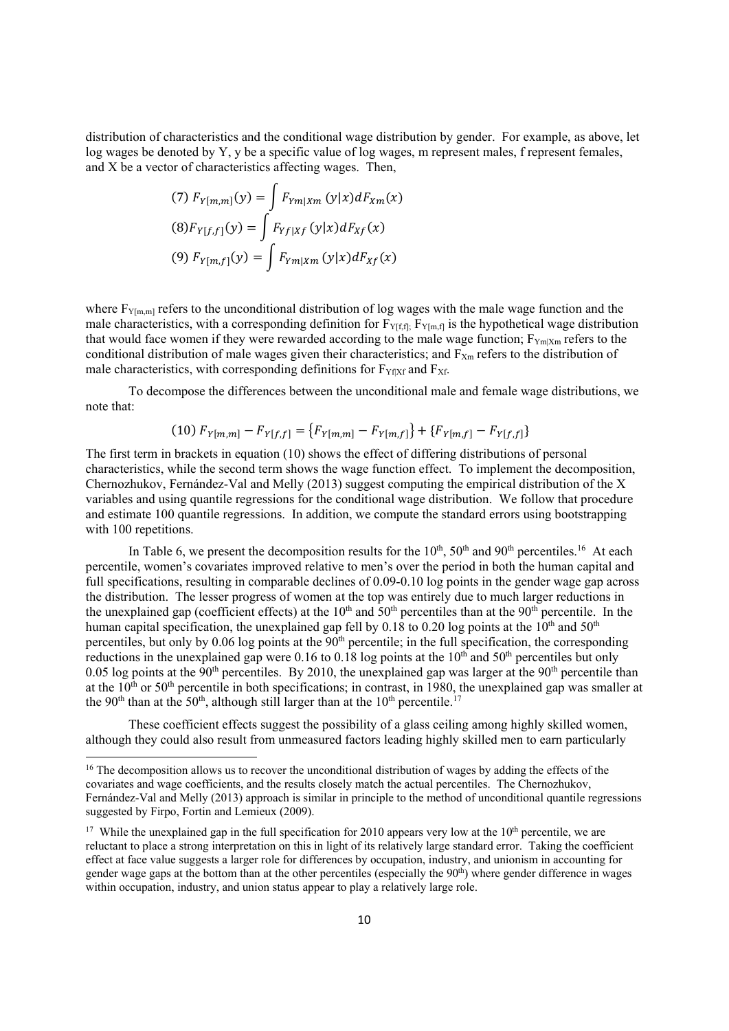distribution of characteristics and the conditional wage distribution by gender. For example, as above, let log wages be denoted by Y, y be a specific value of log wages, m represent males, f represent females, and X be a vector of characteristics affecting wages. Then,

$$(7)\ F_{Y[m,m]}(y) = \int F_{Ym|Xm}(y|x) dF_{Xm}(x)$$

$$(8) F_{Y[f,f]}(y) = \int F_{Yf|Xf}(y|x) dF_{Xf}(x)$$

$$(9)\ F_{Y[m,f]}(y) = \int F_{Ym|Xm}(y|x) dF_{Xf}(x)$$

where $F_{Y[m,m]}$ refers to the unconditional distribution of log wages with the male wage function and the male characteristics, with a corresponding definition for $F_{Y[f,f]}$; $F_{Y[m,f]}$ is the hypothetical wage distribution that would face women if they were rewarded according to the male wage function; $F_{Ym|Xm}$ refers to the conditional distribution of male wages given their characteristics; and $F_{Xm}$ refers to the distribution of male characteristics, with corresponding definitions for $F_{Yf|Xf}$ and $F_{Xf}$.

To decompose the differences between the unconditional male and female wage distributions, we note that:

$$(10)\ F_{Y[m,m]} - F_{Y[f,f]} = \{F_{Y[m,m]} - F_{Y[m,f]}\} + \{F_{Y[m,f]} - F_{Y[f,f]}\}$$

The first term in brackets in equation (10) shows the effect of differing distributions of personal characteristics, while the second term shows the wage function effect. To implement the decomposition, Chernozhukov, Fernández-Val and Melly (2013) suggest computing the empirical distribution of the X variables and using quantile regressions for the conditional wage distribution. We follow that procedure and estimate 100 quantile regressions. In addition, we compute the standard errors using bootstrapping with 100 repetitions.

In Table 6, we present the decomposition results for the 10th, 50th and 90th percentiles.[16] At each percentile, women's covariates improved relative to men's over the period in both the human capital and full specifications, resulting in comparable declines of 0.09-0.10 log points in the gender wage gap across the distribution. The lesser progress of women at the top was entirely due to much larger reductions in the unexplained gap (coefficient effects) at the 10th and 50th percentiles than at the 90th percentile. In the human capital specification, the unexplained gap fell by 0.18 to 0.20 log points at the 10th and 50th percentiles, but only by 0.06 log points at the 90th percentile; in the full specification, the corresponding reductions in the unexplained gap were 0.16 to 0.18 log points at the 10th and 50th percentiles but only 0.05 log points at the 90th percentiles. By 2010, the unexplained gap was larger at the 90th percentile than at the 10th or 50th percentile in both specifications; in contrast, in 1980, the unexplained gap was smaller at the 90th than at the 50th, although still larger than at the 10th percentile.[17]

These coefficient effects suggest the possibility of a glass ceiling among highly skilled women, although they could also result from unmeasured factors leading highly skilled men to earn particularly

---

[16] The decomposition allows us to recover the unconditional distribution of wages by adding the effects of the covariates and wage coefficients, and the results closely match the actual percentiles. The Chernozhukov, Fernández-Val and Melly (2013) approach is similar in principle to the method of unconditional quantile regressions suggested by Firpo, Fortin and Lemieux (2009).

[17] While the unexplained gap in the full specification for 2010 appears very low at the 10th percentile, we are reluctant to place a strong interpretation on this in light of its relatively large standard error. Taking the coefficient effect at face value suggests a larger role for differences by occupation, industry, and unionism in accounting for gender wage gaps at the bottom than at the other percentiles (especially the 90th) where gender difference in wages within occupation, industry, and union status appear to play a relatively large role.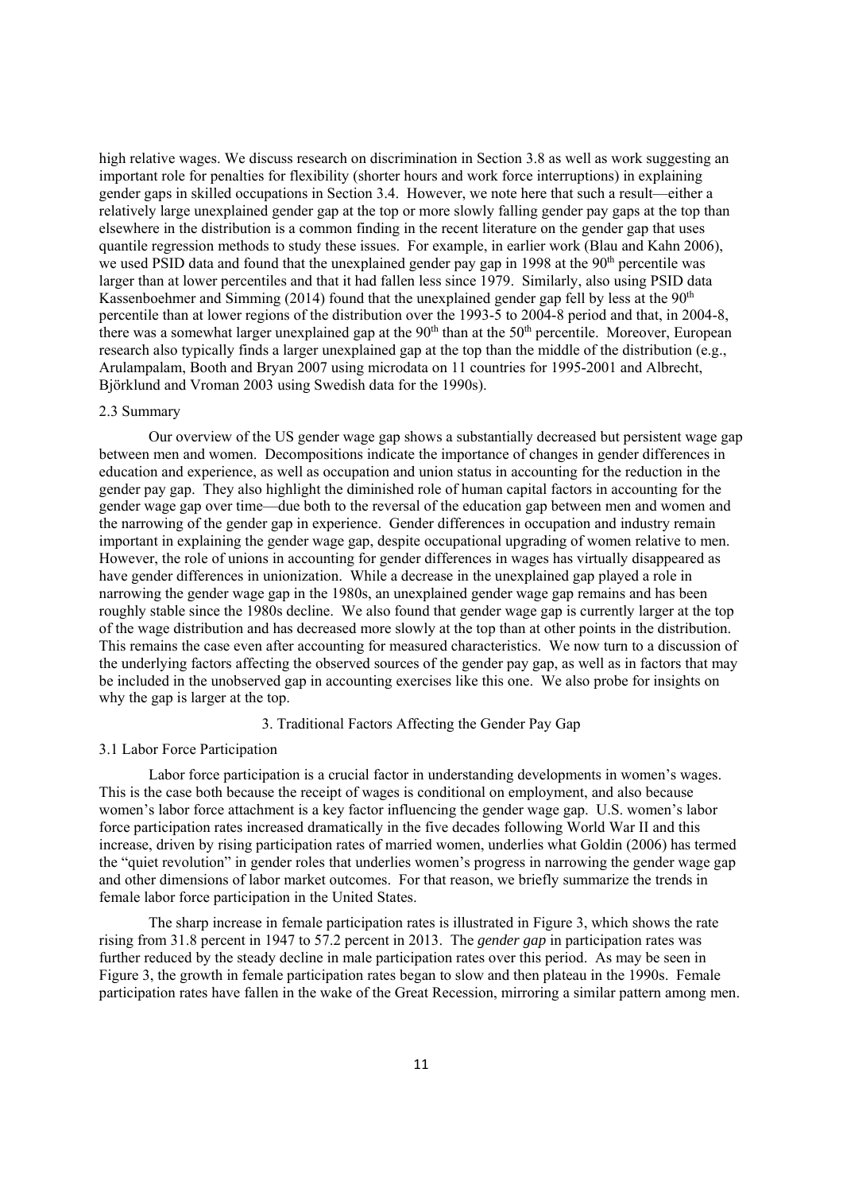high relative wages. We discuss research on discrimination in Section 3.8 as well as work suggesting an important role for penalties for flexibility (shorter hours and work force interruptions) in explaining gender gaps in skilled occupations in Section 3.4. However, we note here that such a result—either a relatively large unexplained gender gap at the top or more slowly falling gender pay gaps at the top than elsewhere in the distribution is a common finding in the recent literature on the gender gap that uses quantile regression methods to study these issues. For example, in earlier work (Blau and Kahn 2006), we used PSID data and found that the unexplained gender pay gap in 1998 at the 90th percentile was larger than at lower percentiles and that it had fallen less since 1979. Similarly, also using PSID data Kassenboehmer and Simming (2014) found that the unexplained gender gap fell by less at the 90th percentile than at lower regions of the distribution over the 1993-5 to 2004-8 period and that, in 2004-8, there was a somewhat larger unexplained gap at the 90th than at the 50th percentile. Moreover, European research also typically finds a larger unexplained gap at the top than the middle of the distribution (e.g., Arulampalam, Booth and Bryan 2007 using microdata on 11 countries for 1995-2001 and Albrecht, Björklund and Vroman 2003 using Swedish data for the 1990s).

### 2.3 Summary

Our overview of the US gender wage gap shows a substantially decreased but persistent wage gap between men and women. Decompositions indicate the importance of changes in gender differences in education and experience, as well as occupation and union status in accounting for the reduction in the gender pay gap. They also highlight the diminished role of human capital factors in accounting for the gender wage gap over time—due both to the reversal of the education gap between men and women and the narrowing of the gender gap in experience. Gender differences in occupation and industry remain important in explaining the gender wage gap, despite occupational upgrading of women relative to men. However, the role of unions in accounting for gender differences in wages has virtually disappeared as have gender differences in unionization. While a decrease in the unexplained gap played a role in narrowing the gender wage gap in the 1980s, an unexplained gender wage gap remains and has been roughly stable since the 1980s decline. We also found that gender wage gap is currently larger at the top of the wage distribution and has decreased more slowly at the top than at other points in the distribution. This remains the case even after accounting for measured characteristics. We now turn to a discussion of the underlying factors affecting the observed sources of the gender pay gap, as well as in factors that may be included in the unobserved gap in accounting exercises like this one. We also probe for insights on why the gap is larger at the top.

## 3. Traditional Factors Affecting the Gender Pay Gap

### 3.1 Labor Force Participation

Labor force participation is a crucial factor in understanding developments in women's wages. This is the case both because the receipt of wages is conditional on employment, and also because women's labor force attachment is a key factor influencing the gender wage gap. U.S. women's labor force participation rates increased dramatically in the five decades following World War II and this increase, driven by rising participation rates of married women, underlies what Goldin (2006) has termed the "quiet revolution" in gender roles that underlies women's progress in narrowing the gender wage gap and other dimensions of labor market outcomes. For that reason, we briefly summarize the trends in female labor force participation in the United States.

The sharp increase in female participation rates is illustrated in Figure 3, which shows the rate rising from 31.8 percent in 1947 to 57.2 percent in 2013. The *gender gap* in participation rates was further reduced by the steady decline in male participation rates over this period. As may be seen in Figure 3, the growth in female participation rates began to slow and then plateau in the 1990s. Female participation rates have fallen in the wake of the Great Recession, mirroring a similar pattern among men.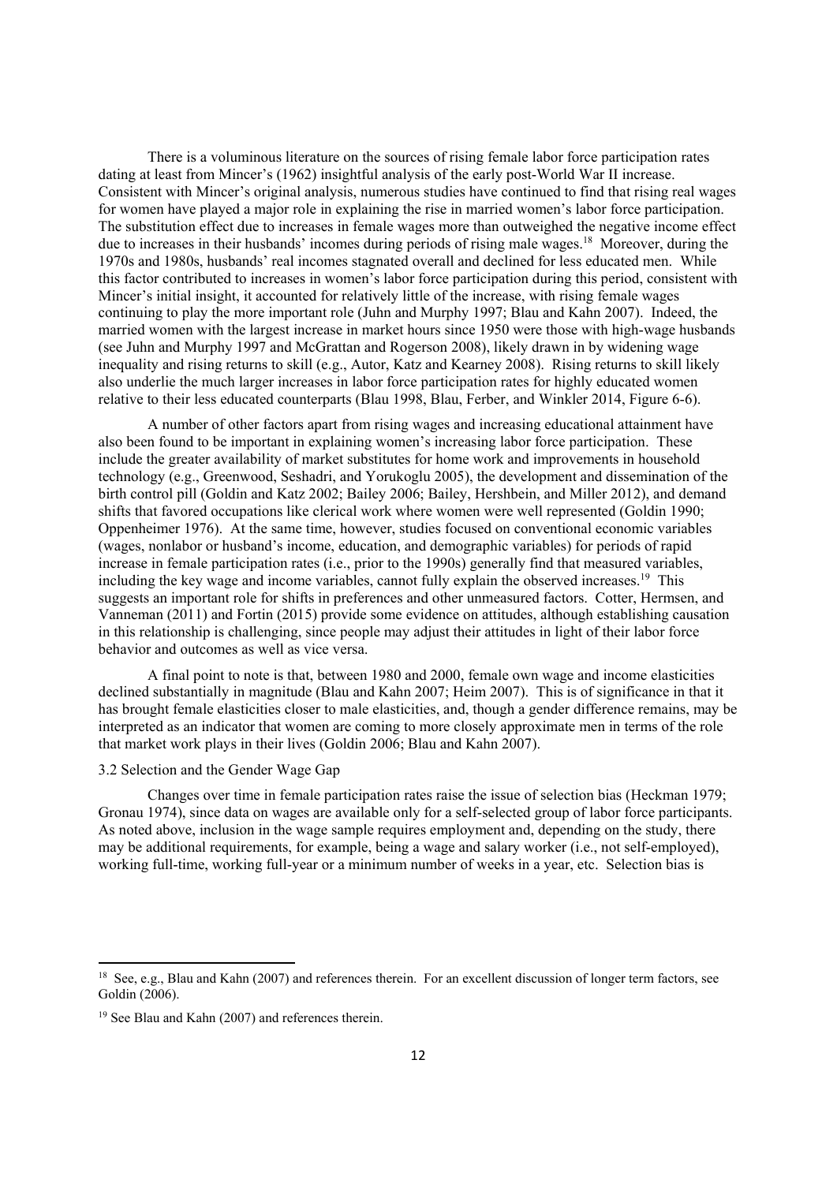There is a voluminous literature on the sources of rising female labor force participation rates dating at least from Mincer's (1962) insightful analysis of the early post-World War II increase. Consistent with Mincer's original analysis, numerous studies have continued to find that rising real wages for women have played a major role in explaining the rise in married women's labor force participation. The substitution effect due to increases in female wages more than outweighed the negative income effect due to increases in their husbands' incomes during periods of rising male wages.[18] Moreover, during the 1970s and 1980s, husbands' real incomes stagnated overall and declined for less educated men. While this factor contributed to increases in women's labor force participation during this period, consistent with Mincer's initial insight, it accounted for relatively little of the increase, with rising female wages continuing to play the more important role (Juhn and Murphy 1997; Blau and Kahn 2007). Indeed, the married women with the largest increase in market hours since 1950 were those with high-wage husbands (see Juhn and Murphy 1997 and McGrattan and Rogerson 2008), likely drawn in by widening wage inequality and rising returns to skill (e.g., Autor, Katz and Kearney 2008). Rising returns to skill likely also underlie the much larger increases in labor force participation rates for highly educated women relative to their less educated counterparts (Blau 1998, Blau, Ferber, and Winkler 2014, Figure 6-6).

A number of other factors apart from rising wages and increasing educational attainment have also been found to be important in explaining women's increasing labor force participation. These include the greater availability of market substitutes for home work and improvements in household technology (e.g., Greenwood, Seshadri, and Yorukoglu 2005), the development and dissemination of the birth control pill (Goldin and Katz 2002; Bailey 2006; Bailey, Hershbein, and Miller 2012), and demand shifts that favored occupations like clerical work where women were well represented (Goldin 1990; Oppenheimer 1976). At the same time, however, studies focused on conventional economic variables (wages, nonlabor or husband's income, education, and demographic variables) for periods of rapid increase in female participation rates (i.e., prior to the 1990s) generally find that measured variables, including the key wage and income variables, cannot fully explain the observed increases.[19] This suggests an important role for shifts in preferences and other unmeasured factors. Cotter, Hermsen, and Vanneman (2011) and Fortin (2015) provide some evidence on attitudes, although establishing causation in this relationship is challenging, since people may adjust their attitudes in light of their labor force behavior and outcomes as well as vice versa.

A final point to note is that, between 1980 and 2000, female own wage and income elasticities declined substantially in magnitude (Blau and Kahn 2007; Heim 2007). This is of significance in that it has brought female elasticities closer to male elasticities, and, though a gender difference remains, may be interpreted as an indicator that women are coming to more closely approximate men in terms of the role that market work plays in their lives (Goldin 2006; Blau and Kahn 2007).

### 3.2 Selection and the Gender Wage Gap

Changes over time in female participation rates raise the issue of selection bias (Heckman 1979; Gronau 1974), since data on wages are available only for a self-selected group of labor force participants. As noted above, inclusion in the wage sample requires employment and, depending on the study, there may be additional requirements, for example, being a wage and salary worker (i.e., not self-employed), working full-time, working full-year or a minimum number of weeks in a year, etc. Selection bias is

---

[18] See, e.g., Blau and Kahn (2007) and references therein. For an excellent discussion of longer term factors, see Goldin (2006).

[19] See Blau and Kahn (2007) and references therein.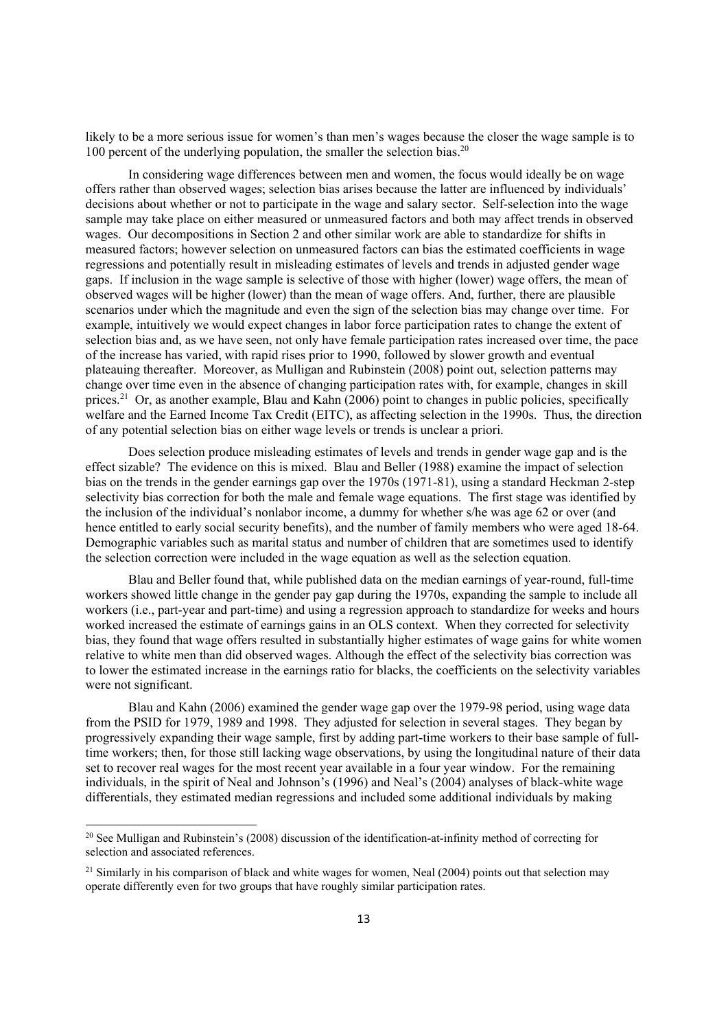likely to be a more serious issue for women's than men's wages because the closer the wage sample is to 100 percent of the underlying population, the smaller the selection bias.[20]

In considering wage differences between men and women, the focus would ideally be on wage offers rather than observed wages; selection bias arises because the latter are influenced by individuals' decisions about whether or not to participate in the wage and salary sector. Self-selection into the wage sample may take place on either measured or unmeasured factors and both may affect trends in observed wages. Our decompositions in Section 2 and other similar work are able to standardize for shifts in measured factors; however selection on unmeasured factors can bias the estimated coefficients in wage regressions and potentially result in misleading estimates of levels and trends in adjusted gender wage gaps. If inclusion in the wage sample is selective of those with higher (lower) wage offers, the mean of observed wages will be higher (lower) than the mean of wage offers. And, further, there are plausible scenarios under which the magnitude and even the sign of the selection bias may change over time. For example, intuitively we would expect changes in labor force participation rates to change the extent of selection bias and, as we have seen, not only have female participation rates increased over time, the pace of the increase has varied, with rapid rises prior to 1990, followed by slower growth and eventual plateauing thereafter. Moreover, as Mulligan and Rubinstein (2008) point out, selection patterns may change over time even in the absence of changing participation rates with, for example, changes in skill prices.[21] Or, as another example, Blau and Kahn (2006) point to changes in public policies, specifically welfare and the Earned Income Tax Credit (EITC), as affecting selection in the 1990s. Thus, the direction of any potential selection bias on either wage levels or trends is unclear a priori.

Does selection produce misleading estimates of levels and trends in gender wage gap and is the effect sizable? The evidence on this is mixed. Blau and Beller (1988) examine the impact of selection bias on the trends in the gender earnings gap over the 1970s (1971-81), using a standard Heckman 2-step selectivity bias correction for both the male and female wage equations. The first stage was identified by the inclusion of the individual's nonlabor income, a dummy for whether s/he was age 62 or over (and hence entitled to early social security benefits), and the number of family members who were aged 18-64. Demographic variables such as marital status and number of children that are sometimes used to identify the selection correction were included in the wage equation as well as the selection equation.

Blau and Beller found that, while published data on the median earnings of year-round, full-time workers showed little change in the gender pay gap during the 1970s, expanding the sample to include all workers (i.e., part-year and part-time) and using a regression approach to standardize for weeks and hours worked increased the estimate of earnings gains in an OLS context. When they corrected for selectivity bias, they found that wage offers resulted in substantially higher estimates of wage gains for white women relative to white men than did observed wages. Although the effect of the selectivity bias correction was to lower the estimated increase in the earnings ratio for blacks, the coefficients on the selectivity variables were not significant.

Blau and Kahn (2006) examined the gender wage gap over the 1979-98 period, using wage data from the PSID for 1979, 1989 and 1998. They adjusted for selection in several stages. They began by progressively expanding their wage sample, first by adding part-time workers to their base sample of full-time workers; then, for those still lacking wage observations, by using the longitudinal nature of their data set to recover real wages for the most recent year available in a four year window. For the remaining individuals, in the spirit of Neal and Johnson's (1996) and Neal's (2004) analyses of black-white wage differentials, they estimated median regressions and included some additional individuals by making

[20] See Mulligan and Rubinstein's (2008) discussion of the identification-at-infinity method of correcting for selection and associated references.

[21] Similarly in his comparison of black and white wages for women, Neal (2004) points out that selection may operate differently even for two groups that have roughly similar participation rates.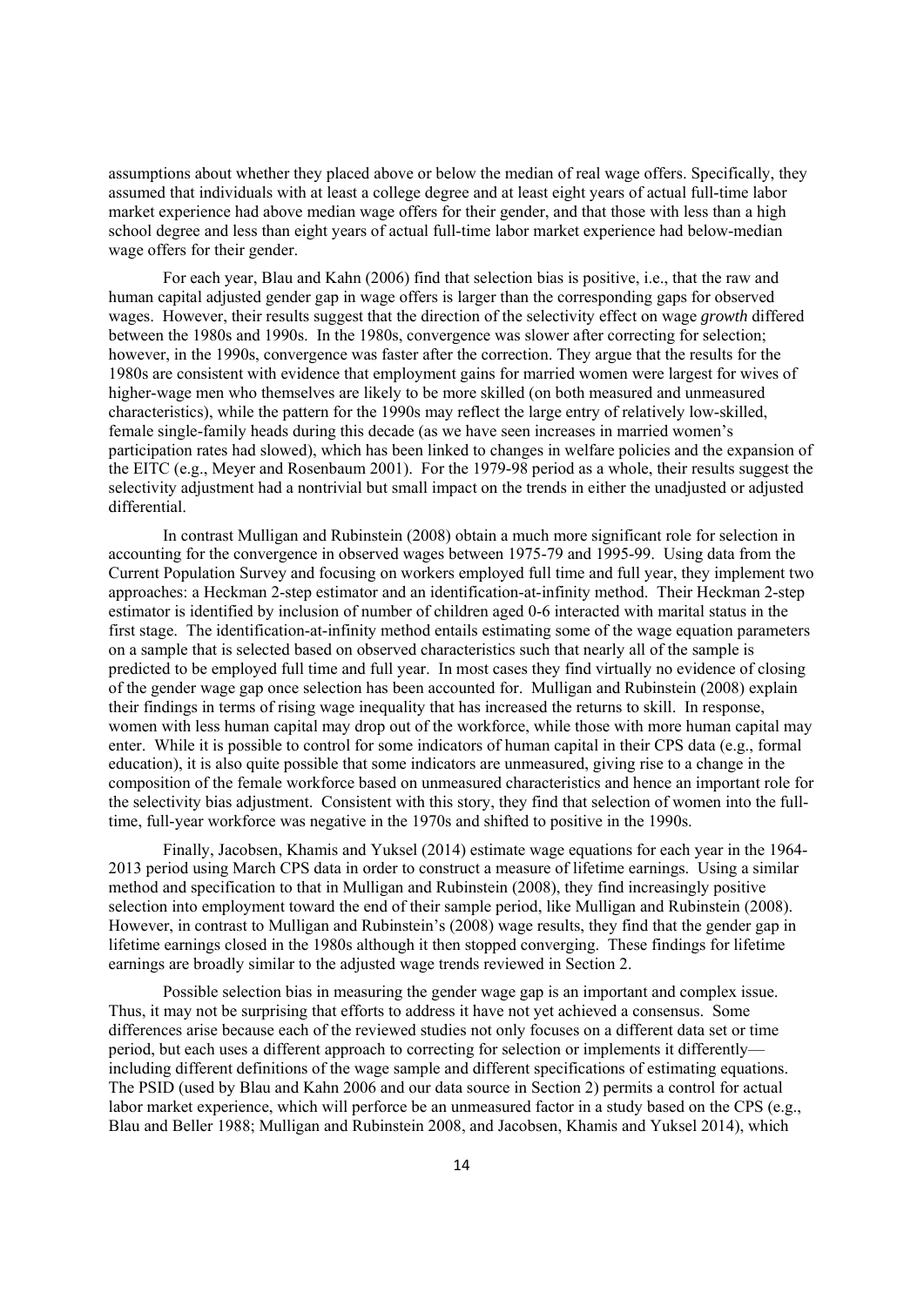assumptions about whether they placed above or below the median of real wage offers. Specifically, they assumed that individuals with at least a college degree and at least eight years of actual full-time labor market experience had above median wage offers for their gender, and that those with less than a high school degree and less than eight years of actual full-time labor market experience had below-median wage offers for their gender.

For each year, Blau and Kahn (2006) find that selection bias is positive, i.e., that the raw and human capital adjusted gender gap in wage offers is larger than the corresponding gaps for observed wages. However, their results suggest that the direction of the selectivity effect on wage *growth* differed between the 1980s and 1990s. In the 1980s, convergence was slower after correcting for selection; however, in the 1990s, convergence was faster after the correction. They argue that the results for the 1980s are consistent with evidence that employment gains for married women were largest for wives of higher-wage men who themselves are likely to be more skilled (on both measured and unmeasured characteristics), while the pattern for the 1990s may reflect the large entry of relatively low-skilled, female single-family heads during this decade (as we have seen increases in married women's participation rates had slowed), which has been linked to changes in welfare policies and the expansion of the EITC (e.g., Meyer and Rosenbaum 2001). For the 1979-98 period as a whole, their results suggest the selectivity adjustment had a nontrivial but small impact on the trends in either the unadjusted or adjusted differential.

In contrast Mulligan and Rubinstein (2008) obtain a much more significant role for selection in accounting for the convergence in observed wages between 1975-79 and 1995-99. Using data from the Current Population Survey and focusing on workers employed full time and full year, they implement two approaches: a Heckman 2-step estimator and an identification-at-infinity method. Their Heckman 2-step estimator is identified by inclusion of number of children aged 0-6 interacted with marital status in the first stage. The identification-at-infinity method entails estimating some of the wage equation parameters on a sample that is selected based on observed characteristics such that nearly all of the sample is predicted to be employed full time and full year. In most cases they find virtually no evidence of closing of the gender wage gap once selection has been accounted for. Mulligan and Rubinstein (2008) explain their findings in terms of rising wage inequality that has increased the returns to skill. In response, women with less human capital may drop out of the workforce, while those with more human capital may enter. While it is possible to control for some indicators of human capital in their CPS data (e.g., formal education), it is also quite possible that some indicators are unmeasured, giving rise to a change in the composition of the female workforce based on unmeasured characteristics and hence an important role for the selectivity bias adjustment. Consistent with this story, they find that selection of women into the full-time, full-year workforce was negative in the 1970s and shifted to positive in the 1990s.

Finally, Jacobsen, Khamis and Yuksel (2014) estimate wage equations for each year in the 1964-2013 period using March CPS data in order to construct a measure of lifetime earnings. Using a similar method and specification to that in Mulligan and Rubinstein (2008), they find increasingly positive selection into employment toward the end of their sample period, like Mulligan and Rubinstein (2008). However, in contrast to Mulligan and Rubinstein's (2008) wage results, they find that the gender gap in lifetime earnings closed in the 1980s although it then stopped converging. These findings for lifetime earnings are broadly similar to the adjusted wage trends reviewed in Section 2.

Possible selection bias in measuring the gender wage gap is an important and complex issue. Thus, it may not be surprising that efforts to address it have not yet achieved a consensus. Some differences arise because each of the reviewed studies not only focuses on a different data set or time period, but each uses a different approach to correcting for selection or implements it differently—including different definitions of the wage sample and different specifications of estimating equations. The PSID (used by Blau and Kahn 2006 and our data source in Section 2) permits a control for actual labor market experience, which will perforce be an unmeasured factor in a study based on the CPS (e.g., Blau and Beller 1988; Mulligan and Rubinstein 2008, and Jacobsen, Khamis and Yuksel 2014), which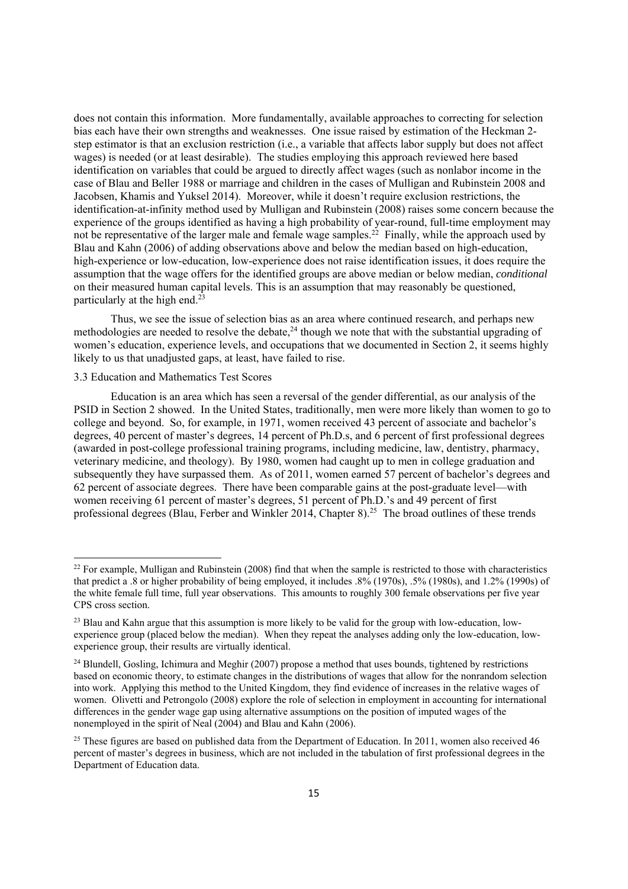does not contain this information. More fundamentally, available approaches to correcting for selection bias each have their own strengths and weaknesses. One issue raised by estimation of the Heckman 2-step estimator is that an exclusion restriction (i.e., a variable that affects labor supply but does not affect wages) is needed (or at least desirable). The studies employing this approach reviewed here based identification on variables that could be argued to directly affect wages (such as nonlabor income in the case of Blau and Beller 1988 or marriage and children in the cases of Mulligan and Rubinstein 2008 and Jacobsen, Khamis and Yuksel 2014). Moreover, while it doesn't require exclusion restrictions, the identification-at-infinity method used by Mulligan and Rubinstein (2008) raises some concern because the experience of the groups identified as having a high probability of year-round, full-time employment may not be representative of the larger male and female wage samples.[22] Finally, while the approach used by Blau and Kahn (2006) of adding observations above and below the median based on high-education, high-experience or low-education, low-experience does not raise identification issues, it does require the assumption that the wage offers for the identified groups are above median or below median, *conditional* on their measured human capital levels. This is an assumption that may reasonably be questioned, particularly at the high end.[23]

Thus, we see the issue of selection bias as an area where continued research, and perhaps new methodologies are needed to resolve the debate,[24] though we note that with the substantial upgrading of women's education, experience levels, and occupations that we documented in Section 2, it seems highly likely to us that unadjusted gaps, at least, have failed to rise.

### 3.3 Education and Mathematics Test Scores

Education is an area which has seen a reversal of the gender differential, as our analysis of the PSID in Section 2 showed. In the United States, traditionally, men were more likely than women to go to college and beyond. So, for example, in 1971, women received 43 percent of associate and bachelor's degrees, 40 percent of master's degrees, 14 percent of Ph.D.s, and 6 percent of first professional degrees (awarded in post-college professional training programs, including medicine, law, dentistry, pharmacy, veterinary medicine, and theology). By 1980, women had caught up to men in college graduation and subsequently they have surpassed them. As of 2011, women earned 57 percent of bachelor's degrees and 62 percent of associate degrees. There have been comparable gains at the post-graduate level—with women receiving 61 percent of master's degrees, 51 percent of Ph.D.'s and 49 percent of first professional degrees (Blau, Ferber and Winkler 2014, Chapter 8).[25] The broad outlines of these trends

---

[22] For example, Mulligan and Rubinstein (2008) find that when the sample is restricted to those with characteristics that predict a .8 or higher probability of being employed, it includes .8% (1970s), .5% (1980s), and 1.2% (1990s) of the white female full time, full year observations. This amounts to roughly 300 female observations per five year CPS cross section.

[23] Blau and Kahn argue that this assumption is more likely to be valid for the group with low-education, low-experience group (placed below the median). When they repeat the analyses adding only the low-education, low-experience group, their results are virtually identical.

[24] Blundell, Gosling, Ichimura and Meghir (2007) propose a method that uses bounds, tightened by restrictions based on economic theory, to estimate changes in the distributions of wages that allow for the nonrandom selection into work. Applying this method to the United Kingdom, they find evidence of increases in the relative wages of women. Olivetti and Petrongolo (2008) explore the role of selection in employment in accounting for international differences in the gender wage gap using alternative assumptions on the position of imputed wages of the nonemployed in the spirit of Neal (2004) and Blau and Kahn (2006).

[25] These figures are based on published data from the Department of Education. In 2011, women also received 46 percent of master's degrees in business, which are not included in the tabulation of first professional degrees in the Department of Education data.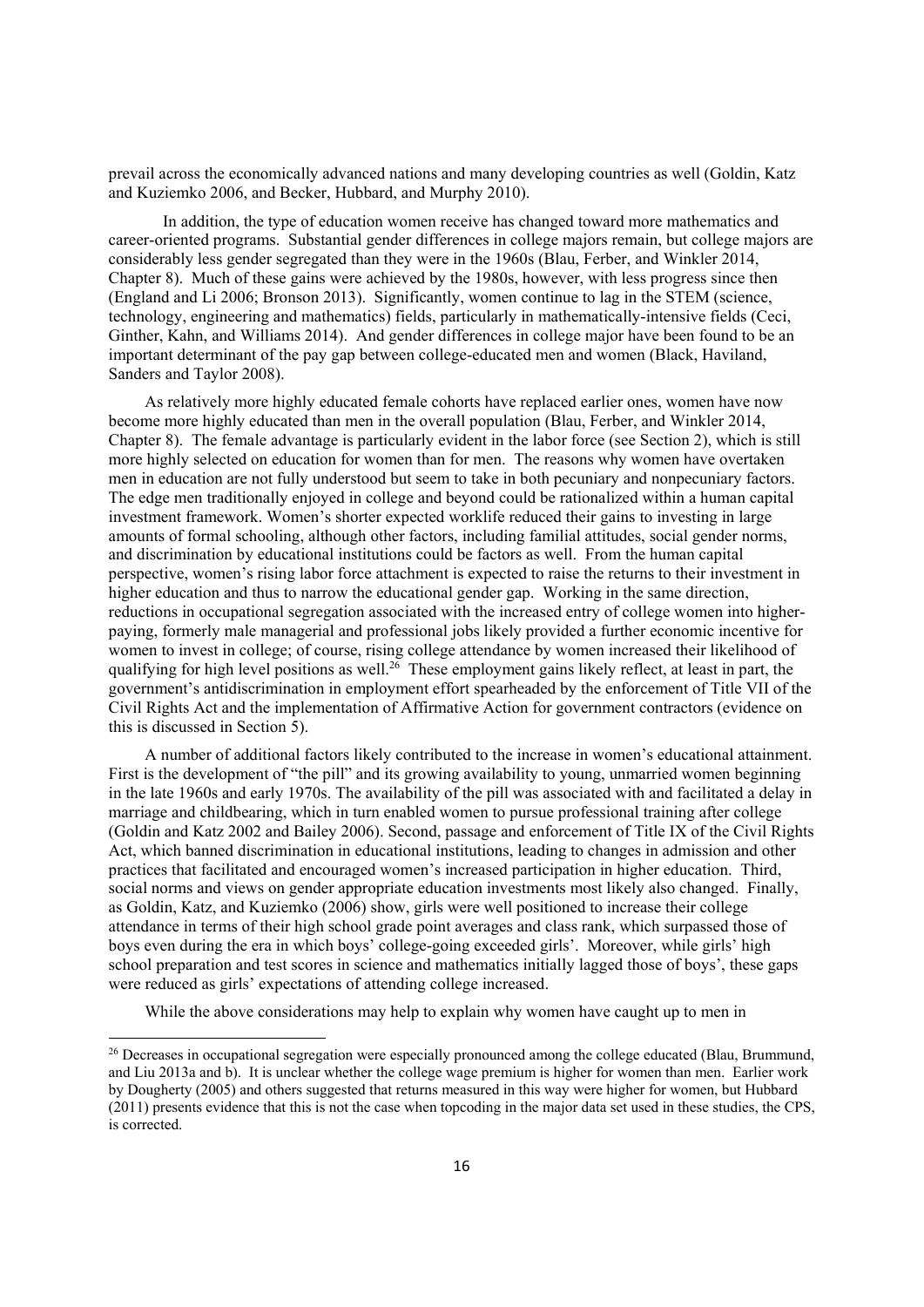prevail across the economically advanced nations and many developing countries as well (Goldin, Katz and Kuziemko 2006, and Becker, Hubbard, and Murphy 2010).

In addition, the type of education women receive has changed toward more mathematics and career-oriented programs. Substantial gender differences in college majors remain, but college majors are considerably less gender segregated than they were in the 1960s (Blau, Ferber, and Winkler 2014, Chapter 8). Much of these gains were achieved by the 1980s, however, with less progress since then (England and Li 2006; Bronson 2013). Significantly, women continue to lag in the STEM (science, technology, engineering and mathematics) fields, particularly in mathematically-intensive fields (Ceci, Ginther, Kahn, and Williams 2014). And gender differences in college major have been found to be an important determinant of the pay gap between college-educated men and women (Black, Haviland, Sanders and Taylor 2008).

As relatively more highly educated female cohorts have replaced earlier ones, women have now become more highly educated than men in the overall population (Blau, Ferber, and Winkler 2014, Chapter 8). The female advantage is particularly evident in the labor force (see Section 2), which is still more highly selected on education for women than for men. The reasons why women have overtaken men in education are not fully understood but seem to take in both pecuniary and nonpecuniary factors. The edge men traditionally enjoyed in college and beyond could be rationalized within a human capital investment framework. Women's shorter expected worklife reduced their gains to investing in large amounts of formal schooling, although other factors, including familial attitudes, social gender norms, and discrimination by educational institutions could be factors as well. From the human capital perspective, women's rising labor force attachment is expected to raise the returns to their investment in higher education and thus to narrow the educational gender gap. Working in the same direction, reductions in occupational segregation associated with the increased entry of college women into higher-paying, formerly male managerial and professional jobs likely provided a further economic incentive for women to invest in college; of course, rising college attendance by women increased their likelihood of qualifying for high level positions as well.[26] These employment gains likely reflect, at least in part, the government's antidiscrimination in employment effort spearheaded by the enforcement of Title VII of the Civil Rights Act and the implementation of Affirmative Action for government contractors (evidence on this is discussed in Section 5).

A number of additional factors likely contributed to the increase in women's educational attainment. First is the development of "the pill" and its growing availability to young, unmarried women beginning in the late 1960s and early 1970s. The availability of the pill was associated with and facilitated a delay in marriage and childbearing, which in turn enabled women to pursue professional training after college (Goldin and Katz 2002 and Bailey 2006). Second, passage and enforcement of Title IX of the Civil Rights Act, which banned discrimination in educational institutions, leading to changes in admission and other practices that facilitated and encouraged women's increased participation in higher education. Third, social norms and views on gender appropriate education investments most likely also changed. Finally, as Goldin, Katz, and Kuziemko (2006) show, girls were well positioned to increase their college attendance in terms of their high school grade point averages and class rank, which surpassed those of boys even during the era in which boys' college-going exceeded girls'. Moreover, while girls' high school preparation and test scores in science and mathematics initially lagged those of boys', these gaps were reduced as girls' expectations of attending college increased.

While the above considerations may help to explain why women have caught up to men in

---

[26] Decreases in occupational segregation were especially pronounced among the college educated (Blau, Brummund, and Liu 2013a and b). It is unclear whether the college wage premium is higher for women than men. Earlier work by Dougherty (2005) and others suggested that returns measured in this way were higher for women, but Hubbard (2011) presents evidence that this is not the case when topcoding in the major data set used in these studies, the CPS, is corrected.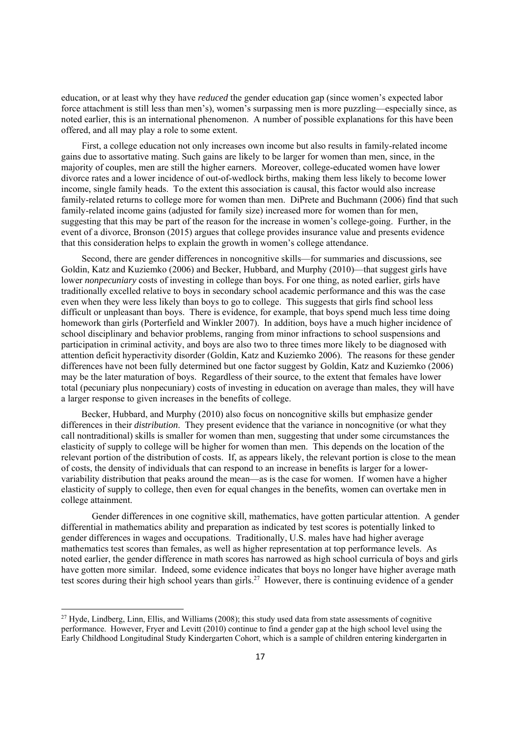education, or at least why they have *reduced* the gender education gap (since women's expected labor force attachment is still less than men's), women's surpassing men is more puzzling—especially since, as noted earlier, this is an international phenomenon. A number of possible explanations for this have been offered, and all may play a role to some extent.

First, a college education not only increases own income but also results in family-related income gains due to assortative mating. Such gains are likely to be larger for women than men, since, in the majority of couples, men are still the higher earners. Moreover, college-educated women have lower divorce rates and a lower incidence of out-of-wedlock births, making them less likely to become lower income, single family heads. To the extent this association is causal, this factor would also increase family-related returns to college more for women than men. DiPrete and Buchmann (2006) find that such family-related income gains (adjusted for family size) increased more for women than for men, suggesting that this may be part of the reason for the increase in women's college-going. Further, in the event of a divorce, Bronson (2015) argues that college provides insurance value and presents evidence that this consideration helps to explain the growth in women's college attendance.

Second, there are gender differences in noncognitive skills—for summaries and discussions, see Goldin, Katz and Kuziemko (2006) and Becker, Hubbard, and Murphy (2010)—that suggest girls have lower *nonpecuniary* costs of investing in college than boys. For one thing, as noted earlier, girls have traditionally excelled relative to boys in secondary school academic performance and this was the case even when they were less likely than boys to go to college. This suggests that girls find school less difficult or unpleasant than boys. There is evidence, for example, that boys spend much less time doing homework than girls (Porterfield and Winkler 2007). In addition, boys have a much higher incidence of school disciplinary and behavior problems, ranging from minor infractions to school suspensions and participation in criminal activity, and boys are also two to three times more likely to be diagnosed with attention deficit hyperactivity disorder (Goldin, Katz and Kuziemko 2006). The reasons for these gender differences have not been fully determined but one factor suggest by Goldin, Katz and Kuziemko (2006) may be the later maturation of boys. Regardless of their source, to the extent that females have lower total (pecuniary plus nonpecuniary) costs of investing in education on average than males, they will have a larger response to given increases in the benefits of college.

Becker, Hubbard, and Murphy (2010) also focus on noncognitive skills but emphasize gender differences in their *distribution*. They present evidence that the variance in noncognitive (or what they call nontraditional) skills is smaller for women than men, suggesting that under some circumstances the elasticity of supply to college will be higher for women than men. This depends on the location of the relevant portion of the distribution of costs. If, as appears likely, the relevant portion is close to the mean of costs, the density of individuals that can respond to an increase in benefits is larger for a lower-variability distribution that peaks around the mean—as is the case for women. If women have a higher elasticity of supply to college, then even for equal changes in the benefits, women can overtake men in college attainment.

Gender differences in one cognitive skill, mathematics, have gotten particular attention. A gender differential in mathematics ability and preparation as indicated by test scores is potentially linked to gender differences in wages and occupations. Traditionally, U.S. males have had higher average mathematics test scores than females, as well as higher representation at top performance levels. As noted earlier, the gender difference in math scores has narrowed as high school curricula of boys and girls have gotten more similar. Indeed, some evidence indicates that boys no longer have higher average math test scores during their high school years than girls.[27] However, there is continuing evidence of a gender

[27] Hyde, Lindberg, Linn, Ellis, and Williams (2008); this study used data from state assessments of cognitive performance. However, Fryer and Levitt (2010) continue to find a gender gap at the high school level using the Early Childhood Longitudinal Study Kindergarten Cohort, which is a sample of children entering kindergarten in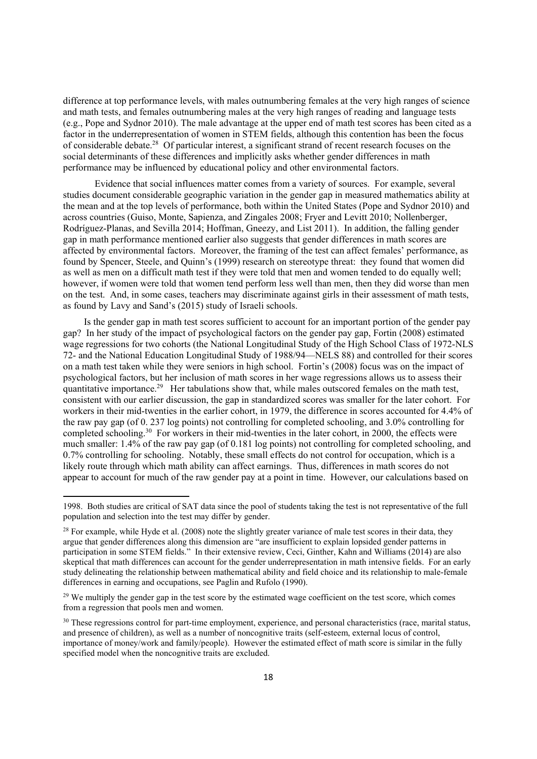difference at top performance levels, with males outnumbering females at the very high ranges of science and math tests, and females outnumbering males at the very high ranges of reading and language tests (e.g., Pope and Sydnor 2010). The male advantage at the upper end of math test scores has been cited as a factor in the underrepresentation of women in STEM fields, although this contention has been the focus of considerable debate.[28] Of particular interest, a significant strand of recent research focuses on the social determinants of these differences and implicitly asks whether gender differences in math performance may be influenced by educational policy and other environmental factors.

Evidence that social influences matter comes from a variety of sources. For example, several studies document considerable geographic variation in the gender gap in measured mathematics ability at the mean and at the top levels of performance, both within the United States (Pope and Sydnor 2010) and across countries (Guiso, Monte, Sapienza, and Zingales 2008; Fryer and Levitt 2010; Nollenberger, Rodríguez-Planas, and Sevilla 2014; Hoffman, Gneezy, and List 2011). In addition, the falling gender gap in math performance mentioned earlier also suggests that gender differences in math scores are affected by environmental factors. Moreover, the framing of the test can affect females' performance, as found by Spencer, Steele, and Quinn's (1999) research on stereotype threat: they found that women did as well as men on a difficult math test if they were told that men and women tended to do equally well; however, if women were told that women tend perform less well than men, then they did worse than men on the test. And, in some cases, teachers may discriminate against girls in their assessment of math tests, as found by Lavy and Sand's (2015) study of Israeli schools.

Is the gender gap in math test scores sufficient to account for an important portion of the gender pay gap? In her study of the impact of psychological factors on the gender pay gap, Fortin (2008) estimated wage regressions for two cohorts (the National Longitudinal Study of the High School Class of 1972-NLS 72- and the National Education Longitudinal Study of 1988/94—NELS 88) and controlled for their scores on a math test taken while they were seniors in high school. Fortin's (2008) focus was on the impact of psychological factors, but her inclusion of math scores in her wage regressions allows us to assess their quantitative importance.[29] Her tabulations show that, while males outscored females on the math test, consistent with our earlier discussion, the gap in standardized scores was smaller for the later cohort. For workers in their mid-twenties in the earlier cohort, in 1979, the difference in scores accounted for 4.4% of the raw pay gap (of 0. 237 log points) not controlling for completed schooling, and 3.0% controlling for completed schooling.[30] For workers in their mid-twenties in the later cohort, in 2000, the effects were much smaller: 1.4% of the raw pay gap (of 0.181 log points) not controlling for completed schooling, and 0.7% controlling for schooling. Notably, these small effects do not control for occupation, which is a likely route through which math ability can affect earnings. Thus, differences in math scores do not appear to account for much of the raw gender pay at a point in time. However, our calculations based on

---

1998. Both studies are critical of SAT data since the pool of students taking the test is not representative of the full population and selection into the test may differ by gender.

[28] For example, while Hyde et al. (2008) note the slightly greater variance of male test scores in their data, they argue that gender differences along this dimension are "are insufficient to explain lopsided gender patterns in participation in some STEM fields." In their extensive review, Ceci, Ginther, Kahn and Williams (2014) are also skeptical that math differences can account for the gender underrepresentation in math intensive fields. For an early study delineating the relationship between mathematical ability and field choice and its relationship to male-female differences in earning and occupations, see Paglin and Rufolo (1990).

[29] We multiply the gender gap in the test score by the estimated wage coefficient on the test score, which comes from a regression that pools men and women.

[30] These regressions control for part-time employment, experience, and personal characteristics (race, marital status, and presence of children), as well as a number of noncognitive traits (self-esteem, external locus of control, importance of money/work and family/people). However the estimated effect of math score is similar in the fully specified model when the noncognitive traits are excluded.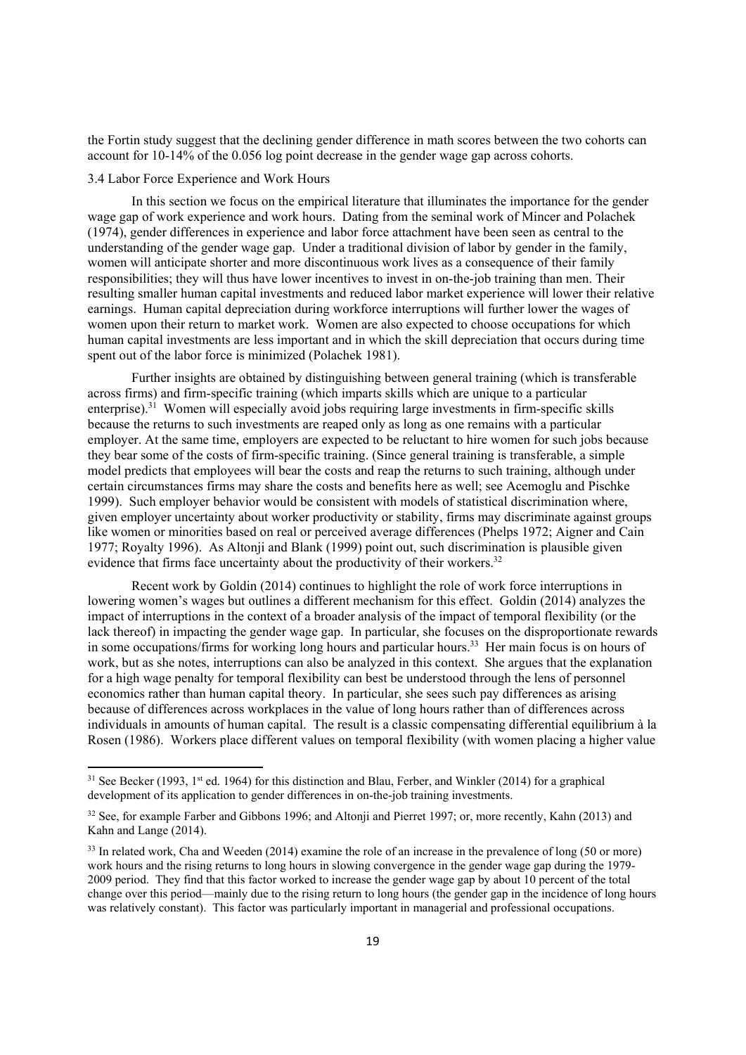the Fortin study suggest that the declining gender difference in math scores between the two cohorts can account for 10-14% of the 0.056 log point decrease in the gender wage gap across cohorts.

### 3.4 Labor Force Experience and Work Hours

In this section we focus on the empirical literature that illuminates the importance for the gender wage gap of work experience and work hours. Dating from the seminal work of Mincer and Polachek (1974), gender differences in experience and labor force attachment have been seen as central to the understanding of the gender wage gap. Under a traditional division of labor by gender in the family, women will anticipate shorter and more discontinuous work lives as a consequence of their family responsibilities; they will thus have lower incentives to invest in on-the-job training than men. Their resulting smaller human capital investments and reduced labor market experience will lower their relative earnings. Human capital depreciation during workforce interruptions will further lower the wages of women upon their return to market work. Women are also expected to choose occupations for which human capital investments are less important and in which the skill depreciation that occurs during time spent out of the labor force is minimized (Polachek 1981).

Further insights are obtained by distinguishing between general training (which is transferable across firms) and firm-specific training (which imparts skills which are unique to a particular enterprise).[31] Women will especially avoid jobs requiring large investments in firm-specific skills because the returns to such investments are reaped only as long as one remains with a particular employer. At the same time, employers are expected to be reluctant to hire women for such jobs because they bear some of the costs of firm-specific training. (Since general training is transferable, a simple model predicts that employees will bear the costs and reap the returns to such training, although under certain circumstances firms may share the costs and benefits here as well; see Acemoglu and Pischke 1999). Such employer behavior would be consistent with models of statistical discrimination where, given employer uncertainty about worker productivity or stability, firms may discriminate against groups like women or minorities based on real or perceived average differences (Phelps 1972; Aigner and Cain 1977; Royalty 1996). As Altonji and Blank (1999) point out, such discrimination is plausible given evidence that firms face uncertainty about the productivity of their workers.[32]

Recent work by Goldin (2014) continues to highlight the role of work force interruptions in lowering women's wages but outlines a different mechanism for this effect. Goldin (2014) analyzes the impact of interruptions in the context of a broader analysis of the impact of temporal flexibility (or the lack thereof) in impacting the gender wage gap. In particular, she focuses on the disproportionate rewards in some occupations/firms for working long hours and particular hours.[33] Her main focus is on hours of work, but as she notes, interruptions can also be analyzed in this context. She argues that the explanation for a high wage penalty for temporal flexibility can best be understood through the lens of personnel economics rather than human capital theory. In particular, she sees such pay differences as arising because of differences across workplaces in the value of long hours rather than of differences across individuals in amounts of human capital. The result is a classic compensating differential equilibrium à la Rosen (1986). Workers place different values on temporal flexibility (with women placing a higher value

---

[31] See Becker (1993, 1st ed. 1964) for this distinction and Blau, Ferber, and Winkler (2014) for a graphical development of its application to gender differences in on-the-job training investments.

[32] See, for example Farber and Gibbons 1996; and Altonji and Pierret 1997; or, more recently, Kahn (2013) and Kahn and Lange (2014).

[33] In related work, Cha and Weeden (2014) examine the role of an increase in the prevalence of long (50 or more) work hours and the rising returns to long hours in slowing convergence in the gender wage gap during the 1979-2009 period. They find that this factor worked to increase the gender wage gap by about 10 percent of the total change over this period—mainly due to the rising return to long hours (the gender gap in the incidence of long hours was relatively constant). This factor was particularly important in managerial and professional occupations.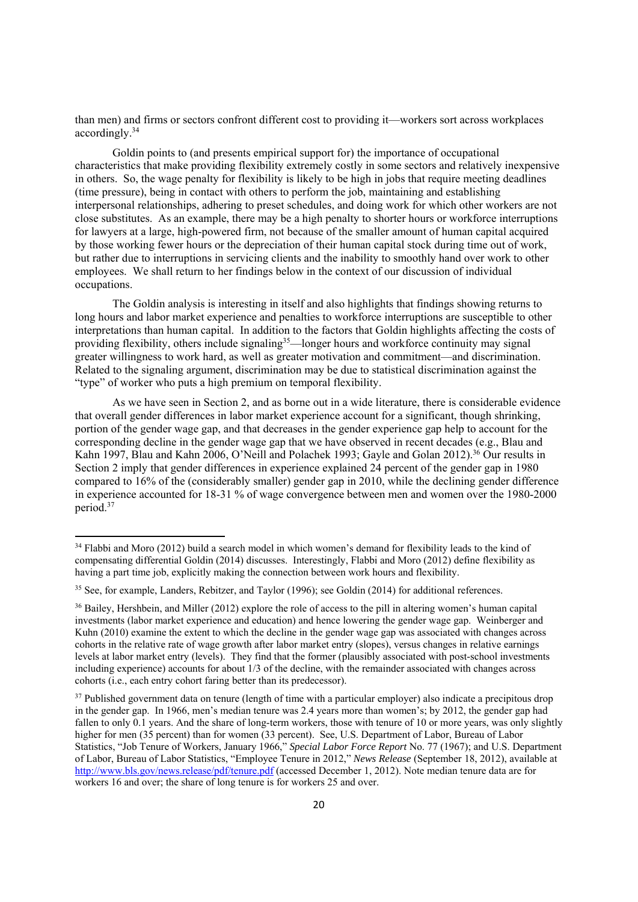than men) and firms or sectors confront different cost to providing it—workers sort across workplaces accordingly.[34]

Goldin points to (and presents empirical support for) the importance of occupational characteristics that make providing flexibility extremely costly in some sectors and relatively inexpensive in others. So, the wage penalty for flexibility is likely to be high in jobs that require meeting deadlines (time pressure), being in contact with others to perform the job, maintaining and establishing interpersonal relationships, adhering to preset schedules, and doing work for which other workers are not close substitutes. As an example, there may be a high penalty to shorter hours or workforce interruptions for lawyers at a large, high-powered firm, not because of the smaller amount of human capital acquired by those working fewer hours or the depreciation of their human capital stock during time out of work, but rather due to interruptions in servicing clients and the inability to smoothly hand over work to other employees. We shall return to her findings below in the context of our discussion of individual occupations.

The Goldin analysis is interesting in itself and also highlights that findings showing returns to long hours and labor market experience and penalties to workforce interruptions are susceptible to other interpretations than human capital. In addition to the factors that Goldin highlights affecting the costs of providing flexibility, others include signaling[35]—longer hours and workforce continuity may signal greater willingness to work hard, as well as greater motivation and commitment—and discrimination. Related to the signaling argument, discrimination may be due to statistical discrimination against the "type" of worker who puts a high premium on temporal flexibility.

As we have seen in Section 2, and as borne out in a wide literature, there is considerable evidence that overall gender differences in labor market experience account for a significant, though shrinking, portion of the gender wage gap, and that decreases in the gender experience gap help to account for the corresponding decline in the gender wage gap that we have observed in recent decades (e.g., Blau and Kahn 1997, Blau and Kahn 2006, O'Neill and Polachek 1993; Gayle and Golan 2012).[36] Our results in Section 2 imply that gender differences in experience explained 24 percent of the gender gap in 1980 compared to 16% of the (considerably smaller) gender gap in 2010, while the declining gender difference in experience accounted for 18-31 % of wage convergence between men and women over the 1980-2000 period.[37]

---

[34] Flabbi and Moro (2012) build a search model in which women's demand for flexibility leads to the kind of compensating differential Goldin (2014) discusses. Interestingly, Flabbi and Moro (2012) define flexibility as having a part time job, explicitly making the connection between work hours and flexibility.

[35] See, for example, Landers, Rebitzer, and Taylor (1996); see Goldin (2014) for additional references.

[36] Bailey, Hershbein, and Miller (2012) explore the role of access to the pill in altering women's human capital investments (labor market experience and education) and hence lowering the gender wage gap. Weinberger and Kuhn (2010) examine the extent to which the decline in the gender wage gap was associated with changes across cohorts in the relative rate of wage growth after labor market entry (slopes), versus changes in relative earnings levels at labor market entry (levels). They find that the former (plausibly associated with post-school investments including experience) accounts for about 1/3 of the decline, with the remainder associated with changes across cohorts (i.e., each entry cohort faring better than its predecessor).

[37] Published government data on tenure (length of time with a particular employer) also indicate a precipitous drop in the gender gap. In 1966, men's median tenure was 2.4 years more than women's; by 2012, the gender gap had fallen to only 0.1 years. And the share of long-term workers, those with tenure of 10 or more years, was only slightly higher for men (35 percent) than for women (33 percent). See, U.S. Department of Labor, Bureau of Labor Statistics, "Job Tenure of Workers, January 1966," *Special Labor Force Report* No. 77 (1967); and U.S. Department of Labor, Bureau of Labor Statistics, "Employee Tenure in 2012," *News Release* (September 18, 2012), available at http://www.bls.gov/news.release/pdf/tenure.pdf (accessed December 1, 2012). Note median tenure data are for workers 16 and over; the share of long tenure is for workers 25 and over.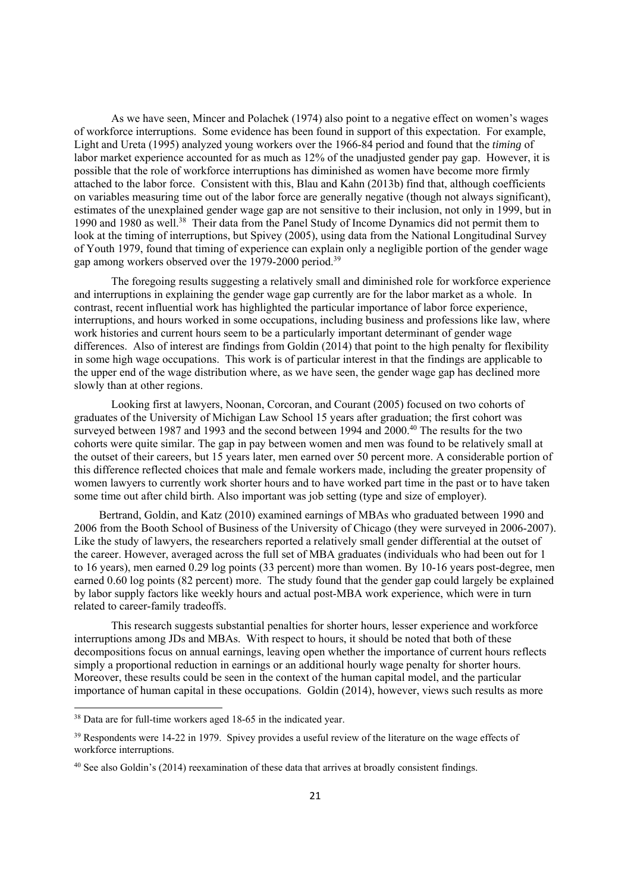As we have seen, Mincer and Polachek (1974) also point to a negative effect on women's wages of workforce interruptions. Some evidence has been found in support of this expectation. For example, Light and Ureta (1995) analyzed young workers over the 1966-84 period and found that the *timing* of labor market experience accounted for as much as 12% of the unadjusted gender pay gap. However, it is possible that the role of workforce interruptions has diminished as women have become more firmly attached to the labor force. Consistent with this, Blau and Kahn (2013b) find that, although coefficients on variables measuring time out of the labor force are generally negative (though not always significant), estimates of the unexplained gender wage gap are not sensitive to their inclusion, not only in 1999, but in 1990 and 1980 as well.[38] Their data from the Panel Study of Income Dynamics did not permit them to look at the timing of interruptions, but Spivey (2005), using data from the National Longitudinal Survey of Youth 1979, found that timing of experience can explain only a negligible portion of the gender wage gap among workers observed over the 1979-2000 period.[39]

The foregoing results suggesting a relatively small and diminished role for workforce experience and interruptions in explaining the gender wage gap currently are for the labor market as a whole. In contrast, recent influential work has highlighted the particular importance of labor force experience, interruptions, and hours worked in some occupations, including business and professions like law, where work histories and current hours seem to be a particularly important determinant of gender wage differences. Also of interest are findings from Goldin (2014) that point to the high penalty for flexibility in some high wage occupations. This work is of particular interest in that the findings are applicable to the upper end of the wage distribution where, as we have seen, the gender wage gap has declined more slowly than at other regions.

Looking first at lawyers, Noonan, Corcoran, and Courant (2005) focused on two cohorts of graduates of the University of Michigan Law School 15 years after graduation; the first cohort was surveyed between 1987 and 1993 and the second between 1994 and 2000.[40] The results for the two cohorts were quite similar. The gap in pay between women and men was found to be relatively small at the outset of their careers, but 15 years later, men earned over 50 percent more. A considerable portion of this difference reflected choices that male and female workers made, including the greater propensity of women lawyers to currently work shorter hours and to have worked part time in the past or to have taken some time out after child birth. Also important was job setting (type and size of employer).

Bertrand, Goldin, and Katz (2010) examined earnings of MBAs who graduated between 1990 and 2006 from the Booth School of Business of the University of Chicago (they were surveyed in 2006-2007). Like the study of lawyers, the researchers reported a relatively small gender differential at the outset of the career. However, averaged across the full set of MBA graduates (individuals who had been out for 1 to 16 years), men earned 0.29 log points (33 percent) more than women. By 10-16 years post-degree, men earned 0.60 log points (82 percent) more. The study found that the gender gap could largely be explained by labor supply factors like weekly hours and actual post-MBA work experience, which were in turn related to career-family tradeoffs.

This research suggests substantial penalties for shorter hours, lesser experience and workforce interruptions among JDs and MBAs. With respect to hours, it should be noted that both of these decompositions focus on annual earnings, leaving open whether the importance of current hours reflects simply a proportional reduction in earnings or an additional hourly wage penalty for shorter hours. Moreover, these results could be seen in the context of the human capital model, and the particular importance of human capital in these occupations. Goldin (2014), however, views such results as more

[38] Data are for full-time workers aged 18-65 in the indicated year.

[39] Respondents were 14-22 in 1979. Spivey provides a useful review of the literature on the wage effects of workforce interruptions.

[40] See also Goldin's (2014) reexamination of these data that arrives at broadly consistent findings.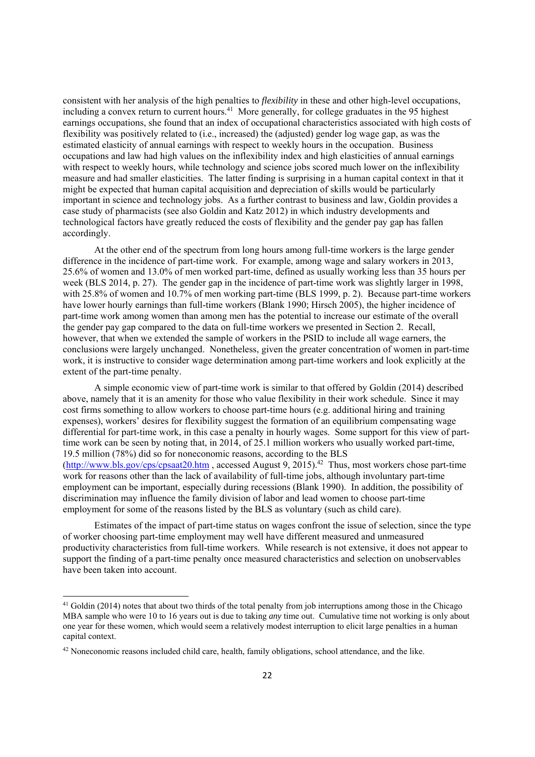consistent with her analysis of the high penalties to *flexibility* in these and other high-level occupations, including a convex return to current hours.[41] More generally, for college graduates in the 95 highest earnings occupations, she found that an index of occupational characteristics associated with high costs of flexibility was positively related to (i.e., increased) the (adjusted) gender log wage gap, as was the estimated elasticity of annual earnings with respect to weekly hours in the occupation. Business occupations and law had high values on the inflexibility index and high elasticities of annual earnings with respect to weekly hours, while technology and science jobs scored much lower on the inflexibility measure and had smaller elasticities. The latter finding is surprising in a human capital context in that it might be expected that human capital acquisition and depreciation of skills would be particularly important in science and technology jobs. As a further contrast to business and law, Goldin provides a case study of pharmacists (see also Goldin and Katz 2012) in which industry developments and technological factors have greatly reduced the costs of flexibility and the gender pay gap has fallen accordingly.

At the other end of the spectrum from long hours among full-time workers is the large gender difference in the incidence of part-time work. For example, among wage and salary workers in 2013, 25.6% of women and 13.0% of men worked part-time, defined as usually working less than 35 hours per week (BLS 2014, p. 27). The gender gap in the incidence of part-time work was slightly larger in 1998, with 25.8% of women and 10.7% of men working part-time (BLS 1999, p. 2). Because part-time workers have lower hourly earnings than full-time workers (Blank 1990; Hirsch 2005), the higher incidence of part-time work among women than among men has the potential to increase our estimate of the overall the gender pay gap compared to the data on full-time workers we presented in Section 2. Recall, however, that when we extended the sample of workers in the PSID to include all wage earners, the conclusions were largely unchanged. Nonetheless, given the greater concentration of women in part-time work, it is instructive to consider wage determination among part-time workers and look explicitly at the extent of the part-time penalty.

A simple economic view of part-time work is similar to that offered by Goldin (2014) described above, namely that it is an amenity for those who value flexibility in their work schedule. Since it may cost firms something to allow workers to choose part-time hours (e.g. additional hiring and training expenses), workers' desires for flexibility suggest the formation of an equilibrium compensating wage differential for part-time work, in this case a penalty in hourly wages. Some support for this view of part-time work can be seen by noting that, in 2014, of 25.1 million workers who usually worked part-time, 19.5 million (78%) did so for noneconomic reasons, according to the BLS (http://www.bls.gov/cps/cpsaat20.htm , accessed August 9, 2015).[42] Thus, most workers chose part-time work for reasons other than the lack of availability of full-time jobs, although involuntary part-time employment can be important, especially during recessions (Blank 1990). In addition, the possibility of discrimination may influence the family division of labor and lead women to choose part-time employment for some of the reasons listed by the BLS as voluntary (such as child care).

Estimates of the impact of part-time status on wages confront the issue of selection, since the type of worker choosing part-time employment may well have different measured and unmeasured productivity characteristics from full-time workers. While research is not extensive, it does not appear to support the finding of a part-time penalty once measured characteristics and selection on unobservables have been taken into account.

---

[41] Goldin (2014) notes that about two thirds of the total penalty from job interruptions among those in the Chicago MBA sample who were 10 to 16 years out is due to taking *any* time out. Cumulative time not working is only about one year for these women, which would seem a relatively modest interruption to elicit large penalties in a human capital context.

[42] Noneconomic reasons included child care, health, family obligations, school attendance, and the like.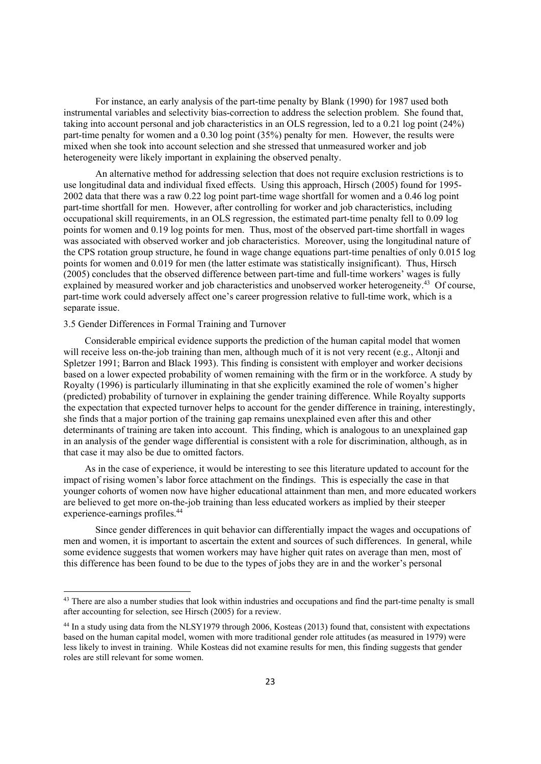For instance, an early analysis of the part-time penalty by Blank (1990) for 1987 used both instrumental variables and selectivity bias-correction to address the selection problem. She found that, taking into account personal and job characteristics in an OLS regression, led to a 0.21 log point (24%) part-time penalty for women and a 0.30 log point (35%) penalty for men. However, the results were mixed when she took into account selection and she stressed that unmeasured worker and job heterogeneity were likely important in explaining the observed penalty.

An alternative method for addressing selection that does not require exclusion restrictions is to use longitudinal data and individual fixed effects. Using this approach, Hirsch (2005) found for 1995-2002 data that there was a raw 0.22 log point part-time wage shortfall for women and a 0.46 log point part-time shortfall for men. However, after controlling for worker and job characteristics, including occupational skill requirements, in an OLS regression, the estimated part-time penalty fell to 0.09 log points for women and 0.19 log points for men. Thus, most of the observed part-time shortfall in wages was associated with observed worker and job characteristics. Moreover, using the longitudinal nature of the CPS rotation group structure, he found in wage change equations part-time penalties of only 0.015 log points for women and 0.019 for men (the latter estimate was statistically insignificant). Thus, Hirsch (2005) concludes that the observed difference between part-time and full-time workers' wages is fully explained by measured worker and job characteristics and unobserved worker heterogeneity.[43] Of course, part-time work could adversely affect one's career progression relative to full-time work, which is a separate issue.

### 3.5 Gender Differences in Formal Training and Turnover

Considerable empirical evidence supports the prediction of the human capital model that women will receive less on-the-job training than men, although much of it is not very recent (e.g., Altonji and Spletzer 1991; Barron and Black 1993). This finding is consistent with employer and worker decisions based on a lower expected probability of women remaining with the firm or in the workforce. A study by Royalty (1996) is particularly illuminating in that she explicitly examined the role of women's higher (predicted) probability of turnover in explaining the gender training difference. While Royalty supports the expectation that expected turnover helps to account for the gender difference in training, interestingly, she finds that a major portion of the training gap remains unexplained even after this and other determinants of training are taken into account. This finding, which is analogous to an unexplained gap in an analysis of the gender wage differential is consistent with a role for discrimination, although, as in that case it may also be due to omitted factors.

As in the case of experience, it would be interesting to see this literature updated to account for the impact of rising women's labor force attachment on the findings. This is especially the case in that younger cohorts of women now have higher educational attainment than men, and more educated workers are believed to get more on-the-job training than less educated workers as implied by their steeper experience-earnings profiles.[44]

Since gender differences in quit behavior can differentially impact the wages and occupations of men and women, it is important to ascertain the extent and sources of such differences. In general, while some evidence suggests that women workers may have higher quit rates on average than men, most of this difference has been found to be due to the types of jobs they are in and the worker's personal

---

[43] There are also a number studies that look within industries and occupations and find the part-time penalty is small after accounting for selection, see Hirsch (2005) for a review.

[44] In a study using data from the NLSY1979 through 2006, Kosteas (2013) found that, consistent with expectations based on the human capital model, women with more traditional gender role attitudes (as measured in 1979) were less likely to invest in training. While Kosteas did not examine results for men, this finding suggests that gender roles are still relevant for some women.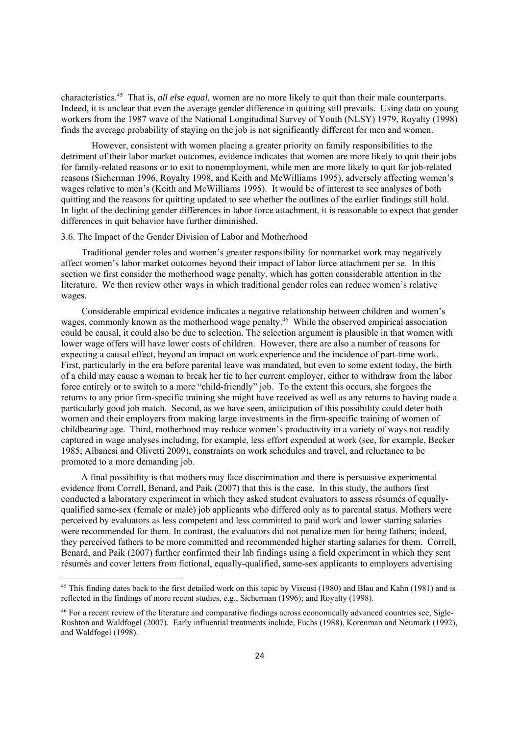characteristics.[45] That is, *all else equal*, women are no more likely to quit than their male counterparts. Indeed, it is unclear that even the average gender difference in quitting still prevails. Using data on young workers from the 1987 wave of the National Longitudinal Survey of Youth (NLSY) 1979, Royalty (1998) finds the average probability of staying on the job is not significantly different for men and women.

However, consistent with women placing a greater priority on family responsibilities to the detriment of their labor market outcomes, evidence indicates that women are more likely to quit their jobs for family-related reasons or to exit to nonemployment, while men are more likely to quit for job-related reasons (Sicherman 1996, Royalty 1998, and Keith and McWilliams 1995), adversely affecting women's wages relative to men's (Keith and McWilliams 1995). It would be of interest to see analyses of both quitting and the reasons for quitting updated to see whether the outlines of the earlier findings still hold. In light of the declining gender differences in labor force attachment, it is reasonable to expect that gender differences in quit behavior have further diminished.

### 3.6. The Impact of the Gender Division of Labor and Motherhood

Traditional gender roles and women's greater responsibility for nonmarket work may negatively affect women's labor market outcomes beyond their impact of labor force attachment per se. In this section we first consider the motherhood wage penalty, which has gotten considerable attention in the literature. We then review other ways in which traditional gender roles can reduce women's relative wages.

Considerable empirical evidence indicates a negative relationship between children and women's wages, commonly known as the motherhood wage penalty.[46] While the observed empirical association could be causal, it could also be due to selection. The selection argument is plausible in that women with lower wage offers will have lower costs of children. However, there are also a number of reasons for expecting a causal effect, beyond an impact on work experience and the incidence of part-time work. First, particularly in the era before parental leave was mandated, but even to some extent today, the birth of a child may cause a woman to break her tie to her current employer, either to withdraw from the labor force entirely or to switch to a more "child-friendly" job. To the extent this occurs, she forgoes the returns to any prior firm-specific training she might have received as well as any returns to having made a particularly good job match. Second, as we have seen, anticipation of this possibility could deter both women and their employers from making large investments in the firm-specific training of women of childbearing age. Third, motherhood may reduce women's productivity in a variety of ways not readily captured in wage analyses including, for example, less effort expended at work (see, for example, Becker 1985; Albanesi and Olivetti 2009), constraints on work schedules and travel, and reluctance to be promoted to a more demanding job.

A final possibility is that mothers may face discrimination and there is persuasive experimental evidence from Correll, Benard, and Paik (2007) that this is the case. In this study, the authors first conducted a laboratory experiment in which they asked student evaluators to assess résumés of equally-qualified same-sex (female or male) job applicants who differed only as to parental status. Mothers were perceived by evaluators as less competent and less committed to paid work and lower starting salaries were recommended for them. In contrast, the evaluators did not penalize men for being fathers; indeed, they perceived fathers to be more committed and recommended higher starting salaries for them. Correll, Benard, and Paik (2007) further confirmed their lab findings using a field experiment in which they sent résumés and cover letters from fictional, equally-qualified, same-sex applicants to employers advertising

---

[45] This finding dates back to the first detailed work on this topic by Viscusi (1980) and Blau and Kahn (1981) and is reflected in the findings of more recent studies, e.g., Sicherman (1996); and Royalty (1998).

[46] For a recent review of the literature and comparative findings across economically advanced countries see, Sigle-Rushton and Waldfogel (2007). Early influential treatments include, Fuchs (1988), Korenman and Neumark (1992), and Waldfogel (1998).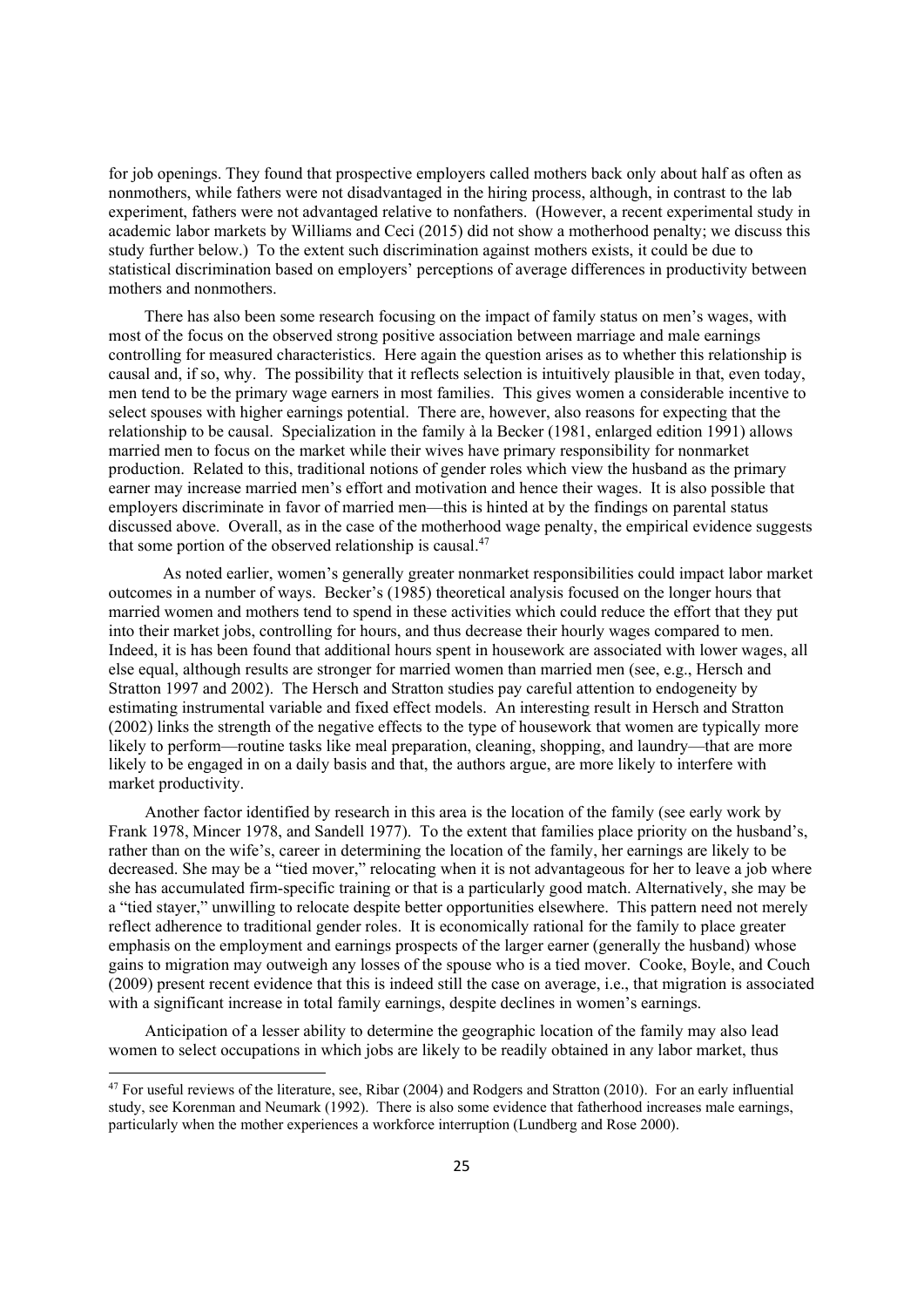for job openings. They found that prospective employers called mothers back only about half as often as nonmothers, while fathers were not disadvantaged in the hiring process, although, in contrast to the lab experiment, fathers were not advantaged relative to nonfathers. (However, a recent experimental study in academic labor markets by Williams and Ceci (2015) did not show a motherhood penalty; we discuss this study further below.) To the extent such discrimination against mothers exists, it could be due to statistical discrimination based on employers' perceptions of average differences in productivity between mothers and nonmothers.

There has also been some research focusing on the impact of family status on men's wages, with most of the focus on the observed strong positive association between marriage and male earnings controlling for measured characteristics. Here again the question arises as to whether this relationship is causal and, if so, why. The possibility that it reflects selection is intuitively plausible in that, even today, men tend to be the primary wage earners in most families. This gives women a considerable incentive to select spouses with higher earnings potential. There are, however, also reasons for expecting that the relationship to be causal. Specialization in the family à la Becker (1981, enlarged edition 1991) allows married men to focus on the market while their wives have primary responsibility for nonmarket production. Related to this, traditional notions of gender roles which view the husband as the primary earner may increase married men's effort and motivation and hence their wages. It is also possible that employers discriminate in favor of married men—this is hinted at by the findings on parental status discussed above. Overall, as in the case of the motherhood wage penalty, the empirical evidence suggests that some portion of the observed relationship is causal.[47]

As noted earlier, women's generally greater nonmarket responsibilities could impact labor market outcomes in a number of ways. Becker's (1985) theoretical analysis focused on the longer hours that married women and mothers tend to spend in these activities which could reduce the effort that they put into their market jobs, controlling for hours, and thus decrease their hourly wages compared to men. Indeed, it is has been found that additional hours spent in housework are associated with lower wages, all else equal, although results are stronger for married women than married men (see, e.g., Hersch and Stratton 1997 and 2002). The Hersch and Stratton studies pay careful attention to endogeneity by estimating instrumental variable and fixed effect models. An interesting result in Hersch and Stratton (2002) links the strength of the negative effects to the type of housework that women are typically more likely to perform—routine tasks like meal preparation, cleaning, shopping, and laundry—that are more likely to be engaged in on a daily basis and that, the authors argue, are more likely to interfere with market productivity.

Another factor identified by research in this area is the location of the family (see early work by Frank 1978, Mincer 1978, and Sandell 1977). To the extent that families place priority on the husband's, rather than on the wife's, career in determining the location of the family, her earnings are likely to be decreased. She may be a "tied mover," relocating when it is not advantageous for her to leave a job where she has accumulated firm-specific training or that is a particularly good match. Alternatively, she may be a "tied stayer," unwilling to relocate despite better opportunities elsewhere. This pattern need not merely reflect adherence to traditional gender roles. It is economically rational for the family to place greater emphasis on the employment and earnings prospects of the larger earner (generally the husband) whose gains to migration may outweigh any losses of the spouse who is a tied mover. Cooke, Boyle, and Couch (2009) present recent evidence that this is indeed still the case on average, i.e., that migration is associated with a significant increase in total family earnings, despite declines in women's earnings.

Anticipation of a lesser ability to determine the geographic location of the family may also lead women to select occupations in which jobs are likely to be readily obtained in any labor market, thus

[47] For useful reviews of the literature, see, Ribar (2004) and Rodgers and Stratton (2010). For an early influential study, see Korenman and Neumark (1992). There is also some evidence that fatherhood increases male earnings, particularly when the mother experiences a workforce interruption (Lundberg and Rose 2000).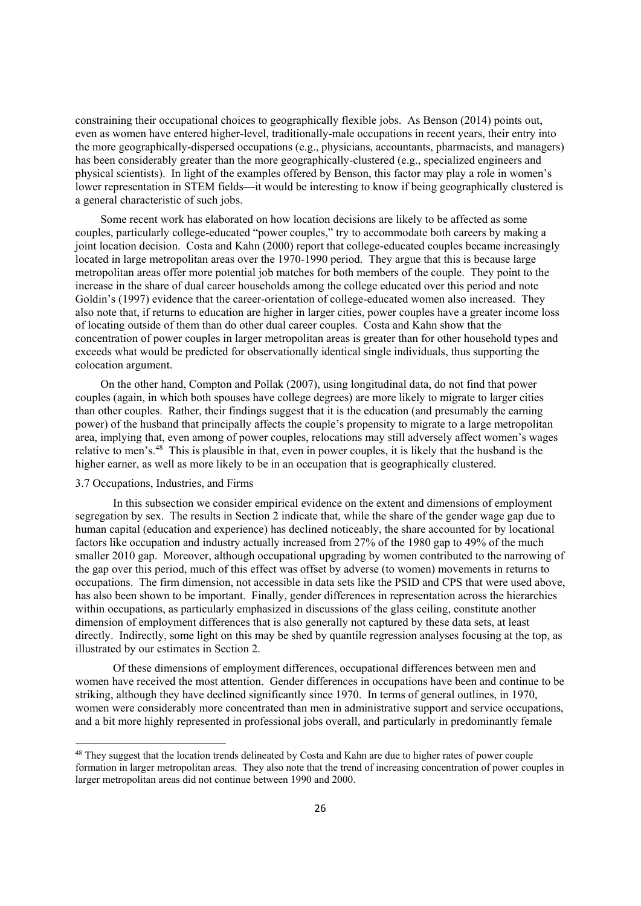constraining their occupational choices to geographically flexible jobs. As Benson (2014) points out, even as women have entered higher-level, traditionally-male occupations in recent years, their entry into the more geographically-dispersed occupations (e.g., physicians, accountants, pharmacists, and managers) has been considerably greater than the more geographically-clustered (e.g., specialized engineers and physical scientists). In light of the examples offered by Benson, this factor may play a role in women's lower representation in STEM fields—it would be interesting to know if being geographically clustered is a general characteristic of such jobs.

Some recent work has elaborated on how location decisions are likely to be affected as some couples, particularly college-educated "power couples," try to accommodate both careers by making a joint location decision. Costa and Kahn (2000) report that college-educated couples became increasingly located in large metropolitan areas over the 1970-1990 period. They argue that this is because large metropolitan areas offer more potential job matches for both members of the couple. They point to the increase in the share of dual career households among the college educated over this period and note Goldin's (1997) evidence that the career-orientation of college-educated women also increased. They also note that, if returns to education are higher in larger cities, power couples have a greater income loss of locating outside of them than do other dual career couples. Costa and Kahn show that the concentration of power couples in larger metropolitan areas is greater than for other household types and exceeds what would be predicted for observationally identical single individuals, thus supporting the colocation argument.

On the other hand, Compton and Pollak (2007), using longitudinal data, do not find that power couples (again, in which both spouses have college degrees) are more likely to migrate to larger cities than other couples. Rather, their findings suggest that it is the education (and presumably the earning power) of the husband that principally affects the couple's propensity to migrate to a large metropolitan area, implying that, even among of power couples, relocations may still adversely affect women's wages relative to men's.[48] This is plausible in that, even in power couples, it is likely that the husband is the higher earner, as well as more likely to be in an occupation that is geographically clustered.

### 3.7 Occupations, Industries, and Firms

In this subsection we consider empirical evidence on the extent and dimensions of employment segregation by sex. The results in Section 2 indicate that, while the share of the gender wage gap due to human capital (education and experience) has declined noticeably, the share accounted for by locational factors like occupation and industry actually increased from 27% of the 1980 gap to 49% of the much smaller 2010 gap. Moreover, although occupational upgrading by women contributed to the narrowing of the gap over this period, much of this effect was offset by adverse (to women) movements in returns to occupations. The firm dimension, not accessible in data sets like the PSID and CPS that were used above, has also been shown to be important. Finally, gender differences in representation across the hierarchies within occupations, as particularly emphasized in discussions of the glass ceiling, constitute another dimension of employment differences that is also generally not captured by these data sets, at least directly. Indirectly, some light on this may be shed by quantile regression analyses focusing at the top, as illustrated by our estimates in Section 2.

Of these dimensions of employment differences, occupational differences between men and women have received the most attention. Gender differences in occupations have been and continue to be striking, although they have declined significantly since 1970. In terms of general outlines, in 1970, women were considerably more concentrated than men in administrative support and service occupations, and a bit more highly represented in professional jobs overall, and particularly in predominantly female

[48] They suggest that the location trends delineated by Costa and Kahn are due to higher rates of power couple formation in larger metropolitan areas. They also note that the trend of increasing concentration of power couples in larger metropolitan areas did not continue between 1990 and 2000.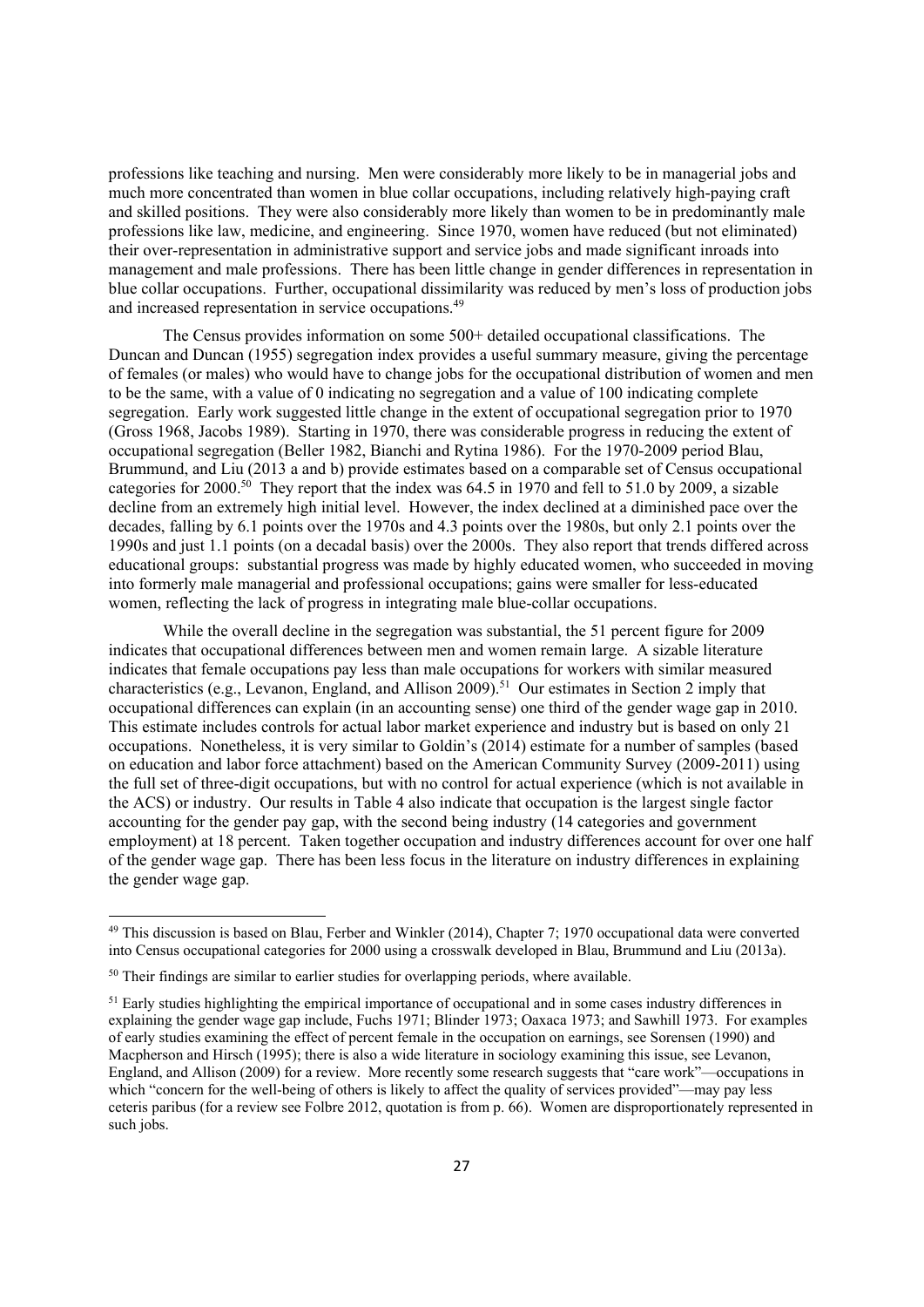professions like teaching and nursing. Men were considerably more likely to be in managerial jobs and much more concentrated than women in blue collar occupations, including relatively high-paying craft and skilled positions. They were also considerably more likely than women to be in predominantly male professions like law, medicine, and engineering. Since 1970, women have reduced (but not eliminated) their over-representation in administrative support and service jobs and made significant inroads into management and male professions. There has been little change in gender differences in representation in blue collar occupations. Further, occupational dissimilarity was reduced by men's loss of production jobs and increased representation in service occupations.[49]

The Census provides information on some 500+ detailed occupational classifications. The Duncan and Duncan (1955) segregation index provides a useful summary measure, giving the percentage of females (or males) who would have to change jobs for the occupational distribution of women and men to be the same, with a value of 0 indicating no segregation and a value of 100 indicating complete segregation. Early work suggested little change in the extent of occupational segregation prior to 1970 (Gross 1968, Jacobs 1989). Starting in 1970, there was considerable progress in reducing the extent of occupational segregation (Beller 1982, Bianchi and Rytina 1986). For the 1970-2009 period Blau, Brummund, and Liu (2013 a and b) provide estimates based on a comparable set of Census occupational categories for 2000.[50] They report that the index was 64.5 in 1970 and fell to 51.0 by 2009, a sizable decline from an extremely high initial level. However, the index declined at a diminished pace over the decades, falling by 6.1 points over the 1970s and 4.3 points over the 1980s, but only 2.1 points over the 1990s and just 1.1 points (on a decadal basis) over the 2000s. They also report that trends differed across educational groups: substantial progress was made by highly educated women, who succeeded in moving into formerly male managerial and professional occupations; gains were smaller for less-educated women, reflecting the lack of progress in integrating male blue-collar occupations.

While the overall decline in the segregation was substantial, the 51 percent figure for 2009 indicates that occupational differences between men and women remain large. A sizable literature indicates that female occupations pay less than male occupations for workers with similar measured characteristics (e.g., Levanon, England, and Allison 2009).[51] Our estimates in Section 2 imply that occupational differences can explain (in an accounting sense) one third of the gender wage gap in 2010. This estimate includes controls for actual labor market experience and industry but is based on only 21 occupations. Nonetheless, it is very similar to Goldin's (2014) estimate for a number of samples (based on education and labor force attachment) based on the American Community Survey (2009-2011) using the full set of three-digit occupations, but with no control for actual experience (which is not available in the ACS) or industry. Our results in Table 4 also indicate that occupation is the largest single factor accounting for the gender pay gap, with the second being industry (14 categories and government employment) at 18 percent. Taken together occupation and industry differences account for over one half of the gender wage gap. There has been less focus in the literature on industry differences in explaining the gender wage gap.

---

[49] This discussion is based on Blau, Ferber and Winkler (2014), Chapter 7; 1970 occupational data were converted into Census occupational categories for 2000 using a crosswalk developed in Blau, Brummund and Liu (2013a).

[50] Their findings are similar to earlier studies for overlapping periods, where available.

[51] Early studies highlighting the empirical importance of occupational and in some cases industry differences in explaining the gender wage gap include, Fuchs 1971; Blinder 1973; Oaxaca 1973; and Sawhill 1973. For examples of early studies examining the effect of percent female in the occupation on earnings, see Sorensen (1990) and Macpherson and Hirsch (1995); there is also a wide literature in sociology examining this issue, see Levanon, England, and Allison (2009) for a review. More recently some research suggests that "care work"—occupations in which "concern for the well-being of others is likely to affect the quality of services provided"—may pay less ceteris paribus (for a review see Folbre 2012, quotation is from p. 66). Women are disproportionately represented in such jobs.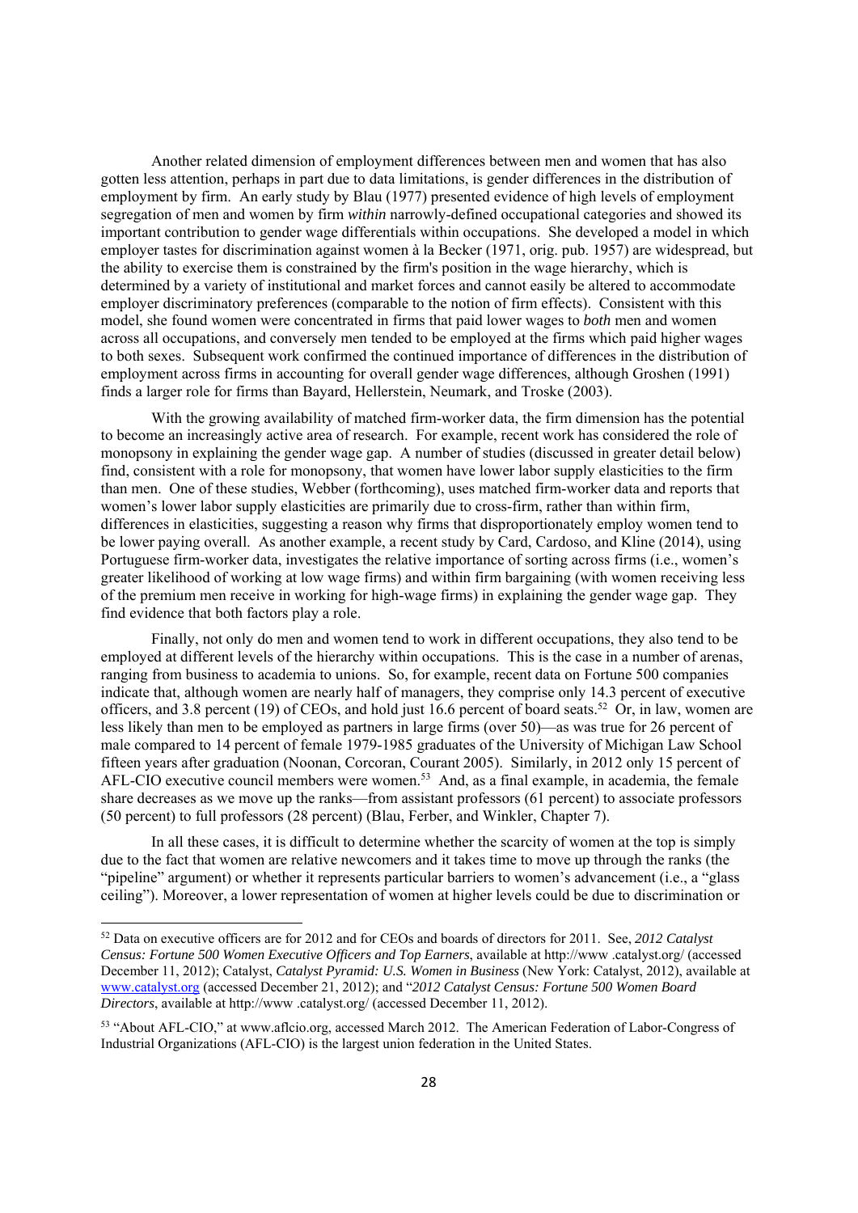Another related dimension of employment differences between men and women that has also gotten less attention, perhaps in part due to data limitations, is gender differences in the distribution of employment by firm. An early study by Blau (1977) presented evidence of high levels of employment segregation of men and women by firm *within* narrowly-defined occupational categories and showed its important contribution to gender wage differentials within occupations. She developed a model in which employer tastes for discrimination against women à la Becker (1971, orig. pub. 1957) are widespread, but the ability to exercise them is constrained by the firm's position in the wage hierarchy, which is determined by a variety of institutional and market forces and cannot easily be altered to accommodate employer discriminatory preferences (comparable to the notion of firm effects). Consistent with this model, she found women were concentrated in firms that paid lower wages to *both* men and women across all occupations, and conversely men tended to be employed at the firms which paid higher wages to both sexes. Subsequent work confirmed the continued importance of differences in the distribution of employment across firms in accounting for overall gender wage differences, although Groshen (1991) finds a larger role for firms than Bayard, Hellerstein, Neumark, and Troske (2003).

With the growing availability of matched firm-worker data, the firm dimension has the potential to become an increasingly active area of research. For example, recent work has considered the role of monopsony in explaining the gender wage gap. A number of studies (discussed in greater detail below) find, consistent with a role for monopsony, that women have lower labor supply elasticities to the firm than men. One of these studies, Webber (forthcoming), uses matched firm-worker data and reports that women's lower labor supply elasticities are primarily due to cross-firm, rather than within firm, differences in elasticities, suggesting a reason why firms that disproportionately employ women tend to be lower paying overall. As another example, a recent study by Card, Cardoso, and Kline (2014), using Portuguese firm-worker data, investigates the relative importance of sorting across firms (i.e., women's greater likelihood of working at low wage firms) and within firm bargaining (with women receiving less of the premium men receive in working for high-wage firms) in explaining the gender wage gap. They find evidence that both factors play a role.

Finally, not only do men and women tend to work in different occupations, they also tend to be employed at different levels of the hierarchy within occupations. This is the case in a number of arenas, ranging from business to academia to unions. So, for example, recent data on Fortune 500 companies indicate that, although women are nearly half of managers, they comprise only 14.3 percent of executive officers, and 3.8 percent (19) of CEOs, and hold just 16.6 percent of board seats.[52] Or, in law, women are less likely than men to be employed as partners in large firms (over 50)—as was true for 26 percent of male compared to 14 percent of female 1979-1985 graduates of the University of Michigan Law School fifteen years after graduation (Noonan, Corcoran, Courant 2005). Similarly, in 2012 only 15 percent of AFL-CIO executive council members were women.[53] And, as a final example, in academia, the female share decreases as we move up the ranks—from assistant professors (61 percent) to associate professors (50 percent) to full professors (28 percent) (Blau, Ferber, and Winkler, Chapter 7).

In all these cases, it is difficult to determine whether the scarcity of women at the top is simply due to the fact that women are relative newcomers and it takes time to move up through the ranks (the "pipeline" argument) or whether it represents particular barriers to women's advancement (i.e., a "glass ceiling"). Moreover, a lower representation of women at higher levels could be due to discrimination or

---

[52] Data on executive officers are for 2012 and for CEOs and boards of directors for 2011. See, *2012 Catalyst Census: Fortune 500 Women Executive Officers and Top Earners*, available at http://www .catalyst.org/ (accessed December 11, 2012); Catalyst, *Catalyst Pyramid: U.S. Women in Business* (New York: Catalyst, 2012), available at www.catalyst.org (accessed December 21, 2012); and "*2012 Catalyst Census: Fortune 500 Women Board Directors*, available at http://www .catalyst.org/ (accessed December 11, 2012).

[53] "About AFL-CIO," at www.aflcio.org, accessed March 2012. The American Federation of Labor-Congress of Industrial Organizations (AFL-CIO) is the largest union federation in the United States.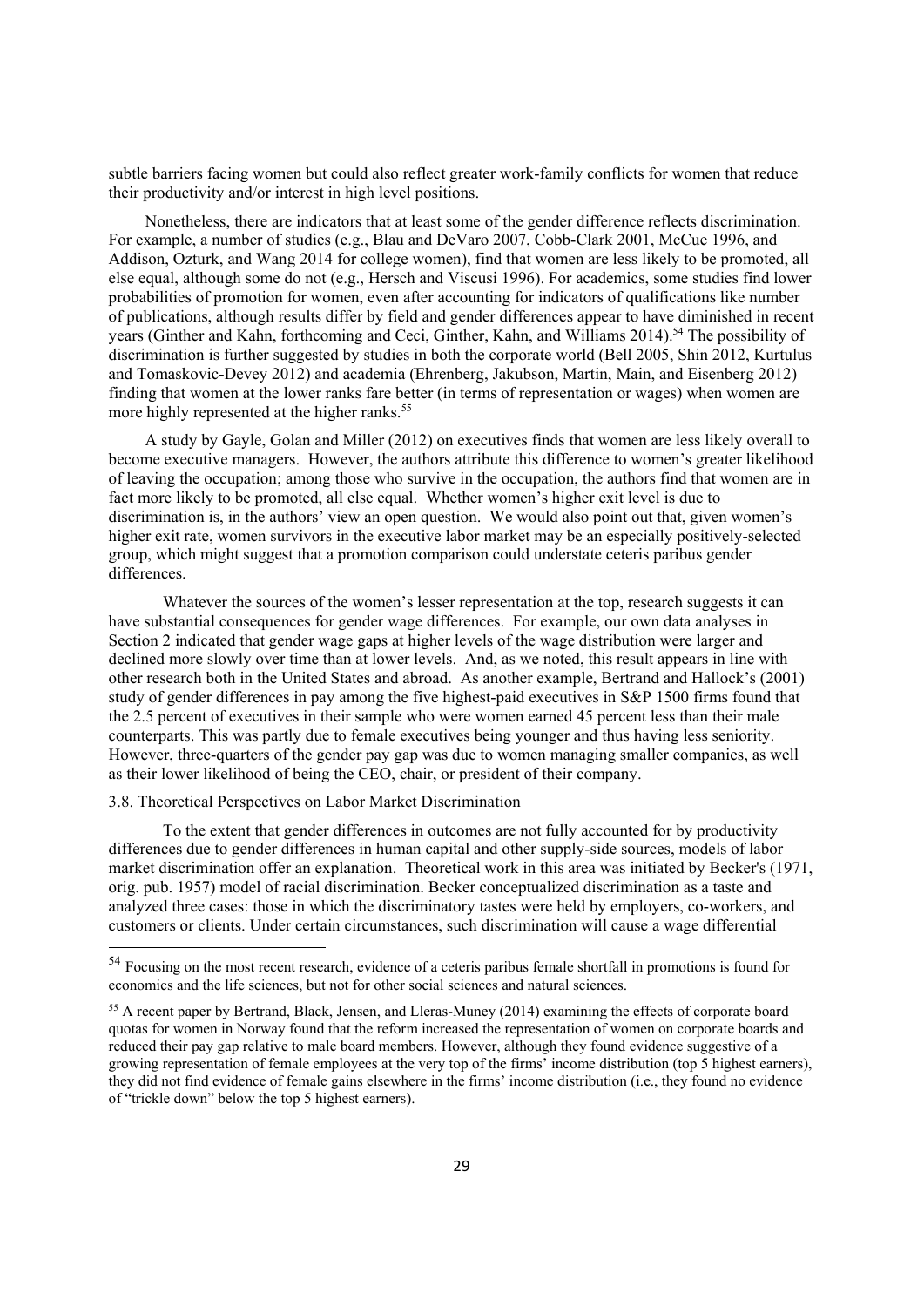subtle barriers facing women but could also reflect greater work-family conflicts for women that reduce their productivity and/or interest in high level positions.

Nonetheless, there are indicators that at least some of the gender difference reflects discrimination. For example, a number of studies (e.g., Blau and DeVaro 2007, Cobb-Clark 2001, McCue 1996, and Addison, Ozturk, and Wang 2014 for college women), find that women are less likely to be promoted, all else equal, although some do not (e.g., Hersch and Viscusi 1996). For academics, some studies find lower probabilities of promotion for women, even after accounting for indicators of qualifications like number of publications, although results differ by field and gender differences appear to have diminished in recent years (Ginther and Kahn, forthcoming and Ceci, Ginther, Kahn, and Williams 2014).[54] The possibility of discrimination is further suggested by studies in both the corporate world (Bell 2005, Shin 2012, Kurtulus and Tomaskovic-Devey 2012) and academia (Ehrenberg, Jakubson, Martin, Main, and Eisenberg 2012) finding that women at the lower ranks fare better (in terms of representation or wages) when women are more highly represented at the higher ranks.[55]

A study by Gayle, Golan and Miller (2012) on executives finds that women are less likely overall to become executive managers. However, the authors attribute this difference to women's greater likelihood of leaving the occupation; among those who survive in the occupation, the authors find that women are in fact more likely to be promoted, all else equal. Whether women's higher exit level is due to discrimination is, in the authors' view an open question. We would also point out that, given women's higher exit rate, women survivors in the executive labor market may be an especially positively-selected group, which might suggest that a promotion comparison could understate ceteris paribus gender differences.

Whatever the sources of the women's lesser representation at the top, research suggests it can have substantial consequences for gender wage differences. For example, our own data analyses in Section 2 indicated that gender wage gaps at higher levels of the wage distribution were larger and declined more slowly over time than at lower levels. And, as we noted, this result appears in line with other research both in the United States and abroad. As another example, Bertrand and Hallock's (2001) study of gender differences in pay among the five highest-paid executives in S&P 1500 firms found that the 2.5 percent of executives in their sample who were women earned 45 percent less than their male counterparts. This was partly due to female executives being younger and thus having less seniority. However, three-quarters of the gender pay gap was due to women managing smaller companies, as well as their lower likelihood of being the CEO, chair, or president of their company.

### 3.8. Theoretical Perspectives on Labor Market Discrimination

To the extent that gender differences in outcomes are not fully accounted for by productivity differences due to gender differences in human capital and other supply-side sources, models of labor market discrimination offer an explanation. Theoretical work in this area was initiated by Becker's (1971, orig. pub. 1957) model of racial discrimination. Becker conceptualized discrimination as a taste and analyzed three cases: those in which the discriminatory tastes were held by employers, co-workers, and customers or clients. Under certain circumstances, such discrimination will cause a wage differential

---

[54] Focusing on the most recent research, evidence of a ceteris paribus female shortfall in promotions is found for economics and the life sciences, but not for other social sciences and natural sciences.

[55] A recent paper by Bertrand, Black, Jensen, and Lleras-Muney (2014) examining the effects of corporate board quotas for women in Norway found that the reform increased the representation of women on corporate boards and reduced their pay gap relative to male board members. However, although they found evidence suggestive of a growing representation of female employees at the very top of the firms' income distribution (top 5 highest earners), they did not find evidence of female gains elsewhere in the firms' income distribution (i.e., they found no evidence of "trickle down" below the top 5 highest earners).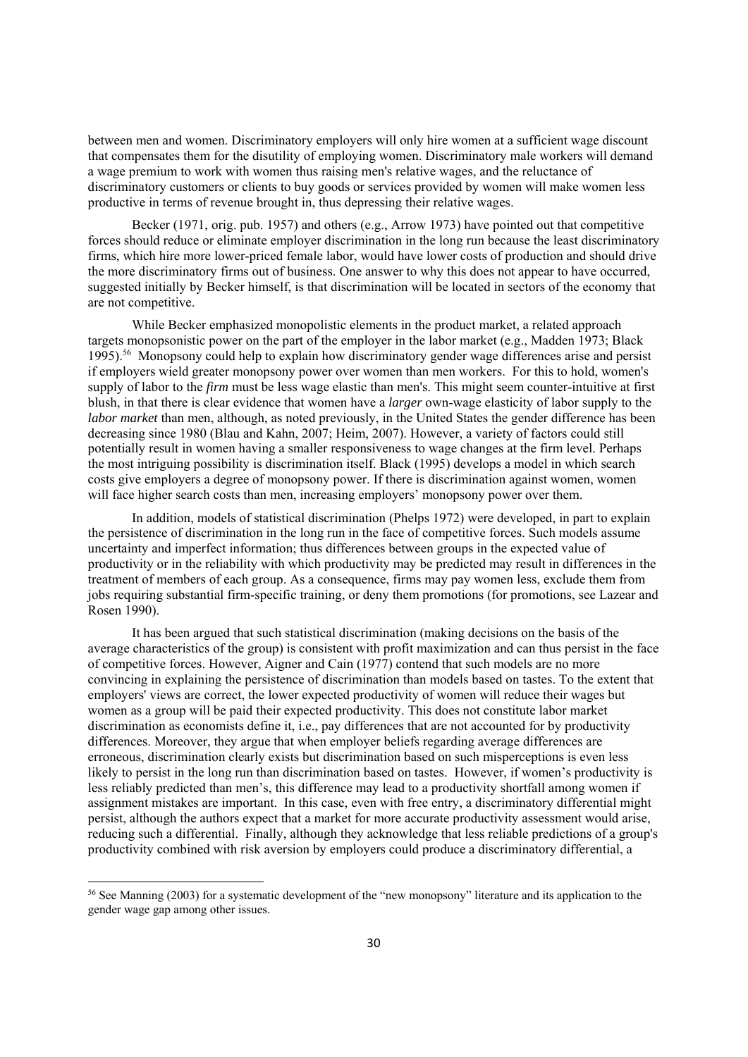between men and women. Discriminatory employers will only hire women at a sufficient wage discount that compensates them for the disutility of employing women. Discriminatory male workers will demand a wage premium to work with women thus raising men's relative wages, and the reluctance of discriminatory customers or clients to buy goods or services provided by women will make women less productive in terms of revenue brought in, thus depressing their relative wages.

Becker (1971, orig. pub. 1957) and others (e.g., Arrow 1973) have pointed out that competitive forces should reduce or eliminate employer discrimination in the long run because the least discriminatory firms, which hire more lower-priced female labor, would have lower costs of production and should drive the more discriminatory firms out of business. One answer to why this does not appear to have occurred, suggested initially by Becker himself, is that discrimination will be located in sectors of the economy that are not competitive.

While Becker emphasized monopolistic elements in the product market, a related approach targets monopsonistic power on the part of the employer in the labor market (e.g., Madden 1973; Black 1995).[56] Monopsony could help to explain how discriminatory gender wage differences arise and persist if employers wield greater monopsony power over women than men workers. For this to hold, women's supply of labor to the *firm* must be less wage elastic than men's. This might seem counter-intuitive at first blush, in that there is clear evidence that women have a *larger* own-wage elasticity of labor supply to the *labor market* than men, although, as noted previously, in the United States the gender difference has been decreasing since 1980 (Blau and Kahn, 2007; Heim, 2007). However, a variety of factors could still potentially result in women having a smaller responsiveness to wage changes at the firm level. Perhaps the most intriguing possibility is discrimination itself. Black (1995) develops a model in which search costs give employers a degree of monopsony power. If there is discrimination against women, women will face higher search costs than men, increasing employers' monopsony power over them.

In addition, models of statistical discrimination (Phelps 1972) were developed, in part to explain the persistence of discrimination in the long run in the face of competitive forces. Such models assume uncertainty and imperfect information; thus differences between groups in the expected value of productivity or in the reliability with which productivity may be predicted may result in differences in the treatment of members of each group. As a consequence, firms may pay women less, exclude them from jobs requiring substantial firm-specific training, or deny them promotions (for promotions, see Lazear and Rosen 1990).

It has been argued that such statistical discrimination (making decisions on the basis of the average characteristics of the group) is consistent with profit maximization and can thus persist in the face of competitive forces. However, Aigner and Cain (1977) contend that such models are no more convincing in explaining the persistence of discrimination than models based on tastes. To the extent that employers' views are correct, the lower expected productivity of women will reduce their wages but women as a group will be paid their expected productivity. This does not constitute labor market discrimination as economists define it, i.e., pay differences that are not accounted for by productivity differences. Moreover, they argue that when employer beliefs regarding average differences are erroneous, discrimination clearly exists but discrimination based on such misperceptions is even less likely to persist in the long run than discrimination based on tastes. However, if women's productivity is less reliably predicted than men's, this difference may lead to a productivity shortfall among women if assignment mistakes are important. In this case, even with free entry, a discriminatory differential might persist, although the authors expect that a market for more accurate productivity assessment would arise, reducing such a differential. Finally, although they acknowledge that less reliable predictions of a group's productivity combined with risk aversion by employers could produce a discriminatory differential, a

[56] See Manning (2003) for a systematic development of the "new monopsony" literature and its application to the gender wage gap among other issues.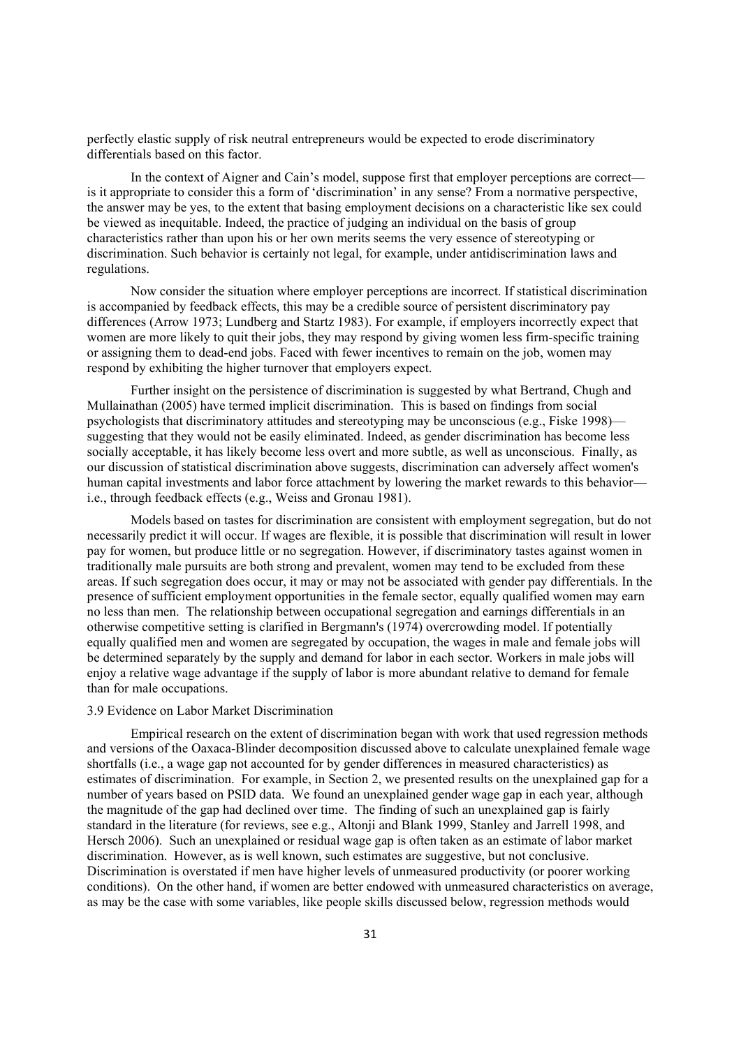perfectly elastic supply of risk neutral entrepreneurs would be expected to erode discriminatory differentials based on this factor.

In the context of Aigner and Cain's model, suppose first that employer perceptions are correct—is it appropriate to consider this a form of 'discrimination' in any sense? From a normative perspective, the answer may be yes, to the extent that basing employment decisions on a characteristic like sex could be viewed as inequitable. Indeed, the practice of judging an individual on the basis of group characteristics rather than upon his or her own merits seems the very essence of stereotyping or discrimination. Such behavior is certainly not legal, for example, under antidiscrimination laws and regulations.

Now consider the situation where employer perceptions are incorrect. If statistical discrimination is accompanied by feedback effects, this may be a credible source of persistent discriminatory pay differences (Arrow 1973; Lundberg and Startz 1983). For example, if employers incorrectly expect that women are more likely to quit their jobs, they may respond by giving women less firm-specific training or assigning them to dead-end jobs. Faced with fewer incentives to remain on the job, women may respond by exhibiting the higher turnover that employers expect.

Further insight on the persistence of discrimination is suggested by what Bertrand, Chugh and Mullainathan (2005) have termed implicit discrimination. This is based on findings from social psychologists that discriminatory attitudes and stereotyping may be unconscious (e.g., Fiske 1998)—suggesting that they would not be easily eliminated. Indeed, as gender discrimination has become less socially acceptable, it has likely become less overt and more subtle, as well as unconscious. Finally, as our discussion of statistical discrimination above suggests, discrimination can adversely affect women's human capital investments and labor force attachment by lowering the market rewards to this behavior—i.e., through feedback effects (e.g., Weiss and Gronau 1981).

Models based on tastes for discrimination are consistent with employment segregation, but do not necessarily predict it will occur. If wages are flexible, it is possible that discrimination will result in lower pay for women, but produce little or no segregation. However, if discriminatory tastes against women in traditionally male pursuits are both strong and prevalent, women may tend to be excluded from these areas. If such segregation does occur, it may or may not be associated with gender pay differentials. In the presence of sufficient employment opportunities in the female sector, equally qualified women may earn no less than men. The relationship between occupational segregation and earnings differentials in an otherwise competitive setting is clarified in Bergmann's (1974) overcrowding model. If potentially equally qualified men and women are segregated by occupation, the wages in male and female jobs will be determined separately by the supply and demand for labor in each sector. Workers in male jobs will enjoy a relative wage advantage if the supply of labor is more abundant relative to demand for female than for male occupations.

### 3.9 Evidence on Labor Market Discrimination

Empirical research on the extent of discrimination began with work that used regression methods and versions of the Oaxaca-Blinder decomposition discussed above to calculate unexplained female wage shortfalls (i.e., a wage gap not accounted for by gender differences in measured characteristics) as estimates of discrimination. For example, in Section 2, we presented results on the unexplained gap for a number of years based on PSID data. We found an unexplained gender wage gap in each year, although the magnitude of the gap had declined over time. The finding of such an unexplained gap is fairly standard in the literature (for reviews, see e.g., Altonji and Blank 1999, Stanley and Jarrell 1998, and Hersch 2006). Such an unexplained or residual wage gap is often taken as an estimate of labor market discrimination. However, as is well known, such estimates are suggestive, but not conclusive. Discrimination is overstated if men have higher levels of unmeasured productivity (or poorer working conditions). On the other hand, if women are better endowed with unmeasured characteristics on average, as may be the case with some variables, like people skills discussed below, regression methods would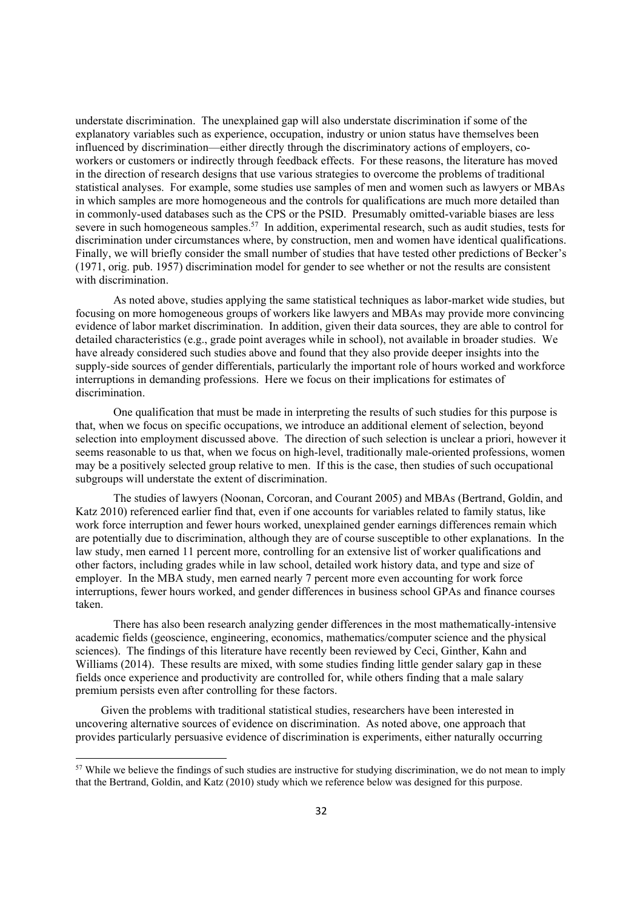understate discrimination. The unexplained gap will also understate discrimination if some of the explanatory variables such as experience, occupation, industry or union status have themselves been influenced by discrimination—either directly through the discriminatory actions of employers, co-workers or customers or indirectly through feedback effects. For these reasons, the literature has moved in the direction of research designs that use various strategies to overcome the problems of traditional statistical analyses. For example, some studies use samples of men and women such as lawyers or MBAs in which samples are more homogeneous and the controls for qualifications are much more detailed than in commonly-used databases such as the CPS or the PSID. Presumably omitted-variable biases are less severe in such homogeneous samples.[57] In addition, experimental research, such as audit studies, tests for discrimination under circumstances where, by construction, men and women have identical qualifications. Finally, we will briefly consider the small number of studies that have tested other predictions of Becker's (1971, orig. pub. 1957) discrimination model for gender to see whether or not the results are consistent with discrimination.

As noted above, studies applying the same statistical techniques as labor-market wide studies, but focusing on more homogeneous groups of workers like lawyers and MBAs may provide more convincing evidence of labor market discrimination. In addition, given their data sources, they are able to control for detailed characteristics (e.g., grade point averages while in school), not available in broader studies. We have already considered such studies above and found that they also provide deeper insights into the supply-side sources of gender differentials, particularly the important role of hours worked and workforce interruptions in demanding professions. Here we focus on their implications for estimates of discrimination.

One qualification that must be made in interpreting the results of such studies for this purpose is that, when we focus on specific occupations, we introduce an additional element of selection, beyond selection into employment discussed above. The direction of such selection is unclear a priori, however it seems reasonable to us that, when we focus on high-level, traditionally male-oriented professions, women may be a positively selected group relative to men. If this is the case, then studies of such occupational subgroups will understate the extent of discrimination.

The studies of lawyers (Noonan, Corcoran, and Courant 2005) and MBAs (Bertrand, Goldin, and Katz 2010) referenced earlier find that, even if one accounts for variables related to family status, like work force interruption and fewer hours worked, unexplained gender earnings differences remain which are potentially due to discrimination, although they are of course susceptible to other explanations. In the law study, men earned 11 percent more, controlling for an extensive list of worker qualifications and other factors, including grades while in law school, detailed work history data, and type and size of employer. In the MBA study, men earned nearly 7 percent more even accounting for work force interruptions, fewer hours worked, and gender differences in business school GPAs and finance courses taken.

There has also been research analyzing gender differences in the most mathematically-intensive academic fields (geoscience, engineering, economics, mathematics/computer science and the physical sciences). The findings of this literature have recently been reviewed by Ceci, Ginther, Kahn and Williams (2014). These results are mixed, with some studies finding little gender salary gap in these fields once experience and productivity are controlled for, while others finding that a male salary premium persists even after controlling for these factors.

Given the problems with traditional statistical studies, researchers have been interested in uncovering alternative sources of evidence on discrimination. As noted above, one approach that provides particularly persuasive evidence of discrimination is experiments, either naturally occurring

[57] While we believe the findings of such studies are instructive for studying discrimination, we do not mean to imply that the Bertrand, Goldin, and Katz (2010) study which we reference below was designed for this purpose.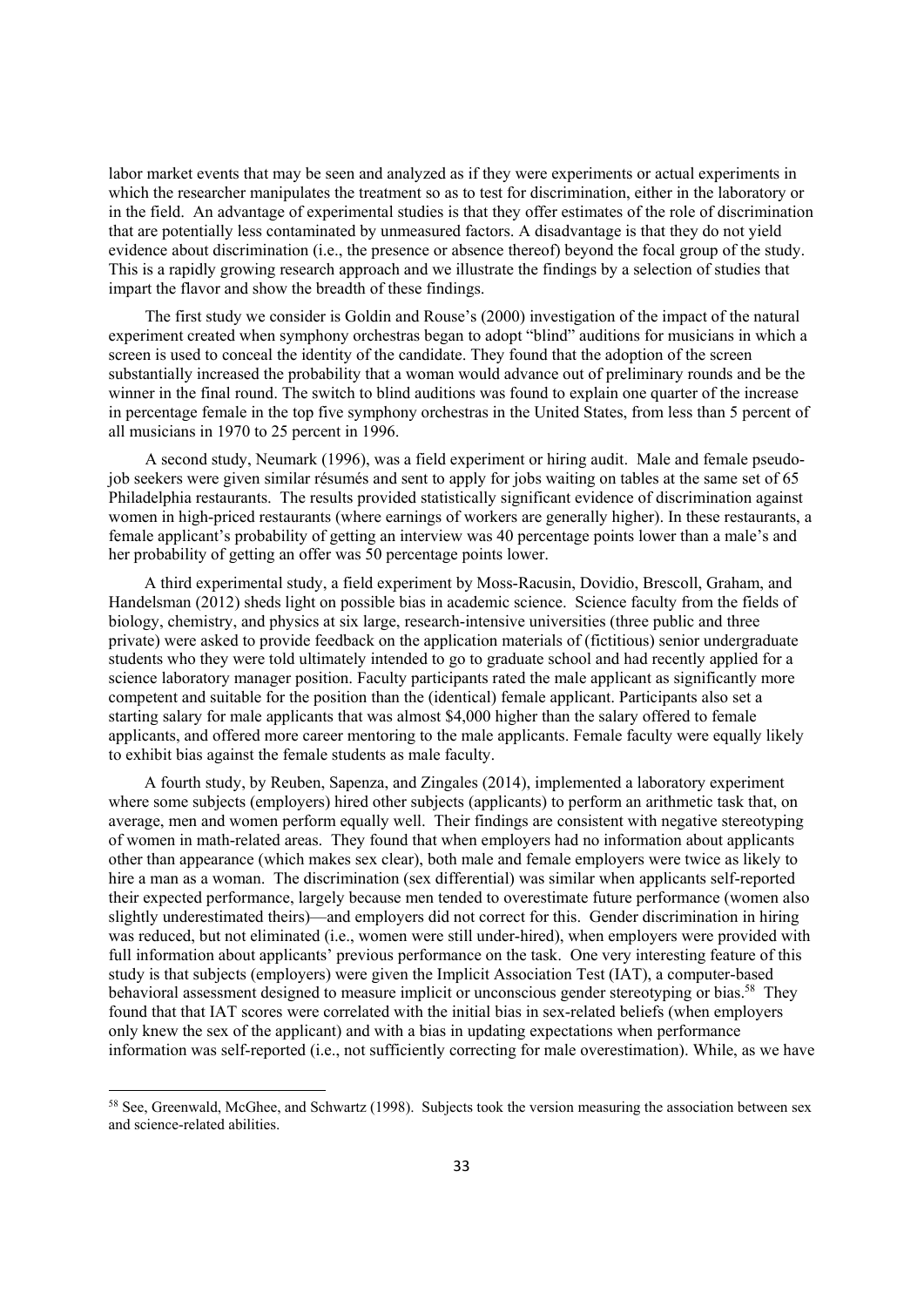labor market events that may be seen and analyzed as if they were experiments or actual experiments in which the researcher manipulates the treatment so as to test for discrimination, either in the laboratory or in the field. An advantage of experimental studies is that they offer estimates of the role of discrimination that are potentially less contaminated by unmeasured factors. A disadvantage is that they do not yield evidence about discrimination (i.e., the presence or absence thereof) beyond the focal group of the study. This is a rapidly growing research approach and we illustrate the findings by a selection of studies that impart the flavor and show the breadth of these findings.

The first study we consider is Goldin and Rouse's (2000) investigation of the impact of the natural experiment created when symphony orchestras began to adopt "blind" auditions for musicians in which a screen is used to conceal the identity of the candidate. They found that the adoption of the screen substantially increased the probability that a woman would advance out of preliminary rounds and be the winner in the final round. The switch to blind auditions was found to explain one quarter of the increase in percentage female in the top five symphony orchestras in the United States, from less than 5 percent of all musicians in 1970 to 25 percent in 1996.

A second study, Neumark (1996), was a field experiment or hiring audit. Male and female pseudo-job seekers were given similar résumés and sent to apply for jobs waiting on tables at the same set of 65 Philadelphia restaurants. The results provided statistically significant evidence of discrimination against women in high-priced restaurants (where earnings of workers are generally higher). In these restaurants, a female applicant's probability of getting an interview was 40 percentage points lower than a male's and her probability of getting an offer was 50 percentage points lower.

A third experimental study, a field experiment by Moss-Racusin, Dovidio, Brescoll, Graham, and Handelsman (2012) sheds light on possible bias in academic science. Science faculty from the fields of biology, chemistry, and physics at six large, research-intensive universities (three public and three private) were asked to provide feedback on the application materials of (fictitious) senior undergraduate students who they were told ultimately intended to go to graduate school and had recently applied for a science laboratory manager position. Faculty participants rated the male applicant as significantly more competent and suitable for the position than the (identical) female applicant. Participants also set a starting salary for male applicants that was almost $4,000 higher than the salary offered to female applicants, and offered more career mentoring to the male applicants. Female faculty were equally likely to exhibit bias against the female students as male faculty.

A fourth study, by Reuben, Sapenza, and Zingales (2014), implemented a laboratory experiment where some subjects (employers) hired other subjects (applicants) to perform an arithmetic task that, on average, men and women perform equally well. Their findings are consistent with negative stereotyping of women in math-related areas. They found that when employers had no information about applicants other than appearance (which makes sex clear), both male and female employers were twice as likely to hire a man as a woman. The discrimination (sex differential) was similar when applicants self-reported their expected performance, largely because men tended to overestimate future performance (women also slightly underestimated theirs)—and employers did not correct for this. Gender discrimination in hiring was reduced, but not eliminated (i.e., women were still under-hired), when employers were provided with full information about applicants' previous performance on the task. One very interesting feature of this study is that subjects (employers) were given the Implicit Association Test (IAT), a computer-based behavioral assessment designed to measure implicit or unconscious gender stereotyping or bias.[58] They found that that IAT scores were correlated with the initial bias in sex-related beliefs (when employers only knew the sex of the applicant) and with a bias in updating expectations when performance information was self-reported (i.e., not sufficiently correcting for male overestimation). While, as we have

[58] See, Greenwald, McGhee, and Schwartz (1998). Subjects took the version measuring the association between sex and science-related abilities.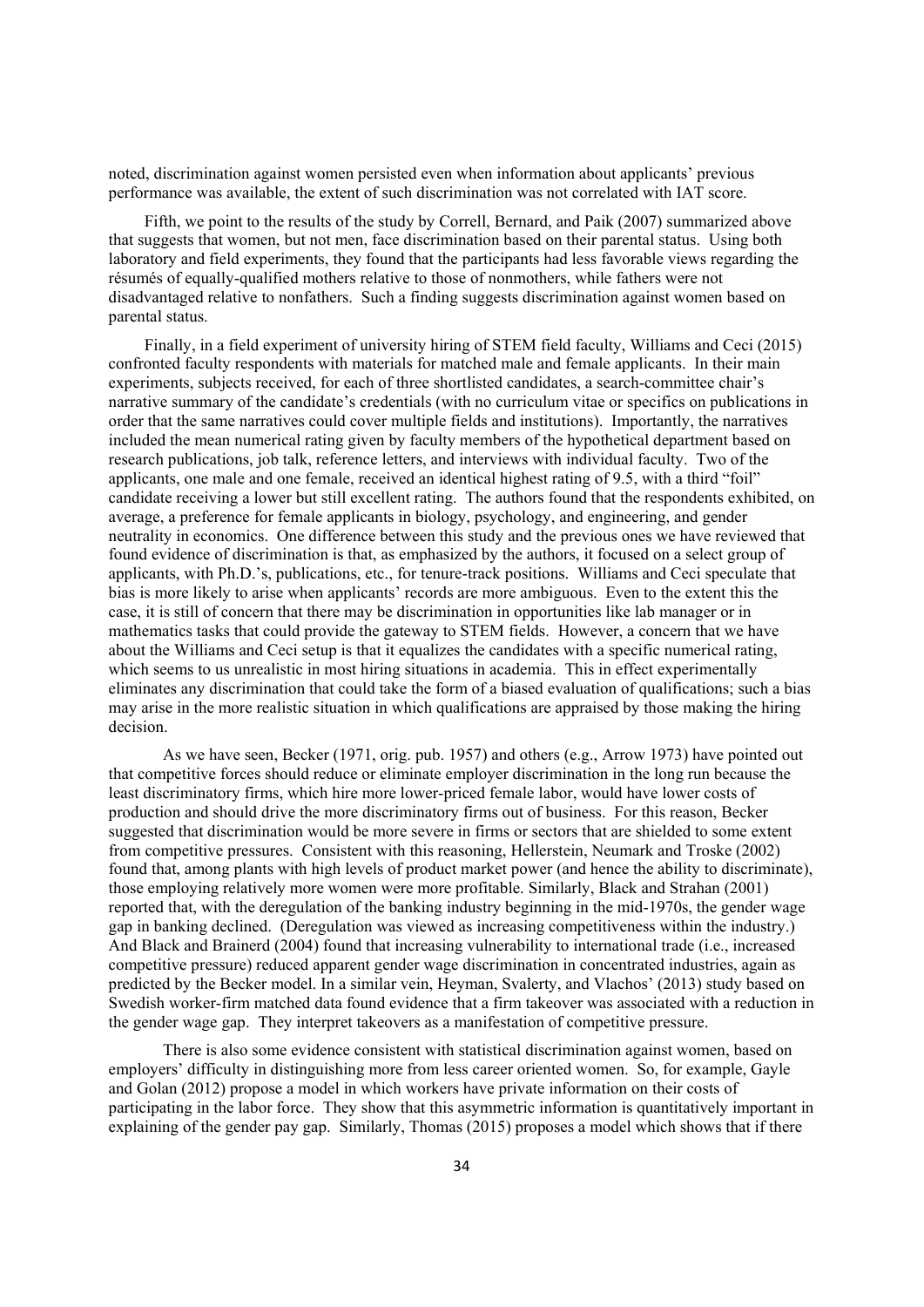noted, discrimination against women persisted even when information about applicants' previous performance was available, the extent of such discrimination was not correlated with IAT score.

Fifth, we point to the results of the study by Correll, Bernard, and Paik (2007) summarized above that suggests that women, but not men, face discrimination based on their parental status. Using both laboratory and field experiments, they found that the participants had less favorable views regarding the résumés of equally-qualified mothers relative to those of nonmothers, while fathers were not disadvantaged relative to nonfathers. Such a finding suggests discrimination against women based on parental status.

Finally, in a field experiment of university hiring of STEM field faculty, Williams and Ceci (2015) confronted faculty respondents with materials for matched male and female applicants. In their main experiments, subjects received, for each of three shortlisted candidates, a search-committee chair's narrative summary of the candidate's credentials (with no curriculum vitae or specifics on publications in order that the same narratives could cover multiple fields and institutions). Importantly, the narratives included the mean numerical rating given by faculty members of the hypothetical department based on research publications, job talk, reference letters, and interviews with individual faculty. Two of the applicants, one male and one female, received an identical highest rating of 9.5, with a third "foil" candidate receiving a lower but still excellent rating. The authors found that the respondents exhibited, on average, a preference for female applicants in biology, psychology, and engineering, and gender neutrality in economics. One difference between this study and the previous ones we have reviewed that found evidence of discrimination is that, as emphasized by the authors, it focused on a select group of applicants, with Ph.D.'s, publications, etc., for tenure-track positions. Williams and Ceci speculate that bias is more likely to arise when applicants' records are more ambiguous. Even to the extent this the case, it is still of concern that there may be discrimination in opportunities like lab manager or in mathematics tasks that could provide the gateway to STEM fields. However, a concern that we have about the Williams and Ceci setup is that it equalizes the candidates with a specific numerical rating, which seems to us unrealistic in most hiring situations in academia. This in effect experimentally eliminates any discrimination that could take the form of a biased evaluation of qualifications; such a bias may arise in the more realistic situation in which qualifications are appraised by those making the hiring decision.

As we have seen, Becker (1971, orig. pub. 1957) and others (e.g., Arrow 1973) have pointed out that competitive forces should reduce or eliminate employer discrimination in the long run because the least discriminatory firms, which hire more lower-priced female labor, would have lower costs of production and should drive the more discriminatory firms out of business. For this reason, Becker suggested that discrimination would be more severe in firms or sectors that are shielded to some extent from competitive pressures. Consistent with this reasoning, Hellerstein, Neumark and Troske (2002) found that, among plants with high levels of product market power (and hence the ability to discriminate), those employing relatively more women were more profitable. Similarly, Black and Strahan (2001) reported that, with the deregulation of the banking industry beginning in the mid-1970s, the gender wage gap in banking declined. (Deregulation was viewed as increasing competitiveness within the industry.) And Black and Brainerd (2004) found that increasing vulnerability to international trade (i.e., increased competitive pressure) reduced apparent gender wage discrimination in concentrated industries, again as predicted by the Becker model. In a similar vein, Heyman, Svalerty, and Vlachos' (2013) study based on Swedish worker-firm matched data found evidence that a firm takeover was associated with a reduction in the gender wage gap. They interpret takeovers as a manifestation of competitive pressure.

There is also some evidence consistent with statistical discrimination against women, based on employers' difficulty in distinguishing more from less career oriented women. So, for example, Gayle and Golan (2012) propose a model in which workers have private information on their costs of participating in the labor force. They show that this asymmetric information is quantitatively important in explaining of the gender pay gap. Similarly, Thomas (2015) proposes a model which shows that if there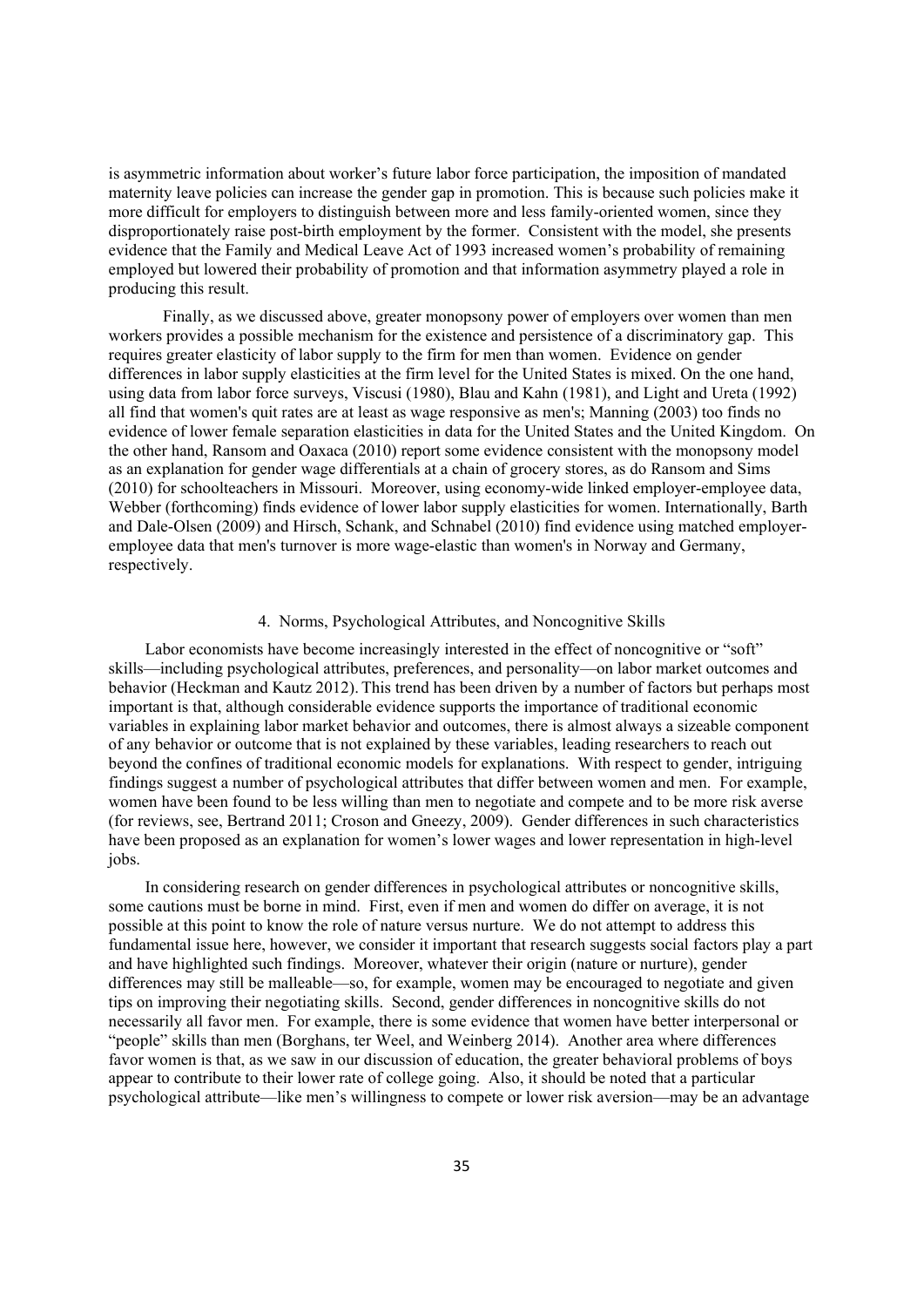is asymmetric information about worker's future labor force participation, the imposition of mandated maternity leave policies can increase the gender gap in promotion. This is because such policies make it more difficult for employers to distinguish between more and less family-oriented women, since they disproportionately raise post-birth employment by the former. Consistent with the model, she presents evidence that the Family and Medical Leave Act of 1993 increased women's probability of remaining employed but lowered their probability of promotion and that information asymmetry played a role in producing this result.

Finally, as we discussed above, greater monopsony power of employers over women than men workers provides a possible mechanism for the existence and persistence of a discriminatory gap. This requires greater elasticity of labor supply to the firm for men than women. Evidence on gender differences in labor supply elasticities at the firm level for the United States is mixed. On the one hand, using data from labor force surveys, Viscusi (1980), Blau and Kahn (1981), and Light and Ureta (1992) all find that women's quit rates are at least as wage responsive as men's; Manning (2003) too finds no evidence of lower female separation elasticities in data for the United States and the United Kingdom. On the other hand, Ransom and Oaxaca (2010) report some evidence consistent with the monopsony model as an explanation for gender wage differentials at a chain of grocery stores, as do Ransom and Sims (2010) for schoolteachers in Missouri. Moreover, using economy-wide linked employer-employee data, Webber (forthcoming) finds evidence of lower labor supply elasticities for women. Internationally, Barth and Dale-Olsen (2009) and Hirsch, Schank, and Schnabel (2010) find evidence using matched employer-employee data that men's turnover is more wage-elastic than women's in Norway and Germany, respectively.

## 4. Norms, Psychological Attributes, and Noncognitive Skills

Labor economists have become increasingly interested in the effect of noncognitive or "soft" skills—including psychological attributes, preferences, and personality—on labor market outcomes and behavior (Heckman and Kautz 2012). This trend has been driven by a number of factors but perhaps most important is that, although considerable evidence supports the importance of traditional economic variables in explaining labor market behavior and outcomes, there is almost always a sizeable component of any behavior or outcome that is not explained by these variables, leading researchers to reach out beyond the confines of traditional economic models for explanations. With respect to gender, intriguing findings suggest a number of psychological attributes that differ between women and men. For example, women have been found to be less willing than men to negotiate and compete and to be more risk averse (for reviews, see, Bertrand 2011; Croson and Gneezy, 2009). Gender differences in such characteristics have been proposed as an explanation for women's lower wages and lower representation in high-level jobs.

In considering research on gender differences in psychological attributes or noncognitive skills, some cautions must be borne in mind. First, even if men and women do differ on average, it is not possible at this point to know the role of nature versus nurture. We do not attempt to address this fundamental issue here, however, we consider it important that research suggests social factors play a part and have highlighted such findings. Moreover, whatever their origin (nature or nurture), gender differences may still be malleable—so, for example, women may be encouraged to negotiate and given tips on improving their negotiating skills. Second, gender differences in noncognitive skills do not necessarily all favor men. For example, there is some evidence that women have better interpersonal or "people" skills than men (Borghans, ter Weel, and Weinberg 2014). Another area where differences favor women is that, as we saw in our discussion of education, the greater behavioral problems of boys appear to contribute to their lower rate of college going. Also, it should be noted that a particular psychological attribute—like men's willingness to compete or lower risk aversion—may be an advantage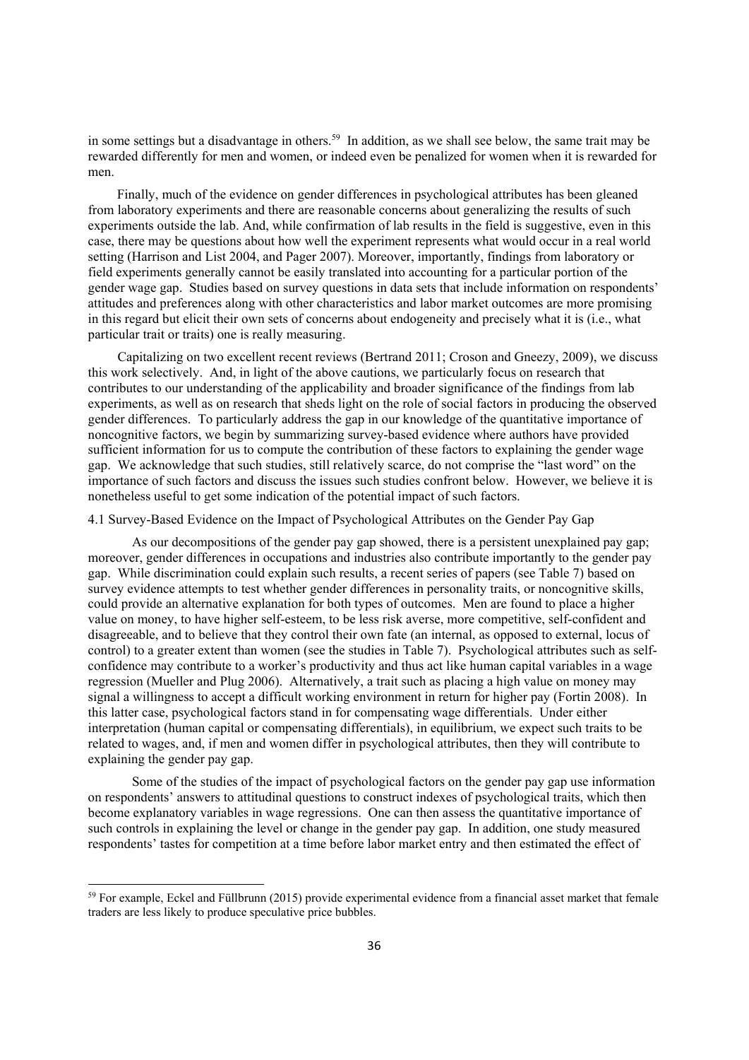in some settings but a disadvantage in others.[59] In addition, as we shall see below, the same trait may be rewarded differently for men and women, or indeed even be penalized for women when it is rewarded for men.

Finally, much of the evidence on gender differences in psychological attributes has been gleaned from laboratory experiments and there are reasonable concerns about generalizing the results of such experiments outside the lab. And, while confirmation of lab results in the field is suggestive, even in this case, there may be questions about how well the experiment represents what would occur in a real world setting (Harrison and List 2004, and Pager 2007). Moreover, importantly, findings from laboratory or field experiments generally cannot be easily translated into accounting for a particular portion of the gender wage gap. Studies based on survey questions in data sets that include information on respondents' attitudes and preferences along with other characteristics and labor market outcomes are more promising in this regard but elicit their own sets of concerns about endogeneity and precisely what it is (i.e., what particular trait or traits) one is really measuring.

Capitalizing on two excellent recent reviews (Bertrand 2011; Croson and Gneezy, 2009), we discuss this work selectively. And, in light of the above cautions, we particularly focus on research that contributes to our understanding of the applicability and broader significance of the findings from lab experiments, as well as on research that sheds light on the role of social factors in producing the observed gender differences. To particularly address the gap in our knowledge of the quantitative importance of noncognitive factors, we begin by summarizing survey-based evidence where authors have provided sufficient information for us to compute the contribution of these factors to explaining the gender wage gap. We acknowledge that such studies, still relatively scarce, do not comprise the "last word" on the importance of such factors and discuss the issues such studies confront below. However, we believe it is nonetheless useful to get some indication of the potential impact of such factors.

## 4.1 Survey-Based Evidence on the Impact of Psychological Attributes on the Gender Pay Gap

As our decompositions of the gender pay gap showed, there is a persistent unexplained pay gap; moreover, gender differences in occupations and industries also contribute importantly to the gender pay gap. While discrimination could explain such results, a recent series of papers (see Table 7) based on survey evidence attempts to test whether gender differences in personality traits, or noncognitive skills, could provide an alternative explanation for both types of outcomes. Men are found to place a higher value on money, to have higher self-esteem, to be less risk averse, more competitive, self-confident and disagreeable, and to believe that they control their own fate (an internal, as opposed to external, locus of control) to a greater extent than women (see the studies in Table 7). Psychological attributes such as self-confidence may contribute to a worker's productivity and thus act like human capital variables in a wage regression (Mueller and Plug 2006). Alternatively, a trait such as placing a high value on money may signal a willingness to accept a difficult working environment in return for higher pay (Fortin 2008). In this latter case, psychological factors stand in for compensating wage differentials. Under either interpretation (human capital or compensating differentials), in equilibrium, we expect such traits to be related to wages, and, if men and women differ in psychological attributes, then they will contribute to explaining the gender pay gap.

Some of the studies of the impact of psychological factors on the gender pay gap use information on respondents' answers to attitudinal questions to construct indexes of psychological traits, which then become explanatory variables in wage regressions. One can then assess the quantitative importance of such controls in explaining the level or change in the gender pay gap. In addition, one study measured respondents' tastes for competition at a time before labor market entry and then estimated the effect of

[59] For example, Eckel and Füllbrunn (2015) provide experimental evidence from a financial asset market that female traders are less likely to produce speculative price bubbles.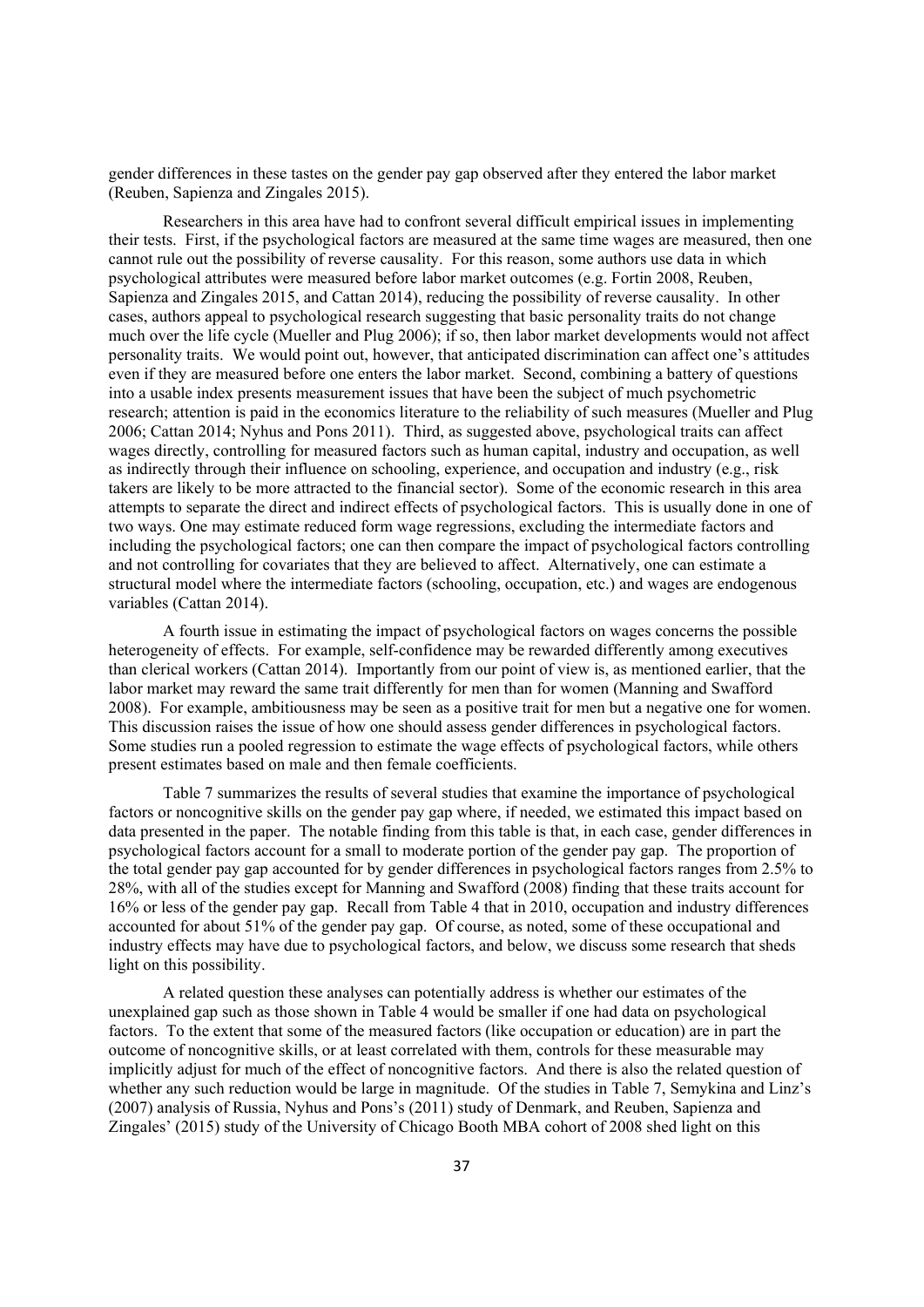gender differences in these tastes on the gender pay gap observed after they entered the labor market (Reuben, Sapienza and Zingales 2015).

Researchers in this area have had to confront several difficult empirical issues in implementing their tests. First, if the psychological factors are measured at the same time wages are measured, then one cannot rule out the possibility of reverse causality. For this reason, some authors use data in which psychological attributes were measured before labor market outcomes (e.g. Fortin 2008, Reuben, Sapienza and Zingales 2015, and Cattan 2014), reducing the possibility of reverse causality. In other cases, authors appeal to psychological research suggesting that basic personality traits do not change much over the life cycle (Mueller and Plug 2006); if so, then labor market developments would not affect personality traits. We would point out, however, that anticipated discrimination can affect one's attitudes even if they are measured before one enters the labor market. Second, combining a battery of questions into a usable index presents measurement issues that have been the subject of much psychometric research; attention is paid in the economics literature to the reliability of such measures (Mueller and Plug 2006; Cattan 2014; Nyhus and Pons 2011). Third, as suggested above, psychological traits can affect wages directly, controlling for measured factors such as human capital, industry and occupation, as well as indirectly through their influence on schooling, experience, and occupation and industry (e.g., risk takers are likely to be more attracted to the financial sector). Some of the economic research in this area attempts to separate the direct and indirect effects of psychological factors. This is usually done in one of two ways. One may estimate reduced form wage regressions, excluding the intermediate factors and including the psychological factors; one can then compare the impact of psychological factors controlling and not controlling for covariates that they are believed to affect. Alternatively, one can estimate a structural model where the intermediate factors (schooling, occupation, etc.) and wages are endogenous variables (Cattan 2014).

A fourth issue in estimating the impact of psychological factors on wages concerns the possible heterogeneity of effects. For example, self-confidence may be rewarded differently among executives than clerical workers (Cattan 2014). Importantly from our point of view is, as mentioned earlier, that the labor market may reward the same trait differently for men than for women (Manning and Swafford 2008). For example, ambitiousness may be seen as a positive trait for men but a negative one for women. This discussion raises the issue of how one should assess gender differences in psychological factors. Some studies run a pooled regression to estimate the wage effects of psychological factors, while others present estimates based on male and then female coefficients.

Table 7 summarizes the results of several studies that examine the importance of psychological factors or noncognitive skills on the gender pay gap where, if needed, we estimated this impact based on data presented in the paper. The notable finding from this table is that, in each case, gender differences in psychological factors account for a small to moderate portion of the gender pay gap. The proportion of the total gender pay gap accounted for by gender differences in psychological factors ranges from 2.5% to 28%, with all of the studies except for Manning and Swafford (2008) finding that these traits account for 16% or less of the gender pay gap. Recall from Table 4 that in 2010, occupation and industry differences accounted for about 51% of the gender pay gap. Of course, as noted, some of these occupational and industry effects may have due to psychological factors, and below, we discuss some research that sheds light on this possibility.

A related question these analyses can potentially address is whether our estimates of the unexplained gap such as those shown in Table 4 would be smaller if one had data on psychological factors. To the extent that some of the measured factors (like occupation or education) are in part the outcome of noncognitive skills, or at least correlated with them, controls for these measurable may implicitly adjust for much of the effect of noncognitive factors. And there is also the related question of whether any such reduction would be large in magnitude. Of the studies in Table 7, Semykina and Linz's (2007) analysis of Russia, Nyhus and Pons's (2011) study of Denmark, and Reuben, Sapienza and Zingales' (2015) study of the University of Chicago Booth MBA cohort of 2008 shed light on this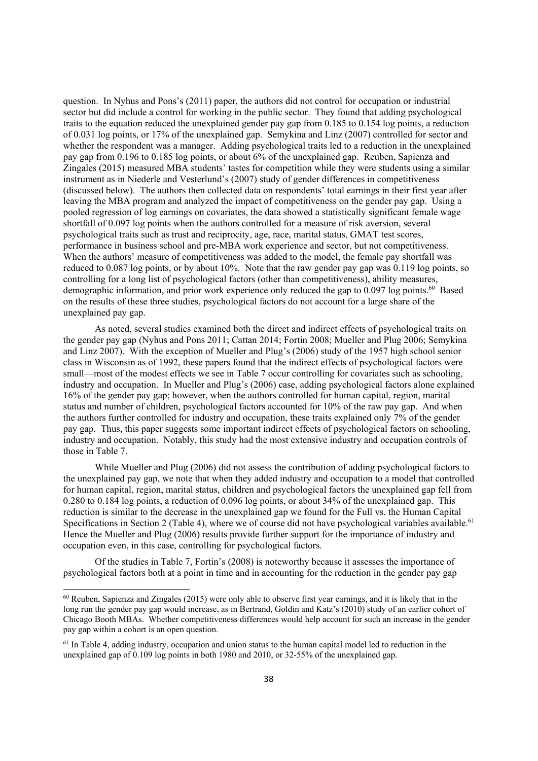question. In Nyhus and Pons's (2011) paper, the authors did not control for occupation or industrial sector but did include a control for working in the public sector. They found that adding psychological traits to the equation reduced the unexplained gender pay gap from 0.185 to 0.154 log points, a reduction of 0.031 log points, or 17% of the unexplained gap. Semykina and Linz (2007) controlled for sector and whether the respondent was a manager. Adding psychological traits led to a reduction in the unexplained pay gap from 0.196 to 0.185 log points, or about 6% of the unexplained gap. Reuben, Sapienza and Zingales (2015) measured MBA students' tastes for competition while they were students using a similar instrument as in Niederle and Vesterlund's (2007) study of gender differences in competitiveness (discussed below). The authors then collected data on respondents' total earnings in their first year after leaving the MBA program and analyzed the impact of competitiveness on the gender pay gap. Using a pooled regression of log earnings on covariates, the data showed a statistically significant female wage shortfall of 0.097 log points when the authors controlled for a measure of risk aversion, several psychological traits such as trust and reciprocity, age, race, marital status, GMAT test scores, performance in business school and pre-MBA work experience and sector, but not competitiveness. When the authors' measure of competitiveness was added to the model, the female pay shortfall was reduced to 0.087 log points, or by about 10%. Note that the raw gender pay gap was 0.119 log points, so controlling for a long list of psychological factors (other than competitiveness), ability measures, demographic information, and prior work experience only reduced the gap to 0.097 log points.[60] Based on the results of these three studies, psychological factors do not account for a large share of the unexplained pay gap.

As noted, several studies examined both the direct and indirect effects of psychological traits on the gender pay gap (Nyhus and Pons 2011; Cattan 2014; Fortin 2008; Mueller and Plug 2006; Semykina and Linz 2007). With the exception of Mueller and Plug's (2006) study of the 1957 high school senior class in Wisconsin as of 1992, these papers found that the indirect effects of psychological factors were small—most of the modest effects we see in Table 7 occur controlling for covariates such as schooling, industry and occupation. In Mueller and Plug's (2006) case, adding psychological factors alone explained 16% of the gender pay gap; however, when the authors controlled for human capital, region, marital status and number of children, psychological factors accounted for 10% of the raw pay gap. And when the authors further controlled for industry and occupation, these traits explained only 7% of the gender pay gap. Thus, this paper suggests some important indirect effects of psychological factors on schooling, industry and occupation. Notably, this study had the most extensive industry and occupation controls of those in Table 7.

While Mueller and Plug (2006) did not assess the contribution of adding psychological factors to the unexplained pay gap, we note that when they added industry and occupation to a model that controlled for human capital, region, marital status, children and psychological factors the unexplained gap fell from 0.280 to 0.184 log points, a reduction of 0.096 log points, or about 34% of the unexplained gap. This reduction is similar to the decrease in the unexplained gap we found for the Full vs. the Human Capital Specifications in Section 2 (Table 4), where we of course did not have psychological variables available.[61] Hence the Mueller and Plug (2006) results provide further support for the importance of industry and occupation even, in this case, controlling for psychological factors.

Of the studies in Table 7, Fortin's (2008) is noteworthy because it assesses the importance of psychological factors both at a point in time and in accounting for the reduction in the gender pay gap

[60] Reuben, Sapienza and Zingales (2015) were only able to observe first year earnings, and it is likely that in the long run the gender pay gap would increase, as in Bertrand, Goldin and Katz's (2010) study of an earlier cohort of Chicago Booth MBAs. Whether competitiveness differences would help account for such an increase in the gender pay gap within a cohort is an open question.

[61] In Table 4, adding industry, occupation and union status to the human capital model led to reduction in the unexplained gap of 0.109 log points in both 1980 and 2010, or 32-55% of the unexplained gap.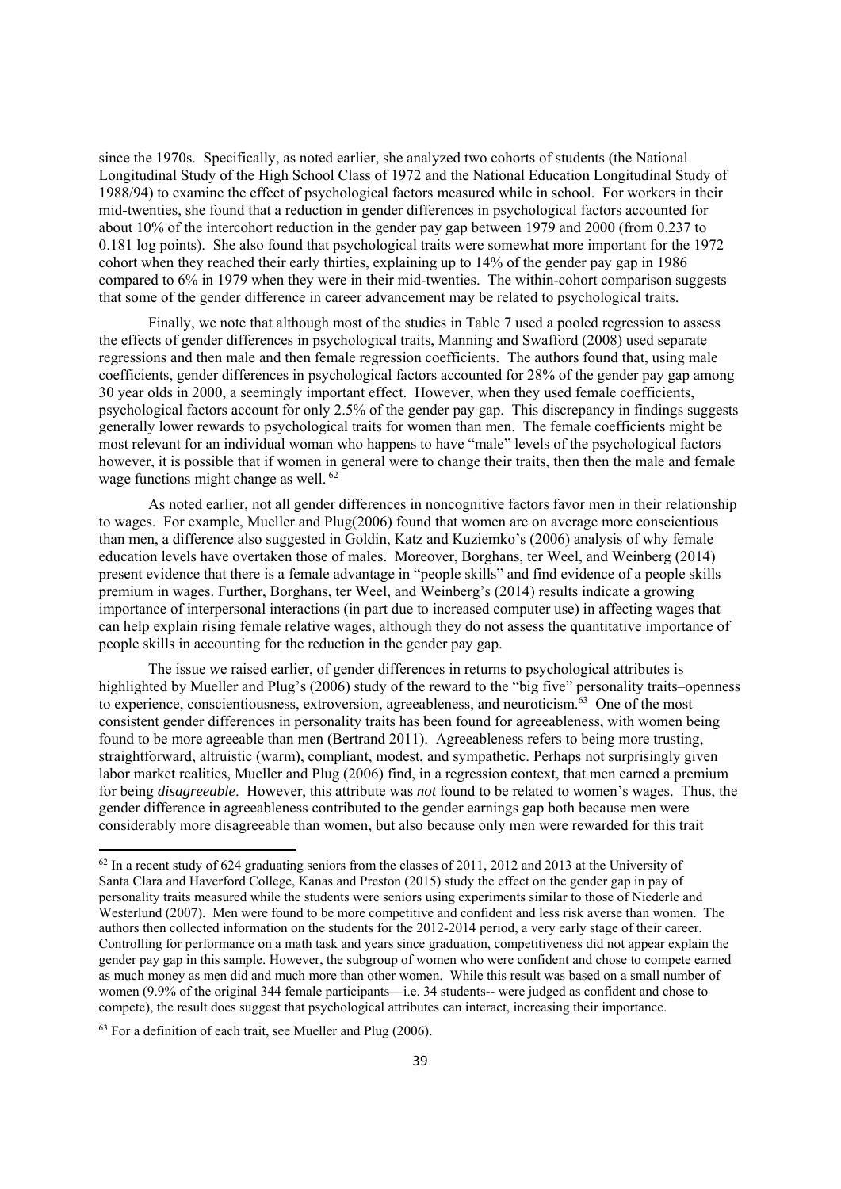since the 1970s. Specifically, as noted earlier, she analyzed two cohorts of students (the National Longitudinal Study of the High School Class of 1972 and the National Education Longitudinal Study of 1988/94) to examine the effect of psychological factors measured while in school. For workers in their mid-twenties, she found that a reduction in gender differences in psychological factors accounted for about 10% of the intercohort reduction in the gender pay gap between 1979 and 2000 (from 0.237 to 0.181 log points). She also found that psychological traits were somewhat more important for the 1972 cohort when they reached their early thirties, explaining up to 14% of the gender pay gap in 1986 compared to 6% in 1979 when they were in their mid-twenties. The within-cohort comparison suggests that some of the gender difference in career advancement may be related to psychological traits.

Finally, we note that although most of the studies in Table 7 used a pooled regression to assess the effects of gender differences in psychological traits, Manning and Swafford (2008) used separate regressions and then male and then female regression coefficients. The authors found that, using male coefficients, gender differences in psychological factors accounted for 28% of the gender pay gap among 30 year olds in 2000, a seemingly important effect. However, when they used female coefficients, psychological factors account for only 2.5% of the gender pay gap. This discrepancy in findings suggests generally lower rewards to psychological traits for women than men. The female coefficients might be most relevant for an individual woman who happens to have "male" levels of the psychological factors however, it is possible that if women in general were to change their traits, then then the male and female wage functions might change as well. [62]

As noted earlier, not all gender differences in noncognitive factors favor men in their relationship to wages. For example, Mueller and Plug(2006) found that women are on average more conscientious than men, a difference also suggested in Goldin, Katz and Kuziemko's (2006) analysis of why female education levels have overtaken those of males. Moreover, Borghans, ter Weel, and Weinberg (2014) present evidence that there is a female advantage in "people skills" and find evidence of a people skills premium in wages. Further, Borghans, ter Weel, and Weinberg's (2014) results indicate a growing importance of interpersonal interactions (in part due to increased computer use) in affecting wages that can help explain rising female relative wages, although they do not assess the quantitative importance of people skills in accounting for the reduction in the gender pay gap.

The issue we raised earlier, of gender differences in returns to psychological attributes is highlighted by Mueller and Plug's (2006) study of the reward to the "big five" personality traits–openness to experience, conscientiousness, extroversion, agreeableness, and neuroticism.[63] One of the most consistent gender differences in personality traits has been found for agreeableness, with women being found to be more agreeable than men (Bertrand 2011). Agreeableness refers to being more trusting, straightforward, altruistic (warm), compliant, modest, and sympathetic. Perhaps not surprisingly given labor market realities, Mueller and Plug (2006) find, in a regression context, that men earned a premium for being *disagreeable*. However, this attribute was *not* found to be related to women's wages. Thus, the gender difference in agreeableness contributed to the gender earnings gap both because men were considerably more disagreeable than women, but also because only men were rewarded for this trait

---

[62] In a recent study of 624 graduating seniors from the classes of 2011, 2012 and 2013 at the University of Santa Clara and Haverford College, Kanas and Preston (2015) study the effect on the gender gap in pay of personality traits measured while the students were seniors using experiments similar to those of Niederle and Westerlund (2007). Men were found to be more competitive and confident and less risk averse than women. The authors then collected information on the students for the 2012-2014 period, a very early stage of their career. Controlling for performance on a math task and years since graduation, competitiveness did not appear explain the gender pay gap in this sample. However, the subgroup of women who were confident and chose to compete earned as much money as men did and much more than other women. While this result was based on a small number of women (9.9% of the original 344 female participants—i.e. 34 students-- were judged as confident and chose to compete), the result does suggest that psychological attributes can interact, increasing their importance.

[63] For a definition of each trait, see Mueller and Plug (2006).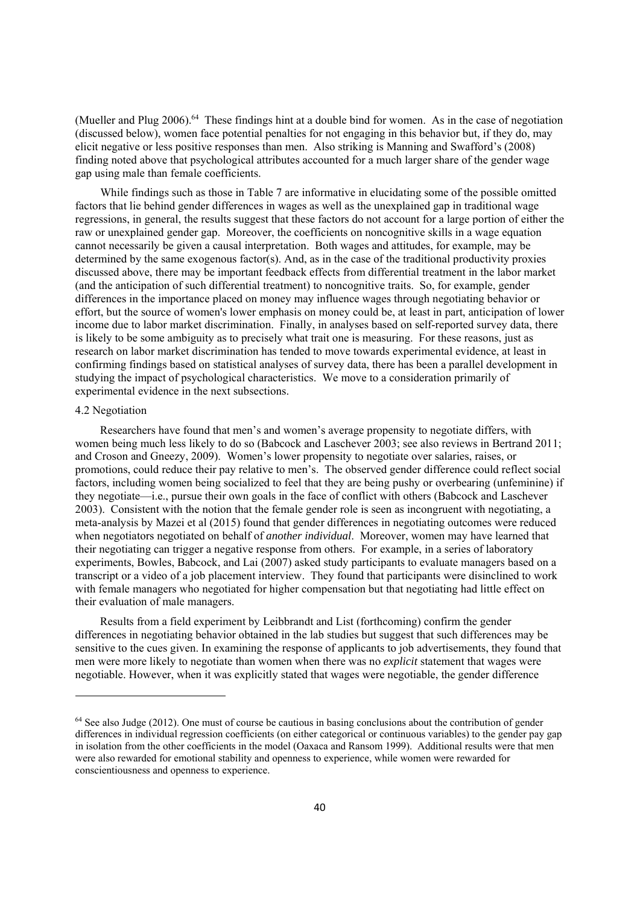(Mueller and Plug 2006).[64] These findings hint at a double bind for women. As in the case of negotiation (discussed below), women face potential penalties for not engaging in this behavior but, if they do, may elicit negative or less positive responses than men. Also striking is Manning and Swafford's (2008) finding noted above that psychological attributes accounted for a much larger share of the gender wage gap using male than female coefficients.

While findings such as those in Table 7 are informative in elucidating some of the possible omitted factors that lie behind gender differences in wages as well as the unexplained gap in traditional wage regressions, in general, the results suggest that these factors do not account for a large portion of either the raw or unexplained gender gap. Moreover, the coefficients on noncognitive skills in a wage equation cannot necessarily be given a causal interpretation. Both wages and attitudes, for example, may be determined by the same exogenous factor(s). And, as in the case of the traditional productivity proxies discussed above, there may be important feedback effects from differential treatment in the labor market (and the anticipation of such differential treatment) to noncognitive traits. So, for example, gender differences in the importance placed on money may influence wages through negotiating behavior or effort, but the source of women's lower emphasis on money could be, at least in part, anticipation of lower income due to labor market discrimination. Finally, in analyses based on self-reported survey data, there is likely to be some ambiguity as to precisely what trait one is measuring. For these reasons, just as research on labor market discrimination has tended to move towards experimental evidence, at least in confirming findings based on statistical analyses of survey data, there has been a parallel development in studying the impact of psychological characteristics. We move to a consideration primarily of experimental evidence in the next subsections.

### 4.2 Negotiation

Researchers have found that men's and women's average propensity to negotiate differs, with women being much less likely to do so (Babcock and Laschever 2003; see also reviews in Bertrand 2011; and Croson and Gneezy, 2009). Women's lower propensity to negotiate over salaries, raises, or promotions, could reduce their pay relative to men's. The observed gender difference could reflect social factors, including women being socialized to feel that they are being pushy or overbearing (unfeminine) if they negotiate—i.e., pursue their own goals in the face of conflict with others (Babcock and Laschever 2003). Consistent with the notion that the female gender role is seen as incongruent with negotiating, a meta-analysis by Mazei et al (2015) found that gender differences in negotiating outcomes were reduced when negotiators negotiated on behalf of *another individual*. Moreover, women may have learned that their negotiating can trigger a negative response from others. For example, in a series of laboratory experiments, Bowles, Babcock, and Lai (2007) asked study participants to evaluate managers based on a transcript or a video of a job placement interview. They found that participants were disinclined to work with female managers who negotiated for higher compensation but that negotiating had little effect on their evaluation of male managers.

Results from a field experiment by Leibbrandt and List (forthcoming) confirm the gender differences in negotiating behavior obtained in the lab studies but suggest that such differences may be sensitive to the cues given. In examining the response of applicants to job advertisements, they found that men were more likely to negotiate than women when there was no *explicit* statement that wages were negotiable. However, when it was explicitly stated that wages were negotiable, the gender difference

---

[64] See also Judge (2012). One must of course be cautious in basing conclusions about the contribution of gender differences in individual regression coefficients (on either categorical or continuous variables) to the gender pay gap in isolation from the other coefficients in the model (Oaxaca and Ransom 1999). Additional results were that men were also rewarded for emotional stability and openness to experience, while women were rewarded for conscientiousness and openness to experience.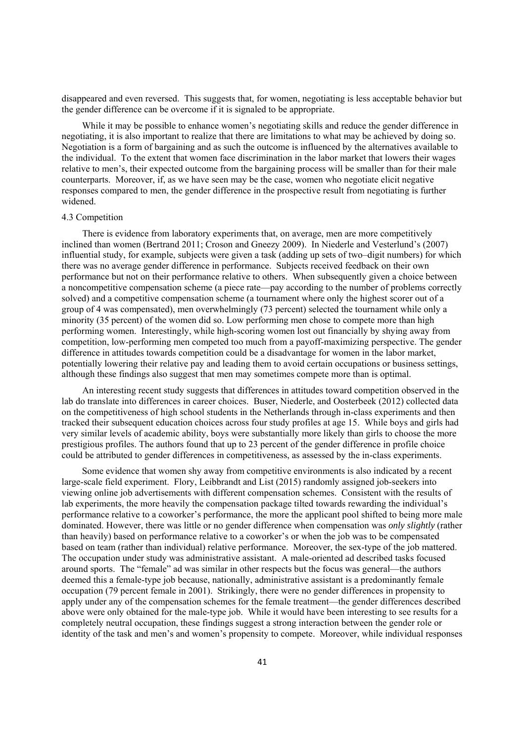disappeared and even reversed. This suggests that, for women, negotiating is less acceptable behavior but the gender difference can be overcome if it is signaled to be appropriate.

While it may be possible to enhance women's negotiating skills and reduce the gender difference in negotiating, it is also important to realize that there are limitations to what may be achieved by doing so. Negotiation is a form of bargaining and as such the outcome is influenced by the alternatives available to the individual. To the extent that women face discrimination in the labor market that lowers their wages relative to men's, their expected outcome from the bargaining process will be smaller than for their male counterparts. Moreover, if, as we have seen may be the case, women who negotiate elicit negative responses compared to men, the gender difference in the prospective result from negotiating is further widened.

### 4.3 Competition

There is evidence from laboratory experiments that, on average, men are more competitively inclined than women (Bertrand 2011; Croson and Gneezy 2009). In Niederle and Vesterlund's (2007) influential study, for example, subjects were given a task (adding up sets of two–digit numbers) for which there was no average gender difference in performance. Subjects received feedback on their own performance but not on their performance relative to others. When subsequently given a choice between a noncompetitive compensation scheme (a piece rate—pay according to the number of problems correctly solved) and a competitive compensation scheme (a tournament where only the highest scorer out of a group of 4 was compensated), men overwhelmingly (73 percent) selected the tournament while only a minority (35 percent) of the women did so. Low performing men chose to compete more than high performing women. Interestingly, while high-scoring women lost out financially by shying away from competition, low-performing men competed too much from a payoff-maximizing perspective. The gender difference in attitudes towards competition could be a disadvantage for women in the labor market, potentially lowering their relative pay and leading them to avoid certain occupations or business settings, although these findings also suggest that men may sometimes compete more than is optimal.

An interesting recent study suggests that differences in attitudes toward competition observed in the lab do translate into differences in career choices. Buser, Niederle, and Oosterbeek (2012) collected data on the competitiveness of high school students in the Netherlands through in-class experiments and then tracked their subsequent education choices across four study profiles at age 15. While boys and girls had very similar levels of academic ability, boys were substantially more likely than girls to choose the more prestigious profiles. The authors found that up to 23 percent of the gender difference in profile choice could be attributed to gender differences in competitiveness, as assessed by the in-class experiments.

Some evidence that women shy away from competitive environments is also indicated by a recent large-scale field experiment. Flory, Leibbrandt and List (2015) randomly assigned job-seekers into viewing online job advertisements with different compensation schemes. Consistent with the results of lab experiments, the more heavily the compensation package tilted towards rewarding the individual's performance relative to a coworker's performance, the more the applicant pool shifted to being more male dominated. However, there was little or no gender difference when compensation was *only slightly* (rather than heavily) based on performance relative to a coworker's or when the job was to be compensated based on team (rather than individual) relative performance. Moreover, the sex-type of the job mattered. The occupation under study was administrative assistant. A male-oriented ad described tasks focused around sports. The "female" ad was similar in other respects but the focus was general—the authors deemed this a female-type job because, nationally, administrative assistant is a predominantly female occupation (79 percent female in 2001). Strikingly, there were no gender differences in propensity to apply under any of the compensation schemes for the female treatment—the gender differences described above were only obtained for the male-type job. While it would have been interesting to see results for a completely neutral occupation, these findings suggest a strong interaction between the gender role or identity of the task and men's and women's propensity to compete. Moreover, while individual responses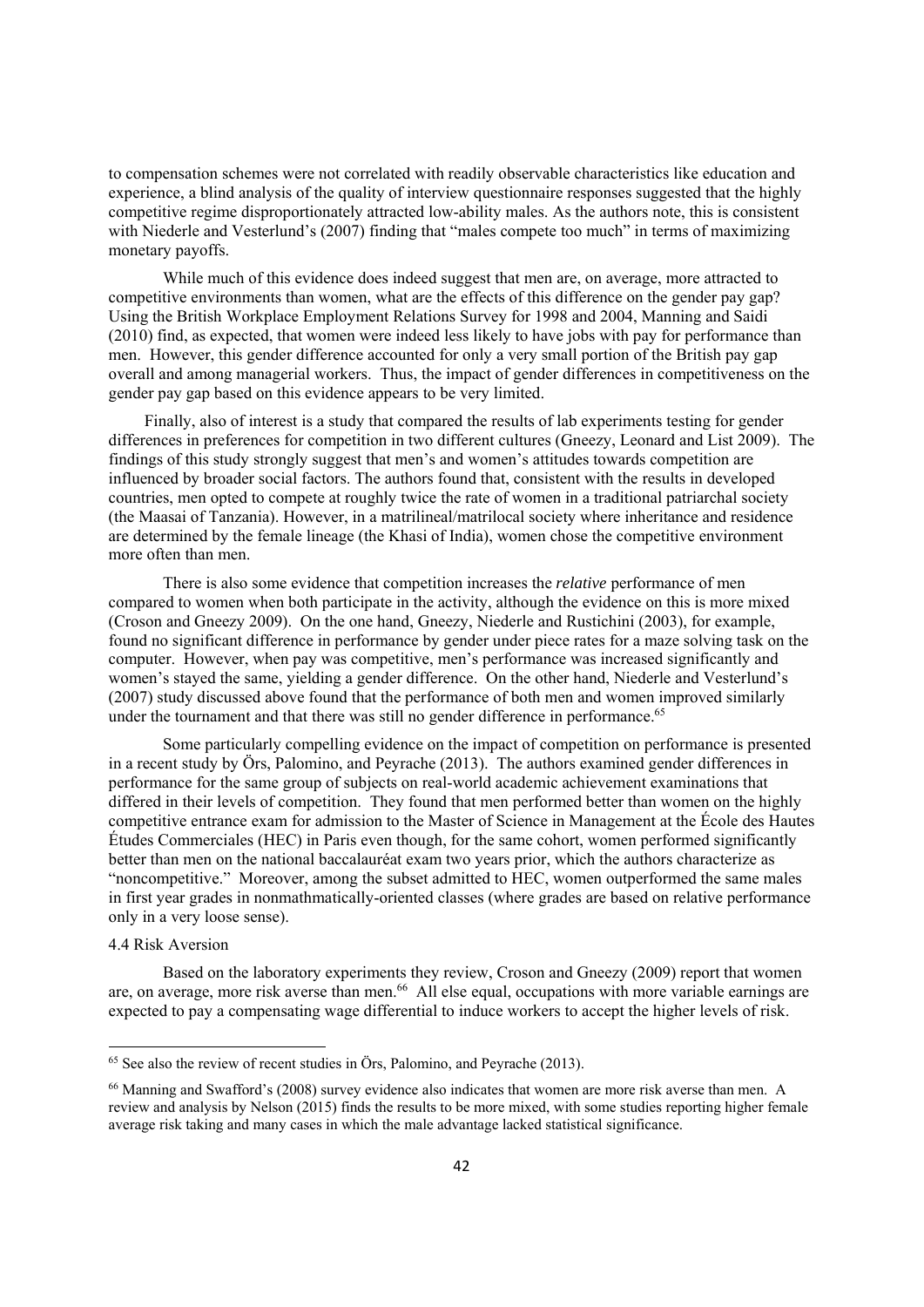to compensation schemes were not correlated with readily observable characteristics like education and experience, a blind analysis of the quality of interview questionnaire responses suggested that the highly competitive regime disproportionately attracted low-ability males. As the authors note, this is consistent with Niederle and Vesterlund's (2007) finding that "males compete too much" in terms of maximizing monetary payoffs.

While much of this evidence does indeed suggest that men are, on average, more attracted to competitive environments than women, what are the effects of this difference on the gender pay gap? Using the British Workplace Employment Relations Survey for 1998 and 2004, Manning and Saidi (2010) find, as expected, that women were indeed less likely to have jobs with pay for performance than men. However, this gender difference accounted for only a very small portion of the British pay gap overall and among managerial workers. Thus, the impact of gender differences in competitiveness on the gender pay gap based on this evidence appears to be very limited.

Finally, also of interest is a study that compared the results of lab experiments testing for gender differences in preferences for competition in two different cultures (Gneezy, Leonard and List 2009). The findings of this study strongly suggest that men's and women's attitudes towards competition are influenced by broader social factors. The authors found that, consistent with the results in developed countries, men opted to compete at roughly twice the rate of women in a traditional patriarchal society (the Maasai of Tanzania). However, in a matrilineal/matrilocal society where inheritance and residence are determined by the female lineage (the Khasi of India), women chose the competitive environment more often than men.

There is also some evidence that competition increases the *relative* performance of men compared to women when both participate in the activity, although the evidence on this is more mixed (Croson and Gneezy 2009). On the one hand, Gneezy, Niederle and Rustichini (2003), for example, found no significant difference in performance by gender under piece rates for a maze solving task on the computer. However, when pay was competitive, men's performance was increased significantly and women's stayed the same, yielding a gender difference. On the other hand, Niederle and Vesterlund's (2007) study discussed above found that the performance of both men and women improved similarly under the tournament and that there was still no gender difference in performance.[65]

Some particularly compelling evidence on the impact of competition on performance is presented in a recent study by Örs, Palomino, and Peyrache (2013). The authors examined gender differences in performance for the same group of subjects on real-world academic achievement examinations that differed in their levels of competition. They found that men performed better than women on the highly competitive entrance exam for admission to the Master of Science in Management at the École des Hautes Études Commerciales (HEC) in Paris even though, for the same cohort, women performed significantly better than men on the national baccalauréat exam two years prior, which the authors characterize as "noncompetitive." Moreover, among the subset admitted to HEC, women outperformed the same males in first year grades in nonmathmatically-oriented classes (where grades are based on relative performance only in a very loose sense).

### 4.4 Risk Aversion

Based on the laboratory experiments they review, Croson and Gneezy (2009) report that women are, on average, more risk averse than men.[66] All else equal, occupations with more variable earnings are expected to pay a compensating wage differential to induce workers to accept the higher levels of risk.

[65] See also the review of recent studies in Örs, Palomino, and Peyrache (2013).

[66] Manning and Swafford's (2008) survey evidence also indicates that women are more risk averse than men. A review and analysis by Nelson (2015) finds the results to be more mixed, with some studies reporting higher female average risk taking and many cases in which the male advantage lacked statistical significance.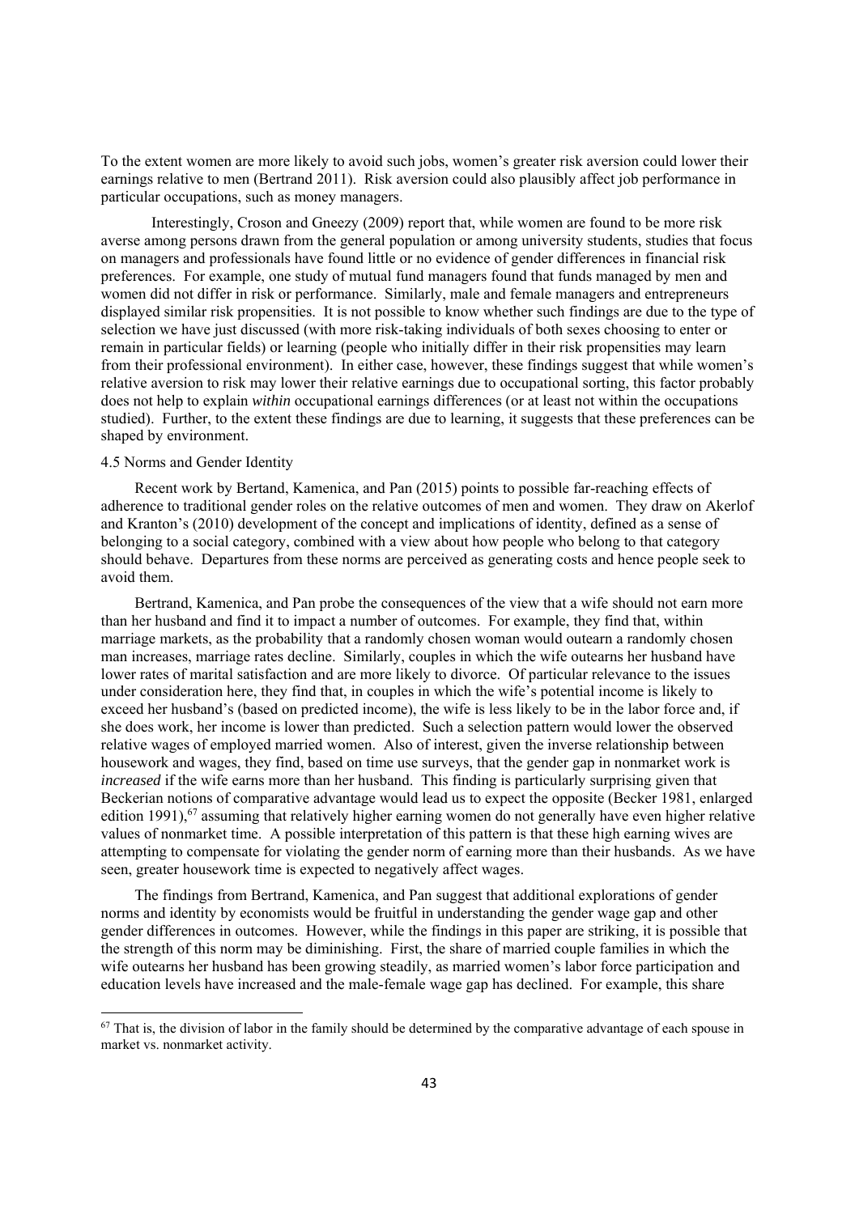To the extent women are more likely to avoid such jobs, women's greater risk aversion could lower their earnings relative to men (Bertrand 2011). Risk aversion could also plausibly affect job performance in particular occupations, such as money managers.

Interestingly, Croson and Gneezy (2009) report that, while women are found to be more risk averse among persons drawn from the general population or among university students, studies that focus on managers and professionals have found little or no evidence of gender differences in financial risk preferences. For example, one study of mutual fund managers found that funds managed by men and women did not differ in risk or performance. Similarly, male and female managers and entrepreneurs displayed similar risk propensities. It is not possible to know whether such findings are due to the type of selection we have just discussed (with more risk-taking individuals of both sexes choosing to enter or remain in particular fields) or learning (people who initially differ in their risk propensities may learn from their professional environment). In either case, however, these findings suggest that while women's relative aversion to risk may lower their relative earnings due to occupational sorting, this factor probably does not help to explain *within* occupational earnings differences (or at least not within the occupations studied). Further, to the extent these findings are due to learning, it suggests that these preferences can be shaped by environment.

### 4.5 Norms and Gender Identity

Recent work by Bertand, Kamenica, and Pan (2015) points to possible far-reaching effects of adherence to traditional gender roles on the relative outcomes of men and women. They draw on Akerlof and Kranton's (2010) development of the concept and implications of identity, defined as a sense of belonging to a social category, combined with a view about how people who belong to that category should behave. Departures from these norms are perceived as generating costs and hence people seek to avoid them.

Bertrand, Kamenica, and Pan probe the consequences of the view that a wife should not earn more than her husband and find it to impact a number of outcomes. For example, they find that, within marriage markets, as the probability that a randomly chosen woman would outearn a randomly chosen man increases, marriage rates decline. Similarly, couples in which the wife outearns her husband have lower rates of marital satisfaction and are more likely to divorce. Of particular relevance to the issues under consideration here, they find that, in couples in which the wife's potential income is likely to exceed her husband's (based on predicted income), the wife is less likely to be in the labor force and, if she does work, her income is lower than predicted. Such a selection pattern would lower the observed relative wages of employed married women. Also of interest, given the inverse relationship between housework and wages, they find, based on time use surveys, that the gender gap in nonmarket work is *increased* if the wife earns more than her husband. This finding is particularly surprising given that Beckerian notions of comparative advantage would lead us to expect the opposite (Becker 1981, enlarged edition 1991),[67] assuming that relatively higher earning women do not generally have even higher relative values of nonmarket time. A possible interpretation of this pattern is that these high earning wives are attempting to compensate for violating the gender norm of earning more than their husbands. As we have seen, greater housework time is expected to negatively affect wages.

The findings from Bertrand, Kamenica, and Pan suggest that additional explorations of gender norms and identity by economists would be fruitful in understanding the gender wage gap and other gender differences in outcomes. However, while the findings in this paper are striking, it is possible that the strength of this norm may be diminishing. First, the share of married couple families in which the wife outearns her husband has been growing steadily, as married women's labor force participation and education levels have increased and the male-female wage gap has declined. For example, this share

[67] That is, the division of labor in the family should be determined by the comparative advantage of each spouse in market vs. nonmarket activity.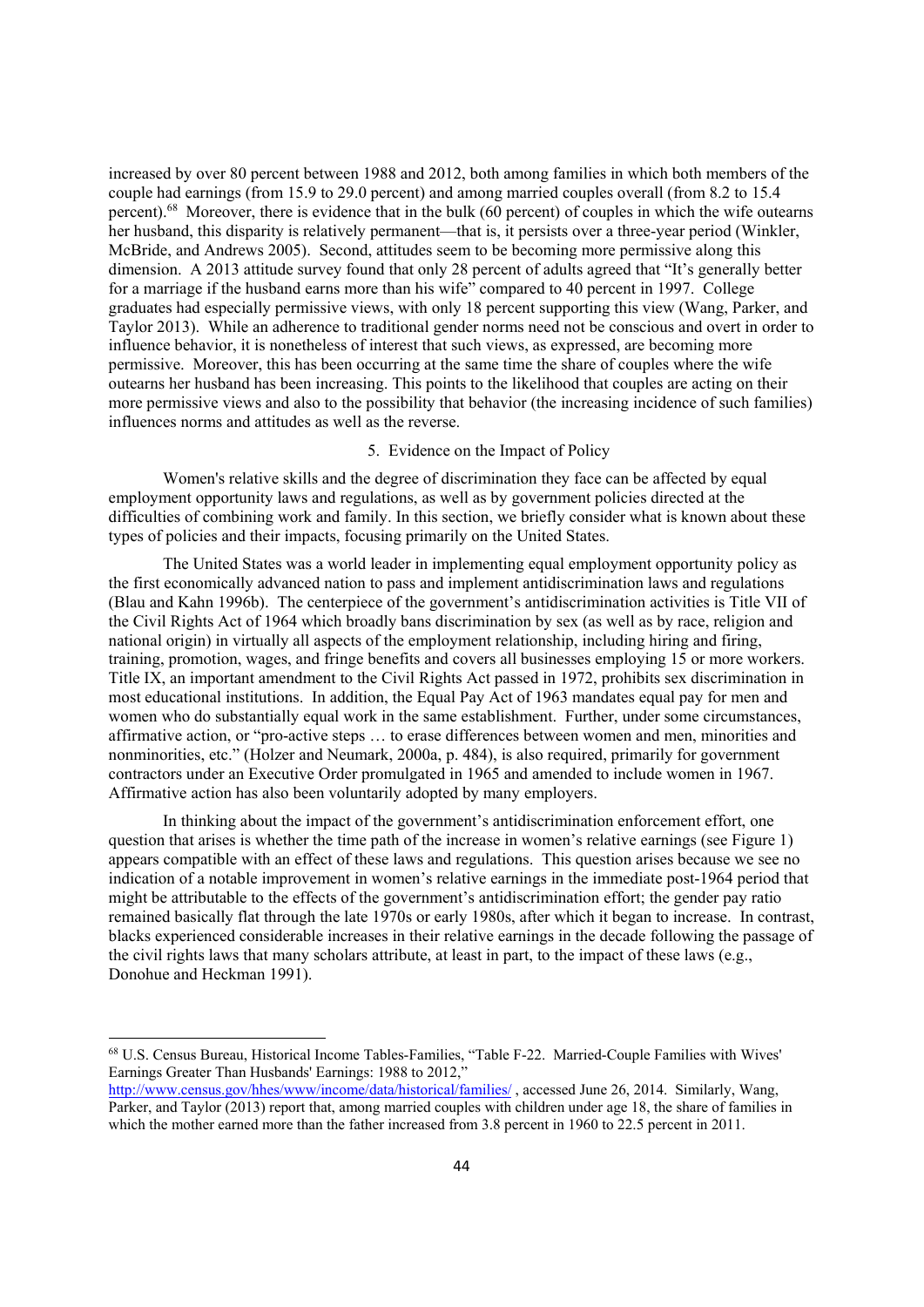increased by over 80 percent between 1988 and 2012, both among families in which both members of the couple had earnings (from 15.9 to 29.0 percent) and among married couples overall (from 8.2 to 15.4 percent).[68] Moreover, there is evidence that in the bulk (60 percent) of couples in which the wife outearns her husband, this disparity is relatively permanent—that is, it persists over a three-year period (Winkler, McBride, and Andrews 2005). Second, attitudes seem to be becoming more permissive along this dimension. A 2013 attitude survey found that only 28 percent of adults agreed that "It's generally better for a marriage if the husband earns more than his wife" compared to 40 percent in 1997. College graduates had especially permissive views, with only 18 percent supporting this view (Wang, Parker, and Taylor 2013). While an adherence to traditional gender norms need not be conscious and overt in order to influence behavior, it is nonetheless of interest that such views, as expressed, are becoming more permissive. Moreover, this has been occurring at the same time the share of couples where the wife outearns her husband has been increasing. This points to the likelihood that couples are acting on their more permissive views and also to the possibility that behavior (the increasing incidence of such families) influences norms and attitudes as well as the reverse.

## 5. Evidence on the Impact of Policy

Women's relative skills and the degree of discrimination they face can be affected by equal employment opportunity laws and regulations, as well as by government policies directed at the difficulties of combining work and family. In this section, we briefly consider what is known about these types of policies and their impacts, focusing primarily on the United States.

The United States was a world leader in implementing equal employment opportunity policy as the first economically advanced nation to pass and implement antidiscrimination laws and regulations (Blau and Kahn 1996b). The centerpiece of the government's antidiscrimination activities is Title VII of the Civil Rights Act of 1964 which broadly bans discrimination by sex (as well as by race, religion and national origin) in virtually all aspects of the employment relationship, including hiring and firing, training, promotion, wages, and fringe benefits and covers all businesses employing 15 or more workers. Title IX, an important amendment to the Civil Rights Act passed in 1972, prohibits sex discrimination in most educational institutions. In addition, the Equal Pay Act of 1963 mandates equal pay for men and women who do substantially equal work in the same establishment. Further, under some circumstances, affirmative action, or "pro-active steps … to erase differences between women and men, minorities and nonminorities, etc." (Holzer and Neumark, 2000a, p. 484), is also required, primarily for government contractors under an Executive Order promulgated in 1965 and amended to include women in 1967. Affirmative action has also been voluntarily adopted by many employers.

In thinking about the impact of the government's antidiscrimination enforcement effort, one question that arises is whether the time path of the increase in women's relative earnings (see Figure 1) appears compatible with an effect of these laws and regulations. This question arises because we see no indication of a notable improvement in women's relative earnings in the immediate post-1964 period that might be attributable to the effects of the government's antidiscrimination effort; the gender pay ratio remained basically flat through the late 1970s or early 1980s, after which it began to increase. In contrast, blacks experienced considerable increases in their relative earnings in the decade following the passage of the civil rights laws that many scholars attribute, at least in part, to the impact of these laws (e.g., Donohue and Heckman 1991).

---

[68] U.S. Census Bureau, Historical Income Tables-Families, "Table F-22. Married-Couple Families with Wives' Earnings Greater Than Husbands' Earnings: 1988 to 2012," http://www.census.gov/hhes/www/income/data/historical/families/ , accessed June 26, 2014. Similarly, Wang, Parker, and Taylor (2013) report that, among married couples with children under age 18, the share of families in which the mother earned more than the father increased from 3.8 percent in 1960 to 22.5 percent in 2011.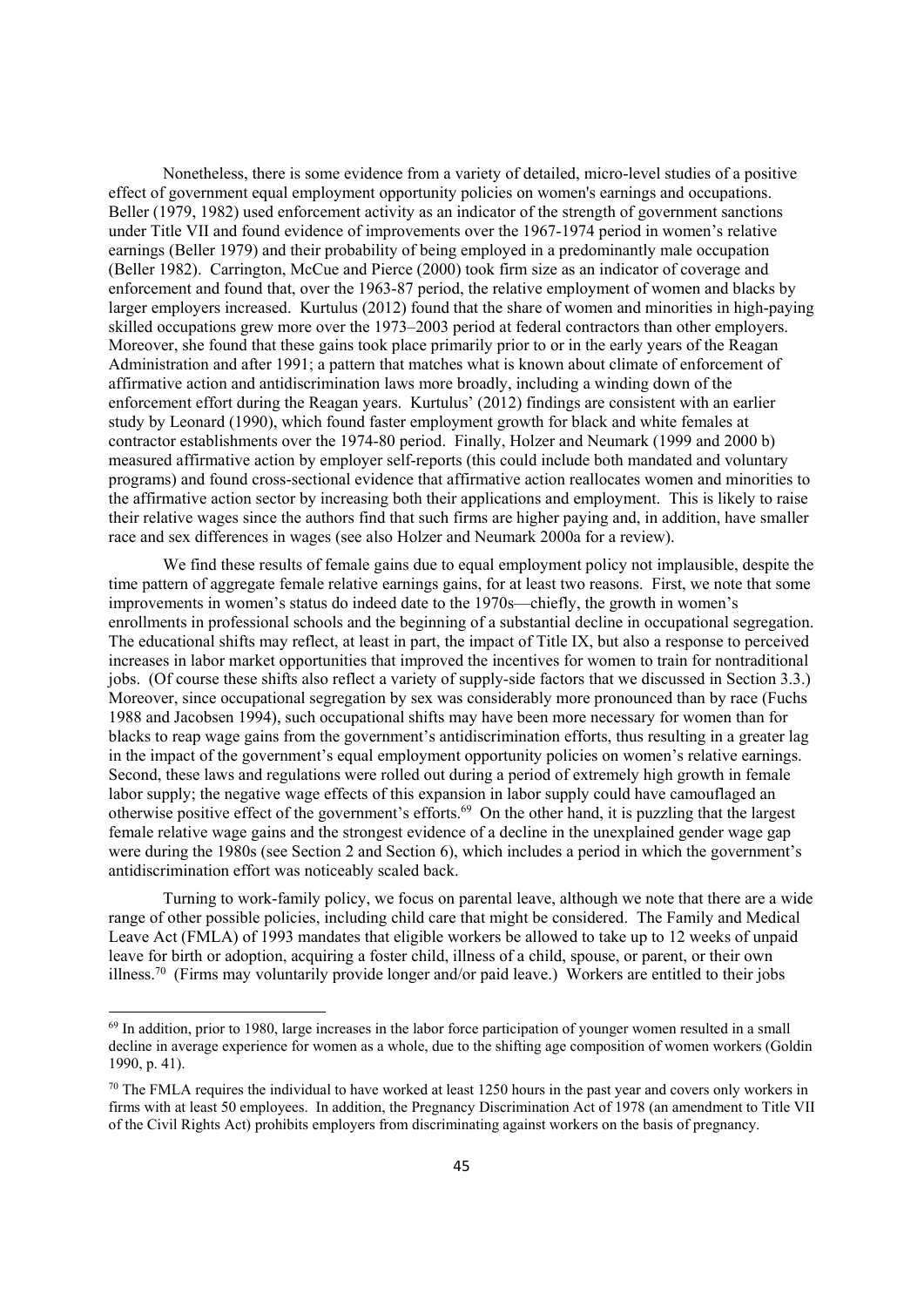Nonetheless, there is some evidence from a variety of detailed, micro-level studies of a positive effect of government equal employment opportunity policies on women's earnings and occupations. Beller (1979, 1982) used enforcement activity as an indicator of the strength of government sanctions under Title VII and found evidence of improvements over the 1967-1974 period in women's relative earnings (Beller 1979) and their probability of being employed in a predominantly male occupation (Beller 1982). Carrington, McCue and Pierce (2000) took firm size as an indicator of coverage and enforcement and found that, over the 1963-87 period, the relative employment of women and blacks by larger employers increased. Kurtulus (2012) found that the share of women and minorities in high-paying skilled occupations grew more over the 1973–2003 period at federal contractors than other employers. Moreover, she found that these gains took place primarily prior to or in the early years of the Reagan Administration and after 1991; a pattern that matches what is known about climate of enforcement of affirmative action and antidiscrimination laws more broadly, including a winding down of the enforcement effort during the Reagan years. Kurtulus' (2012) findings are consistent with an earlier study by Leonard (1990), which found faster employment growth for black and white females at contractor establishments over the 1974-80 period. Finally, Holzer and Neumark (1999 and 2000 b) measured affirmative action by employer self-reports (this could include both mandated and voluntary programs) and found cross-sectional evidence that affirmative action reallocates women and minorities to the affirmative action sector by increasing both their applications and employment. This is likely to raise their relative wages since the authors find that such firms are higher paying and, in addition, have smaller race and sex differences in wages (see also Holzer and Neumark 2000a for a review).

We find these results of female gains due to equal employment policy not implausible, despite the time pattern of aggregate female relative earnings gains, for at least two reasons. First, we note that some improvements in women's status do indeed date to the 1970s—chiefly, the growth in women's enrollments in professional schools and the beginning of a substantial decline in occupational segregation. The educational shifts may reflect, at least in part, the impact of Title IX, but also a response to perceived increases in labor market opportunities that improved the incentives for women to train for nontraditional jobs. (Of course these shifts also reflect a variety of supply-side factors that we discussed in Section 3.3.) Moreover, since occupational segregation by sex was considerably more pronounced than by race (Fuchs 1988 and Jacobsen 1994), such occupational shifts may have been more necessary for women than for blacks to reap wage gains from the government's antidiscrimination efforts, thus resulting in a greater lag in the impact of the government's equal employment opportunity policies on women's relative earnings. Second, these laws and regulations were rolled out during a period of extremely high growth in female labor supply; the negative wage effects of this expansion in labor supply could have camouflaged an otherwise positive effect of the government's efforts.[69] On the other hand, it is puzzling that the largest female relative wage gains and the strongest evidence of a decline in the unexplained gender wage gap were during the 1980s (see Section 2 and Section 6), which includes a period in which the government's antidiscrimination effort was noticeably scaled back.

Turning to work-family policy, we focus on parental leave, although we note that there are a wide range of other possible policies, including child care that might be considered. The Family and Medical Leave Act (FMLA) of 1993 mandates that eligible workers be allowed to take up to 12 weeks of unpaid leave for birth or adoption, acquiring a foster child, illness of a child, spouse, or parent, or their own illness.[70] (Firms may voluntarily provide longer and/or paid leave.) Workers are entitled to their jobs

---

[69] In addition, prior to 1980, large increases in the labor force participation of younger women resulted in a small decline in average experience for women as a whole, due to the shifting age composition of women workers (Goldin 1990, p. 41).

[70] The FMLA requires the individual to have worked at least 1250 hours in the past year and covers only workers in firms with at least 50 employees. In addition, the Pregnancy Discrimination Act of 1978 (an amendment to Title VII of the Civil Rights Act) prohibits employers from discriminating against workers on the basis of pregnancy.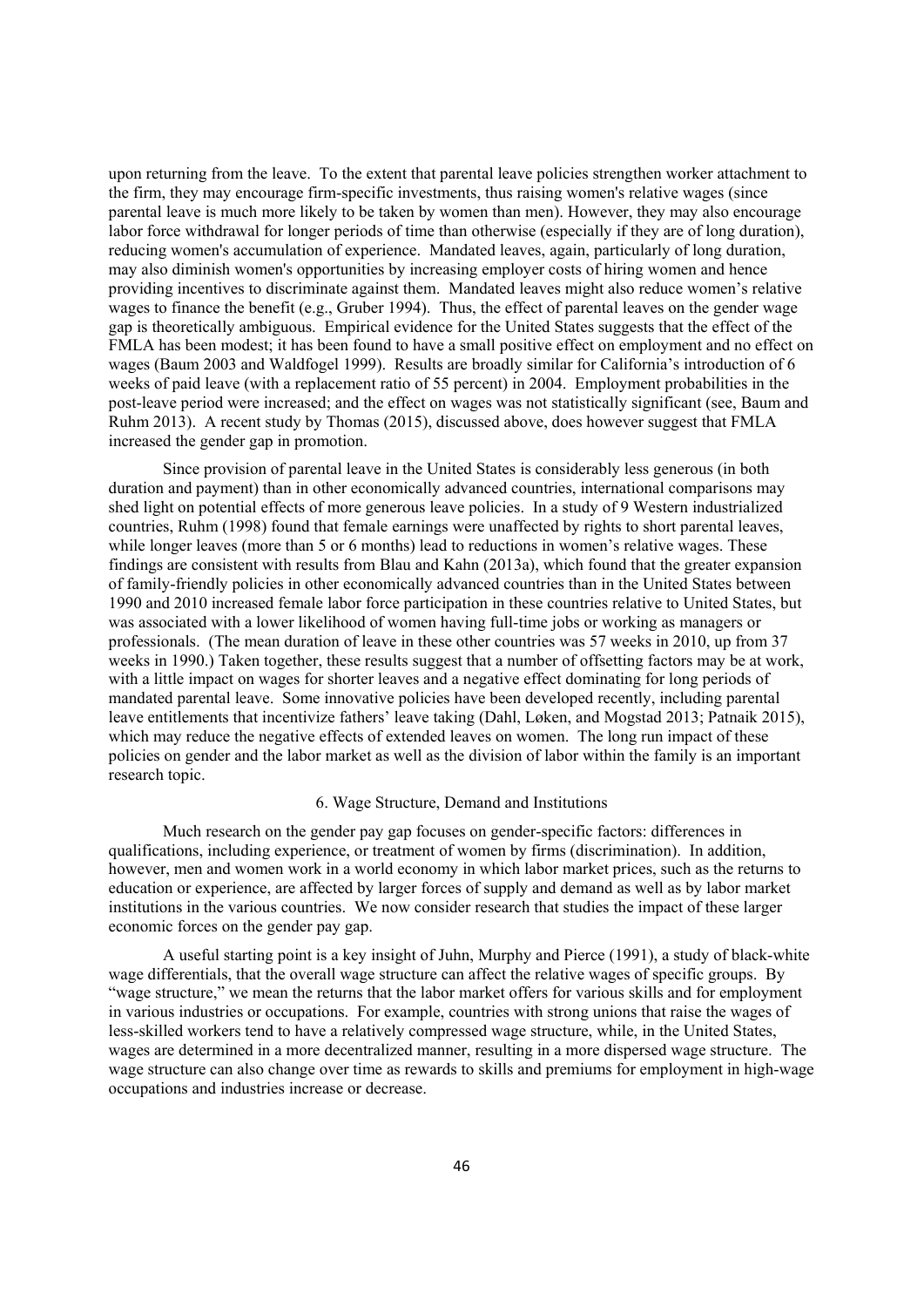upon returning from the leave. To the extent that parental leave policies strengthen worker attachment to the firm, they may encourage firm-specific investments, thus raising women's relative wages (since parental leave is much more likely to be taken by women than men). However, they may also encourage labor force withdrawal for longer periods of time than otherwise (especially if they are of long duration), reducing women's accumulation of experience. Mandated leaves, again, particularly of long duration, may also diminish women's opportunities by increasing employer costs of hiring women and hence providing incentives to discriminate against them. Mandated leaves might also reduce women's relative wages to finance the benefit (e.g., Gruber 1994). Thus, the effect of parental leaves on the gender wage gap is theoretically ambiguous. Empirical evidence for the United States suggests that the effect of the FMLA has been modest; it has been found to have a small positive effect on employment and no effect on wages (Baum 2003 and Waldfogel 1999). Results are broadly similar for California's introduction of 6 weeks of paid leave (with a replacement ratio of 55 percent) in 2004. Employment probabilities in the post-leave period were increased; and the effect on wages was not statistically significant (see, Baum and Ruhm 2013). A recent study by Thomas (2015), discussed above, does however suggest that FMLA increased the gender gap in promotion.

Since provision of parental leave in the United States is considerably less generous (in both duration and payment) than in other economically advanced countries, international comparisons may shed light on potential effects of more generous leave policies. In a study of 9 Western industrialized countries, Ruhm (1998) found that female earnings were unaffected by rights to short parental leaves, while longer leaves (more than 5 or 6 months) lead to reductions in women's relative wages. These findings are consistent with results from Blau and Kahn (2013a), which found that the greater expansion of family-friendly policies in other economically advanced countries than in the United States between 1990 and 2010 increased female labor force participation in these countries relative to United States, but was associated with a lower likelihood of women having full-time jobs or working as managers or professionals. (The mean duration of leave in these other countries was 57 weeks in 2010, up from 37 weeks in 1990.) Taken together, these results suggest that a number of offsetting factors may be at work, with a little impact on wages for shorter leaves and a negative effect dominating for long periods of mandated parental leave. Some innovative policies have been developed recently, including parental leave entitlements that incentivize fathers' leave taking (Dahl, Løken, and Mogstad 2013; Patnaik 2015), which may reduce the negative effects of extended leaves on women. The long run impact of these policies on gender and the labor market as well as the division of labor within the family is an important research topic.

## 6. Wage Structure, Demand and Institutions

Much research on the gender pay gap focuses on gender-specific factors: differences in qualifications, including experience, or treatment of women by firms (discrimination). In addition, however, men and women work in a world economy in which labor market prices, such as the returns to education or experience, are affected by larger forces of supply and demand as well as by labor market institutions in the various countries. We now consider research that studies the impact of these larger economic forces on the gender pay gap.

A useful starting point is a key insight of Juhn, Murphy and Pierce (1991), a study of black-white wage differentials, that the overall wage structure can affect the relative wages of specific groups. By "wage structure," we mean the returns that the labor market offers for various skills and for employment in various industries or occupations. For example, countries with strong unions that raise the wages of less-skilled workers tend to have a relatively compressed wage structure, while, in the United States, wages are determined in a more decentralized manner, resulting in a more dispersed wage structure. The wage structure can also change over time as rewards to skills and premiums for employment in high-wage occupations and industries increase or decrease.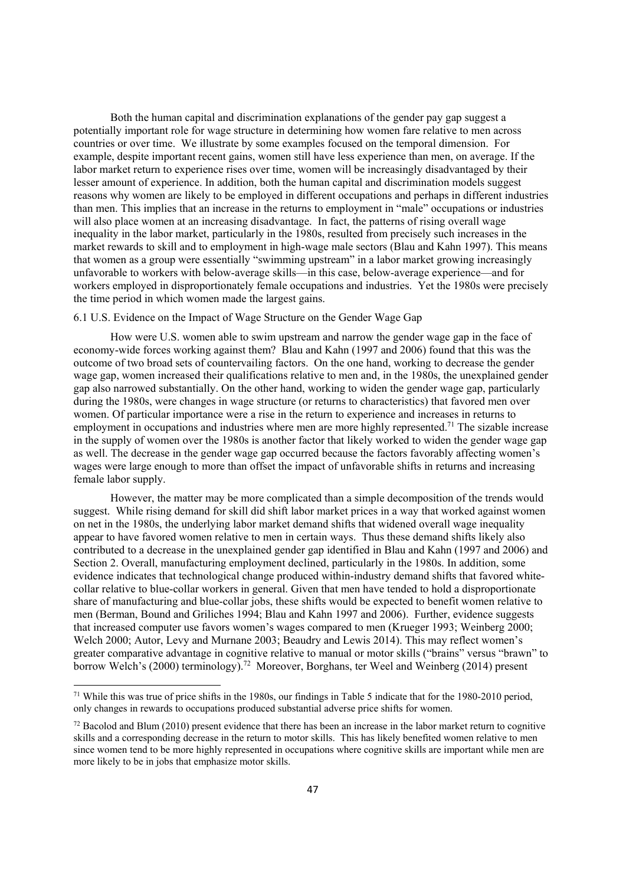Both the human capital and discrimination explanations of the gender pay gap suggest a potentially important role for wage structure in determining how women fare relative to men across countries or over time. We illustrate by some examples focused on the temporal dimension. For example, despite important recent gains, women still have less experience than men, on average. If the labor market return to experience rises over time, women will be increasingly disadvantaged by their lesser amount of experience. In addition, both the human capital and discrimination models suggest reasons why women are likely to be employed in different occupations and perhaps in different industries than men. This implies that an increase in the returns to employment in "male" occupations or industries will also place women at an increasing disadvantage. In fact, the patterns of rising overall wage inequality in the labor market, particularly in the 1980s, resulted from precisely such increases in the market rewards to skill and to employment in high-wage male sectors (Blau and Kahn 1997). This means that women as a group were essentially "swimming upstream" in a labor market growing increasingly unfavorable to workers with below-average skills—in this case, below-average experience—and for workers employed in disproportionately female occupations and industries. Yet the 1980s were precisely the time period in which women made the largest gains.

## 6.1 U.S. Evidence on the Impact of Wage Structure on the Gender Wage Gap

How were U.S. women able to swim upstream and narrow the gender wage gap in the face of economy-wide forces working against them? Blau and Kahn (1997 and 2006) found that this was the outcome of two broad sets of countervailing factors. On the one hand, working to decrease the gender wage gap, women increased their qualifications relative to men and, in the 1980s, the unexplained gender gap also narrowed substantially. On the other hand, working to widen the gender wage gap, particularly during the 1980s, were changes in wage structure (or returns to characteristics) that favored men over women. Of particular importance were a rise in the return to experience and increases in returns to employment in occupations and industries where men are more highly represented.[71] The sizable increase in the supply of women over the 1980s is another factor that likely worked to widen the gender wage gap as well. The decrease in the gender wage gap occurred because the factors favorably affecting women's wages were large enough to more than offset the impact of unfavorable shifts in returns and increasing female labor supply.

However, the matter may be more complicated than a simple decomposition of the trends would suggest. While rising demand for skill did shift labor market prices in a way that worked against women on net in the 1980s, the underlying labor market demand shifts that widened overall wage inequality appear to have favored women relative to men in certain ways. Thus these demand shifts likely also contributed to a decrease in the unexplained gender gap identified in Blau and Kahn (1997 and 2006) and Section 2. Overall, manufacturing employment declined, particularly in the 1980s. In addition, some evidence indicates that technological change produced within-industry demand shifts that favored white-collar relative to blue-collar workers in general. Given that men have tended to hold a disproportionate share of manufacturing and blue-collar jobs, these shifts would be expected to benefit women relative to men (Berman, Bound and Griliches 1994; Blau and Kahn 1997 and 2006). Further, evidence suggests that increased computer use favors women's wages compared to men (Krueger 1993; Weinberg 2000; Welch 2000; Autor, Levy and Murnane 2003; Beaudry and Lewis 2014). This may reflect women's greater comparative advantage in cognitive relative to manual or motor skills ("brains" versus "brawn" to borrow Welch's (2000) terminology).[72] Moreover, Borghans, ter Weel and Weinberg (2014) present

[71] While this was true of price shifts in the 1980s, our findings in Table 5 indicate that for the 1980-2010 period, only changes in rewards to occupations produced substantial adverse price shifts for women.

[72] Bacolod and Blum (2010) present evidence that there has been an increase in the labor market return to cognitive skills and a corresponding decrease in the return to motor skills. This has likely benefited women relative to men since women tend to be more highly represented in occupations where cognitive skills are important while men are more likely to be in jobs that emphasize motor skills.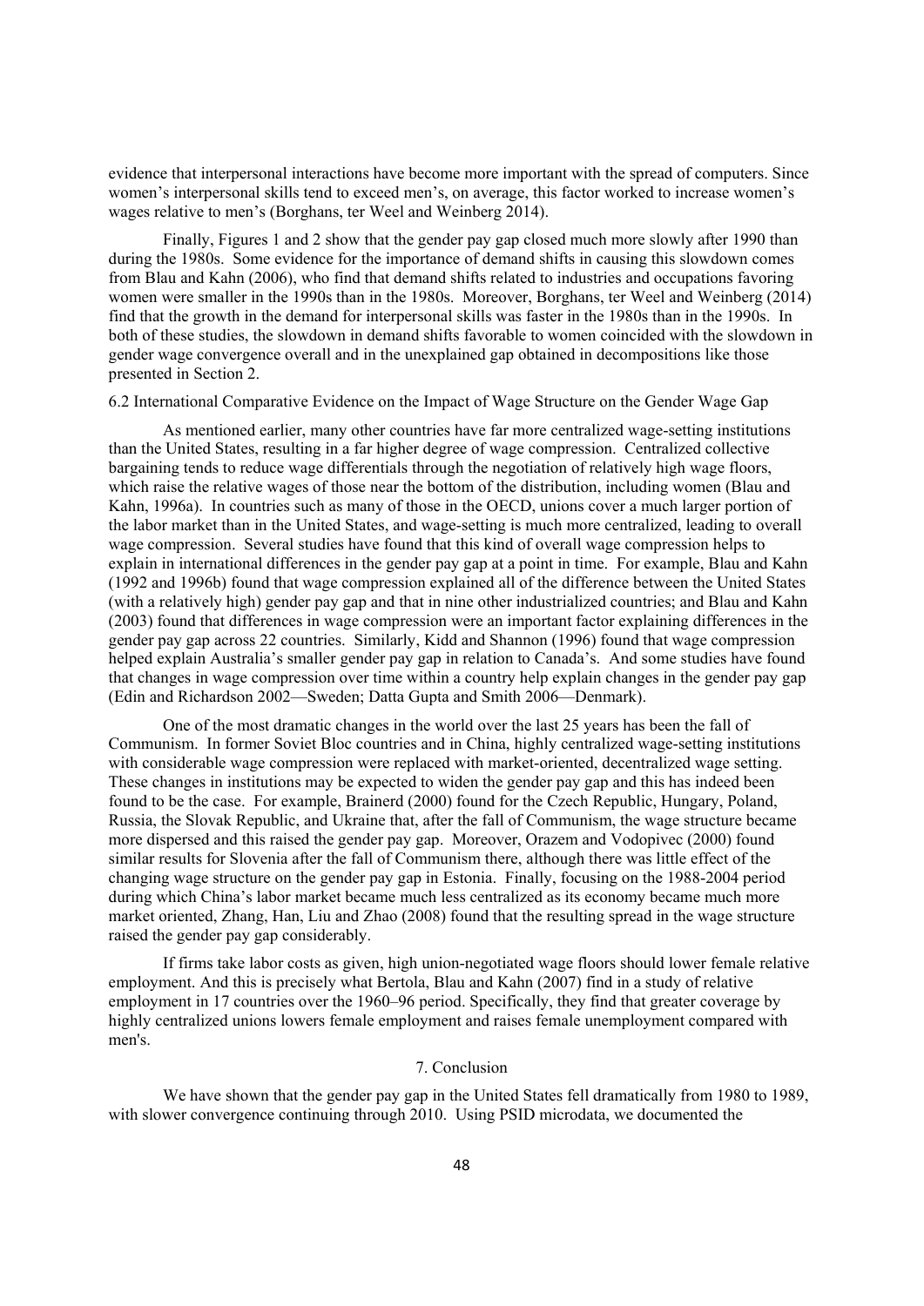evidence that interpersonal interactions have become more important with the spread of computers. Since women's interpersonal skills tend to exceed men's, on average, this factor worked to increase women's wages relative to men's (Borghans, ter Weel and Weinberg 2014).

Finally, Figures 1 and 2 show that the gender pay gap closed much more slowly after 1990 than during the 1980s. Some evidence for the importance of demand shifts in causing this slowdown comes from Blau and Kahn (2006), who find that demand shifts related to industries and occupations favoring women were smaller in the 1990s than in the 1980s. Moreover, Borghans, ter Weel and Weinberg (2014) find that the growth in the demand for interpersonal skills was faster in the 1980s than in the 1990s. In both of these studies, the slowdown in demand shifts favorable to women coincided with the slowdown in gender wage convergence overall and in the unexplained gap obtained in decompositions like those presented in Section 2.

### 6.2 International Comparative Evidence on the Impact of Wage Structure on the Gender Wage Gap

As mentioned earlier, many other countries have far more centralized wage-setting institutions than the United States, resulting in a far higher degree of wage compression. Centralized collective bargaining tends to reduce wage differentials through the negotiation of relatively high wage floors, which raise the relative wages of those near the bottom of the distribution, including women (Blau and Kahn, 1996a). In countries such as many of those in the OECD, unions cover a much larger portion of the labor market than in the United States, and wage-setting is much more centralized, leading to overall wage compression. Several studies have found that this kind of overall wage compression helps to explain in international differences in the gender pay gap at a point in time. For example, Blau and Kahn (1992 and 1996b) found that wage compression explained all of the difference between the United States (with a relatively high) gender pay gap and that in nine other industrialized countries; and Blau and Kahn (2003) found that differences in wage compression were an important factor explaining differences in the gender pay gap across 22 countries. Similarly, Kidd and Shannon (1996) found that wage compression helped explain Australia's smaller gender pay gap in relation to Canada's. And some studies have found that changes in wage compression over time within a country help explain changes in the gender pay gap (Edin and Richardson 2002—Sweden; Datta Gupta and Smith 2006—Denmark).

One of the most dramatic changes in the world over the last 25 years has been the fall of Communism. In former Soviet Bloc countries and in China, highly centralized wage-setting institutions with considerable wage compression were replaced with market-oriented, decentralized wage setting. These changes in institutions may be expected to widen the gender pay gap and this has indeed been found to be the case. For example, Brainerd (2000) found for the Czech Republic, Hungary, Poland, Russia, the Slovak Republic, and Ukraine that, after the fall of Communism, the wage structure became more dispersed and this raised the gender pay gap. Moreover, Orazem and Vodopivec (2000) found similar results for Slovenia after the fall of Communism there, although there was little effect of the changing wage structure on the gender pay gap in Estonia. Finally, focusing on the 1988-2004 period during which China's labor market became much less centralized as its economy became much more market oriented, Zhang, Han, Liu and Zhao (2008) found that the resulting spread in the wage structure raised the gender pay gap considerably.

If firms take labor costs as given, high union-negotiated wage floors should lower female relative employment. And this is precisely what Bertola, Blau and Kahn (2007) find in a study of relative employment in 17 countries over the 1960–96 period. Specifically, they find that greater coverage by highly centralized unions lowers female employment and raises female unemployment compared with men's.

## 7. Conclusion

We have shown that the gender pay gap in the United States fell dramatically from 1980 to 1989, with slower convergence continuing through 2010. Using PSID microdata, we documented the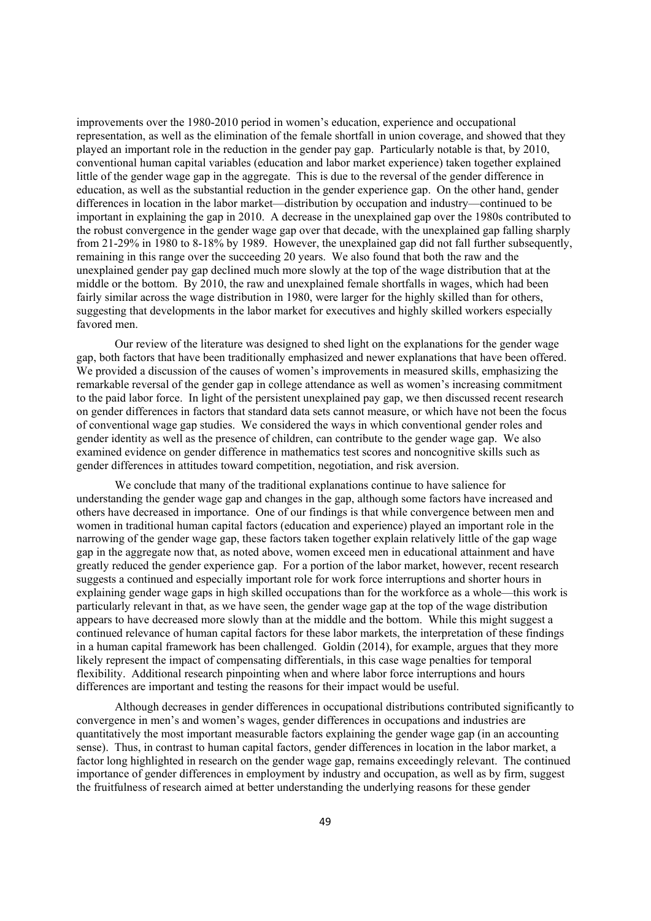improvements over the 1980-2010 period in women's education, experience and occupational representation, as well as the elimination of the female shortfall in union coverage, and showed that they played an important role in the reduction in the gender pay gap. Particularly notable is that, by 2010, conventional human capital variables (education and labor market experience) taken together explained little of the gender wage gap in the aggregate. This is due to the reversal of the gender difference in education, as well as the substantial reduction in the gender experience gap. On the other hand, gender differences in location in the labor market—distribution by occupation and industry—continued to be important in explaining the gap in 2010. A decrease in the unexplained gap over the 1980s contributed to the robust convergence in the gender wage gap over that decade, with the unexplained gap falling sharply from 21-29% in 1980 to 8-18% by 1989. However, the unexplained gap did not fall further subsequently, remaining in this range over the succeeding 20 years. We also found that both the raw and the unexplained gender pay gap declined much more slowly at the top of the wage distribution that at the middle or the bottom. By 2010, the raw and unexplained female shortfalls in wages, which had been fairly similar across the wage distribution in 1980, were larger for the highly skilled than for others, suggesting that developments in the labor market for executives and highly skilled workers especially favored men.

Our review of the literature was designed to shed light on the explanations for the gender wage gap, both factors that have been traditionally emphasized and newer explanations that have been offered. We provided a discussion of the causes of women's improvements in measured skills, emphasizing the remarkable reversal of the gender gap in college attendance as well as women's increasing commitment to the paid labor force. In light of the persistent unexplained pay gap, we then discussed recent research on gender differences in factors that standard data sets cannot measure, or which have not been the focus of conventional wage gap studies. We considered the ways in which conventional gender roles and gender identity as well as the presence of children, can contribute to the gender wage gap. We also examined evidence on gender difference in mathematics test scores and noncognitive skills such as gender differences in attitudes toward competition, negotiation, and risk aversion.

We conclude that many of the traditional explanations continue to have salience for understanding the gender wage gap and changes in the gap, although some factors have increased and others have decreased in importance. One of our findings is that while convergence between men and women in traditional human capital factors (education and experience) played an important role in the narrowing of the gender wage gap, these factors taken together explain relatively little of the gap wage gap in the aggregate now that, as noted above, women exceed men in educational attainment and have greatly reduced the gender experience gap. For a portion of the labor market, however, recent research suggests a continued and especially important role for work force interruptions and shorter hours in explaining gender wage gaps in high skilled occupations than for the workforce as a whole—this work is particularly relevant in that, as we have seen, the gender wage gap at the top of the wage distribution appears to have decreased more slowly than at the middle and the bottom. While this might suggest a continued relevance of human capital factors for these labor markets, the interpretation of these findings in a human capital framework has been challenged. Goldin (2014), for example, argues that they more likely represent the impact of compensating differentials, in this case wage penalties for temporal flexibility. Additional research pinpointing when and where labor force interruptions and hours differences are important and testing the reasons for their impact would be useful.

Although decreases in gender differences in occupational distributions contributed significantly to convergence in men's and women's wages, gender differences in occupations and industries are quantitatively the most important measurable factors explaining the gender wage gap (in an accounting sense). Thus, in contrast to human capital factors, gender differences in location in the labor market, a factor long highlighted in research on the gender wage gap, remains exceedingly relevant. The continued importance of gender differences in employment by industry and occupation, as well as by firm, suggest the fruitfulness of research aimed at better understanding the underlying reasons for these gender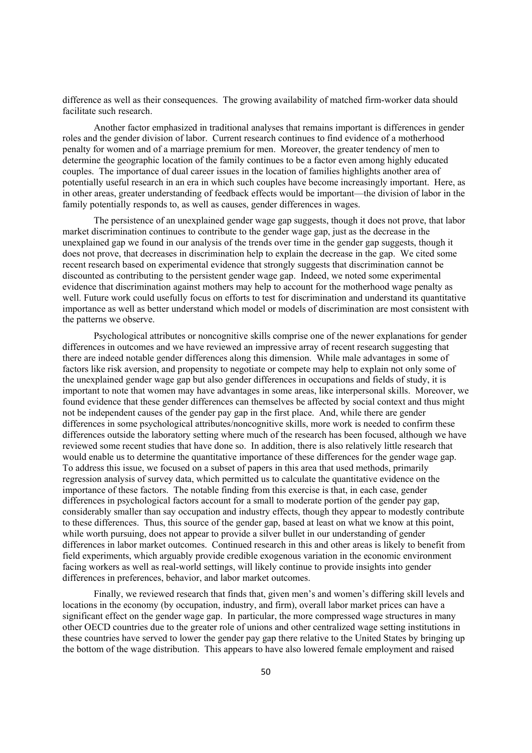difference as well as their consequences. The growing availability of matched firm-worker data should facilitate such research.

Another factor emphasized in traditional analyses that remains important is differences in gender roles and the gender division of labor. Current research continues to find evidence of a motherhood penalty for women and of a marriage premium for men. Moreover, the greater tendency of men to determine the geographic location of the family continues to be a factor even among highly educated couples. The importance of dual career issues in the location of families highlights another area of potentially useful research in an era in which such couples have become increasingly important. Here, as in other areas, greater understanding of feedback effects would be important—the division of labor in the family potentially responds to, as well as causes, gender differences in wages.

The persistence of an unexplained gender wage gap suggests, though it does not prove, that labor market discrimination continues to contribute to the gender wage gap, just as the decrease in the unexplained gap we found in our analysis of the trends over time in the gender gap suggests, though it does not prove, that decreases in discrimination help to explain the decrease in the gap. We cited some recent research based on experimental evidence that strongly suggests that discrimination cannot be discounted as contributing to the persistent gender wage gap. Indeed, we noted some experimental evidence that discrimination against mothers may help to account for the motherhood wage penalty as well. Future work could usefully focus on efforts to test for discrimination and understand its quantitative importance as well as better understand which model or models of discrimination are most consistent with the patterns we observe.

Psychological attributes or noncognitive skills comprise one of the newer explanations for gender differences in outcomes and we have reviewed an impressive array of recent research suggesting that there are indeed notable gender differences along this dimension. While male advantages in some of factors like risk aversion, and propensity to negotiate or compete may help to explain not only some of the unexplained gender wage gap but also gender differences in occupations and fields of study, it is important to note that women may have advantages in some areas, like interpersonal skills. Moreover, we found evidence that these gender differences can themselves be affected by social context and thus might not be independent causes of the gender pay gap in the first place. And, while there are gender differences in some psychological attributes/noncognitive skills, more work is needed to confirm these differences outside the laboratory setting where much of the research has been focused, although we have reviewed some recent studies that have done so. In addition, there is also relatively little research that would enable us to determine the quantitative importance of these differences for the gender wage gap. To address this issue, we focused on a subset of papers in this area that used methods, primarily regression analysis of survey data, which permitted us to calculate the quantitative evidence on the importance of these factors. The notable finding from this exercise is that, in each case, gender differences in psychological factors account for a small to moderate portion of the gender pay gap, considerably smaller than say occupation and industry effects, though they appear to modestly contribute to these differences. Thus, this source of the gender gap, based at least on what we know at this point, while worth pursuing, does not appear to provide a silver bullet in our understanding of gender differences in labor market outcomes. Continued research in this and other areas is likely to benefit from field experiments, which arguably provide credible exogenous variation in the economic environment facing workers as well as real-world settings, will likely continue to provide insights into gender differences in preferences, behavior, and labor market outcomes.

Finally, we reviewed research that finds that, given men's and women's differing skill levels and locations in the economy (by occupation, industry, and firm), overall labor market prices can have a significant effect on the gender wage gap. In particular, the more compressed wage structures in many other OECD countries due to the greater role of unions and other centralized wage setting institutions in these countries have served to lower the gender pay gap there relative to the United States by bringing up the bottom of the wage distribution. This appears to have also lowered female employment and raised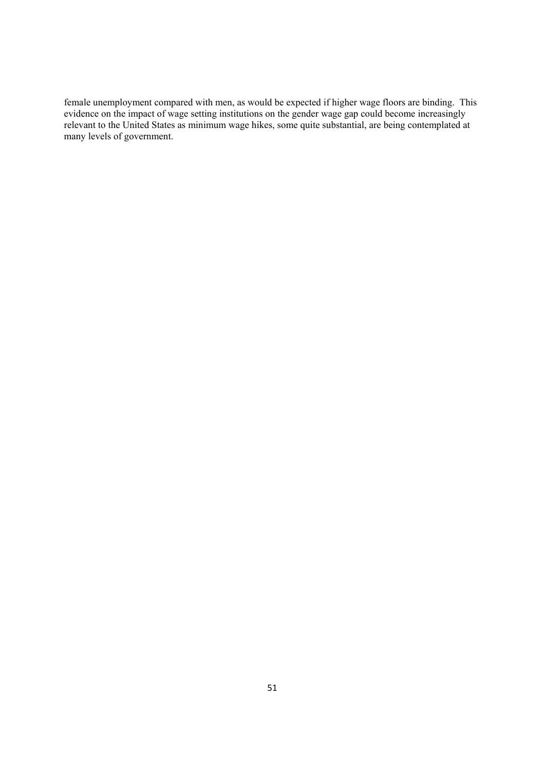female unemployment compared with men, as would be expected if higher wage floors are binding. This evidence on the impact of wage setting institutions on the gender wage gap could become increasingly relevant to the United States as minimum wage hikes, some quite substantial, are being contemplated at many levels of government.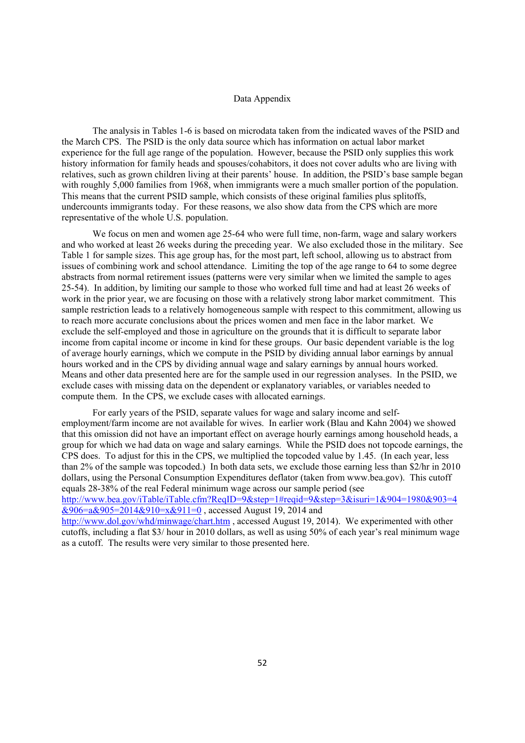# Data Appendix

The analysis in Tables 1-6 is based on microdata taken from the indicated waves of the PSID and the March CPS. The PSID is the only data source which has information on actual labor market experience for the full age range of the population. However, because the PSID only supplies this work history information for family heads and spouses/cohabitors, it does not cover adults who are living with relatives, such as grown children living at their parents' house. In addition, the PSID's base sample began with roughly 5,000 families from 1968, when immigrants were a much smaller portion of the population. This means that the current PSID sample, which consists of these original families plus splitoffs, undercounts immigrants today. For these reasons, we also show data from the CPS which are more representative of the whole U.S. population.

We focus on men and women age 25-64 who were full time, non-farm, wage and salary workers and who worked at least 26 weeks during the preceding year. We also excluded those in the military. See Table 1 for sample sizes. This age group has, for the most part, left school, allowing us to abstract from issues of combining work and school attendance. Limiting the top of the age range to 64 to some degree abstracts from normal retirement issues (patterns were very similar when we limited the sample to ages 25-54). In addition, by limiting our sample to those who worked full time and had at least 26 weeks of work in the prior year, we are focusing on those with a relatively strong labor market commitment. This sample restriction leads to a relatively homogeneous sample with respect to this commitment, allowing us to reach more accurate conclusions about the prices women and men face in the labor market. We exclude the self-employed and those in agriculture on the grounds that it is difficult to separate labor income from capital income or income in kind for these groups. Our basic dependent variable is the log of average hourly earnings, which we compute in the PSID by dividing annual labor earnings by annual hours worked and in the CPS by dividing annual wage and salary earnings by annual hours worked. Means and other data presented here are for the sample used in our regression analyses. In the PSID, we exclude cases with missing data on the dependent or explanatory variables, or variables needed to compute them. In the CPS, we exclude cases with allocated earnings.

For early years of the PSID, separate values for wage and salary income and self-employment/farm income are not available for wives. In earlier work (Blau and Kahn 2004) we showed that this omission did not have an important effect on average hourly earnings among household heads, a group for which we had data on wage and salary earnings. While the PSID does not topcode earnings, the CPS does. To adjust for this in the CPS, we multiplied the topcoded value by 1.45. (In each year, less than 2% of the sample was topcoded.) In both data sets, we exclude those earning less than $2/hr in 2010 dollars, using the Personal Consumption Expenditures deflator (taken from www.bea.gov). This cutoff equals 28-38% of the real Federal minimum wage across our sample period (see http://www.bea.gov/iTable/iTable.cfm?ReqID=9&step=1#reqid=9&step=3&isuri=1&904=1980&903=4&906=a&905=2014&910=x&911=0 , accessed August 19, 2014 and http://www.dol.gov/whd/minwage/chart.htm , accessed August 19, 2014). We experimented with other cutoffs, including a flat $3/ hour in 2010 dollars, as well as using 50% of each year's real minimum wage as a cutoff. The results were very similar to those presented here.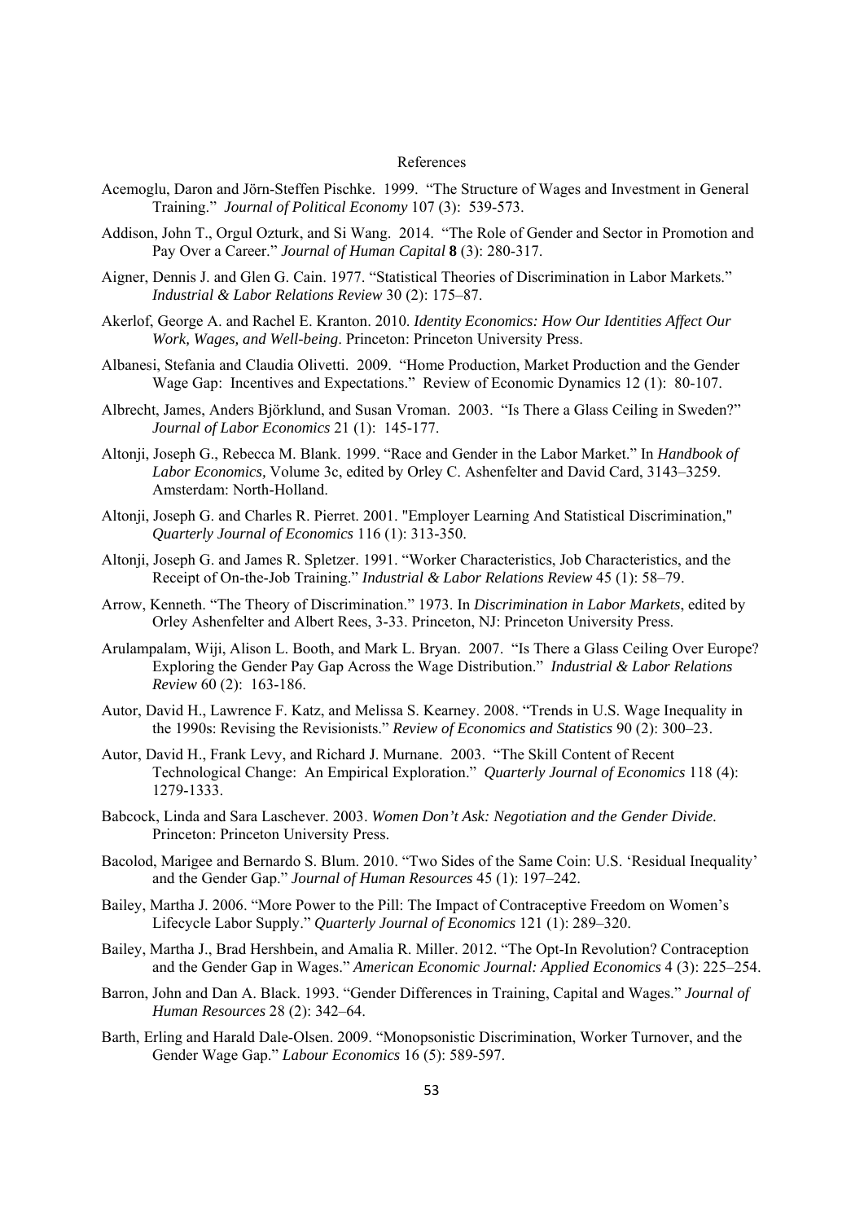# References

Acemoglu, Daron and Jörn-Steffen Pischke. 1999. "The Structure of Wages and Investment in General Training." *Journal of Political Economy* 107 (3): 539-573.

Addison, John T., Orgul Ozturk, and Si Wang. 2014. "The Role of Gender and Sector in Promotion and Pay Over a Career." *Journal of Human Capital* **8** (3): 280-317.

Aigner, Dennis J. and Glen G. Cain. 1977. "Statistical Theories of Discrimination in Labor Markets." *Industrial & Labor Relations Review* 30 (2): 175–87.

Akerlof, George A. and Rachel E. Kranton. 2010. *Identity Economics: How Our Identities Affect Our Work, Wages, and Well-being*. Princeton: Princeton University Press.

Albanesi, Stefania and Claudia Olivetti. 2009. "Home Production, Market Production and the Gender Wage Gap: Incentives and Expectations." Review of Economic Dynamics 12 (1): 80-107.

Albrecht, James, Anders Björklund, and Susan Vroman. 2003. "Is There a Glass Ceiling in Sweden?" *Journal of Labor Economics* 21 (1): 145-177.

Altonji, Joseph G., Rebecca M. Blank. 1999. "Race and Gender in the Labor Market." In *Handbook of Labor Economics*, Volume 3c, edited by Orley C. Ashenfelter and David Card, 3143–3259. Amsterdam: North-Holland.

Altonji, Joseph G. and Charles R. Pierret. 2001. "Employer Learning And Statistical Discrimination," *Quarterly Journal of Economics* 116 (1): 313-350.

Altonji, Joseph G. and James R. Spletzer. 1991. "Worker Characteristics, Job Characteristics, and the Receipt of On-the-Job Training." *Industrial & Labor Relations Review* 45 (1): 58–79.

Arrow, Kenneth. "The Theory of Discrimination." 1973. In *Discrimination in Labor Markets*, edited by Orley Ashenfelter and Albert Rees, 3-33. Princeton, NJ: Princeton University Press.

Arulampalam, Wiji, Alison L. Booth, and Mark L. Bryan. 2007. "Is There a Glass Ceiling Over Europe? Exploring the Gender Pay Gap Across the Wage Distribution." *Industrial & Labor Relations Review* 60 (2): 163-186.

Autor, David H., Lawrence F. Katz, and Melissa S. Kearney. 2008. "Trends in U.S. Wage Inequality in the 1990s: Revising the Revisionists." *Review of Economics and Statistics* 90 (2): 300–23.

Autor, David H., Frank Levy, and Richard J. Murnane. 2003. "The Skill Content of Recent Technological Change: An Empirical Exploration." *Quarterly Journal of Economics* 118 (4): 1279-1333.

Babcock, Linda and Sara Laschever. 2003. *Women Don't Ask: Negotiation and the Gender Divide*. Princeton: Princeton University Press.

Bacolod, Marigee and Bernardo S. Blum. 2010. "Two Sides of the Same Coin: U.S. 'Residual Inequality' and the Gender Gap." *Journal of Human Resources* 45 (1): 197–242.

Bailey, Martha J. 2006. "More Power to the Pill: The Impact of Contraceptive Freedom on Women's Lifecycle Labor Supply." *Quarterly Journal of Economics* 121 (1): 289–320.

Bailey, Martha J., Brad Hershbein, and Amalia R. Miller. 2012. "The Opt-In Revolution? Contraception and the Gender Gap in Wages." *American Economic Journal: Applied Economics* 4 (3): 225–254.

Barron, John and Dan A. Black. 1993. "Gender Differences in Training, Capital and Wages." *Journal of Human Resources* 28 (2): 342–64.

Barth, Erling and Harald Dale-Olsen. 2009. "Monopsonistic Discrimination, Worker Turnover, and the Gender Wage Gap." *Labour Economics* 16 (5): 589-597.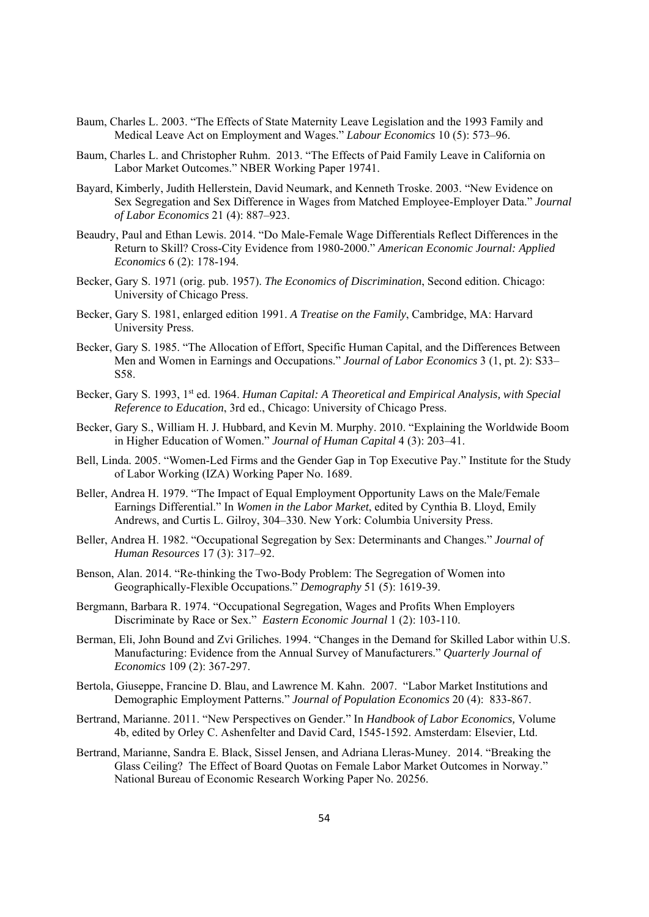Baum, Charles L. 2003. "The Effects of State Maternity Leave Legislation and the 1993 Family and Medical Leave Act on Employment and Wages." *Labour Economics* 10 (5): 573–96.

Baum, Charles L. and Christopher Ruhm. 2013. "The Effects of Paid Family Leave in California on Labor Market Outcomes." NBER Working Paper 19741.

Bayard, Kimberly, Judith Hellerstein, David Neumark, and Kenneth Troske. 2003. "New Evidence on Sex Segregation and Sex Difference in Wages from Matched Employee-Employer Data." *Journal of Labor Economics* 21 (4): 887–923.

Beaudry, Paul and Ethan Lewis. 2014. "Do Male-Female Wage Differentials Reflect Differences in the Return to Skill? Cross-City Evidence from 1980-2000." *American Economic Journal: Applied Economics* 6 (2): 178-194.

Becker, Gary S. 1971 (orig. pub. 1957). *The Economics of Discrimination*, Second edition. Chicago: University of Chicago Press.

Becker, Gary S. 1981, enlarged edition 1991. *A Treatise on the Family*, Cambridge, MA: Harvard University Press.

Becker, Gary S. 1985. "The Allocation of Effort, Specific Human Capital, and the Differences Between Men and Women in Earnings and Occupations." *Journal of Labor Economics* 3 (1, pt. 2): S33–S58.

Becker, Gary S. 1993, 1st ed. 1964. *Human Capital: A Theoretical and Empirical Analysis, with Special Reference to Education*, 3rd ed., Chicago: University of Chicago Press.

Becker, Gary S., William H. J. Hubbard, and Kevin M. Murphy. 2010. "Explaining the Worldwide Boom in Higher Education of Women." *Journal of Human Capital* 4 (3): 203–41.

Bell, Linda. 2005. "Women-Led Firms and the Gender Gap in Top Executive Pay." Institute for the Study of Labor Working (IZA) Working Paper No. 1689.

Beller, Andrea H. 1979. "The Impact of Equal Employment Opportunity Laws on the Male/Female Earnings Differential." In *Women in the Labor Market*, edited by Cynthia B. Lloyd, Emily Andrews, and Curtis L. Gilroy, 304–330. New York: Columbia University Press.

Beller, Andrea H. 1982. "Occupational Segregation by Sex: Determinants and Changes." *Journal of Human Resources* 17 (3): 317–92.

Benson, Alan. 2014. "Re-thinking the Two-Body Problem: The Segregation of Women into Geographically-Flexible Occupations." *Demography* 51 (5): 1619-39.

Bergmann, Barbara R. 1974. "Occupational Segregation, Wages and Profits When Employers Discriminate by Race or Sex." *Eastern Economic Journal* 1 (2): 103-110.

Berman, Eli, John Bound and Zvi Griliches. 1994. "Changes in the Demand for Skilled Labor within U.S. Manufacturing: Evidence from the Annual Survey of Manufacturers." *Quarterly Journal of Economics* 109 (2): 367-297.

Bertola, Giuseppe, Francine D. Blau, and Lawrence M. Kahn. 2007. "Labor Market Institutions and Demographic Employment Patterns." *Journal of Population Economics* 20 (4): 833-867.

Bertrand, Marianne. 2011. "New Perspectives on Gender." In *Handbook of Labor Economics,* Volume 4b, edited by Orley C. Ashenfelter and David Card, 1545-1592. Amsterdam: Elsevier, Ltd.

Bertrand, Marianne, Sandra E. Black, Sissel Jensen, and Adriana Lleras-Muney. 2014. "Breaking the Glass Ceiling? The Effect of Board Quotas on Female Labor Market Outcomes in Norway." National Bureau of Economic Research Working Paper No. 20256.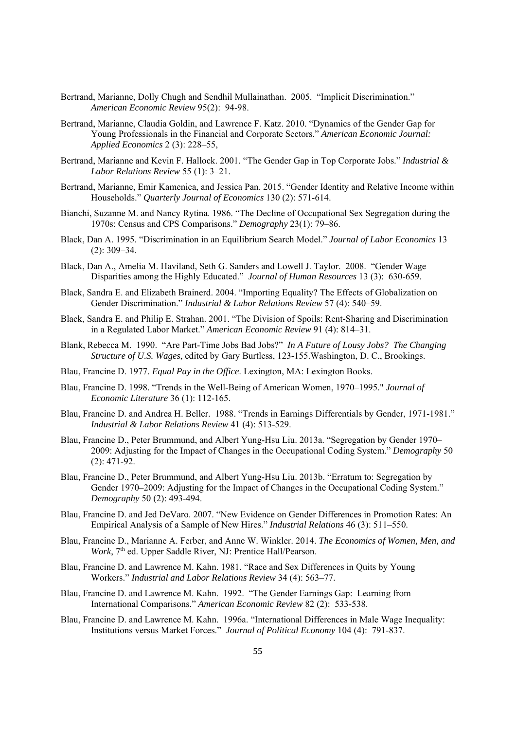Bertrand, Marianne, Dolly Chugh and Sendhil Mullainathan. 2005. "Implicit Discrimination." *American Economic Review* 95(2): 94-98.

Bertrand, Marianne, Claudia Goldin, and Lawrence F. Katz. 2010. "Dynamics of the Gender Gap for Young Professionals in the Financial and Corporate Sectors." *American Economic Journal: Applied Economics* 2 (3): 228–55,

Bertrand, Marianne and Kevin F. Hallock. 2001. "The Gender Gap in Top Corporate Jobs." *Industrial & Labor Relations Review* 55 (1): 3–21.

Bertrand, Marianne, Emir Kamenica, and Jessica Pan. 2015. "Gender Identity and Relative Income within Households." *Quarterly Journal of Economics* 130 (2): 571-614.

Bianchi, Suzanne M. and Nancy Rytina. 1986. "The Decline of Occupational Sex Segregation during the 1970s: Census and CPS Comparisons." *Demography* 23(1): 79–86.

Black, Dan A. 1995. "Discrimination in an Equilibrium Search Model." *Journal of Labor Economics* 13 (2): 309–34.

Black, Dan A., Amelia M. Haviland, Seth G. Sanders and Lowell J. Taylor. 2008. "Gender Wage Disparities among the Highly Educated." *Journal of Human Resources* 13 (3): 630-659.

Black, Sandra E. and Elizabeth Brainerd. 2004. "Importing Equality? The Effects of Globalization on Gender Discrimination." *Industrial & Labor Relations Review* 57 (4): 540–59.

Black, Sandra E. and Philip E. Strahan. 2001. "The Division of Spoils: Rent-Sharing and Discrimination in a Regulated Labor Market." *American Economic Review* 91 (4): 814–31.

Blank, Rebecca M. 1990. "Are Part-Time Jobs Bad Jobs?" *In A Future of Lousy Jobs? The Changing Structure of U.S. Wages*, edited by Gary Burtless, 123-155.Washington, D. C., Brookings.

Blau, Francine D. 1977. *Equal Pay in the Office*. Lexington, MA: Lexington Books.

Blau, Francine D. 1998. "Trends in the Well-Being of American Women, 1970–1995." *Journal of Economic Literature* 36 (1): 112-165.

Blau, Francine D. and Andrea H. Beller. 1988. "Trends in Earnings Differentials by Gender, 1971-1981." *Industrial & Labor Relations Review* 41 (4): 513-529.

Blau, Francine D., Peter Brummund, and Albert Yung-Hsu Liu. 2013a. "Segregation by Gender 1970–2009: Adjusting for the Impact of Changes in the Occupational Coding System." *Demography* 50 (2): 471-92.

Blau, Francine D., Peter Brummund, and Albert Yung-Hsu Liu. 2013b. "Erratum to: Segregation by Gender 1970–2009: Adjusting for the Impact of Changes in the Occupational Coding System." *Demography* 50 (2): 493-494.

Blau, Francine D. and Jed DeVaro. 2007. "New Evidence on Gender Differences in Promotion Rates: An Empirical Analysis of a Sample of New Hires." *Industrial Relations* 46 (3): 511–550.

Blau, Francine D., Marianne A. Ferber, and Anne W. Winkler. 2014. *The Economics of Women, Men, and Work*, 7th ed. Upper Saddle River, NJ: Prentice Hall/Pearson.

Blau, Francine D. and Lawrence M. Kahn. 1981. "Race and Sex Differences in Quits by Young Workers." *Industrial and Labor Relations Review* 34 (4): 563–77.

Blau, Francine D. and Lawrence M. Kahn. 1992. "The Gender Earnings Gap: Learning from International Comparisons." *American Economic Review* 82 (2): 533-538.

Blau, Francine D. and Lawrence M. Kahn. 1996a. "International Differences in Male Wage Inequality: Institutions versus Market Forces." *Journal of Political Economy* 104 (4): 791-837.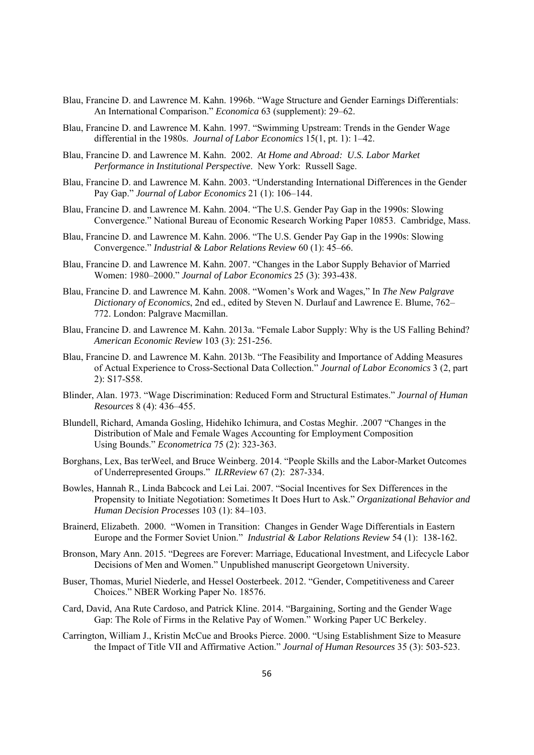Blau, Francine D. and Lawrence M. Kahn. 1996b. "Wage Structure and Gender Earnings Differentials: An International Comparison." *Economica* 63 (supplement): 29–62.

Blau, Francine D. and Lawrence M. Kahn. 1997. "Swimming Upstream: Trends in the Gender Wage differential in the 1980s. *Journal of Labor Economics* 15(1, pt. 1): 1–42.

Blau, Francine D. and Lawrence M. Kahn. 2002. *At Home and Abroad: U.S. Labor Market Performance in Institutional Perspective*. New York: Russell Sage.

Blau, Francine D. and Lawrence M. Kahn. 2003. "Understanding International Differences in the Gender Pay Gap." *Journal of Labor Economics* 21 (1): 106–144.

Blau, Francine D. and Lawrence M. Kahn. 2004. "The U.S. Gender Pay Gap in the 1990s: Slowing Convergence." National Bureau of Economic Research Working Paper 10853. Cambridge, Mass.

Blau, Francine D. and Lawrence M. Kahn. 2006. "The U.S. Gender Pay Gap in the 1990s: Slowing Convergence." *Industrial & Labor Relations Review* 60 (1): 45–66.

Blau, Francine D. and Lawrence M. Kahn. 2007. "Changes in the Labor Supply Behavior of Married Women: 1980–2000." *Journal of Labor Economics* 25 (3): 393-438.

Blau, Francine D. and Lawrence M. Kahn. 2008. "Women's Work and Wages," In *The New Palgrave Dictionary of Economics*, 2nd ed., edited by Steven N. Durlauf and Lawrence E. Blume, 762–772. London: Palgrave Macmillan.

Blau, Francine D. and Lawrence M. Kahn. 2013a. "Female Labor Supply: Why is the US Falling Behind? *American Economic Review* 103 (3): 251-256.

Blau, Francine D. and Lawrence M. Kahn. 2013b. "The Feasibility and Importance of Adding Measures of Actual Experience to Cross-Sectional Data Collection." *Journal of Labor Economics* 3 (2, part 2): S17-S58.

Blinder, Alan. 1973. "Wage Discrimination: Reduced Form and Structural Estimates." *Journal of Human Resources* 8 (4): 436–455.

Blundell, Richard, Amanda Gosling, Hidehiko Ichimura, and Costas Meghir. .2007 "Changes in the Distribution of Male and Female Wages Accounting for Employment Composition Using Bounds." *Econometrica* 75 (2): 323-363.

Borghans, Lex, Bas terWeel, and Bruce Weinberg. 2014. "People Skills and the Labor-Market Outcomes of Underrepresented Groups." *ILRReview* 67 (2): 287-334.

Bowles, Hannah R., Linda Babcock and Lei Lai. 2007. "Social Incentives for Sex Differences in the Propensity to Initiate Negotiation: Sometimes It Does Hurt to Ask." *Organizational Behavior and Human Decision Processes* 103 (1): 84–103.

Brainerd, Elizabeth. 2000. "Women in Transition: Changes in Gender Wage Differentials in Eastern Europe and the Former Soviet Union." *Industrial & Labor Relations Review* 54 (1): 138-162.

Bronson, Mary Ann. 2015. "Degrees are Forever: Marriage, Educational Investment, and Lifecycle Labor Decisions of Men and Women." Unpublished manuscript Georgetown University.

Buser, Thomas, Muriel Niederle, and Hessel Oosterbeek. 2012. "Gender, Competitiveness and Career Choices." NBER Working Paper No. 18576.

Card, David, Ana Rute Cardoso, and Patrick Kline. 2014. "Bargaining, Sorting and the Gender Wage Gap: The Role of Firms in the Relative Pay of Women." Working Paper UC Berkeley.

Carrington, William J., Kristin McCue and Brooks Pierce. 2000. "Using Establishment Size to Measure the Impact of Title VII and Affirmative Action." *Journal of Human Resources* 35 (3): 503-523.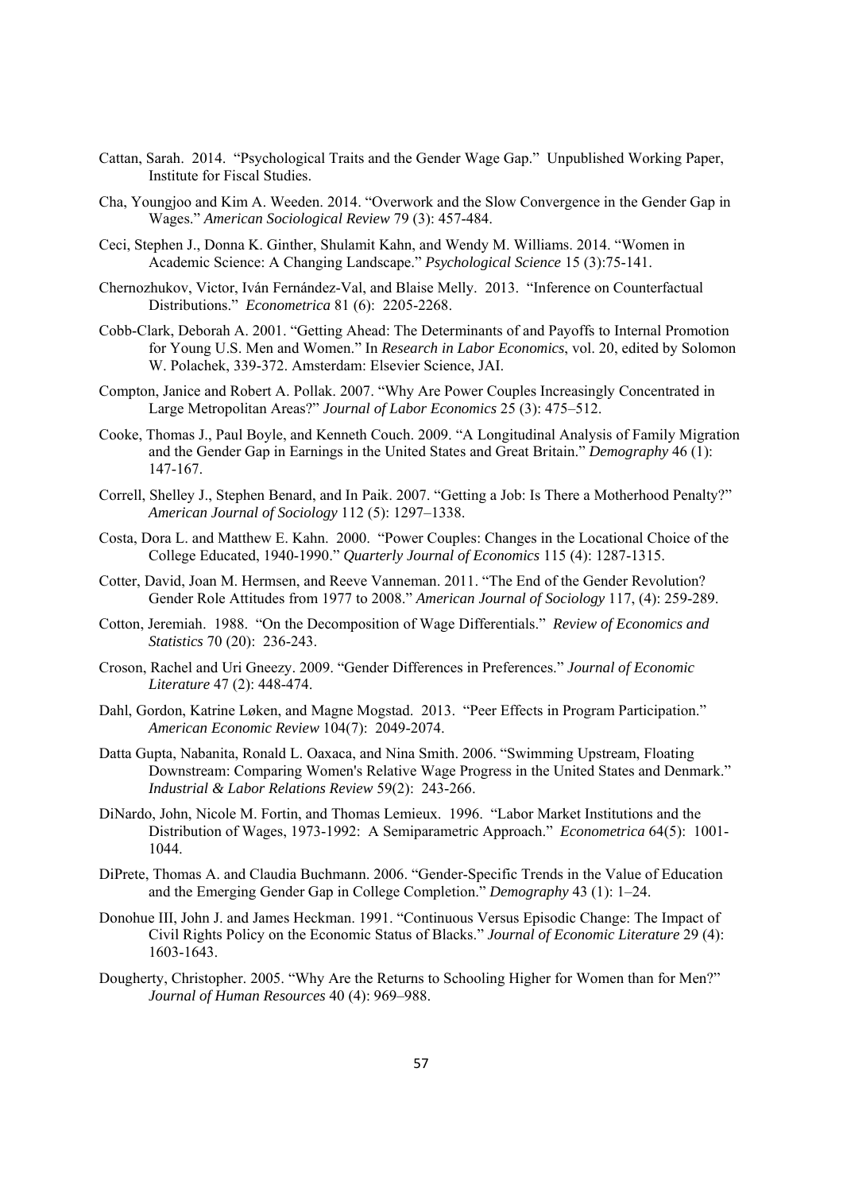Cattan, Sarah. 2014. "Psychological Traits and the Gender Wage Gap." Unpublished Working Paper, Institute for Fiscal Studies.

Cha, Youngjoo and Kim A. Weeden. 2014. "Overwork and the Slow Convergence in the Gender Gap in Wages." *American Sociological Review* 79 (3): 457-484.

Ceci, Stephen J., Donna K. Ginther, Shulamit Kahn, and Wendy M. Williams. 2014. "Women in Academic Science: A Changing Landscape." *Psychological Science* 15 (3):75-141.

Chernozhukov, Victor, Iván Fernández-Val, and Blaise Melly. 2013. "Inference on Counterfactual Distributions." *Econometrica* 81 (6): 2205-2268.

Cobb-Clark, Deborah A. 2001. "Getting Ahead: The Determinants of and Payoffs to Internal Promotion for Young U.S. Men and Women." In *Research in Labor Economics*, vol. 20, edited by Solomon W. Polachek, 339-372. Amsterdam: Elsevier Science, JAI.

Compton, Janice and Robert A. Pollak. 2007. "Why Are Power Couples Increasingly Concentrated in Large Metropolitan Areas?" *Journal of Labor Economics* 25 (3): 475–512.

Cooke, Thomas J., Paul Boyle, and Kenneth Couch. 2009. "A Longitudinal Analysis of Family Migration and the Gender Gap in Earnings in the United States and Great Britain." *Demography* 46 (1): 147-167.

Correll, Shelley J., Stephen Benard, and In Paik. 2007. "Getting a Job: Is There a Motherhood Penalty?" *American Journal of Sociology* 112 (5): 1297–1338.

Costa, Dora L. and Matthew E. Kahn. 2000. "Power Couples: Changes in the Locational Choice of the College Educated, 1940-1990." *Quarterly Journal of Economics* 115 (4): 1287-1315.

Cotter, David, Joan M. Hermsen, and Reeve Vanneman. 2011. "The End of the Gender Revolution? Gender Role Attitudes from 1977 to 2008." *American Journal of Sociology* 117, (4): 259-289.

Cotton, Jeremiah. 1988. "On the Decomposition of Wage Differentials." *Review of Economics and Statistics* 70 (20): 236-243.

Croson, Rachel and Uri Gneezy. 2009. "Gender Differences in Preferences." *Journal of Economic Literature* 47 (2): 448-474.

Dahl, Gordon, Katrine Løken, and Magne Mogstad. 2013. "Peer Effects in Program Participation." *American Economic Review* 104(7): 2049-2074.

Datta Gupta, Nabanita, Ronald L. Oaxaca, and Nina Smith. 2006. "Swimming Upstream, Floating Downstream: Comparing Women's Relative Wage Progress in the United States and Denmark." *Industrial & Labor Relations Review* 59(2): 243-266.

DiNardo, John, Nicole M. Fortin, and Thomas Lemieux. 1996. "Labor Market Institutions and the Distribution of Wages, 1973-1992: A Semiparametric Approach." *Econometrica* 64(5): 1001-1044.

DiPrete, Thomas A. and Claudia Buchmann. 2006. "Gender-Specific Trends in the Value of Education and the Emerging Gender Gap in College Completion." *Demography* 43 (1): 1–24.

Donohue III, John J. and James Heckman. 1991. "Continuous Versus Episodic Change: The Impact of Civil Rights Policy on the Economic Status of Blacks." *Journal of Economic Literature* 29 (4): 1603-1643.

Dougherty, Christopher. 2005. "Why Are the Returns to Schooling Higher for Women than for Men?" *Journal of Human Resources* 40 (4): 969–988.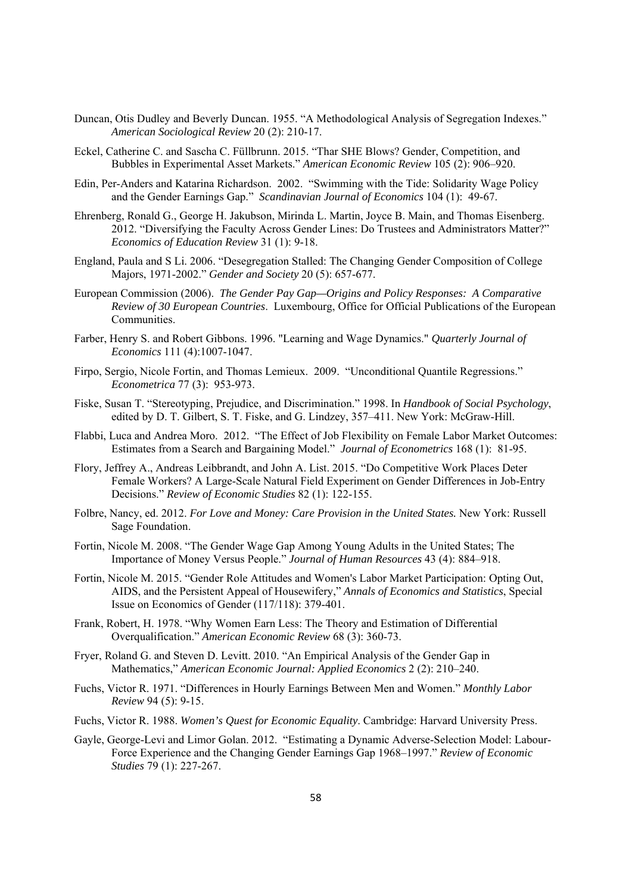Duncan, Otis Dudley and Beverly Duncan. 1955. "A Methodological Analysis of Segregation Indexes." *American Sociological Review* 20 (2): 210-17.

Eckel, Catherine C. and Sascha C. Füllbrunn. 2015. "Thar SHE Blows? Gender, Competition, and Bubbles in Experimental Asset Markets." *American Economic Review* 105 (2): 906–920.

Edin, Per-Anders and Katarina Richardson. 2002. "Swimming with the Tide: Solidarity Wage Policy and the Gender Earnings Gap." *Scandinavian Journal of Economics* 104 (1): 49-67.

Ehrenberg, Ronald G., George H. Jakubson, Mirinda L. Martin, Joyce B. Main, and Thomas Eisenberg. 2012. "Diversifying the Faculty Across Gender Lines: Do Trustees and Administrators Matter?" *Economics of Education Review* 31 (1): 9-18.

England, Paula and S Li. 2006. "Desegregation Stalled: The Changing Gender Composition of College Majors, 1971-2002." *Gender and Society* 20 (5): 657-677.

European Commission (2006). *The Gender Pay Gap—Origins and Policy Responses: A Comparative Review of 30 European Countries*. Luxembourg, Office for Official Publications of the European Communities.

Farber, Henry S. and Robert Gibbons. 1996. "Learning and Wage Dynamics." *Quarterly Journal of Economics* 111 (4):1007-1047.

Firpo, Sergio, Nicole Fortin, and Thomas Lemieux. 2009. "Unconditional Quantile Regressions." *Econometrica* 77 (3): 953-973.

Fiske, Susan T. "Stereotyping, Prejudice, and Discrimination." 1998. In *Handbook of Social Psychology*, edited by D. T. Gilbert, S. T. Fiske, and G. Lindzey, 357–411. New York: McGraw-Hill.

Flabbi, Luca and Andrea Moro. 2012. "The Effect of Job Flexibility on Female Labor Market Outcomes: Estimates from a Search and Bargaining Model." *Journal of Econometrics* 168 (1): 81-95.

Flory, Jeffrey A., Andreas Leibbrandt, and John A. List. 2015. "Do Competitive Work Places Deter Female Workers? A Large-Scale Natural Field Experiment on Gender Differences in Job-Entry Decisions." *Review of Economic Studies* 82 (1): 122-155.

Folbre, Nancy, ed. 2012. *For Love and Money: Care Provision in the United States.* New York: Russell Sage Foundation.

Fortin, Nicole M. 2008. "The Gender Wage Gap Among Young Adults in the United States; The Importance of Money Versus People." *Journal of Human Resources* 43 (4): 884–918.

Fortin, Nicole M. 2015. "Gender Role Attitudes and Women's Labor Market Participation: Opting Out, AIDS, and the Persistent Appeal of Housewifery," *Annals of Economics and Statistics*, Special Issue on Economics of Gender (117/118): 379-401.

Frank, Robert, H. 1978. "Why Women Earn Less: The Theory and Estimation of Differential Overqualification." *American Economic Review* 68 (3): 360-73.

Fryer, Roland G. and Steven D. Levitt. 2010. "An Empirical Analysis of the Gender Gap in Mathematics," *American Economic Journal: Applied Economics* 2 (2): 210–240.

Fuchs, Victor R. 1971. "Differences in Hourly Earnings Between Men and Women." *Monthly Labor Review* 94 (5): 9-15.

Fuchs, Victor R. 1988. *Women's Quest for Economic Equality*. Cambridge: Harvard University Press.

Gayle, George-Levi and Limor Golan. 2012. "Estimating a Dynamic Adverse-Selection Model: Labour-Force Experience and the Changing Gender Earnings Gap 1968–1997." *Review of Economic Studies* 79 (1): 227-267.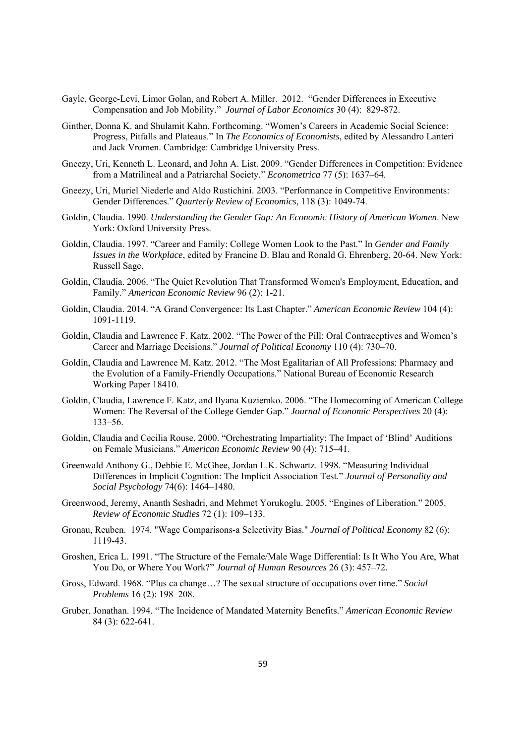Gayle, George-Levi, Limor Golan, and Robert A. Miller. 2012. "Gender Differences in Executive Compensation and Job Mobility." *Journal of Labor Economics* 30 (4): 829-872.

Ginther, Donna K. and Shulamit Kahn. Forthcoming. "Women's Careers in Academic Social Science: Progress, Pitfalls and Plateaus." In *The Economics of Economists*, edited by Alessandro Lanteri and Jack Vromen. Cambridge: Cambridge University Press.

Gneezy, Uri, Kenneth L. Leonard, and John A. List. 2009. "Gender Differences in Competition: Evidence from a Matrilineal and a Patriarchal Society." *Econometrica* 77 (5): 1637–64.

Gneezy, Uri, Muriel Niederle and Aldo Rustichini. 2003. "Performance in Competitive Environments: Gender Differences." *Quarterly Review of Economics*, 118 (3): 1049-74.

Goldin, Claudia. 1990. *Understanding the Gender Gap: An Economic History of American Women*. New York: Oxford University Press.

Goldin, Claudia. 1997. "Career and Family: College Women Look to the Past." In *Gender and Family Issues in the Workplace*, edited by Francine D. Blau and Ronald G. Ehrenberg, 20-64. New York: Russell Sage.

Goldin, Claudia. 2006. "The Quiet Revolution That Transformed Women's Employment, Education, and Family." *American Economic Review* 96 (2): 1-21.

Goldin, Claudia. 2014. "A Grand Convergence: Its Last Chapter." *American Economic Review* 104 (4): 1091-1119.

Goldin, Claudia and Lawrence F. Katz. 2002. "The Power of the Pill: Oral Contraceptives and Women's Career and Marriage Decisions." *Journal of Political Economy* 110 (4): 730–70.

Goldin, Claudia and Lawrence M. Katz. 2012. "The Most Egalitarian of All Professions: Pharmacy and the Evolution of a Family-Friendly Occupations." National Bureau of Economic Research Working Paper 18410.

Goldin, Claudia, Lawrence F. Katz, and Ilyana Kuziemko. 2006. "The Homecoming of American College Women: The Reversal of the College Gender Gap." *Journal of Economic Perspectives* 20 (4): 133–56.

Goldin, Claudia and Cecilia Rouse. 2000. "Orchestrating Impartiality: The Impact of 'Blind' Auditions on Female Musicians." *American Economic Review* 90 (4): 715–41.

Greenwald Anthony G., Debbie E. McGhee, Jordan L.K. Schwartz. 1998. "Measuring Individual Differences in Implicit Cognition: The Implicit Association Test." *Journal of Personality and Social Psychology* 74(6): 1464–1480.

Greenwood, Jeremy, Ananth Seshadri, and Mehmet Yorukoglu. 2005. "Engines of Liberation." 2005. *Review of Economic Studies* 72 (1): 109–133.

Gronau, Reuben. 1974. "Wage Comparisons-a Selectivity Bias." *Journal of Political Economy* 82 (6): 1119-43.

Groshen, Erica L. 1991. "The Structure of the Female/Male Wage Differential: Is It Who You Are, What You Do, or Where You Work?" *Journal of Human Resources* 26 (3): 457–72.

Gross, Edward. 1968. "Plus ca change…? The sexual structure of occupations over time." *Social Problems* 16 (2): 198–208.

Gruber, Jonathan. 1994. "The Incidence of Mandated Maternity Benefits." *American Economic Review* 84 (3): 622-641.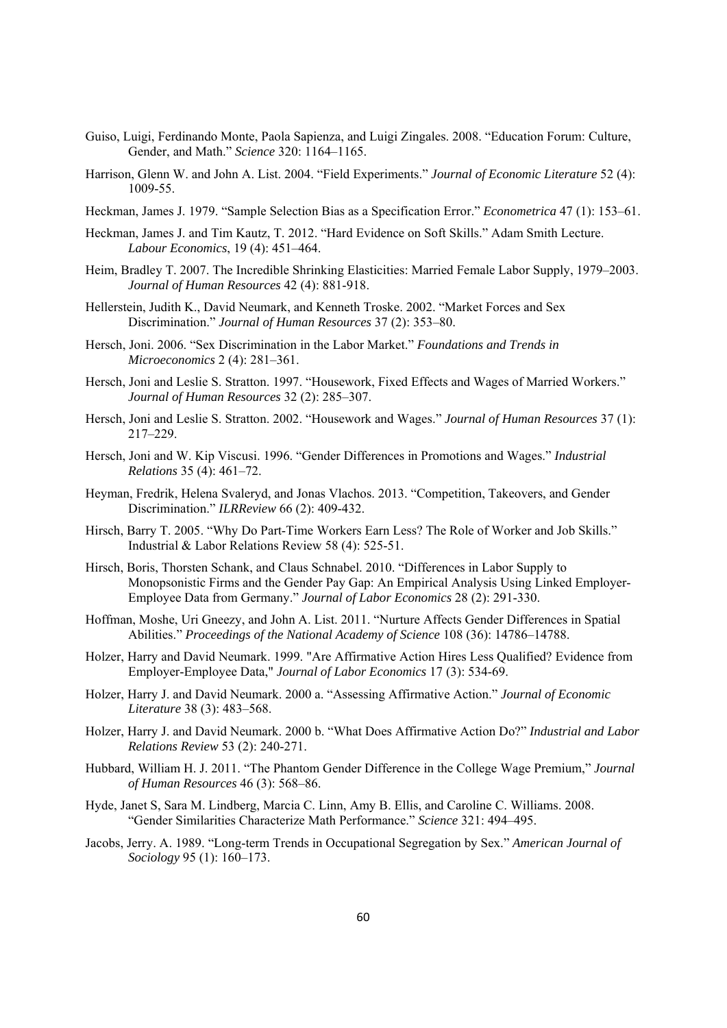Guiso, Luigi, Ferdinando Monte, Paola Sapienza, and Luigi Zingales. 2008. “Education Forum: Culture, Gender, and Math.” *Science* 320: 1164–1165.

Harrison, Glenn W. and John A. List. 2004. “Field Experiments.” *Journal of Economic Literature* 52 (4): 1009-55.

Heckman, James J. 1979. “Sample Selection Bias as a Specification Error.” *Econometrica* 47 (1): 153–61.

Heckman, James J. and Tim Kautz, T. 2012. “Hard Evidence on Soft Skills.” Adam Smith Lecture. *Labour Economics*, 19 (4): 451–464.

Heim, Bradley T. 2007. The Incredible Shrinking Elasticities: Married Female Labor Supply, 1979–2003. *Journal of Human Resources* 42 (4): 881-918.

Hellerstein, Judith K., David Neumark, and Kenneth Troske. 2002. “Market Forces and Sex Discrimination.” *Journal of Human Resources* 37 (2): 353–80.

Hersch, Joni. 2006. “Sex Discrimination in the Labor Market.” *Foundations and Trends in Microeconomics* 2 (4): 281–361.

Hersch, Joni and Leslie S. Stratton. 1997. “Housework, Fixed Effects and Wages of Married Workers.” *Journal of Human Resources* 32 (2): 285–307.

Hersch, Joni and Leslie S. Stratton. 2002. “Housework and Wages.” *Journal of Human Resources* 37 (1): 217–229.

Hersch, Joni and W. Kip Viscusi. 1996. “Gender Differences in Promotions and Wages.” *Industrial Relations* 35 (4): 461–72.

Heyman, Fredrik, Helena Svaleryd, and Jonas Vlachos. 2013. “Competition, Takeovers, and Gender Discrimination.” *ILRReview* 66 (2): 409-432.

Hirsch, Barry T. 2005. “Why Do Part-Time Workers Earn Less? The Role of Worker and Job Skills.” Industrial & Labor Relations Review 58 (4): 525-51.

Hirsch, Boris, Thorsten Schank, and Claus Schnabel. 2010. “Differences in Labor Supply to Monopsonistic Firms and the Gender Pay Gap: An Empirical Analysis Using Linked Employer-Employee Data from Germany.” *Journal of Labor Economics* 28 (2): 291-330.

Hoffman, Moshe, Uri Gneezy, and John A. List. 2011. “Nurture Affects Gender Differences in Spatial Abilities.” *Proceedings of the National Academy of Science* 108 (36): 14786–14788.

Holzer, Harry and David Neumark. 1999. "Are Affirmative Action Hires Less Qualified? Evidence from Employer-Employee Data," *Journal of Labor Economics* 17 (3): 534-69.

Holzer, Harry J. and David Neumark. 2000 a. “Assessing Affirmative Action.” *Journal of Economic Literature* 38 (3): 483–568.

Holzer, Harry J. and David Neumark. 2000 b. “What Does Affirmative Action Do?” *Industrial and Labor Relations Review* 53 (2): 240-271.

Hubbard, William H. J. 2011. “The Phantom Gender Difference in the College Wage Premium,” *Journal of Human Resources* 46 (3): 568–86.

Hyde, Janet S, Sara M. Lindberg, Marcia C. Linn, Amy B. Ellis, and Caroline C. Williams. 2008. “Gender Similarities Characterize Math Performance.” *Science* 321: 494–495.

Jacobs, Jerry. A. 1989. “Long-term Trends in Occupational Segregation by Sex.” *American Journal of Sociology* 95 (1): 160–173.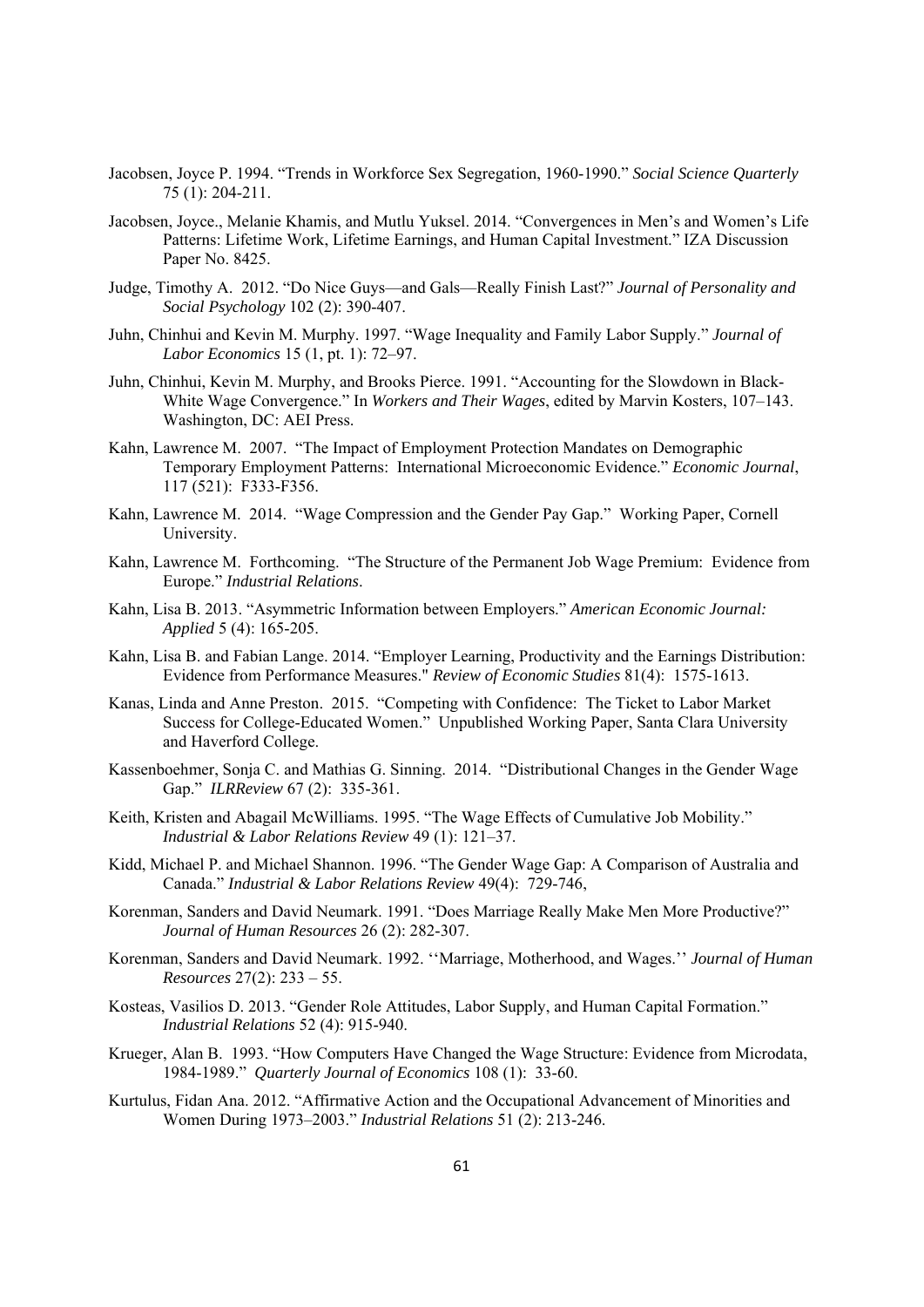Jacobsen, Joyce P. 1994. "Trends in Workforce Sex Segregation, 1960-1990." *Social Science Quarterly* 75 (1): 204-211.

Jacobsen, Joyce., Melanie Khamis, and Mutlu Yuksel. 2014. "Convergences in Men's and Women's Life Patterns: Lifetime Work, Lifetime Earnings, and Human Capital Investment." IZA Discussion Paper No. 8425.

Judge, Timothy A. 2012. "Do Nice Guys—and Gals—Really Finish Last?" *Journal of Personality and Social Psychology* 102 (2): 390-407.

Juhn, Chinhui and Kevin M. Murphy. 1997. "Wage Inequality and Family Labor Supply." *Journal of Labor Economics* 15 (1, pt. 1): 72–97.

Juhn, Chinhui, Kevin M. Murphy, and Brooks Pierce. 1991. "Accounting for the Slowdown in Black-White Wage Convergence." In *Workers and Their Wages*, edited by Marvin Kosters, 107–143. Washington, DC: AEI Press.

Kahn, Lawrence M. 2007. "The Impact of Employment Protection Mandates on Demographic Temporary Employment Patterns: International Microeconomic Evidence." *Economic Journal*, 117 (521): F333-F356.

Kahn, Lawrence M. 2014. "Wage Compression and the Gender Pay Gap." Working Paper, Cornell University.

Kahn, Lawrence M. Forthcoming. "The Structure of the Permanent Job Wage Premium: Evidence from Europe." *Industrial Relations*.

Kahn, Lisa B. 2013. "Asymmetric Information between Employers." *American Economic Journal: Applied* 5 (4): 165-205.

Kahn, Lisa B. and Fabian Lange. 2014. "Employer Learning, Productivity and the Earnings Distribution: Evidence from Performance Measures." *Review of Economic Studies* 81(4): 1575-1613.

Kanas, Linda and Anne Preston. 2015. "Competing with Confidence: The Ticket to Labor Market Success for College-Educated Women." Unpublished Working Paper, Santa Clara University and Haverford College.

Kassenboehmer, Sonja C. and Mathias G. Sinning. 2014. "Distributional Changes in the Gender Wage Gap." *ILRReview* 67 (2): 335-361.

Keith, Kristen and Abagail McWilliams. 1995. "The Wage Effects of Cumulative Job Mobility." *Industrial & Labor Relations Review* 49 (1): 121–37.

Kidd, Michael P. and Michael Shannon. 1996. "The Gender Wage Gap: A Comparison of Australia and Canada." *Industrial & Labor Relations Review* 49(4): 729-746,

Korenman, Sanders and David Neumark. 1991. "Does Marriage Really Make Men More Productive?" *Journal of Human Resources* 26 (2): 282-307.

Korenman, Sanders and David Neumark. 1992. ''Marriage, Motherhood, and Wages.'' *Journal of Human Resources* 27(2): 233 – 55.

Kosteas, Vasilios D. 2013. "Gender Role Attitudes, Labor Supply, and Human Capital Formation." *Industrial Relations* 52 (4): 915-940.

Krueger, Alan B. 1993. "How Computers Have Changed the Wage Structure: Evidence from Microdata, 1984-1989." *Quarterly Journal of Economics* 108 (1): 33-60.

Kurtulus, Fidan Ana. 2012. "Affirmative Action and the Occupational Advancement of Minorities and Women During 1973–2003." *Industrial Relations* 51 (2): 213-246.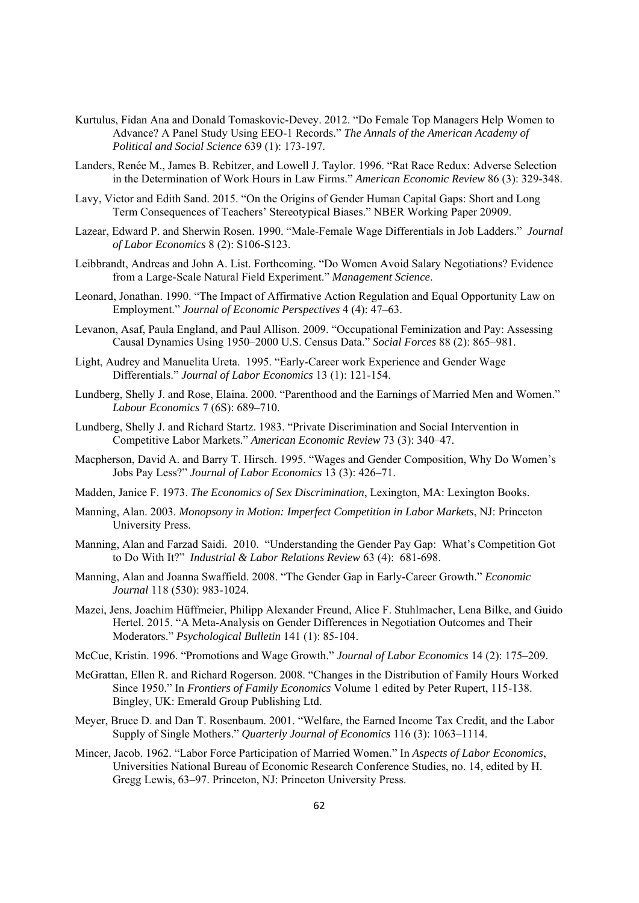Kurtulus, Fidan Ana and Donald Tomaskovic-Devey. 2012. "Do Female Top Managers Help Women to Advance? A Panel Study Using EEO-1 Records." *The Annals of the American Academy of Political and Social Science* 639 (1): 173-197.

Landers, Renée M., James B. Rebitzer, and Lowell J. Taylor. 1996. "Rat Race Redux: Adverse Selection in the Determination of Work Hours in Law Firms." *American Economic Review* 86 (3): 329-348.

Lavy, Victor and Edith Sand. 2015. "On the Origins of Gender Human Capital Gaps: Short and Long Term Consequences of Teachers' Stereotypical Biases." NBER Working Paper 20909.

Lazear, Edward P. and Sherwin Rosen. 1990. "Male-Female Wage Differentials in Job Ladders." *Journal of Labor Economics* 8 (2): S106-S123.

Leibbrandt, Andreas and John A. List. Forthcoming. "Do Women Avoid Salary Negotiations? Evidence from a Large-Scale Natural Field Experiment." *Management Science*.

Leonard, Jonathan. 1990. "The Impact of Affirmative Action Regulation and Equal Opportunity Law on Employment." *Journal of Economic Perspectives* 4 (4): 47–63.

Levanon, Asaf, Paula England, and Paul Allison. 2009. "Occupational Feminization and Pay: Assessing Causal Dynamics Using 1950–2000 U.S. Census Data." *Social Forces* 88 (2): 865–981.

Light, Audrey and Manuelita Ureta. 1995. "Early-Career work Experience and Gender Wage Differentials." *Journal of Labor Economics* 13 (1): 121-154.

Lundberg, Shelly J. and Rose, Elaina. 2000. "Parenthood and the Earnings of Married Men and Women." *Labour Economics* 7 (6S): 689–710.

Lundberg, Shelly J. and Richard Startz. 1983. "Private Discrimination and Social Intervention in Competitive Labor Markets." *American Economic Review* 73 (3): 340–47.

Macpherson, David A. and Barry T. Hirsch. 1995. "Wages and Gender Composition, Why Do Women's Jobs Pay Less?" *Journal of Labor Economics* 13 (3): 426–71.

Madden, Janice F. 1973. *The Economics of Sex Discrimination*, Lexington, MA: Lexington Books.

Manning, Alan. 2003. *Monopsony in Motion: Imperfect Competition in Labor Markets*, NJ: Princeton University Press.

Manning, Alan and Farzad Saidi. 2010. "Understanding the Gender Pay Gap: What's Competition Got to Do With It?" *Industrial & Labor Relations Review* 63 (4): 681-698.

Manning, Alan and Joanna Swaffield. 2008. "The Gender Gap in Early-Career Growth." *Economic Journal* 118 (530): 983-1024.

Mazei, Jens, Joachim Hüffmeier, Philipp Alexander Freund, Alice F. Stuhlmacher, Lena Bilke, and Guido Hertel. 2015. "A Meta-Analysis on Gender Differences in Negotiation Outcomes and Their Moderators." *Psychological Bulletin* 141 (1): 85-104.

McCue, Kristin. 1996. "Promotions and Wage Growth." *Journal of Labor Economics* 14 (2): 175–209.

McGrattan, Ellen R. and Richard Rogerson. 2008. "Changes in the Distribution of Family Hours Worked Since 1950." In *Frontiers of Family Economics* Volume 1 edited by Peter Rupert, 115-138. Bingley, UK: Emerald Group Publishing Ltd.

Meyer, Bruce D. and Dan T. Rosenbaum. 2001. "Welfare, the Earned Income Tax Credit, and the Labor Supply of Single Mothers." *Quarterly Journal of Economics* 116 (3): 1063–1114.

Mincer, Jacob. 1962. "Labor Force Participation of Married Women." In *Aspects of Labor Economics*, Universities National Bureau of Economic Research Conference Studies, no. 14, edited by H. Gregg Lewis, 63–97. Princeton, NJ: Princeton University Press.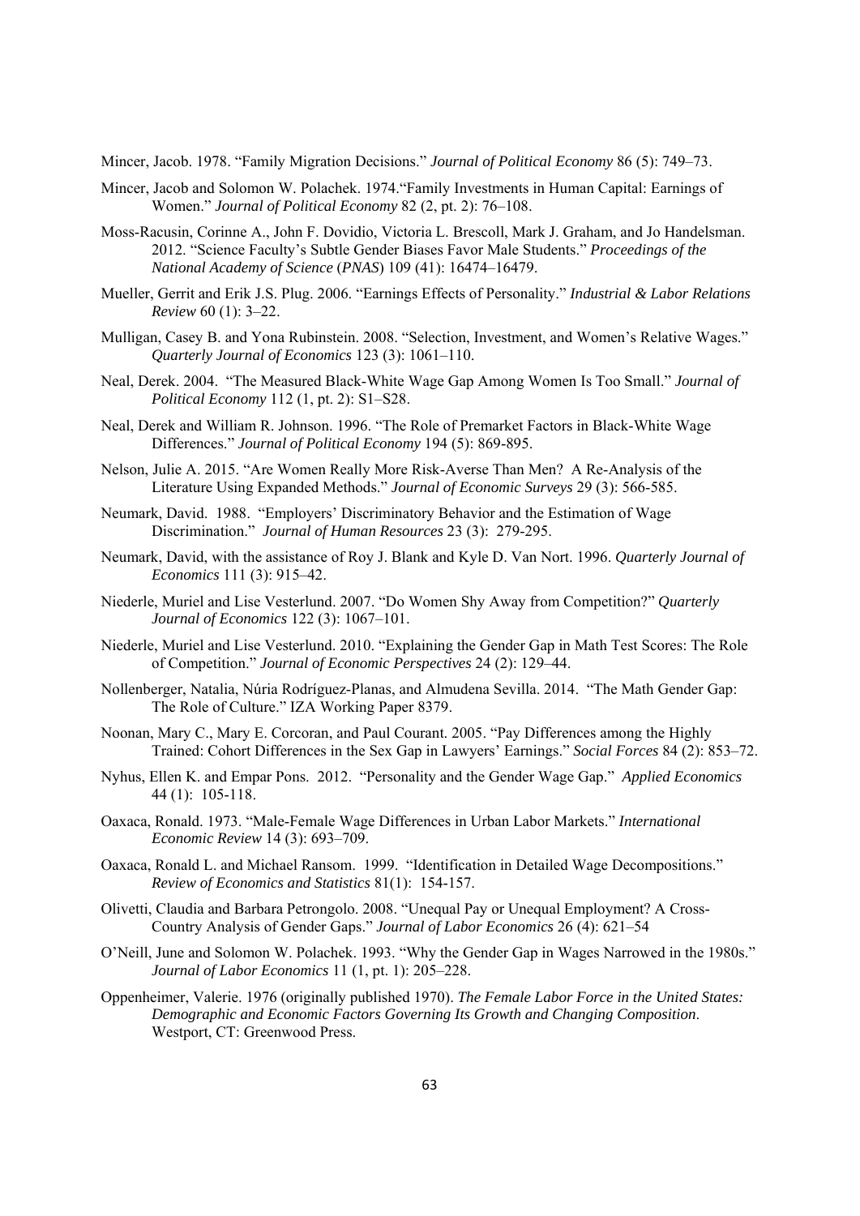Mincer, Jacob. 1978. "Family Migration Decisions." *Journal of Political Economy* 86 (5): 749–73.

Mincer, Jacob and Solomon W. Polachek. 1974."Family Investments in Human Capital: Earnings of Women." *Journal of Political Economy* 82 (2, pt. 2): 76–108.

Moss-Racusin, Corinne A., John F. Dovidio, Victoria L. Brescoll, Mark J. Graham, and Jo Handelsman. 2012. "Science Faculty's Subtle Gender Biases Favor Male Students." *Proceedings of the National Academy of Science* (*PNAS*) 109 (41): 16474–16479.

Mueller, Gerrit and Erik J.S. Plug. 2006. "Earnings Effects of Personality." *Industrial & Labor Relations Review* 60 (1): 3–22.

Mulligan, Casey B. and Yona Rubinstein. 2008. "Selection, Investment, and Women's Relative Wages." *Quarterly Journal of Economics* 123 (3): 1061–110.

Neal, Derek. 2004. "The Measured Black-White Wage Gap Among Women Is Too Small." *Journal of Political Economy* 112 (1, pt. 2): S1–S28.

Neal, Derek and William R. Johnson. 1996. "The Role of Premarket Factors in Black-White Wage Differences." *Journal of Political Economy* 194 (5): 869-895.

Nelson, Julie A. 2015. "Are Women Really More Risk-Averse Than Men? A Re-Analysis of the Literature Using Expanded Methods." *Journal of Economic Surveys* 29 (3): 566-585.

Neumark, David. 1988. "Employers' Discriminatory Behavior and the Estimation of Wage Discrimination." *Journal of Human Resources* 23 (3): 279-295.

Neumark, David, with the assistance of Roy J. Blank and Kyle D. Van Nort. 1996. *Quarterly Journal of Economics* 111 (3): 915–42.

Niederle, Muriel and Lise Vesterlund. 2007. "Do Women Shy Away from Competition?" *Quarterly Journal of Economics* 122 (3): 1067–101.

Niederle, Muriel and Lise Vesterlund. 2010. "Explaining the Gender Gap in Math Test Scores: The Role of Competition." *Journal of Economic Perspectives* 24 (2): 129–44.

Nollenberger, Natalia, Núria Rodríguez-Planas, and Almudena Sevilla. 2014. "The Math Gender Gap: The Role of Culture." IZA Working Paper 8379.

Noonan, Mary C., Mary E. Corcoran, and Paul Courant. 2005. "Pay Differences among the Highly Trained: Cohort Differences in the Sex Gap in Lawyers' Earnings." *Social Forces* 84 (2): 853–72.

Nyhus, Ellen K. and Empar Pons. 2012. "Personality and the Gender Wage Gap." *Applied Economics* 44 (1): 105-118.

Oaxaca, Ronald. 1973. "Male-Female Wage Differences in Urban Labor Markets." *International Economic Review* 14 (3): 693–709.

Oaxaca, Ronald L. and Michael Ransom. 1999. "Identification in Detailed Wage Decompositions." *Review of Economics and Statistics* 81(1): 154-157.

Olivetti, Claudia and Barbara Petrongolo. 2008. "Unequal Pay or Unequal Employment? A Cross-Country Analysis of Gender Gaps." *Journal of Labor Economics* 26 (4): 621–54

O'Neill, June and Solomon W. Polachek. 1993. "Why the Gender Gap in Wages Narrowed in the 1980s." *Journal of Labor Economics* 11 (1, pt. 1): 205–228.

Oppenheimer, Valerie. 1976 (originally published 1970). *The Female Labor Force in the United States: Demographic and Economic Factors Governing Its Growth and Changing Composition*. Westport, CT: Greenwood Press.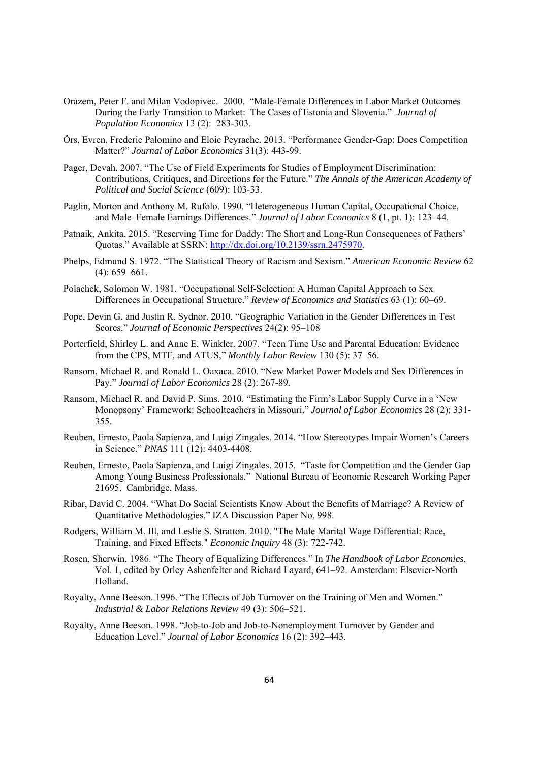Orazem, Peter F. and Milan Vodopivec. 2000. "Male-Female Differences in Labor Market Outcomes During the Early Transition to Market: The Cases of Estonia and Slovenia." *Journal of Population Economics* 13 (2): 283-303.

Örs, Evren, Frederic Palomino and Eloic Peyrache. 2013. "Performance Gender-Gap: Does Competition Matter?" *Journal of Labor Economics* 31(3): 443-99.

Pager, Devah. 2007. "The Use of Field Experiments for Studies of Employment Discrimination: Contributions, Critiques, and Directions for the Future." *The Annals of the American Academy of Political and Social Science* (609): 103-33.

Paglin, Morton and Anthony M. Rufolo. 1990. "Heterogeneous Human Capital, Occupational Choice, and Male–Female Earnings Differences." *Journal of Labor Economics* 8 (1, pt. 1): 123–44.

Patnaik, Ankita. 2015. "Reserving Time for Daddy: The Short and Long-Run Consequences of Fathers' Quotas." Available at SSRN: http://dx.doi.org/10.2139/ssrn.2475970.

Phelps, Edmund S. 1972. "The Statistical Theory of Racism and Sexism." *American Economic Review* 62 (4): 659–661.

Polachek, Solomon W. 1981. "Occupational Self-Selection: A Human Capital Approach to Sex Differences in Occupational Structure." *Review of Economics and Statistics* 63 (1): 60–69.

Pope, Devin G. and Justin R. Sydnor. 2010. "Geographic Variation in the Gender Differences in Test Scores." *Journal of Economic Perspectives* 24(2): 95–108

Porterfield, Shirley L. and Anne E. Winkler. 2007. "Teen Time Use and Parental Education: Evidence from the CPS, MTF, and ATUS," *Monthly Labor Review* 130 (5): 37–56.

Ransom, Michael R. and Ronald L. Oaxaca. 2010. "New Market Power Models and Sex Differences in Pay." *Journal of Labor Economics* 28 (2): 267-89.

Ransom, Michael R. and David P. Sims. 2010. "Estimating the Firm's Labor Supply Curve in a 'New Monopsony' Framework: Schoolteachers in Missouri." *Journal of Labor Economics* 28 (2): 331-355.

Reuben, Ernesto, Paola Sapienza, and Luigi Zingales. 2014. "How Stereotypes Impair Women's Careers in Science." *PNAS* 111 (12): 4403-4408.

Reuben, Ernesto, Paola Sapienza, and Luigi Zingales. 2015. "Taste for Competition and the Gender Gap Among Young Business Professionals." National Bureau of Economic Research Working Paper 21695. Cambridge, Mass.

Ribar, David C. 2004. "What Do Social Scientists Know About the Benefits of Marriage? A Review of Quantitative Methodologies." IZA Discussion Paper No. 998.

Rodgers, William M. Ill, and Leslie S. Stratton. 2010. "The Male Marital Wage Differential: Race, Training, and Fixed Effects." *Economic Inquiry* 48 (3): 722-742.

Rosen, Sherwin. 1986. "The Theory of Equalizing Differences." In *The Handbook of Labor Economics*, Vol. 1, edited by Orley Ashenfelter and Richard Layard, 641–92. Amsterdam: Elsevier-North Holland.

Royalty, Anne Beeson. 1996. "The Effects of Job Turnover on the Training of Men and Women." *Industrial & Labor Relations Review* 49 (3): 506–521.

Royalty, Anne Beeson. 1998. "Job-to-Job and Job-to-Nonemployment Turnover by Gender and Education Level." *Journal of Labor Economics* 16 (2): 392–443.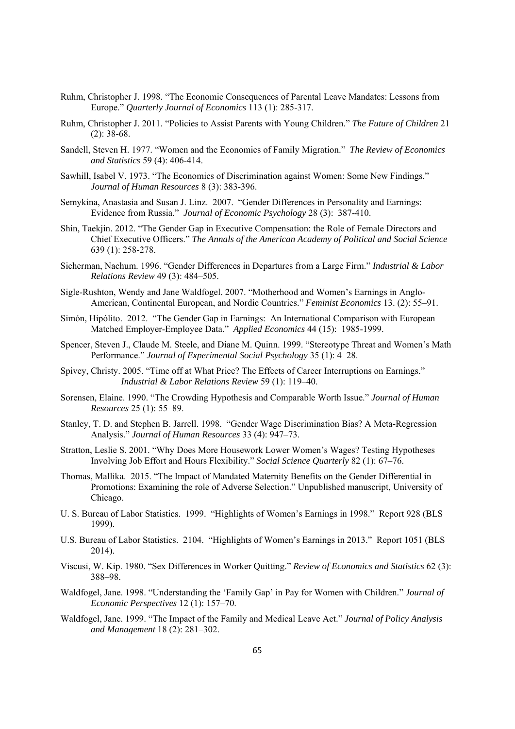Ruhm, Christopher J. 1998. "The Economic Consequences of Parental Leave Mandates: Lessons from Europe." *Quarterly Journal of Economics* 113 (1): 285-317.

Ruhm, Christopher J. 2011. "Policies to Assist Parents with Young Children." *The Future of Children* 21 (2): 38-68.

Sandell, Steven H. 1977. "Women and the Economics of Family Migration." *The Review of Economics and Statistics* 59 (4): 406-414.

Sawhill, Isabel V. 1973. "The Economics of Discrimination against Women: Some New Findings." *Journal of Human Resources* 8 (3): 383-396.

Semykina, Anastasia and Susan J. Linz. 2007. "Gender Differences in Personality and Earnings: Evidence from Russia." *Journal of Economic Psychology* 28 (3): 387-410.

Shin, Taekjin. 2012. "The Gender Gap in Executive Compensation: the Role of Female Directors and Chief Executive Officers." *The Annals of the American Academy of Political and Social Science* 639 (1): 258-278.

Sicherman, Nachum. 1996. "Gender Differences in Departures from a Large Firm." *Industrial & Labor Relations Review* 49 (3): 484–505.

Sigle-Rushton, Wendy and Jane Waldfogel. 2007. "Motherhood and Women's Earnings in Anglo-American, Continental European, and Nordic Countries." *Feminist Economics* 13. (2): 55–91.

Simón, Hipólito. 2012. "The Gender Gap in Earnings: An International Comparison with European Matched Employer-Employee Data." *Applied Economics* 44 (15): 1985-1999.

Spencer, Steven J., Claude M. Steele, and Diane M. Quinn. 1999. "Stereotype Threat and Women's Math Performance." *Journal of Experimental Social Psychology* 35 (1): 4–28.

Spivey, Christy. 2005. "Time off at What Price? The Effects of Career Interruptions on Earnings." *Industrial & Labor Relations Review* 59 (1): 119–40.

Sorensen, Elaine. 1990. "The Crowding Hypothesis and Comparable Worth Issue." *Journal of Human Resources* 25 (1): 55–89.

Stanley, T. D. and Stephen B. Jarrell. 1998. "Gender Wage Discrimination Bias? A Meta-Regression Analysis." *Journal of Human Resources* 33 (4): 947–73.

Stratton, Leslie S. 2001. "Why Does More Housework Lower Women's Wages? Testing Hypotheses Involving Job Effort and Hours Flexibility." *Social Science Quarterly* 82 (1): 67–76.

Thomas, Mallika. 2015. "The Impact of Mandated Maternity Benefits on the Gender Differential in Promotions: Examining the role of Adverse Selection." Unpublished manuscript, University of Chicago.

U. S. Bureau of Labor Statistics. 1999. "Highlights of Women's Earnings in 1998." Report 928 (BLS 1999).

U.S. Bureau of Labor Statistics. 2104. "Highlights of Women's Earnings in 2013." Report 1051 (BLS 2014).

Viscusi, W. Kip. 1980. "Sex Differences in Worker Quitting." *Review of Economics and Statistics* 62 (3): 388–98.

Waldfogel, Jane. 1998. "Understanding the 'Family Gap' in Pay for Women with Children." *Journal of Economic Perspectives* 12 (1): 157–70.

Waldfogel, Jane. 1999. "The Impact of the Family and Medical Leave Act." *Journal of Policy Analysis and Management* 18 (2): 281–302.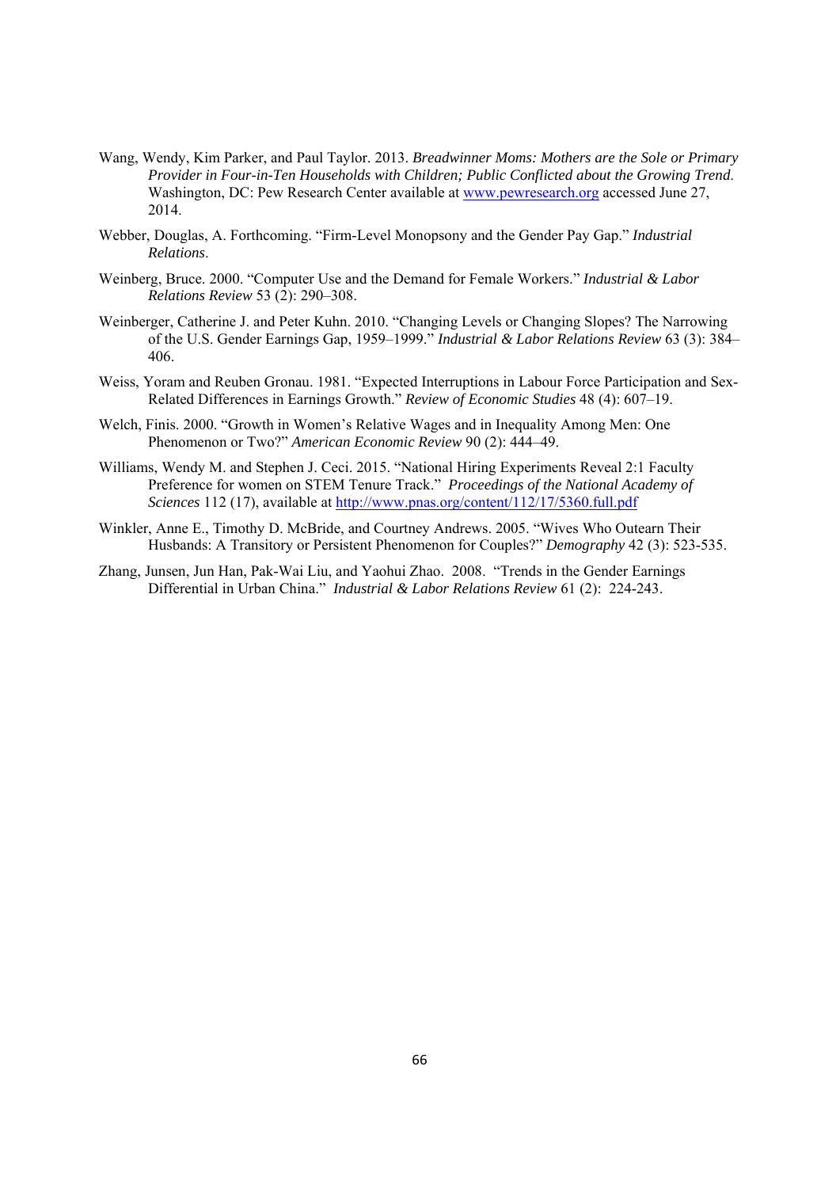Wang, Wendy, Kim Parker, and Paul Taylor. 2013. *Breadwinner Moms: Mothers are the Sole or Primary Provider in Four-in-Ten Households with Children; Public Conflicted about the Growing Trend.* Washington, DC: Pew Research Center available at www.pewresearch.org accessed June 27, 2014.

Webber, Douglas, A. Forthcoming. "Firm-Level Monopsony and the Gender Pay Gap." *Industrial Relations*.

Weinberg, Bruce. 2000. "Computer Use and the Demand for Female Workers." *Industrial & Labor Relations Review* 53 (2): 290–308.

Weinberger, Catherine J. and Peter Kuhn. 2010. "Changing Levels or Changing Slopes? The Narrowing of the U.S. Gender Earnings Gap, 1959–1999." *Industrial & Labor Relations Review* 63 (3): 384–406.

Weiss, Yoram and Reuben Gronau. 1981. "Expected Interruptions in Labour Force Participation and Sex-Related Differences in Earnings Growth." *Review of Economic Studies* 48 (4): 607–19.

Welch, Finis. 2000. "Growth in Women's Relative Wages and in Inequality Among Men: One Phenomenon or Two?" *American Economic Review* 90 (2): 444–49.

Williams, Wendy M. and Stephen J. Ceci. 2015. "National Hiring Experiments Reveal 2:1 Faculty Preference for women on STEM Tenure Track." *Proceedings of the National Academy of Sciences* 112 (17), available at http://www.pnas.org/content/112/17/5360.full.pdf

Winkler, Anne E., Timothy D. McBride, and Courtney Andrews. 2005. "Wives Who Outearn Their Husbands: A Transitory or Persistent Phenomenon for Couples?" *Demography* 42 (3): 523-535.

Zhang, Junsen, Jun Han, Pak-Wai Liu, and Yaohui Zhao. 2008. "Trends in the Gender Earnings Differential in Urban China." *Industrial & Labor Relations Review* 61 (2): 224-243.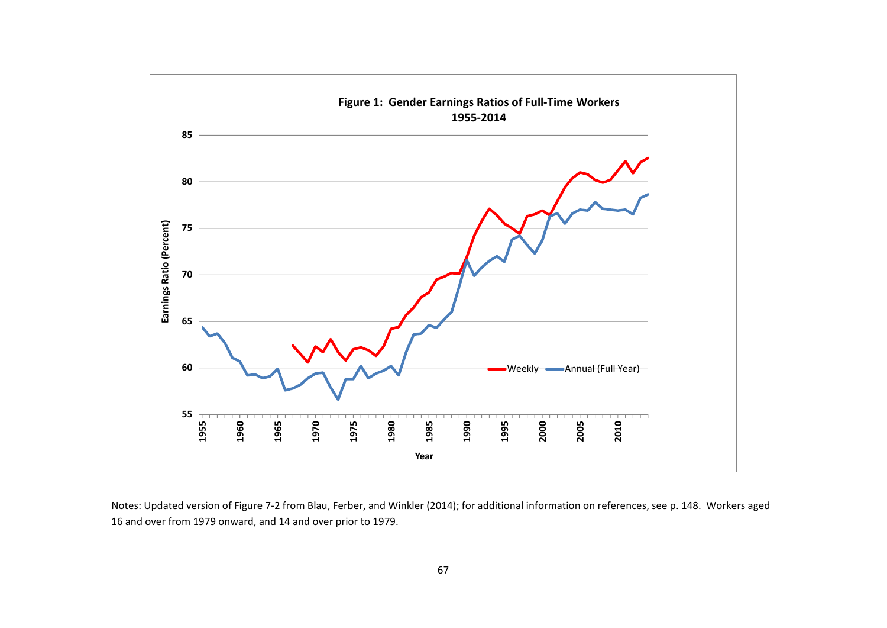**Figure 1: Gender Earnings Ratios of Full-Time Workers 1955-2014**

Notes: Updated version of Figure 7-2 from Blau, Ferber, and Winkler (2014); for additional information on references, see p. 148. Workers aged 16 and over from 1979 onward, and 14 and over prior to 1979.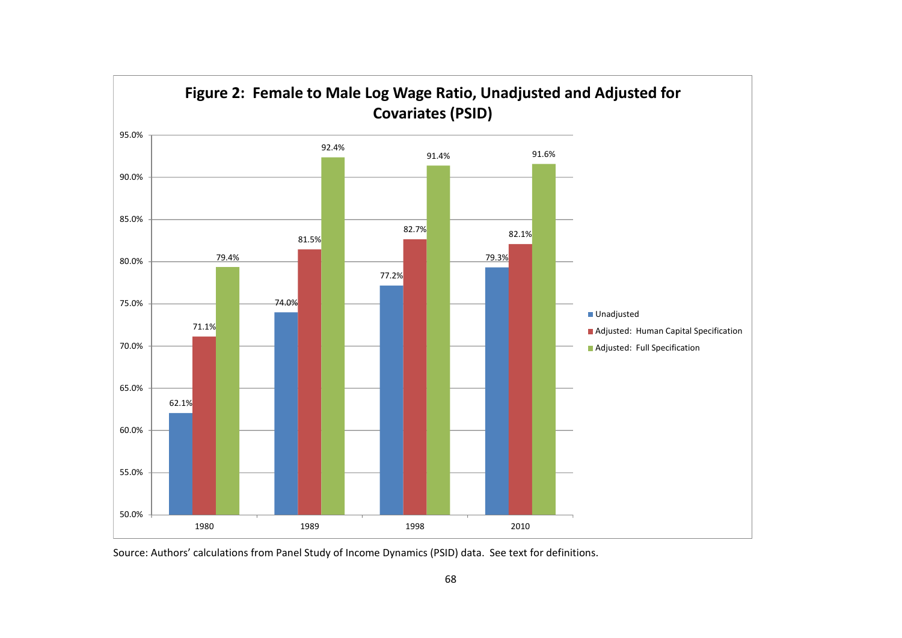**Figure 2: Female to Male Log Wage Ratio, Unadjusted and Adjusted for Covariates (PSID)**

| Year | Unadjusted | Adjusted: Human Capital Specification | Adjusted: Full Specification |
| --- | --- | --- | --- |
| 1980 | 62.1% | 71.1% | 79.4% |
| 1989 | 74.0% | 81.5% | 92.4% |
| 1998 | 77.2% | 82.7% | 91.4% |
| 2010 | 79.3% | 82.1% | 91.6% |

Source: Authors' calculations from Panel Study of Income Dynamics (PSID) data. See text for definitions.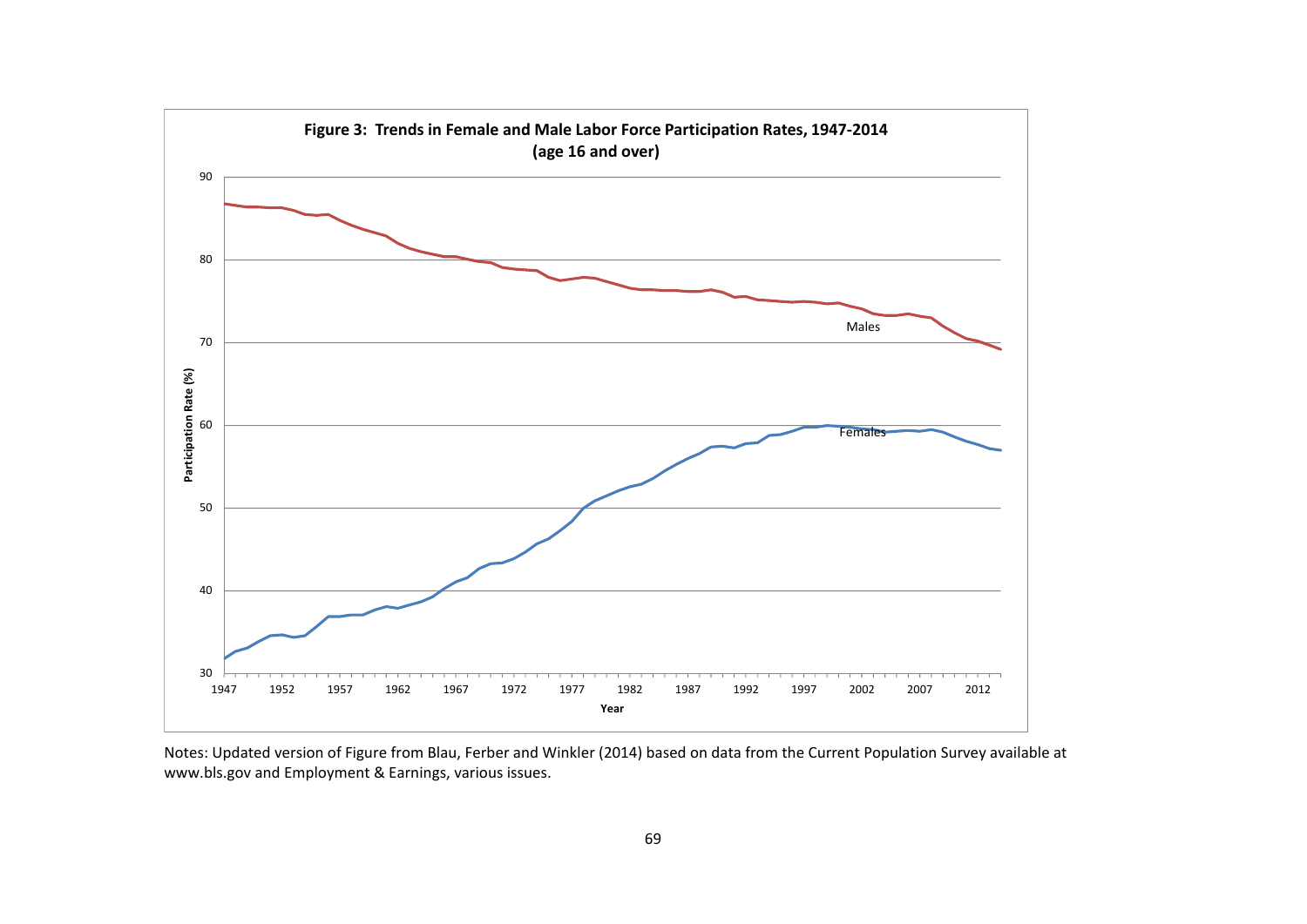**Figure 3: Trends in Female and Male Labor Force Participation Rates, 1947-2014 (age 16 and over)**

Notes: Updated version of Figure from Blau, Ferber and Winkler (2014) based on data from the Current Population Survey available at www.bls.gov and Employment & Earnings, various issues.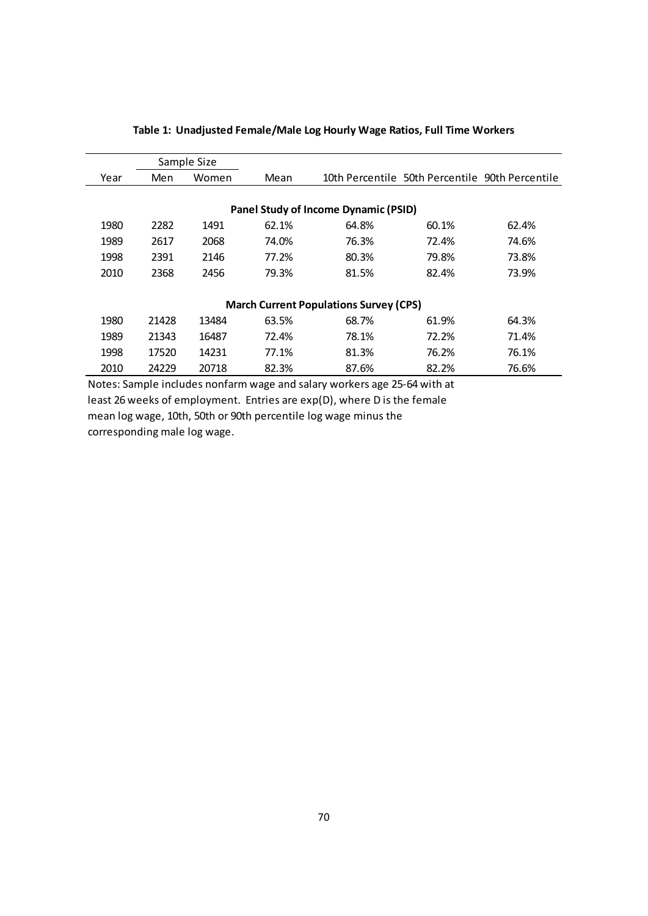**Table 1: Unadjusted Female/Male Log Hourly Wage Ratios, Full Time Workers**

| | Sample Size | | | | | |
|---|---|---|---|---|---|---|
| Year | Men | Women | Mean | 10th Percentile | 50th Percentile | 90th Percentile |
| | | | **Panel Study of Income Dynamic (PSID)** | | | |
| 1980 | 2282 | 1491 | 62.1% | 64.8% | 60.1% | 62.4% |
| 1989 | 2617 | 2068 | 74.0% | 76.3% | 72.4% | 74.6% |
| 1998 | 2391 | 2146 | 77.2% | 80.3% | 79.8% | 73.8% |
| 2010 | 2368 | 2456 | 79.3% | 81.5% | 82.4% | 73.9% |
| | | | **March Current Populations Survey (CPS)** | | | |
| 1980 | 21428 | 13484 | 63.5% | 68.7% | 61.9% | 64.3% |
| 1989 | 21343 | 16487 | 72.4% | 78.1% | 72.2% | 71.4% |
| 1998 | 17520 | 14231 | 77.1% | 81.3% | 76.2% | 76.1% |
| 2010 | 24229 | 20718 | 82.3% | 87.6% | 82.2% | 76.6% |

Notes: Sample includes nonfarm wage and salary workers age 25-64 with at least 26 weeks of employment. Entries are exp(D), where D is the female mean log wage, 10th, 50th or 90th percentile log wage minus the corresponding male log wage.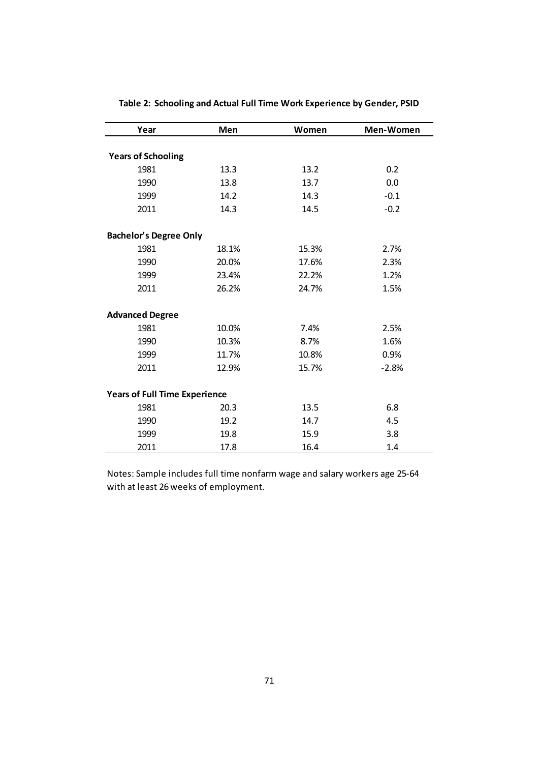**Table 2: Schooling and Actual Full Time Work Experience by Gender, PSID**

| Year | Men | Women | Men-Women |
|---|---|---|---|
| **Years of Schooling** | | | |
| 1981 | 13.3 | 13.2 | 0.2 |
| 1990 | 13.8 | 13.7 | 0.0 |
| 1999 | 14.2 | 14.3 | -0.1 |
| 2011 | 14.3 | 14.5 | -0.2 |
| **Bachelor's Degree Only** | | | |
| 1981 | 18.1% | 15.3% | 2.7% |
| 1990 | 20.0% | 17.6% | 2.3% |
| 1999 | 23.4% | 22.2% | 1.2% |
| 2011 | 26.2% | 24.7% | 1.5% |
| **Advanced Degree** | | | |
| 1981 | 10.0% | 7.4% | 2.5% |
| 1990 | 10.3% | 8.7% | 1.6% |
| 1999 | 11.7% | 10.8% | 0.9% |
| 2011 | 12.9% | 15.7% | -2.8% |
| **Years of Full Time Experience** | | | |
| 1981 | 20.3 | 13.5 | 6.8 |
| 1990 | 19.2 | 14.7 | 4.5 |
| 1999 | 19.8 | 15.9 | 3.8 |
| 2011 | 17.8 | 16.4 | 1.4 |

Notes: Sample includes full time nonfarm wage and salary workers age 25-64 with at least 26 weeks of employment.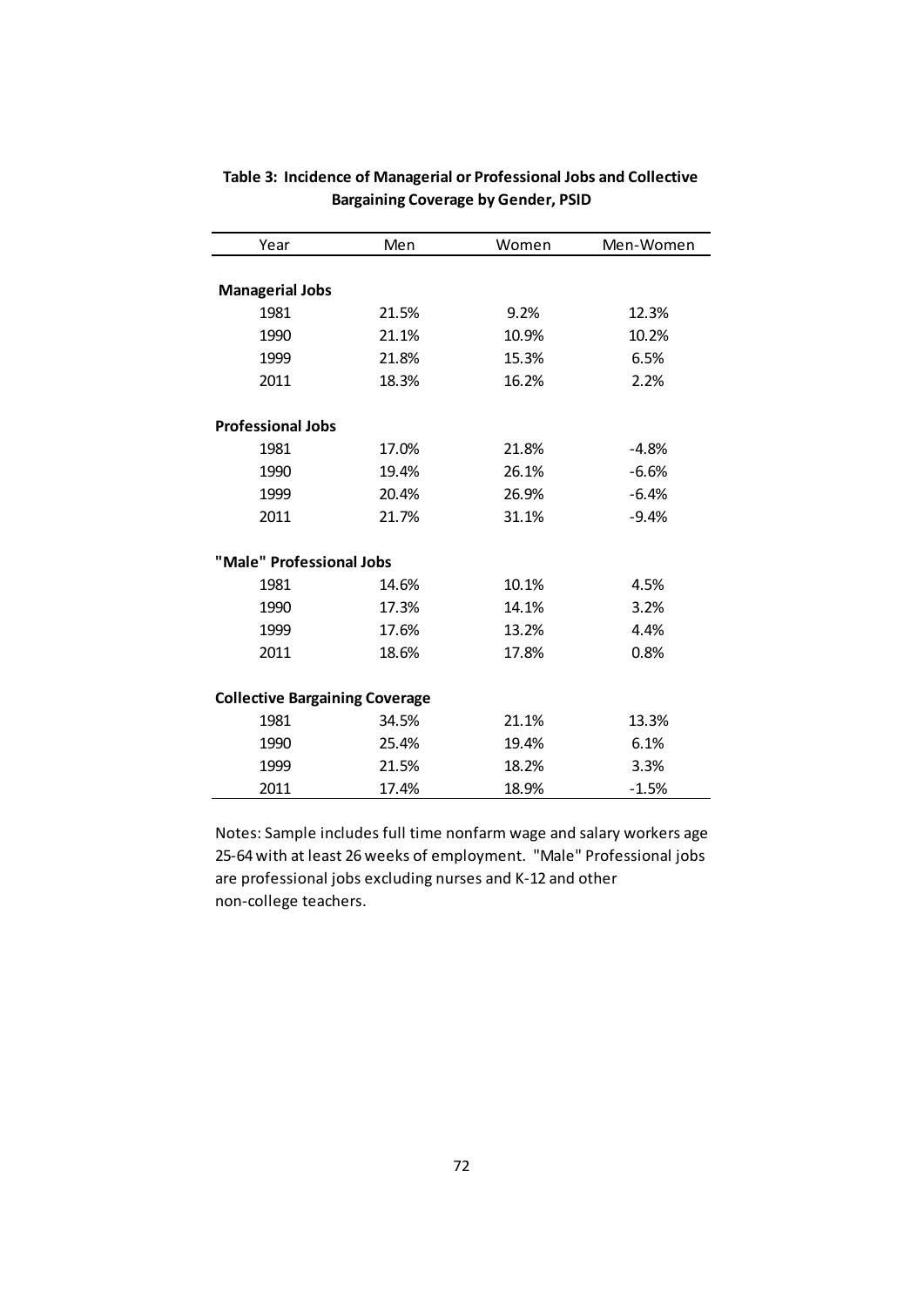**Table 3: Incidence of Managerial or Professional Jobs and Collective Bargaining Coverage by Gender, PSID**

| Year | Men | Women | Men-Women |
|---|---|---|---|
| **Managerial Jobs** | | | |
| 1981 | 21.5% | 9.2% | 12.3% |
| 1990 | 21.1% | 10.9% | 10.2% |
| 1999 | 21.8% | 15.3% | 6.5% |
| 2011 | 18.3% | 16.2% | 2.2% |
| **Professional Jobs** | | | |
| 1981 | 17.0% | 21.8% | -4.8% |
| 1990 | 19.4% | 26.1% | -6.6% |
| 1999 | 20.4% | 26.9% | -6.4% |
| 2011 | 21.7% | 31.1% | -9.4% |
| **"Male" Professional Jobs** | | | |
| 1981 | 14.6% | 10.1% | 4.5% |
| 1990 | 17.3% | 14.1% | 3.2% |
| 1999 | 17.6% | 13.2% | 4.4% |
| 2011 | 18.6% | 17.8% | 0.8% |
| **Collective Bargaining Coverage** | | | |
| 1981 | 34.5% | 21.1% | 13.3% |
| 1990 | 25.4% | 19.4% | 6.1% |
| 1999 | 21.5% | 18.2% | 3.3% |
| 2011 | 17.4% | 18.9% | -1.5% |

Notes: Sample includes full time nonfarm wage and salary workers age 25-64 with at least 26 weeks of employment. "Male" Professional jobs are professional jobs excluding nurses and K-12 and other non-college teachers.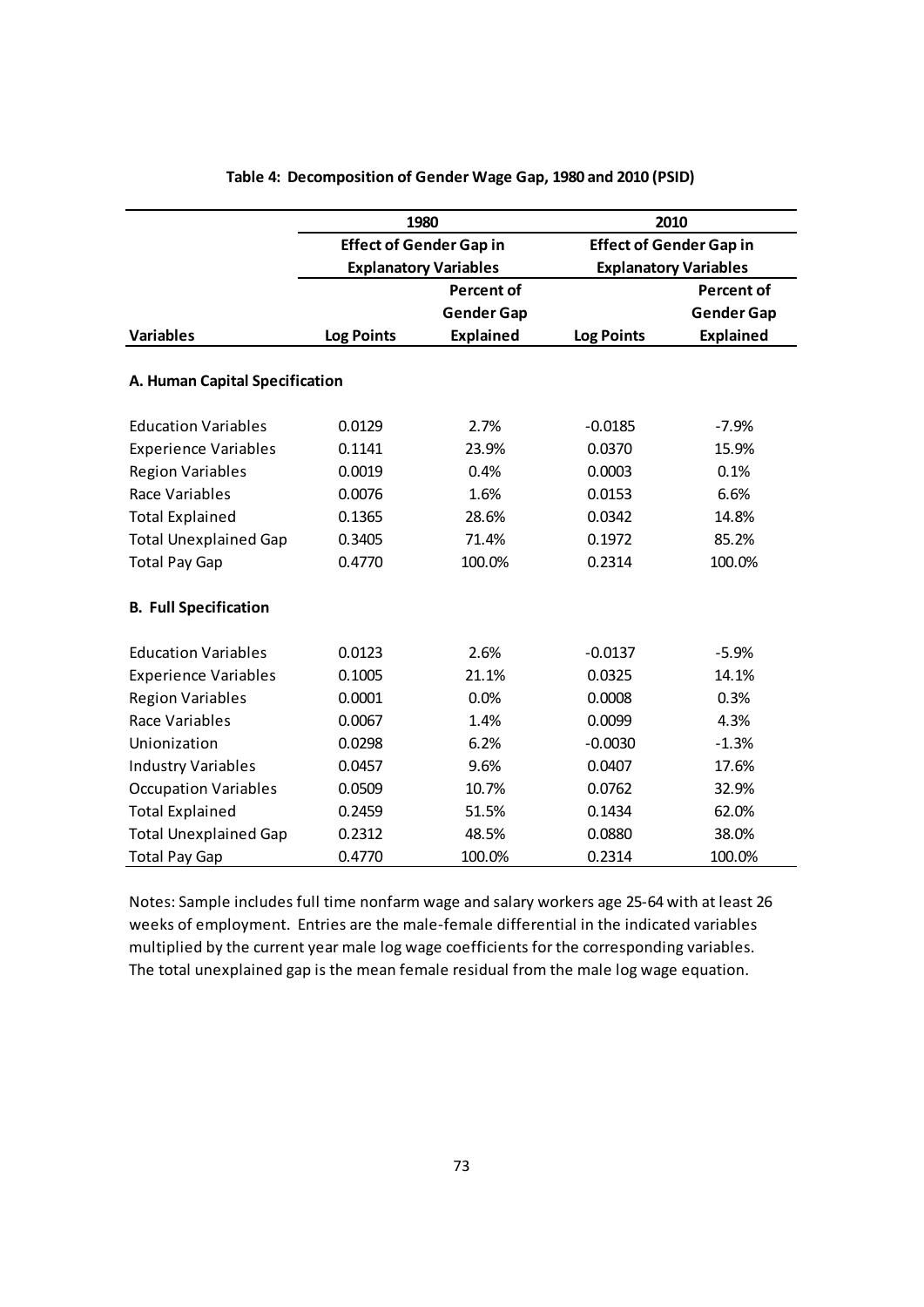**Table 4: Decomposition of Gender Wage Gap, 1980 and 2010 (PSID)**

| | 1980 | | 2010 | |
|---|---|---|---|---|
| | Effect of Gender Gap in Explanatory Variables | | Effect of Gender Gap in Explanatory Variables | |
| Variables | Log Points | Percent of Gender Gap Explained | Log Points | Percent of Gender Gap Explained |
| **A. Human Capital Specification** | | | | |
| Education Variables | 0.0129 | 2.7% | -0.0185 | -7.9% |
| Experience Variables | 0.1141 | 23.9% | 0.0370 | 15.9% |
| Region Variables | 0.0019 | 0.4% | 0.0003 | 0.1% |
| Race Variables | 0.0076 | 1.6% | 0.0153 | 6.6% |
| Total Explained | 0.1365 | 28.6% | 0.0342 | 14.8% |
| Total Unexplained Gap | 0.3405 | 71.4% | 0.1972 | 85.2% |
| Total Pay Gap | 0.4770 | 100.0% | 0.2314 | 100.0% |
| **B. Full Specification** | | | | |
| Education Variables | 0.0123 | 2.6% | -0.0137 | -5.9% |
| Experience Variables | 0.1005 | 21.1% | 0.0325 | 14.1% |
| Region Variables | 0.0001 | 0.0% | 0.0008 | 0.3% |
| Race Variables | 0.0067 | 1.4% | 0.0099 | 4.3% |
| Unionization | 0.0298 | 6.2% | -0.0030 | -1.3% |
| Industry Variables | 0.0457 | 9.6% | 0.0407 | 17.6% |
| Occupation Variables | 0.0509 | 10.7% | 0.0762 | 32.9% |
| Total Explained | 0.2459 | 51.5% | 0.1434 | 62.0% |
| Total Unexplained Gap | 0.2312 | 48.5% | 0.0880 | 38.0% |
| Total Pay Gap | 0.4770 | 100.0% | 0.2314 | 100.0% |

Notes: Sample includes full time nonfarm wage and salary workers age 25-64 with at least 26 weeks of employment. Entries are the male-female differential in the indicated variables multiplied by the current year male log wage coefficients for the corresponding variables. The total unexplained gap is the mean female residual from the male log wage equation.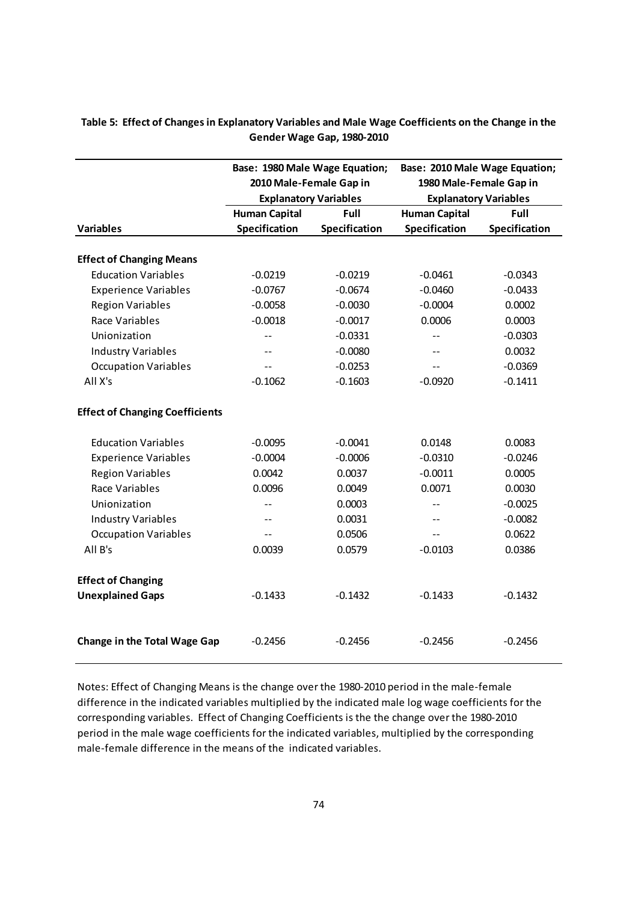**Table 5: Effect of Changes in Explanatory Variables and Male Wage Coefficients on the Change in the Gender Wage Gap, 1980-2010**

| | Base: 1980 Male Wage Equation; 2010 Male-Female Gap in Explanatory Variables | | Base: 2010 Male Wage Equation; 1980 Male-Female Gap in Explanatory Variables | |
|---|---|---|---|---|
| **Variables** | **Human Capital Specification** | **Full Specification** | **Human Capital Specification** | **Full Specification** |
| **Effect of Changing Means** | | | | |
| Education Variables | -0.0219 | -0.0219 | -0.0461 | -0.0343 |
| Experience Variables | -0.0767 | -0.0674 | -0.0460 | -0.0433 |
| Region Variables | -0.0058 | -0.0030 | -0.0004 | 0.0002 |
| Race Variables | -0.0018 | -0.0017 | 0.0006 | 0.0003 |
| Unionization | -- | -0.0331 | -- | -0.0303 |
| Industry Variables | -- | -0.0080 | -- | 0.0032 |
| Occupation Variables | -- | -0.0253 | -- | -0.0369 |
| All X's | -0.1062 | -0.1603 | -0.0920 | -0.1411 |
| **Effect of Changing Coefficients** | | | | |
| Education Variables | -0.0095 | -0.0041 | 0.0148 | 0.0083 |
| Experience Variables | -0.0004 | -0.0006 | -0.0310 | -0.0246 |
| Region Variables | 0.0042 | 0.0037 | -0.0011 | 0.0005 |
| Race Variables | 0.0096 | 0.0049 | 0.0071 | 0.0030 |
| Unionization | -- | 0.0003 | -- | -0.0025 |
| Industry Variables | -- | 0.0031 | -- | -0.0082 |
| Occupation Variables | -- | 0.0506 | -- | 0.0622 |
| All B's | 0.0039 | 0.0579 | -0.0103 | 0.0386 |
| **Effect of Changing Unexplained Gaps** | -0.1433 | -0.1432 | -0.1433 | -0.1432 |
| **Change in the Total Wage Gap** | -0.2456 | -0.2456 | -0.2456 | -0.2456 |

Notes: Effect of Changing Means is the change over the 1980-2010 period in the male-female difference in the indicated variables multiplied by the indicated male log wage coefficients for the corresponding variables. Effect of Changing Coefficients is the the change over the 1980-2010 period in the male wage coefficients for the indicated variables, multiplied by the corresponding male-female difference in the means of the indicated variables.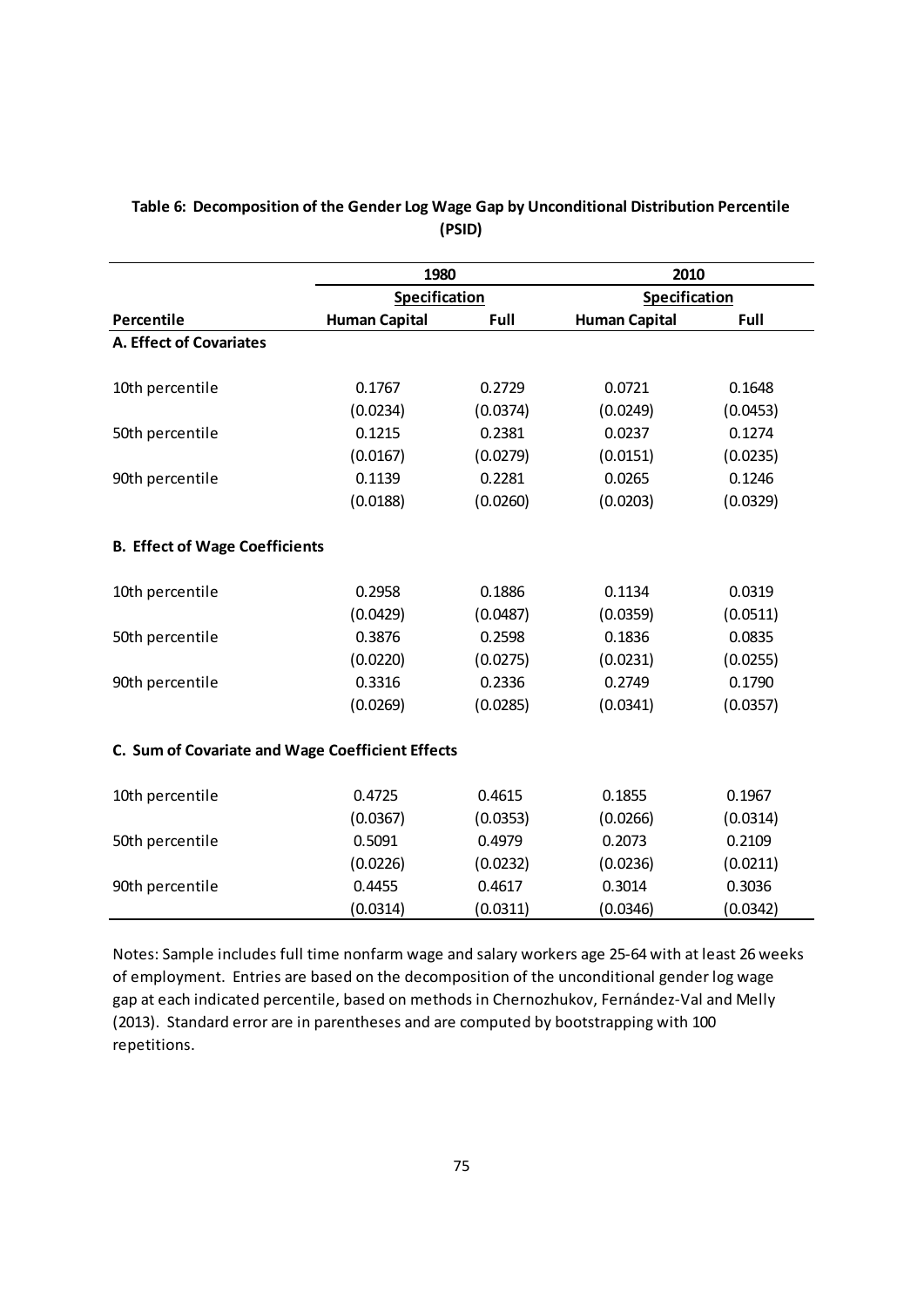**Table 6: Decomposition of the Gender Log Wage Gap by Unconditional Distribution Percentile (PSID)**

| | 1980 | | 2010 | |
|---|---|---|---|---|
| | Specification | | Specification | |
| **Percentile** | **Human Capital** | **Full** | **Human Capital** | **Full** |
| **A. Effect of Covariates** | | | | |
| 10th percentile | 0.1767 | 0.2729 | 0.0721 | 0.1648 |
| | (0.0234) | (0.0374) | (0.0249) | (0.0453) |
| 50th percentile | 0.1215 | 0.2381 | 0.0237 | 0.1274 |
| | (0.0167) | (0.0279) | (0.0151) | (0.0235) |
| 90th percentile | 0.1139 | 0.2281 | 0.0265 | 0.1246 |
| | (0.0188) | (0.0260) | (0.0203) | (0.0329) |
| **B. Effect of Wage Coefficients** | | | | |
| 10th percentile | 0.2958 | 0.1886 | 0.1134 | 0.0319 |
| | (0.0429) | (0.0487) | (0.0359) | (0.0511) |
| 50th percentile | 0.3876 | 0.2598 | 0.1836 | 0.0835 |
| | (0.0220) | (0.0275) | (0.0231) | (0.0255) |
| 90th percentile | 0.3316 | 0.2336 | 0.2749 | 0.1790 |
| | (0.0269) | (0.0285) | (0.0341) | (0.0357) |
| **C. Sum of Covariate and Wage Coefficient Effects** | | | | |
| 10th percentile | 0.4725 | 0.4615 | 0.1855 | 0.1967 |
| | (0.0367) | (0.0353) | (0.0266) | (0.0314) |
| 50th percentile | 0.5091 | 0.4979 | 0.2073 | 0.2109 |
| | (0.0226) | (0.0232) | (0.0236) | (0.0211) |
| 90th percentile | 0.4455 | 0.4617 | 0.3014 | 0.3036 |
| | (0.0314) | (0.0311) | (0.0346) | (0.0342) |

Notes: Sample includes full time nonfarm wage and salary workers age 25-64 with at least 26 weeks of employment. Entries are based on the decomposition of the unconditional gender log wage gap at each indicated percentile, based on methods in Chernozhukov, Fernández-Val and Melly (2013). Standard error are in parentheses and are computed by bootstrapping with 100 repetitions.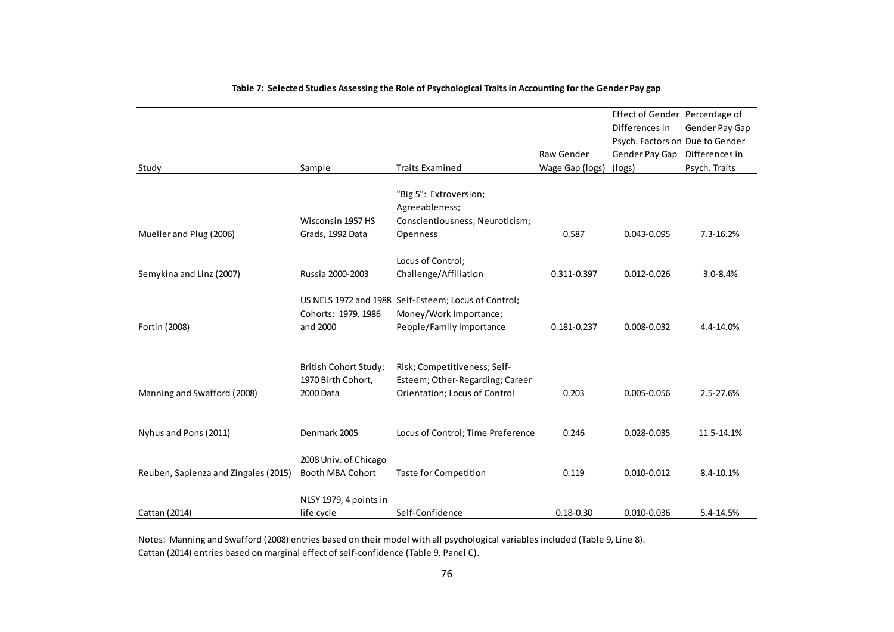**Table 7: Selected Studies Assessing the Role of Psychological Traits in Accounting for the Gender Pay gap**

| Study | Sample | Traits Examined | Raw Gender Wage Gap (logs) | Effect of Gender Differences in Psych. Factors on Gender Pay Gap (logs) | Percentage of Gender Pay Gap Due to Gender Differences in Psych. Traits |
|---|---|---|---|---|---|
| Mueller and Plug (2006) | Wisconsin 1957 HS Grads, 1992 Data | "Big 5": Extroversion; Agreeableness; Conscientiousness; Neuroticism; Openness | 0.587 | 0.043-0.095 | 7.3-16.2% |
| Semykina and Linz (2007) | Russia 2000-2003 | Locus of Control; Challenge/Affiliation | 0.311-0.397 | 0.012-0.026 | 3.0-8.4% |
| Fortin (2008) | US NELS 1972 and 1988 Cohorts: 1979, 1986 and 2000 | Self-Esteem; Locus of Control; Money/Work Importance; People/Family Importance | 0.181-0.237 | 0.008-0.032 | 4.4-14.0% |
| Manning and Swafford (2008) | British Cohort Study: 1970 Birth Cohort, 2000 Data | Risk; Competitiveness; Self-Esteem; Other-Regarding; Career Orientation; Locus of Control | 0.203 | 0.005-0.056 | 2.5-27.6% |
| Nyhus and Pons (2011) | Denmark 2005 | Locus of Control; Time Preference | 0.246 | 0.028-0.035 | 11.5-14.1% |
| Reuben, Sapienza and Zingales (2015) | 2008 Univ. of Chicago Booth MBA Cohort | Taste for Competition | 0.119 | 0.010-0.012 | 8.4-10.1% |
| Cattan (2014) | NLSY 1979, 4 points in life cycle | Self-Confidence | 0.18-0.30 | 0.010-0.036 | 5.4-14.5% |

Notes: Manning and Swafford (2008) entries based on their model with all psychological variables included (Table 9, Line 8).
Cattan (2014) entries based on marginal effect of self-confidence (Table 9, Panel C).